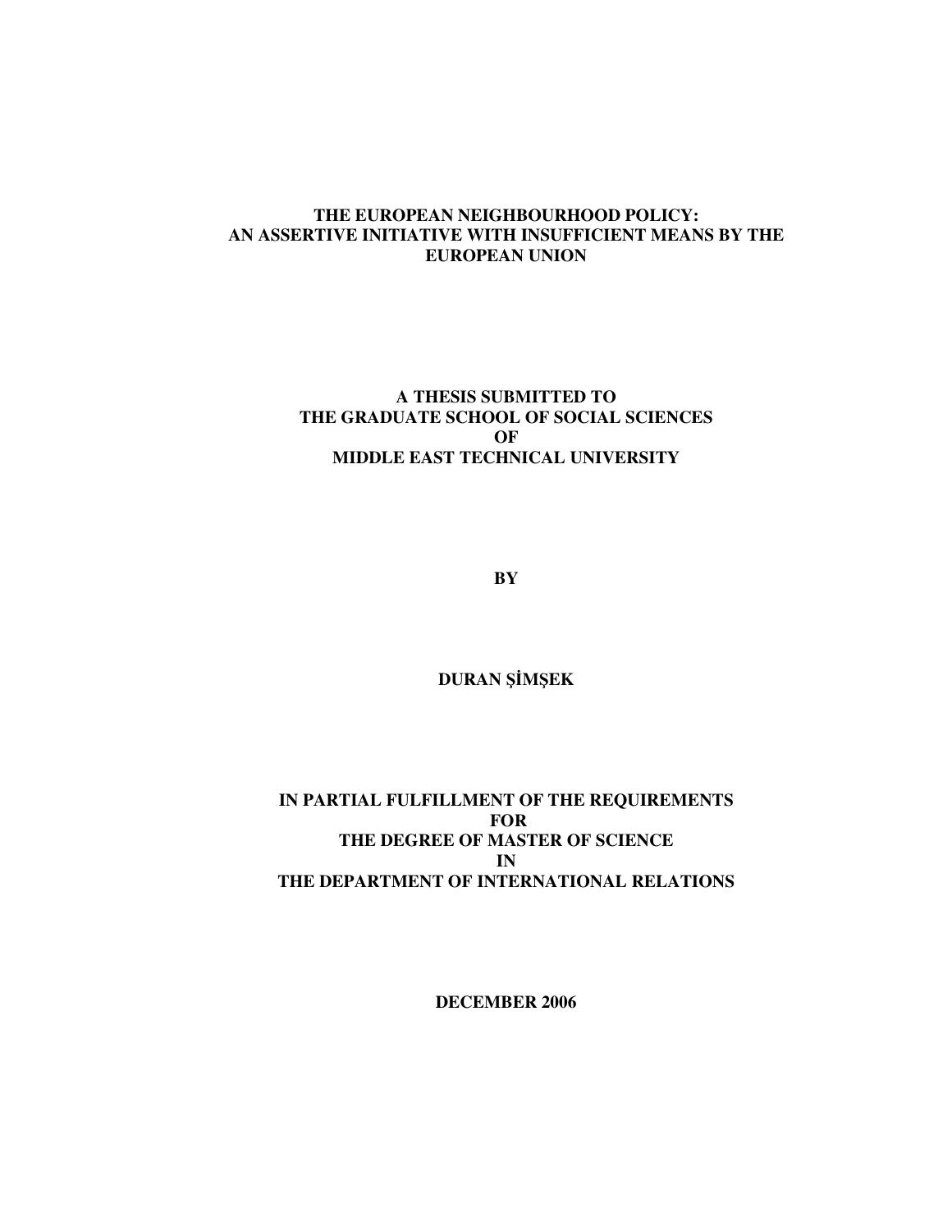# THE EUROPEAN NEIGHBOURHOOD POLICY: AN ASSERTIVE INITIATIVE WITH INSUFFICIENT MEANS BY THE EUROPEAN UNION

**A THESIS SUBMITTED TO**
**THE GRADUATE SCHOOL OF SOCIAL SCIENCES**
**OF**
**MIDDLE EAST TECHNICAL UNIVERSITY**

**BY**

**DURAN ŞİMŞEK**

**IN PARTIAL FULFILLMENT OF THE REQUIREMENTS**
**FOR**
**THE DEGREE OF MASTER OF SCIENCE**
**IN**
**THE DEPARTMENT OF INTERNATIONAL RELATIONS**

**DECEMBER 2006**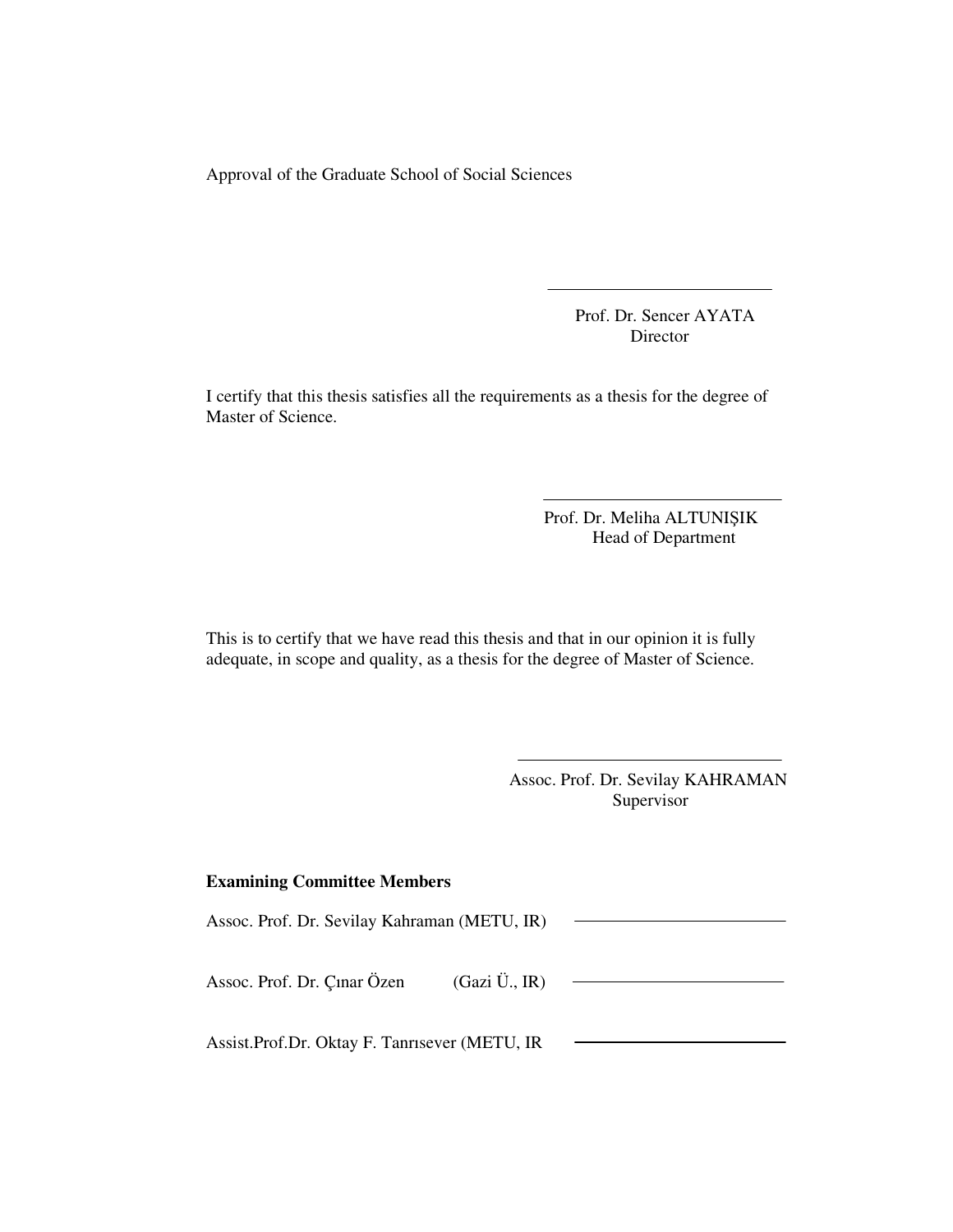Approval of the Graduate School of Social Sciences

Prof. Dr. Sencer AYATA
Director

I certify that this thesis satisfies all the requirements as a thesis for the degree of Master of Science.

Prof. Dr. Meliha ALTUNIŞIK
Head of Department

This is to certify that we have read this thesis and that in our opinion it is fully adequate, in scope and quality, as a thesis for the degree of Master of Science.

Assoc. Prof. Dr. Sevilay KAHRAMAN
Supervisor

**Examining Committee Members**

Assoc. Prof. Dr. Sevilay Kahraman (METU, IR)

Assoc. Prof. Dr. Çınar Özen (Gazi Ü., IR)

Assist.Prof.Dr. Oktay F. Tanrısever (METU, IR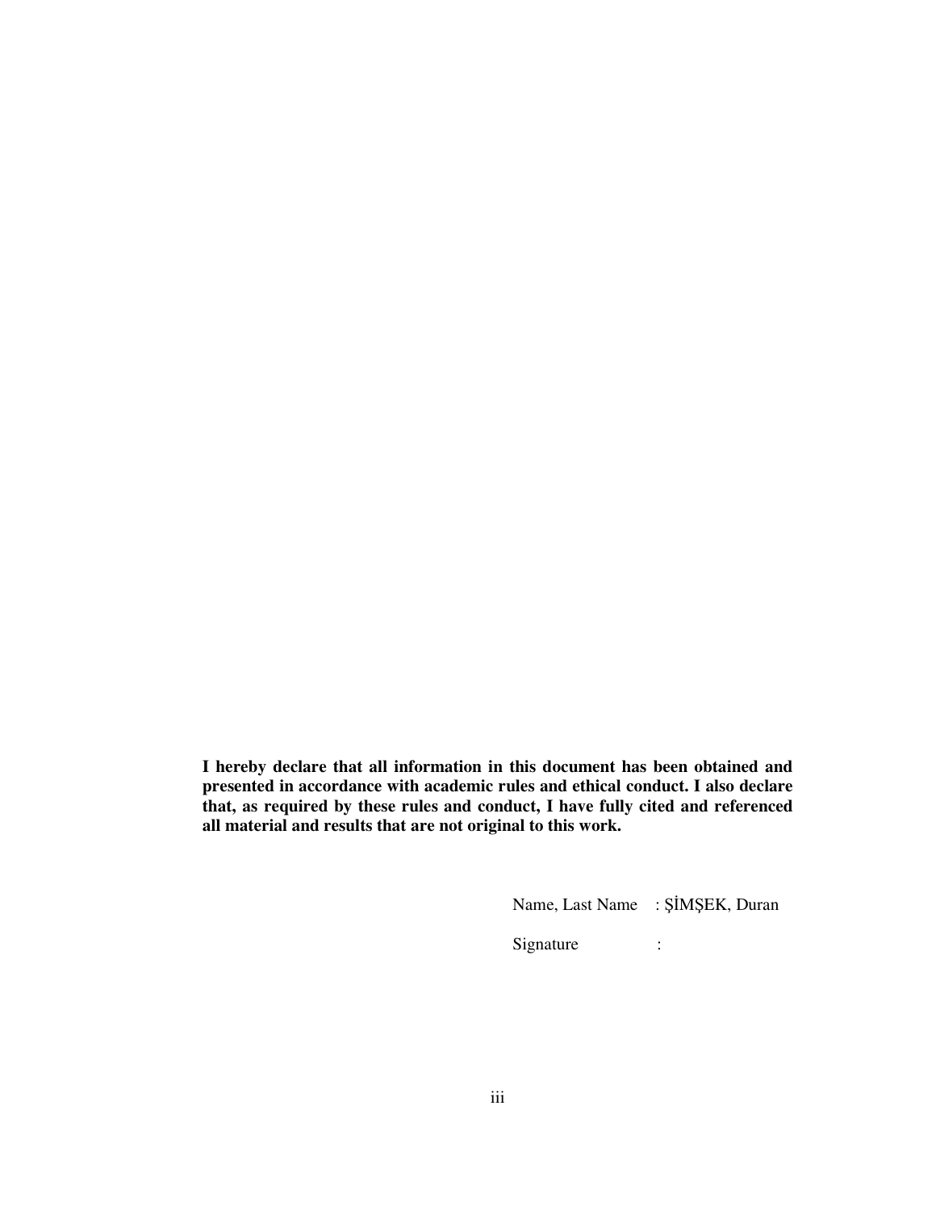**I hereby declare that all information in this document has been obtained and presented in accordance with academic rules and ethical conduct. I also declare that, as required by these rules and conduct, I have fully cited and referenced all material and results that are not original to this work.**

Name, Last Name : ŞİMŞEK, Duran

Signature :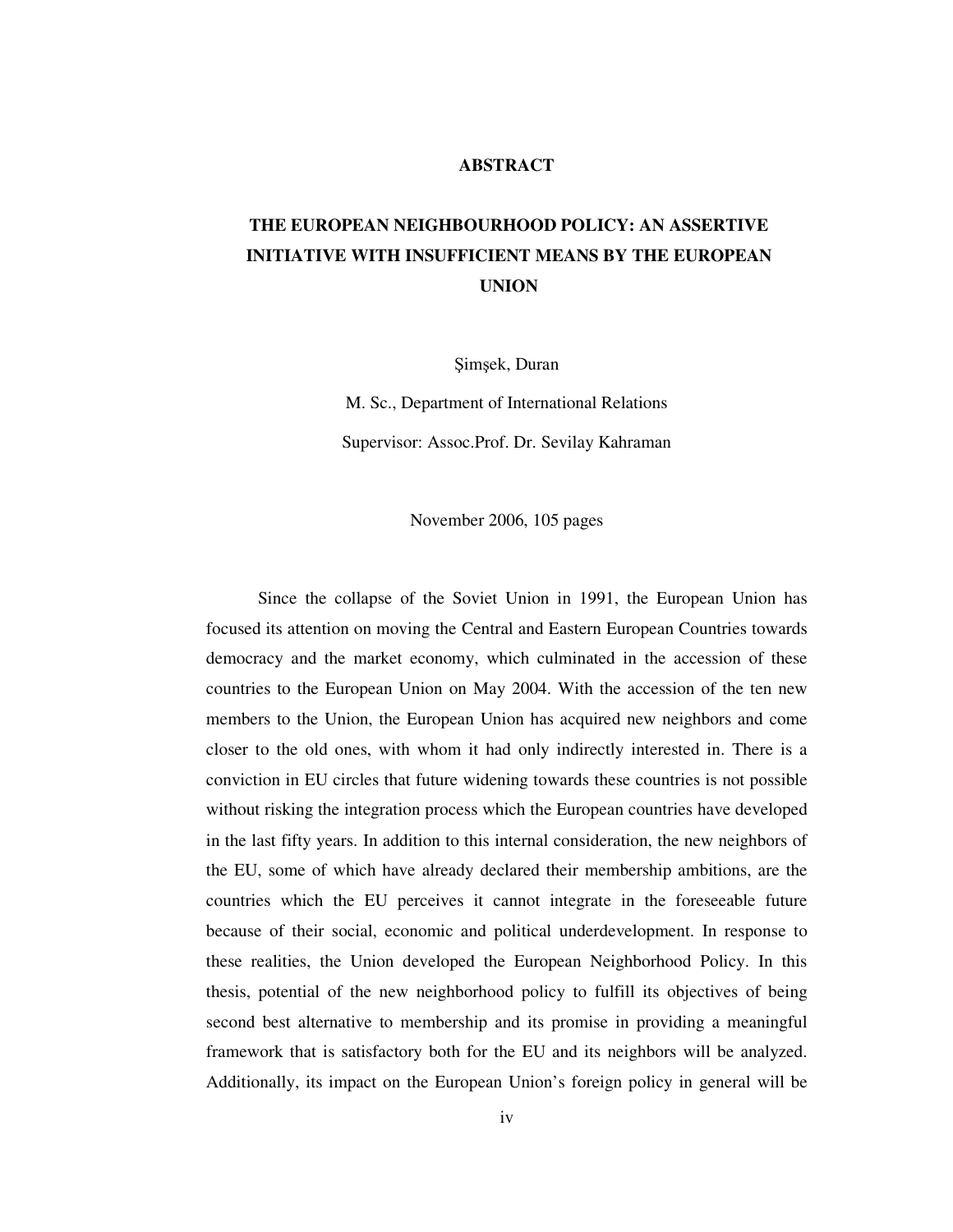# ABSTRACT

## THE EUROPEAN NEIGHBOURHOOD POLICY: AN ASSERTIVE INITIATIVE WITH INSUFFICIENT MEANS BY THE EUROPEAN UNION

Şimşek, Duran

M. Sc., Department of International Relations

Supervisor: Assoc.Prof. Dr. Sevilay Kahraman

November 2006, 105 pages

Since the collapse of the Soviet Union in 1991, the European Union has focused its attention on moving the Central and Eastern European Countries towards democracy and the market economy, which culminated in the accession of these countries to the European Union on May 2004. With the accession of the ten new members to the Union, the European Union has acquired new neighbors and come closer to the old ones, with whom it had only indirectly interested in. There is a conviction in EU circles that future widening towards these countries is not possible without risking the integration process which the European countries have developed in the last fifty years. In addition to this internal consideration, the new neighbors of the EU, some of which have already declared their membership ambitions, are the countries which the EU perceives it cannot integrate in the foreseeable future because of their social, economic and political underdevelopment. In response to these realities, the Union developed the European Neighborhood Policy. In this thesis, potential of the new neighborhood policy to fulfill its objectives of being second best alternative to membership and its promise in providing a meaningful framework that is satisfactory both for the EU and its neighbors will be analyzed. Additionally, its impact on the European Union's foreign policy in general will be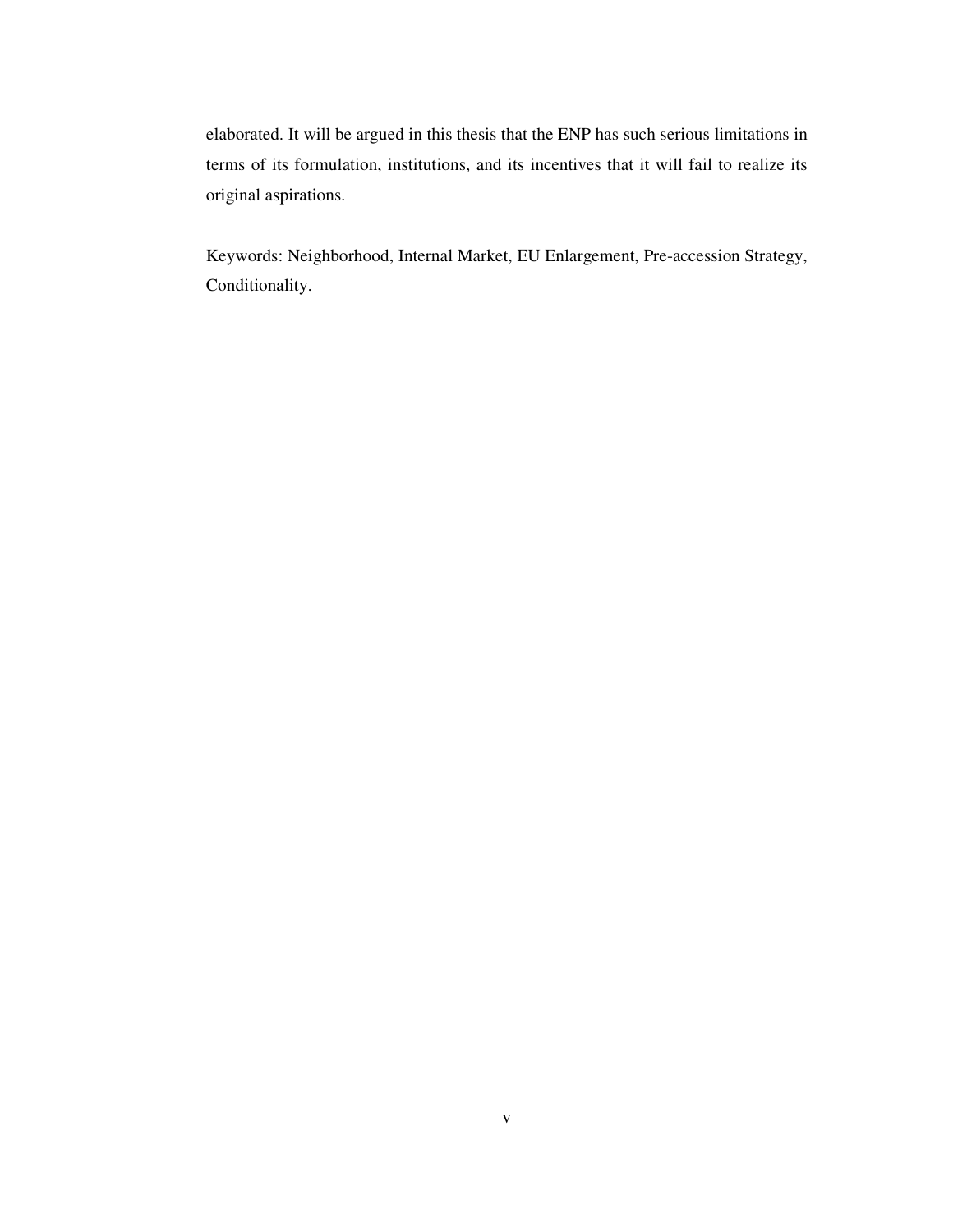elaborated. It will be argued in this thesis that the ENP has such serious limitations in terms of its formulation, institutions, and its incentives that it will fail to realize its original aspirations.

Keywords: Neighborhood, Internal Market, EU Enlargement, Pre-accession Strategy, Conditionality.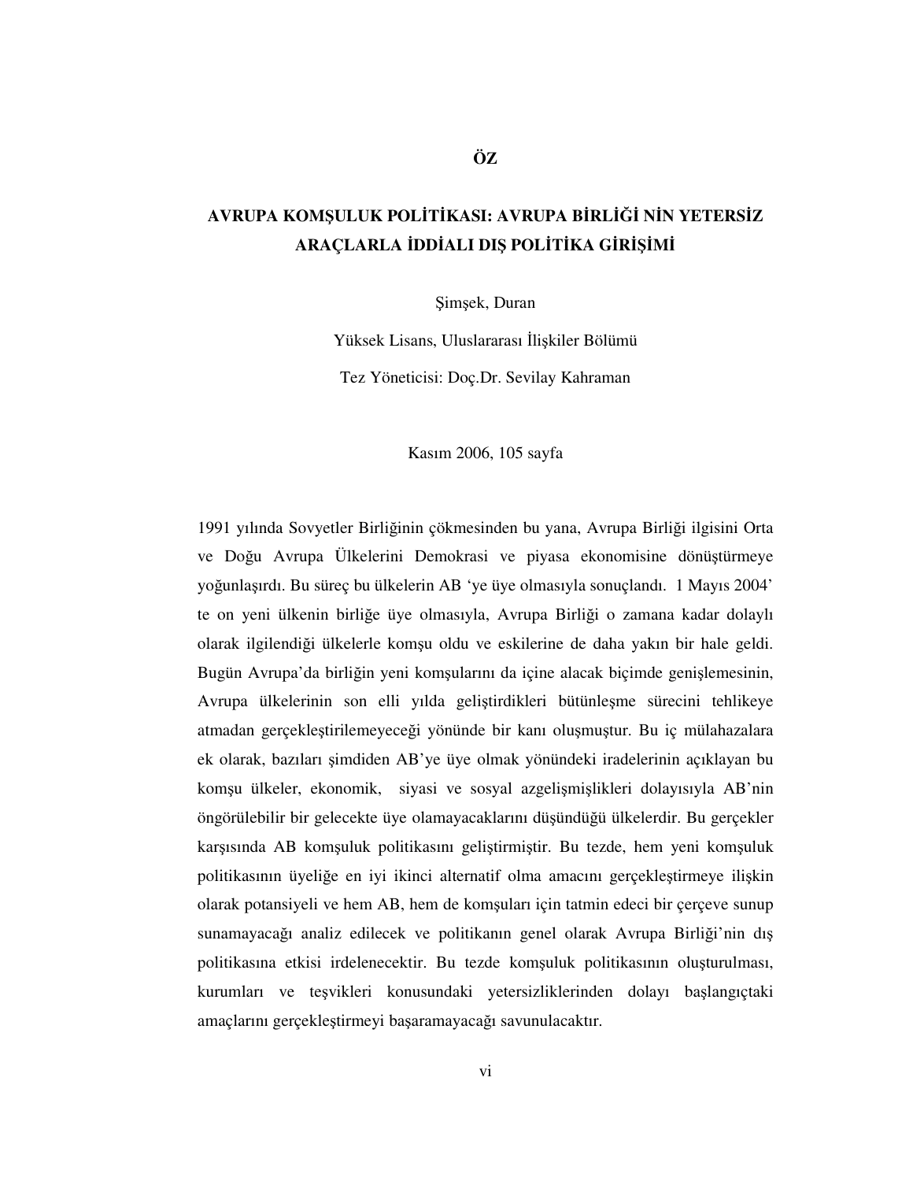# ÖZ

## AVRUPA KOMŞULUK POLİTİKASI: AVRUPA BİRLİĞİ NİN YETERSİZ ARAÇLARLA İDDİALI DIŞ POLİTİKA GİRİŞİMİ

Şimşek, Duran

Yüksek Lisans, Uluslararası İlişkiler Bölümü

Tez Yöneticisi: Doç.Dr. Sevilay Kahraman

Kasım 2006, 105 sayfa

1991 yılında Sovyetler Birliğinin çökmesinden bu yana, Avrupa Birliği ilgisini Orta ve Doğu Avrupa Ülkelerini Demokrasi ve piyasa ekonomisine dönüştürmeye yoğunlaşırdı. Bu süreç bu ülkelerin AB 'ye üye olmasıyla sonuçlandı. 1 Mayıs 2004' te on yeni ülkenin birliğe üye olmasıyla, Avrupa Birliği o zamana kadar dolaylı olarak ilgilendiği ülkelerle komşu oldu ve eskilerine de daha yakın bir hale geldi. Bugün Avrupa'da birliğin yeni komşularını da içine alacak biçimde genişlemesinin, Avrupa ülkelerinin son elli yılda geliştirdikleri bütünleşme sürecini tehlikeye atmadan gerçekleştirilemeyeceği yönünde bir kanı oluşmuştur. Bu iç mülahazalara ek olarak, bazıları şimdiden AB'ye üye olmak yönündeki iradelerinin açıklayan bu komşu ülkeler, ekonomik, siyasi ve sosyal azgelişmişlikleri dolayısıyla AB'nin öngörülebilir bir gelecekte üye olamayacaklarını düşündüğü ülkelerdir. Bu gerçekler karşısında AB komşuluk politikasını geliştirmiştir. Bu tezde, hem yeni komşuluk politikasının üyeliğe en iyi ikinci alternatif olma amacını gerçekleştirmeye ilişkin olarak potansiyeli ve hem AB, hem de komşuları için tatmin edeci bir çerçeve sunup sunamayacağı analiz edilecek ve politikanın genel olarak Avrupa Birliği'nin dış politikasına etkisi irdelenecektir. Bu tezde komşuluk politikasının oluşturulması, kurumları ve teşvikleri konusundaki yetersizliklerinden dolayı başlangıçtaki amaçlarını gerçekleştirmeyi başaramayacağı savunulacaktır.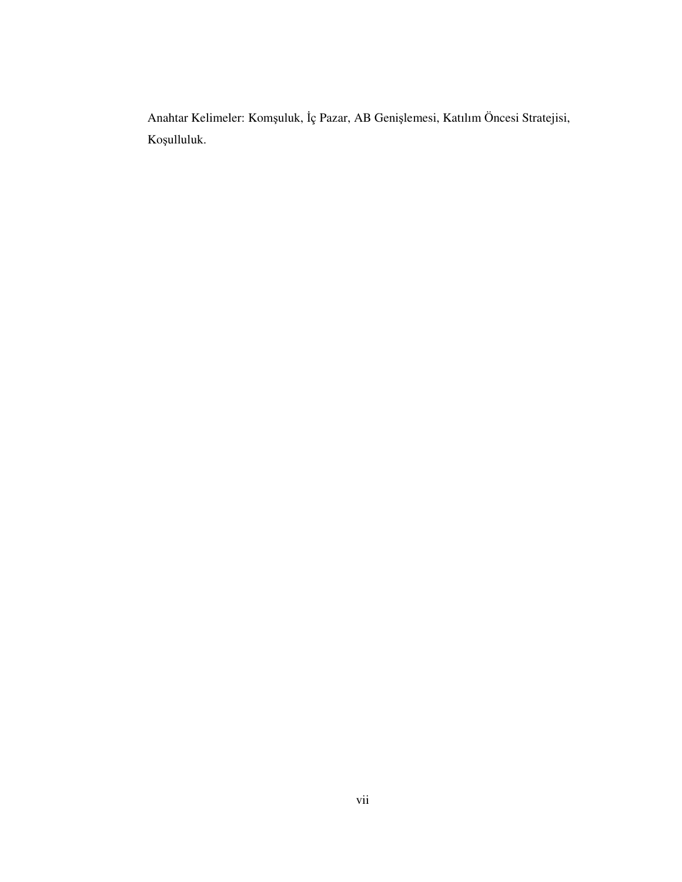Anahtar Kelimeler: Komşuluk, İç Pazar, AB Genişlemesi, Katılım Öncesi Stratejisi, Koşulluluk.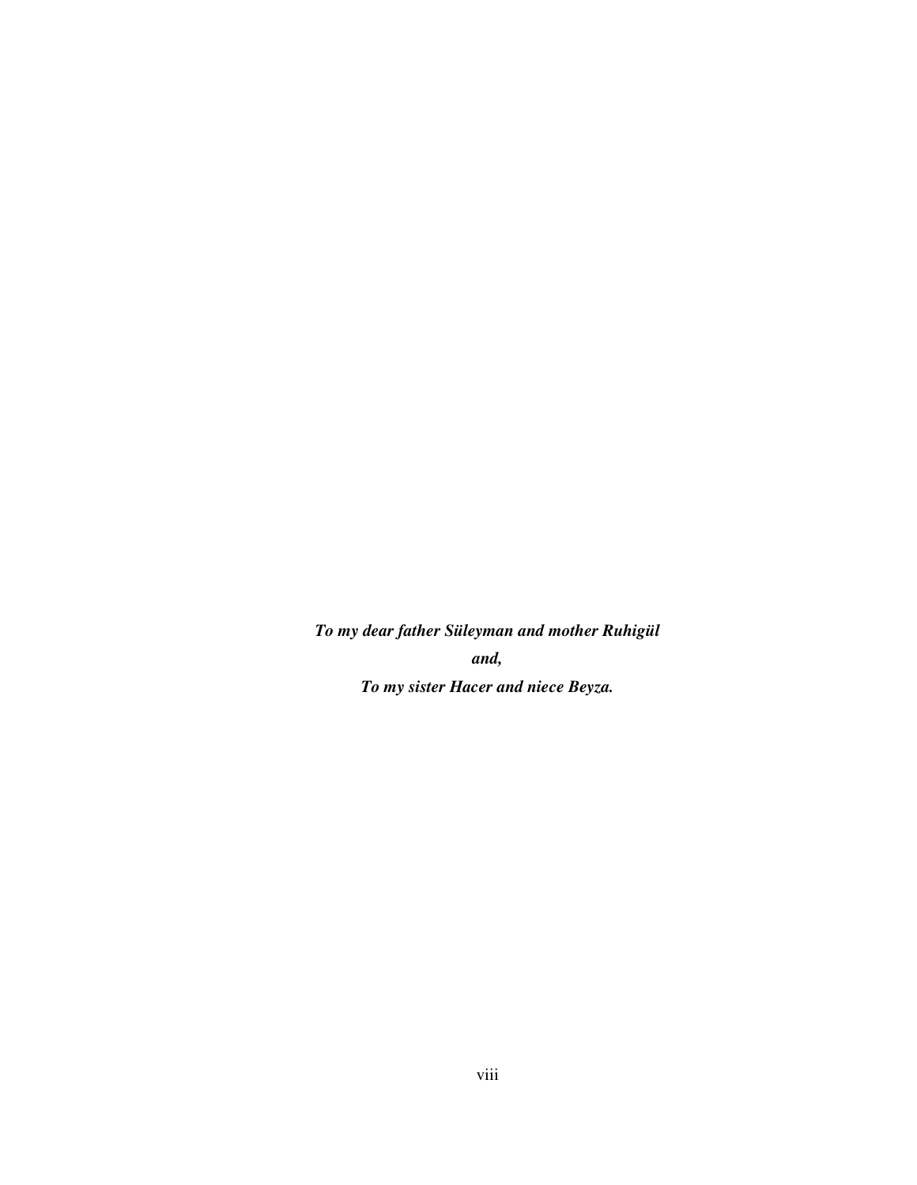***To my dear father Süleyman and mother Ruhigül***

***and,***

***To my sister Hacer and niece Beyza.***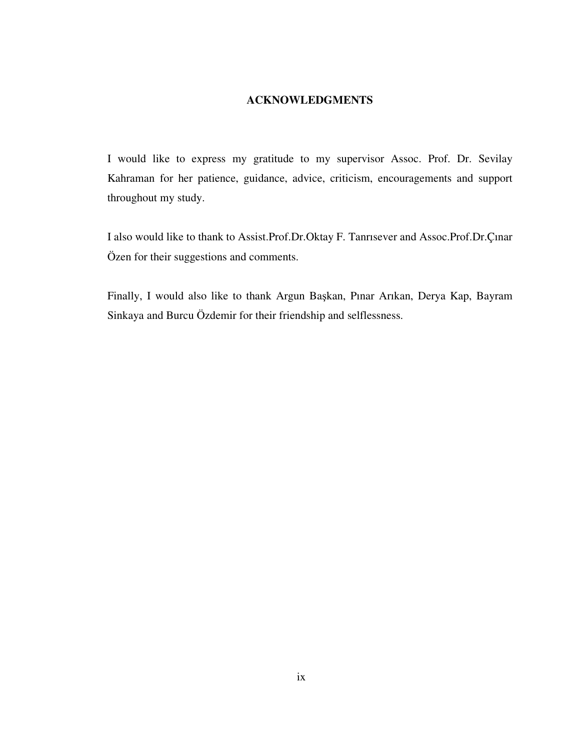# ACKNOWLEDGMENTS

I would like to express my gratitude to my supervisor Assoc. Prof. Dr. Sevilay Kahraman for her patience, guidance, advice, criticism, encouragements and support throughout my study.

I also would like to thank to Assist.Prof.Dr.Oktay F. Tanrısever and Assoc.Prof.Dr.Çınar Özen for their suggestions and comments.

Finally, I would also like to thank Argun Başkan, Pınar Arıkan, Derya Kap, Bayram Sinkaya and Burcu Özdemir for their friendship and selflessness.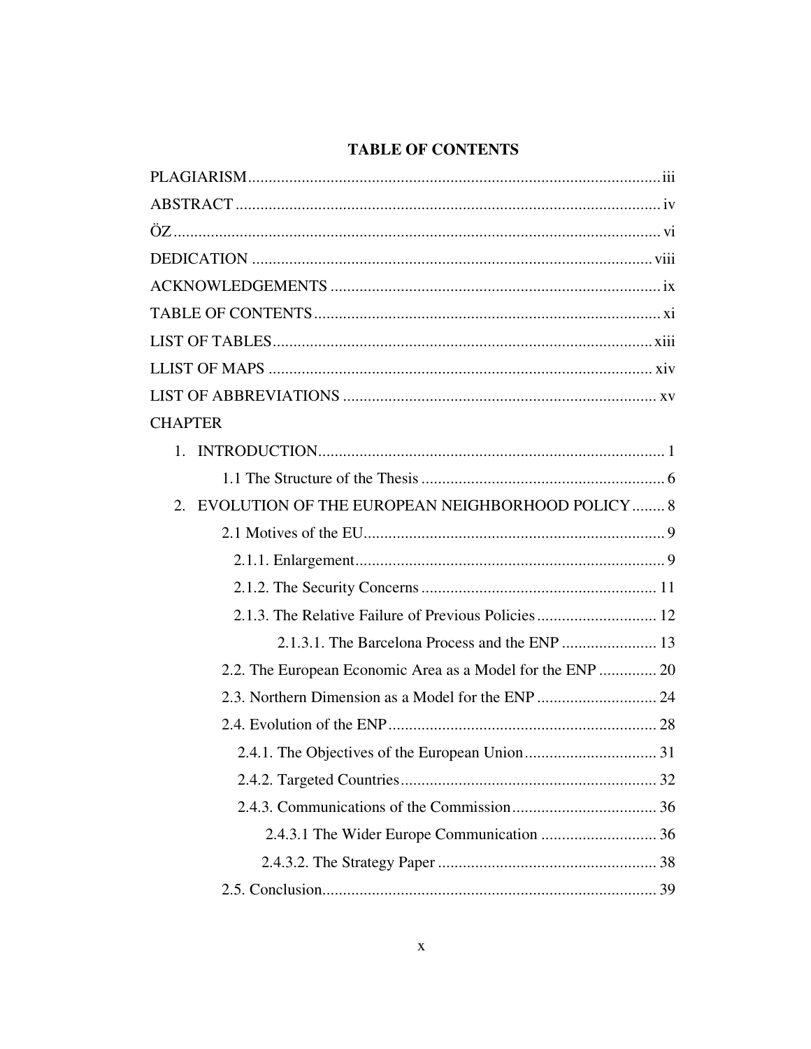# TABLE OF CONTENTS

PLAGIARISM ..... iii

ABSTRACT ..... iv

ÖZ ..... vi

DEDICATION ..... viii

ACKNOWLEDGEMENTS ..... ix

TABLE OF CONTENTS ..... xi

LIST OF TABLES ..... xiii

LLIST OF MAPS ..... xiv

LIST OF ABBREVIATIONS ..... xv

CHAPTER

1. INTRODUCTION ..... 1
    - 1.1 The Structure of the Thesis ..... 6
2. EVOLUTION OF THE EUROPEAN NEIGHBORHOOD POLICY ..... 8
    - 2.1 Motives of the EU ..... 9
        - 2.1.1. Enlargement ..... 9
        - 2.1.2. The Security Concerns ..... 11
        - 2.1.3. The Relative Failure of Previous Policies ..... 12
            - 2.1.3.1. The Barcelona Process and the ENP ..... 13
    - 2.2. The European Economic Area as a Model for the ENP ..... 20
    - 2.3. Northern Dimension as a Model for the ENP ..... 24
    - 2.4. Evolution of the ENP ..... 28
        - 2.4.1. The Objectives of the European Union ..... 31
        - 2.4.2. Targeted Countries ..... 32
        - 2.4.3. Communications of the Commission ..... 36
            - 2.4.3.1 The Wider Europe Communication ..... 36
            - 2.4.3.2. The Strategy Paper ..... 38
    - 2.5. Conclusion ..... 39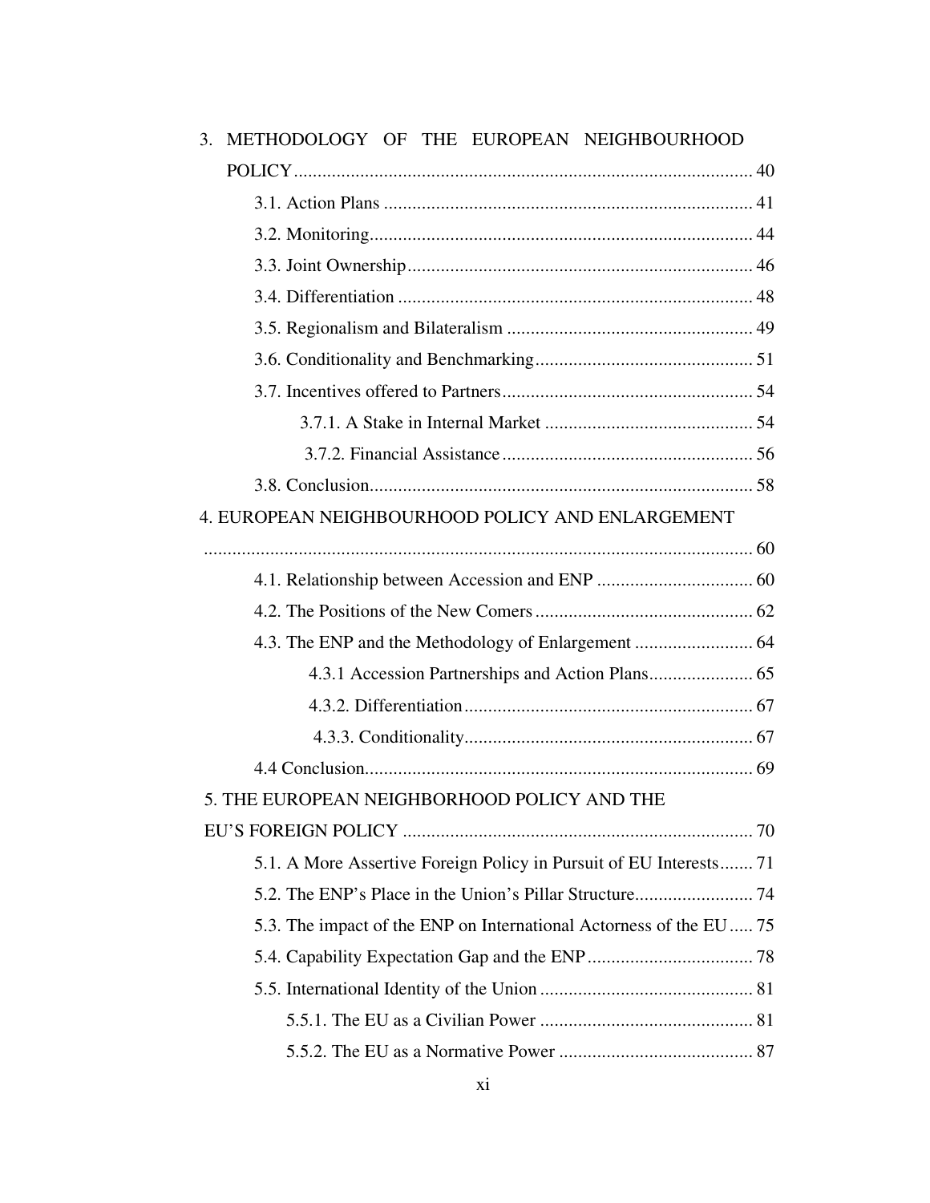3. METHODOLOGY OF THE EUROPEAN NEIGHBOURHOOD POLICY ........................................................................................ 40

- 3.1. Action Plans ........................................................................ 41
- 3.2. Monitoring........................................................................... 44
- 3.3. Joint Ownership.................................................................... 46
- 3.4. Differentiation ...................................................................... 48
- 3.5. Regionalism and Bilateralism ............................................... 49
- 3.6. Conditionality and Benchmarking.......................................... 51
- 3.7. Incentives offered to Partners................................................ 54
  - 3.7.1. A Stake in Internal Market ........................................ 54
  - 3.7.2. Financial Assistance.................................................. 56
- 3.8. Conclusion............................................................................ 58

4. EUROPEAN NEIGHBOURHOOD POLICY AND ENLARGEMENT ........................................................................................................ 60

- 4.1. Relationship between Accession and ENP ............................ 60
- 4.2. The Positions of the New Comers ......................................... 62
- 4.3. The ENP and the Methodology of Enlargement ..................... 64
  - 4.3.1 Accession Partnerships and Action Plans...................... 65
  - 4.3.2. Differentiation.......................................................... 67
  - 4.3.3. Conditionality.......................................................... 67
- 4.4 Conclusion............................................................................. 69

5. THE EUROPEAN NEIGHBORHOOD POLICY AND THE EU'S FOREIGN POLICY ........................................................................ 70

- 5.1. A More Assertive Foreign Policy in Pursuit of EU Interests....... 71
- 5.2. The ENP's Place in the Union's Pillar Structure......................... 74
- 5.3. The impact of the ENP on International Actorness of the EU..... 75
- 5.4. Capability Expectation Gap and the ENP................................... 78
- 5.5. International Identity of the Union ............................................ 81
  - 5.5.1. The EU as a Civilian Power ............................................ 81
  - 5.5.2. The EU as a Normative Power ........................................ 87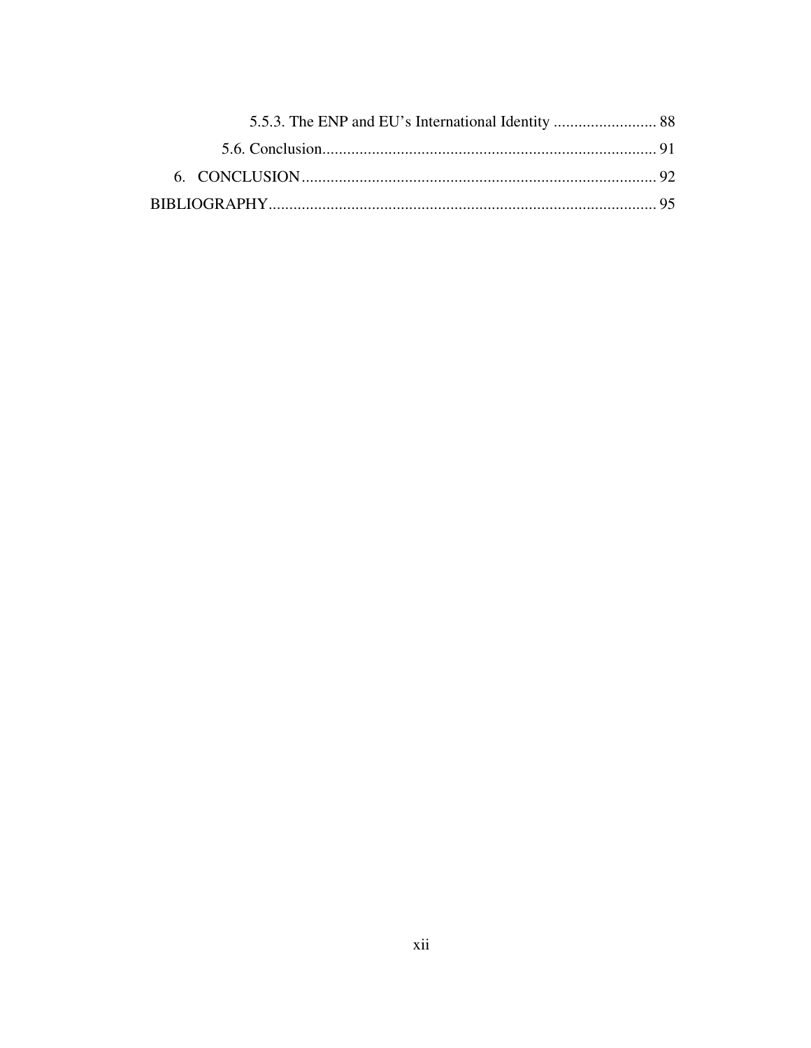5.5.3. The ENP and EU's International Identity ......................... 88

5.6. Conclusion................................................................................. 91

6. CONCLUSION...................................................................................... 92

BIBLIOGRAPHY.............................................................................................. 95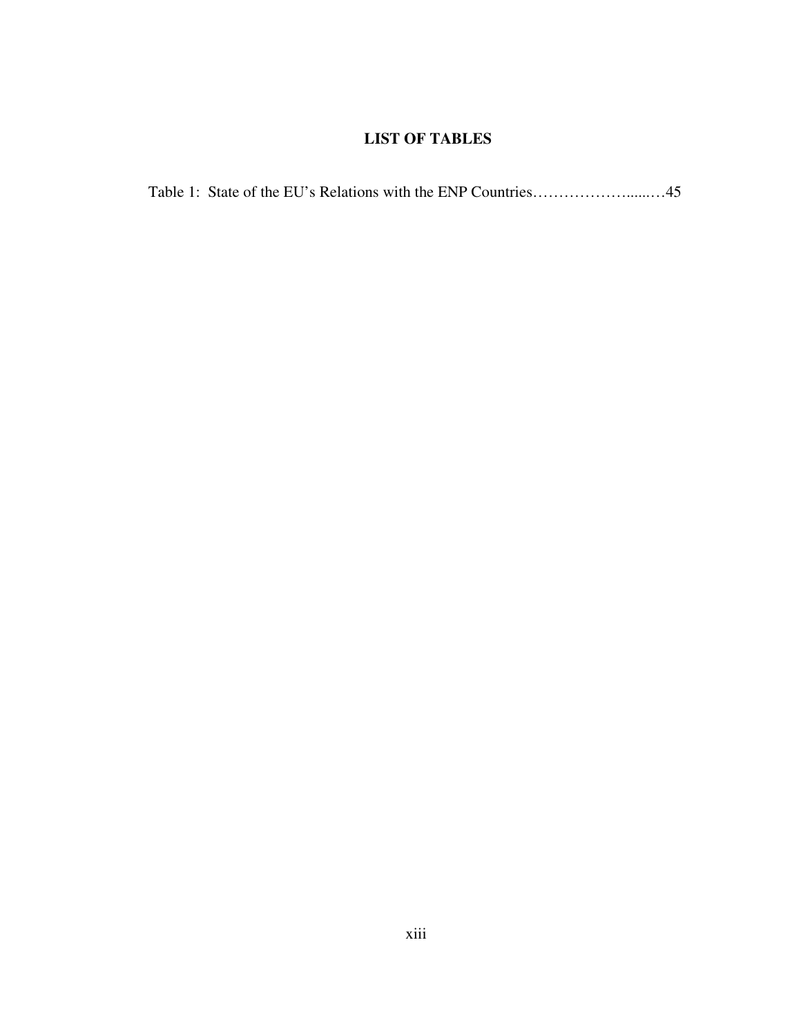# LIST OF TABLES

Table 1: State of the EU's Relations with the ENP Countries……………….....…45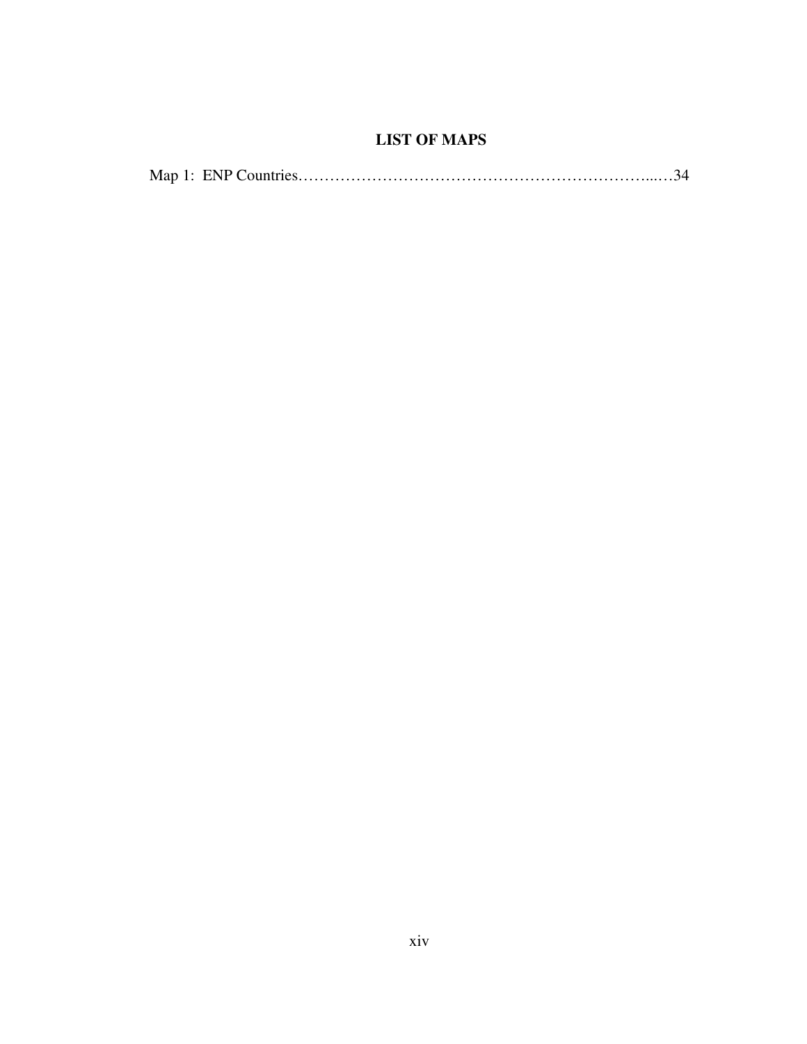# LIST OF MAPS

Map 1: ENP Countries…………………………………………………………...…34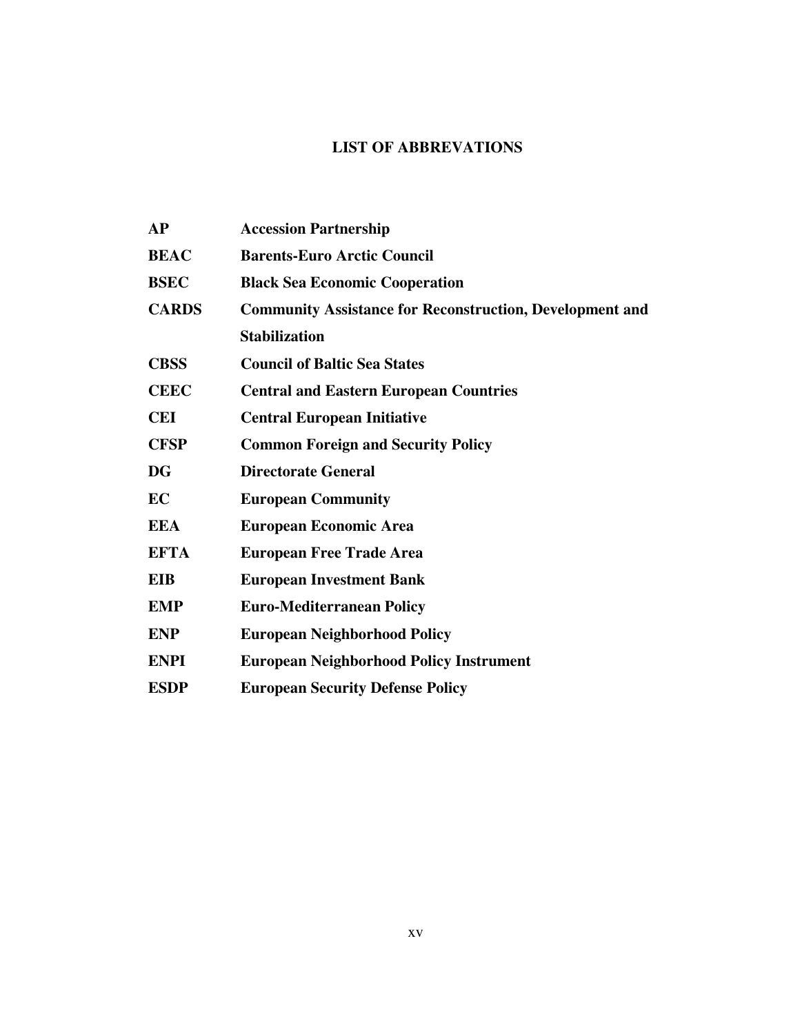## LIST OF ABBREVATIONS

| | |
|---|---|
| **AP** | **Accession Partnership** |
| **BEAC** | **Barents-Euro Arctic Council** |
| **BSEC** | **Black Sea Economic Cooperation** |
| **CARDS** | **Community Assistance for Reconstruction, Development and Stabilization** |
| **CBSS** | **Council of Baltic Sea States** |
| **CEEC** | **Central and Eastern European Countries** |
| **CEI** | **Central European Initiative** |
| **CFSP** | **Common Foreign and Security Policy** |
| **DG** | **Directorate General** |
| **EC** | **European Community** |
| **EEA** | **European Economic Area** |
| **EFTA** | **European Free Trade Area** |
| **EIB** | **European Investment Bank** |
| **EMP** | **Euro-Mediterranean Policy** |
| **ENP** | **European Neighborhood Policy** |
| **ENPI** | **European Neighborhood Policy Instrument** |
| **ESDP** | **European Security Defense Policy** |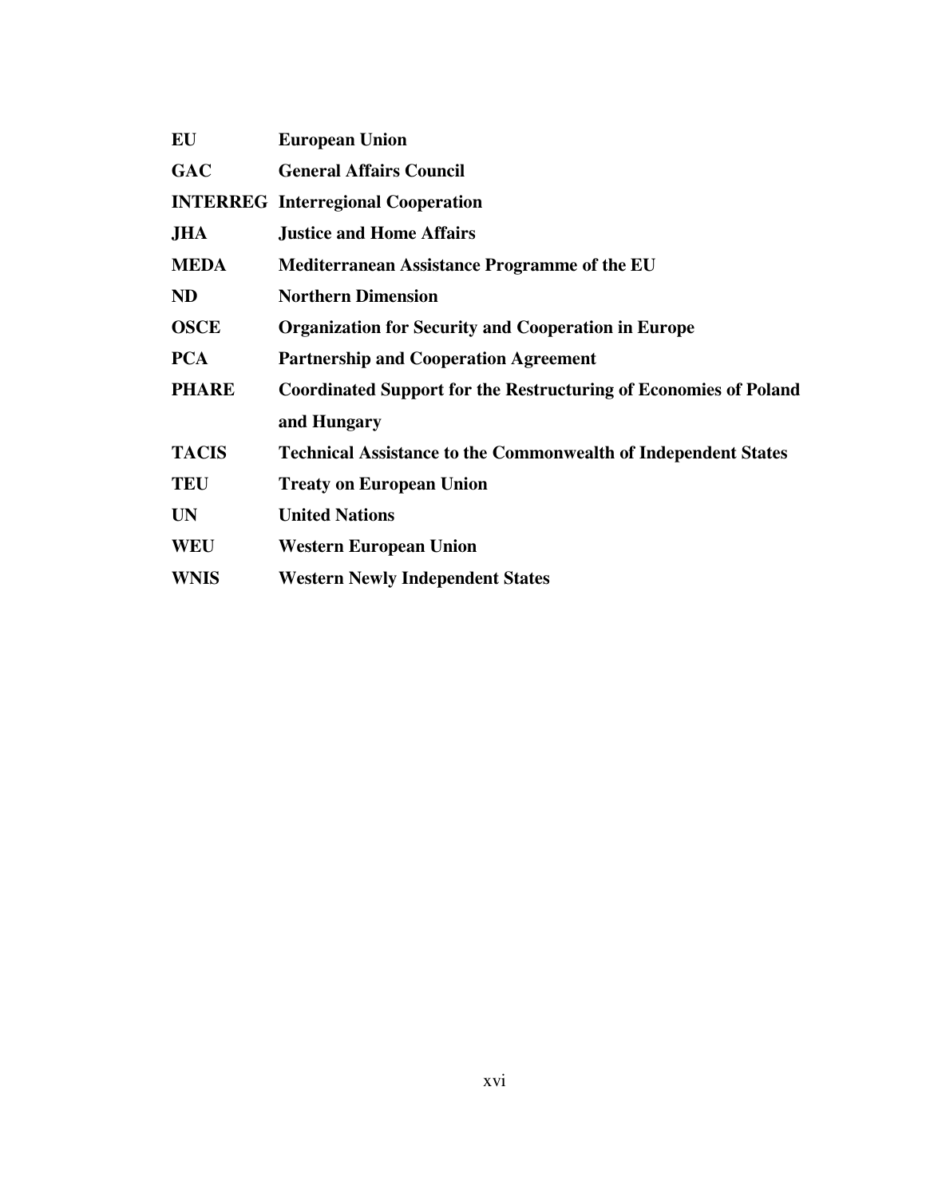| | |
|---|---|
| **EU** | **European Union** |
| **GAC** | **General Affairs Council** |
| **INTERREG** | **Interregional Cooperation** |
| **JHA** | **Justice and Home Affairs** |
| **MEDA** | **Mediterranean Assistance Programme of the EU** |
| **ND** | **Northern Dimension** |
| **OSCE** | **Organization for Security and Cooperation in Europe** |
| **PCA** | **Partnership and Cooperation Agreement** |
| **PHARE** | **Coordinated Support for the Restructuring of Economies of Poland and Hungary** |
| **TACIS** | **Technical Assistance to the Commonwealth of Independent States** |
| **TEU** | **Treaty on European Union** |
| **UN** | **United Nations** |
| **WEU** | **Western European Union** |
| **WNIS** | **Western Newly Independent States** |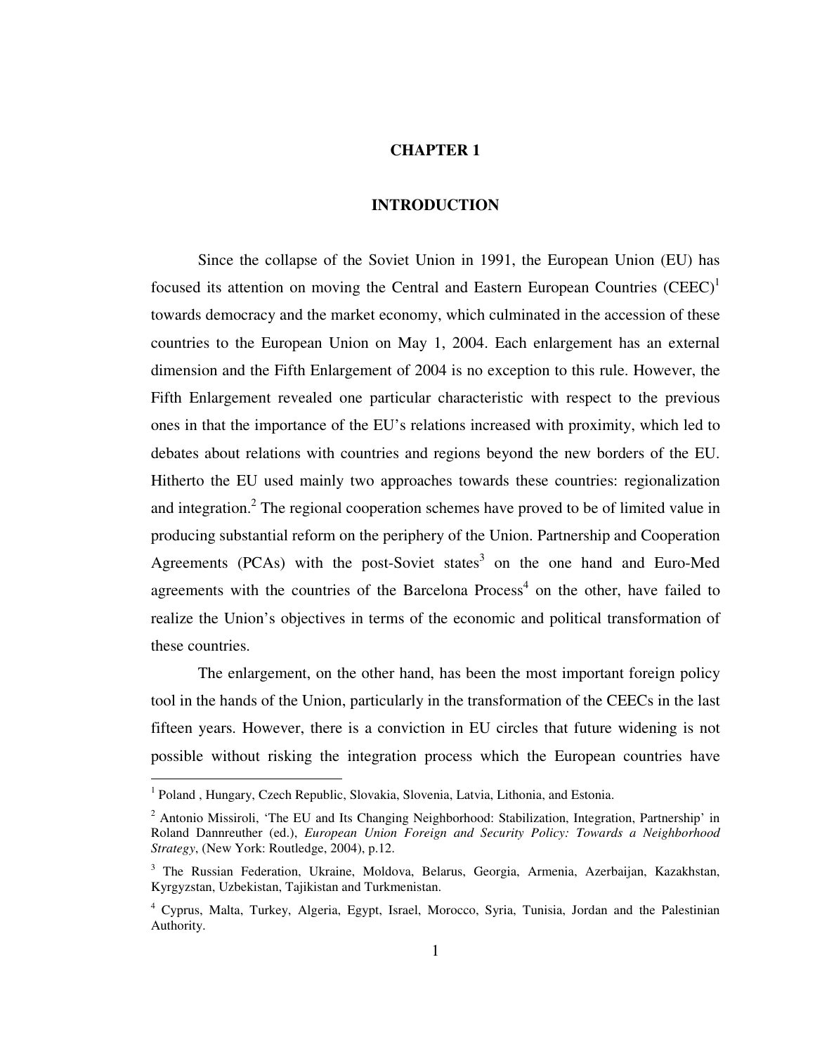# CHAPTER 1

# INTRODUCTION

Since the collapse of the Soviet Union in 1991, the European Union (EU) has focused its attention on moving the Central and Eastern European Countries (CEEC)[1] towards democracy and the market economy, which culminated in the accession of these countries to the European Union on May 1, 2004. Each enlargement has an external dimension and the Fifth Enlargement of 2004 is no exception to this rule. However, the Fifth Enlargement revealed one particular characteristic with respect to the previous ones in that the importance of the EU's relations increased with proximity, which led to debates about relations with countries and regions beyond the new borders of the EU. Hitherto the EU used mainly two approaches towards these countries: regionalization and integration.[2] The regional cooperation schemes have proved to be of limited value in producing substantial reform on the periphery of the Union. Partnership and Cooperation Agreements (PCAs) with the post-Soviet states[3] on the one hand and Euro-Med agreements with the countries of the Barcelona Process[4] on the other, have failed to realize the Union's objectives in terms of the economic and political transformation of these countries.

The enlargement, on the other hand, has been the most important foreign policy tool in the hands of the Union, particularly in the transformation of the CEECs in the last fifteen years. However, there is a conviction in EU circles that future widening is not possible without risking the integration process which the European countries have

---

[1] Poland , Hungary, Czech Republic, Slovakia, Slovenia, Latvia, Lithonia, and Estonia.

[2] Antonio Missiroli, 'The EU and Its Changing Neighborhood: Stabilization, Integration, Partnership' in Roland Dannreuther (ed.), *European Union Foreign and Security Policy: Towards a Neighborhood Strategy*, (New York: Routledge, 2004), p.12.

[3] The Russian Federation, Ukraine, Moldova, Belarus, Georgia, Armenia, Azerbaijan, Kazakhstan, Kyrgyzstan, Uzbekistan, Tajikistan and Turkmenistan.

[4] Cyprus, Malta, Turkey, Algeria, Egypt, Israel, Morocco, Syria, Tunisia, Jordan and the Palestinian Authority.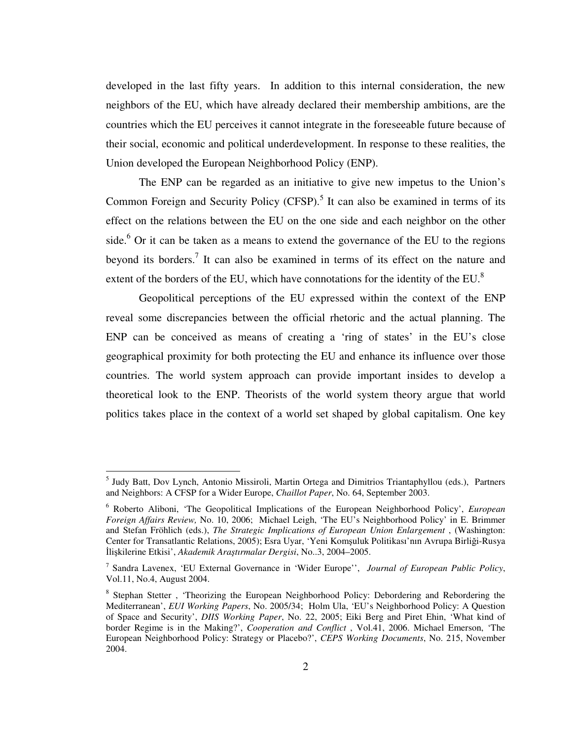developed in the last fifty years. In addition to this internal consideration, the new neighbors of the EU, which have already declared their membership ambitions, are the countries which the EU perceives it cannot integrate in the foreseeable future because of their social, economic and political underdevelopment. In response to these realities, the Union developed the European Neighborhood Policy (ENP).

The ENP can be regarded as an initiative to give new impetus to the Union's Common Foreign and Security Policy (CFSP).[5] It can also be examined in terms of its effect on the relations between the EU on the one side and each neighbor on the other side.[6] Or it can be taken as a means to extend the governance of the EU to the regions beyond its borders.[7] It can also be examined in terms of its effect on the nature and extent of the borders of the EU, which have connotations for the identity of the EU.[8]

Geopolitical perceptions of the EU expressed within the context of the ENP reveal some discrepancies between the official rhetoric and the actual planning. The ENP can be conceived as means of creating a 'ring of states' in the EU's close geographical proximity for both protecting the EU and enhance its influence over those countries. The world system approach can provide important insides to develop a theoretical look to the ENP. Theorists of the world system theory argue that world politics takes place in the context of a world set shaped by global capitalism. One key

---

[5] Judy Batt, Dov Lynch, Antonio Missiroli, Martin Ortega and Dimitrios Triantaphyllou (eds.), Partners and Neighbors: A CFSP for a Wider Europe, *Chaillot Paper*, No. 64, September 2003.

[6] Roberto Aliboni, 'The Geopolitical Implications of the European Neighborhood Policy', *European Foreign Affairs Review,* No. 10, 2006; Michael Leigh, 'The EU's Neighborhood Policy' in E. Brimmer and Stefan Fröhlich (eds.), *The Strategic Implications of European Union Enlargement* , (Washington: Center for Transatlantic Relations, 2005); Esra Uyar, 'Yeni Komşuluk Politikası'nın Avrupa Birliği-Rusya İlişkilerine Etkisi', *Akademik Araştırmalar Dergisi*, No..3, 2004–2005.

[7] Sandra Lavenex, 'EU External Governance in 'Wider Europe'', *Journal of European Public Policy*, Vol.11, No.4, August 2004.

[8] Stephan Stetter , 'Theorizing the European Neighborhood Policy: Debordering and Rebordering the Mediterranean', *EUI Working Papers*, No. 2005/34; Holm Ula, 'EU's Neighborhood Policy: A Question of Space and Security', *DIIS Working Paper*, No. 22, 2005; Eiki Berg and Piret Ehin, 'What kind of border Regime is in the Making?', *Cooperation and Conflict* , Vol.41, 2006. Michael Emerson, 'The European Neighborhood Policy: Strategy or Placebo?', *CEPS Working Documents*, No. 215, November 2004.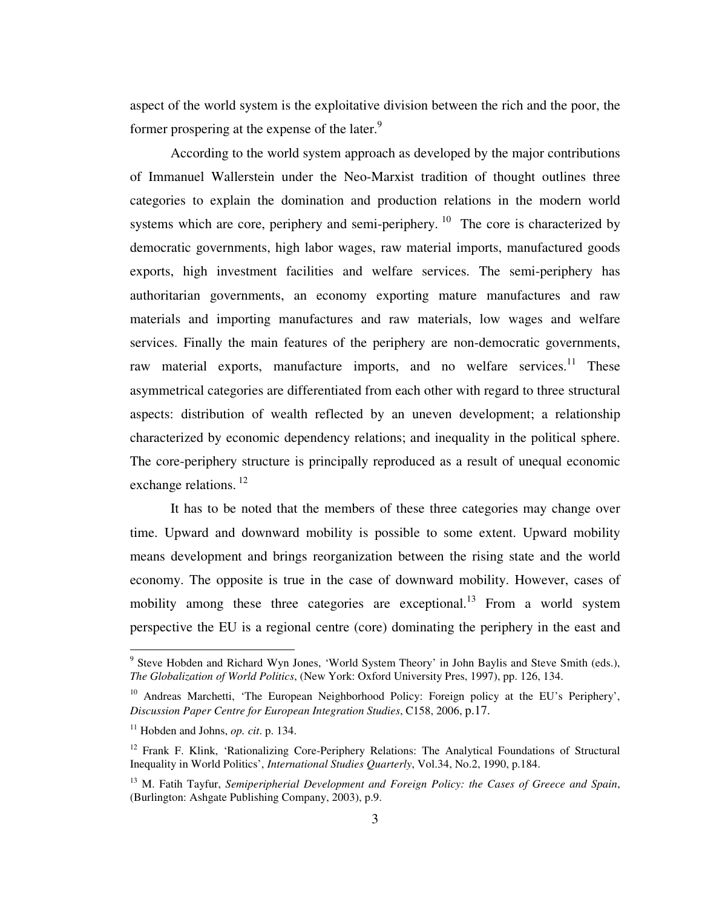aspect of the world system is the exploitative division between the rich and the poor, the former prospering at the expense of the later.[9]

According to the world system approach as developed by the major contributions of Immanuel Wallerstein under the Neo-Marxist tradition of thought outlines three categories to explain the domination and production relations in the modern world systems which are core, periphery and semi-periphery. [10] The core is characterized by democratic governments, high labor wages, raw material imports, manufactured goods exports, high investment facilities and welfare services. The semi-periphery has authoritarian governments, an economy exporting mature manufactures and raw materials and importing manufactures and raw materials, low wages and welfare services. Finally the main features of the periphery are non-democratic governments, raw material exports, manufacture imports, and no welfare services.[11] These asymmetrical categories are differentiated from each other with regard to three structural aspects: distribution of wealth reflected by an uneven development; a relationship characterized by economic dependency relations; and inequality in the political sphere. The core-periphery structure is principally reproduced as a result of unequal economic exchange relations. [12]

It has to be noted that the members of these three categories may change over time. Upward and downward mobility is possible to some extent. Upward mobility means development and brings reorganization between the rising state and the world economy. The opposite is true in the case of downward mobility. However, cases of mobility among these three categories are exceptional.[13] From a world system perspective the EU is a regional centre (core) dominating the periphery in the east and

---

[9] Steve Hobden and Richard Wyn Jones, 'World System Theory' in John Baylis and Steve Smith (eds.), *The Globalization of World Politics*, (New York: Oxford University Pres, 1997), pp. 126, 134.

[10] Andreas Marchetti, 'The European Neighborhood Policy: Foreign policy at the EU's Periphery', *Discussion Paper Centre for European Integration Studies*, C158, 2006, p.17.

[11] Hobden and Johns, *op. cit*. p. 134.

[12] Frank F. Klink, 'Rationalizing Core-Periphery Relations: The Analytical Foundations of Structural Inequality in World Politics', *International Studies Quarterly*, Vol.34, No.2, 1990, p.184.

[13] M. Fatih Tayfur, *Semiperipherial Development and Foreign Policy: the Cases of Greece and Spain*, (Burlington: Ashgate Publishing Company, 2003), p.9.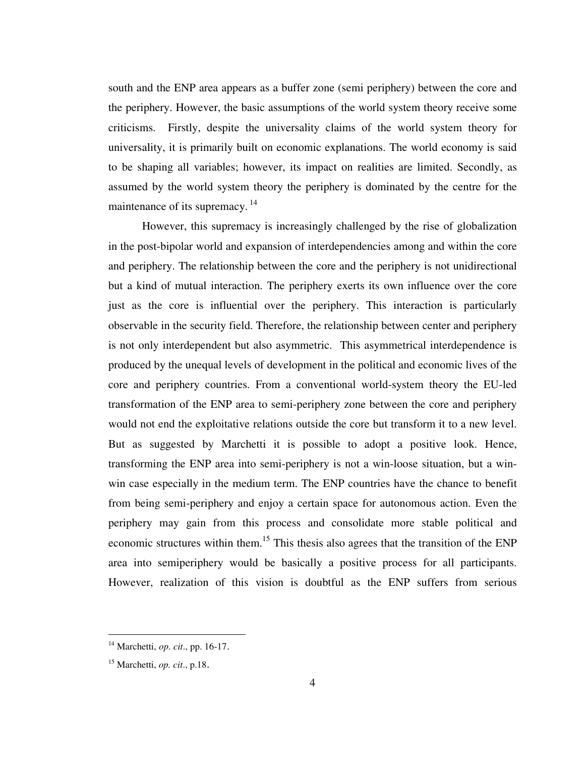south and the ENP area appears as a buffer zone (semi periphery) between the core and the periphery. However, the basic assumptions of the world system theory receive some criticisms. Firstly, despite the universality claims of the world system theory for universality, it is primarily built on economic explanations. The world economy is said to be shaping all variables; however, its impact on realities are limited. Secondly, as assumed by the world system theory the periphery is dominated by the centre for the maintenance of its supremacy.[14]

However, this supremacy is increasingly challenged by the rise of globalization in the post-bipolar world and expansion of interdependencies among and within the core and periphery. The relationship between the core and the periphery is not unidirectional but a kind of mutual interaction. The periphery exerts its own influence over the core just as the core is influential over the periphery. This interaction is particularly observable in the security field. Therefore, the relationship between center and periphery is not only interdependent but also asymmetric. This asymmetrical interdependence is produced by the unequal levels of development in the political and economic lives of the core and periphery countries. From a conventional world-system theory the EU-led transformation of the ENP area to semi-periphery zone between the core and periphery would not end the exploitative relations outside the core but transform it to a new level. But as suggested by Marchetti it is possible to adopt a positive look. Hence, transforming the ENP area into semi-periphery is not a win-loose situation, but a win-win case especially in the medium term. The ENP countries have the chance to benefit from being semi-periphery and enjoy a certain space for autonomous action. Even the periphery may gain from this process and consolidate more stable political and economic structures within them.[15] This thesis also agrees that the transition of the ENP area into semiperiphery would be basically a positive process for all participants. However, realization of this vision is doubtful as the ENP suffers from serious

---

[14] Marchetti, *op. cit*., pp. 16-17.

[15] Marchetti, *op. cit*., p.18.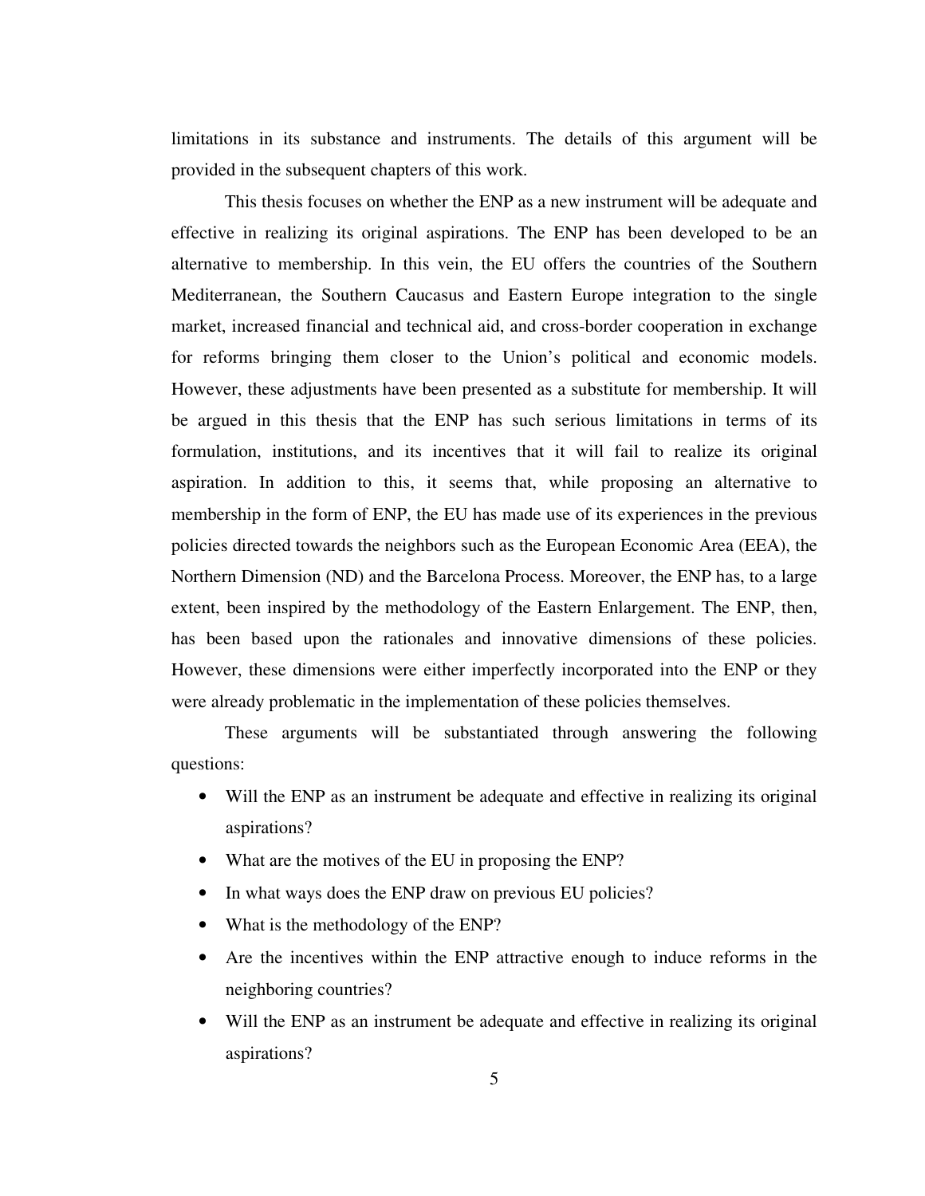limitations in its substance and instruments. The details of this argument will be provided in the subsequent chapters of this work.

This thesis focuses on whether the ENP as a new instrument will be adequate and effective in realizing its original aspirations. The ENP has been developed to be an alternative to membership. In this vein, the EU offers the countries of the Southern Mediterranean, the Southern Caucasus and Eastern Europe integration to the single market, increased financial and technical aid, and cross-border cooperation in exchange for reforms bringing them closer to the Union's political and economic models. However, these adjustments have been presented as a substitute for membership. It will be argued in this thesis that the ENP has such serious limitations in terms of its formulation, institutions, and its incentives that it will fail to realize its original aspiration. In addition to this, it seems that, while proposing an alternative to membership in the form of ENP, the EU has made use of its experiences in the previous policies directed towards the neighbors such as the European Economic Area (EEA), the Northern Dimension (ND) and the Barcelona Process. Moreover, the ENP has, to a large extent, been inspired by the methodology of the Eastern Enlargement. The ENP, then, has been based upon the rationales and innovative dimensions of these policies. However, these dimensions were either imperfectly incorporated into the ENP or they were already problematic in the implementation of these policies themselves.

These arguments will be substantiated through answering the following questions:

- Will the ENP as an instrument be adequate and effective in realizing its original aspirations?
- What are the motives of the EU in proposing the ENP?
- In what ways does the ENP draw on previous EU policies?
- What is the methodology of the ENP?
- Are the incentives within the ENP attractive enough to induce reforms in the neighboring countries?
- Will the ENP as an instrument be adequate and effective in realizing its original aspirations?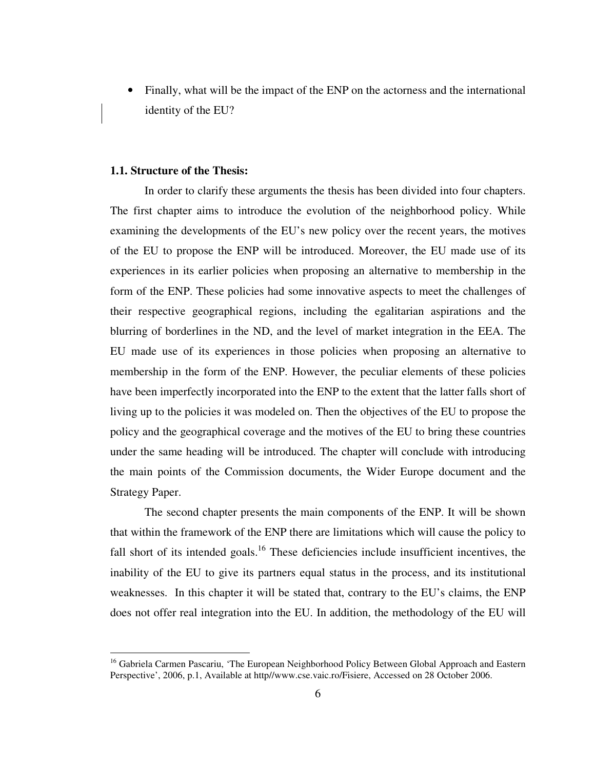- Finally, what will be the impact of the ENP on the actorness and the international identity of the EU?

### 1.1. Structure of the Thesis:

In order to clarify these arguments the thesis has been divided into four chapters. The first chapter aims to introduce the evolution of the neighborhood policy. While examining the developments of the EU's new policy over the recent years, the motives of the EU to propose the ENP will be introduced. Moreover, the EU made use of its experiences in its earlier policies when proposing an alternative to membership in the form of the ENP. These policies had some innovative aspects to meet the challenges of their respective geographical regions, including the egalitarian aspirations and the blurring of borderlines in the ND, and the level of market integration in the EEA. The EU made use of its experiences in those policies when proposing an alternative to membership in the form of the ENP. However, the peculiar elements of these policies have been imperfectly incorporated into the ENP to the extent that the latter falls short of living up to the policies it was modeled on. Then the objectives of the EU to propose the policy and the geographical coverage and the motives of the EU to bring these countries under the same heading will be introduced. The chapter will conclude with introducing the main points of the Commission documents, the Wider Europe document and the Strategy Paper.

The second chapter presents the main components of the ENP. It will be shown that within the framework of the ENP there are limitations which will cause the policy to fall short of its intended goals.[16] These deficiencies include insufficient incentives, the inability of the EU to give its partners equal status in the process, and its institutional weaknesses. In this chapter it will be stated that, contrary to the EU's claims, the ENP does not offer real integration into the EU. In addition, the methodology of the EU will

---

[16] Gabriela Carmen Pascariu, 'The European Neighborhood Policy Between Global Approach and Eastern Perspective', 2006, p.1, Available at http//www.cse.vaic.ro/Fisiere, Accessed on 28 October 2006.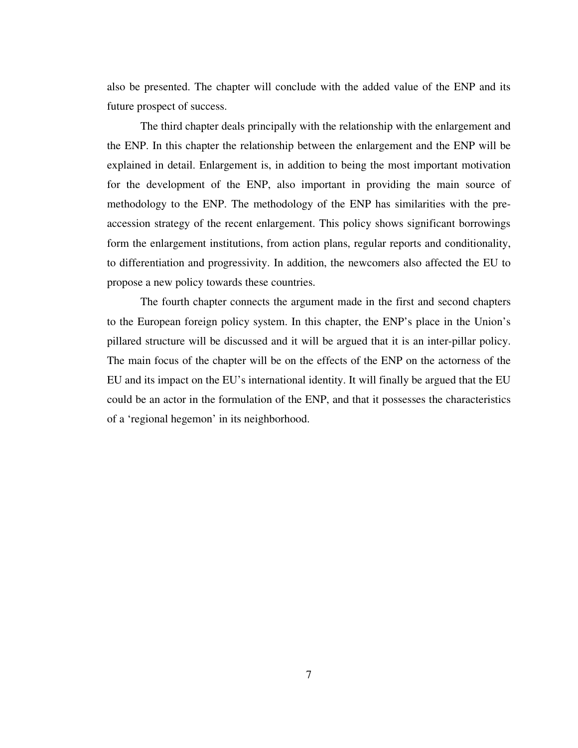also be presented. The chapter will conclude with the added value of the ENP and its future prospect of success.

The third chapter deals principally with the relationship with the enlargement and the ENP. In this chapter the relationship between the enlargement and the ENP will be explained in detail. Enlargement is, in addition to being the most important motivation for the development of the ENP, also important in providing the main source of methodology to the ENP. The methodology of the ENP has similarities with the pre-accession strategy of the recent enlargement. This policy shows significant borrowings form the enlargement institutions, from action plans, regular reports and conditionality, to differentiation and progressivity. In addition, the newcomers also affected the EU to propose a new policy towards these countries.

The fourth chapter connects the argument made in the first and second chapters to the European foreign policy system. In this chapter, the ENP's place in the Union's pillared structure will be discussed and it will be argued that it is an inter-pillar policy. The main focus of the chapter will be on the effects of the ENP on the actorness of the EU and its impact on the EU's international identity. It will finally be argued that the EU could be an actor in the formulation of the ENP, and that it possesses the characteristics of a 'regional hegemon' in its neighborhood.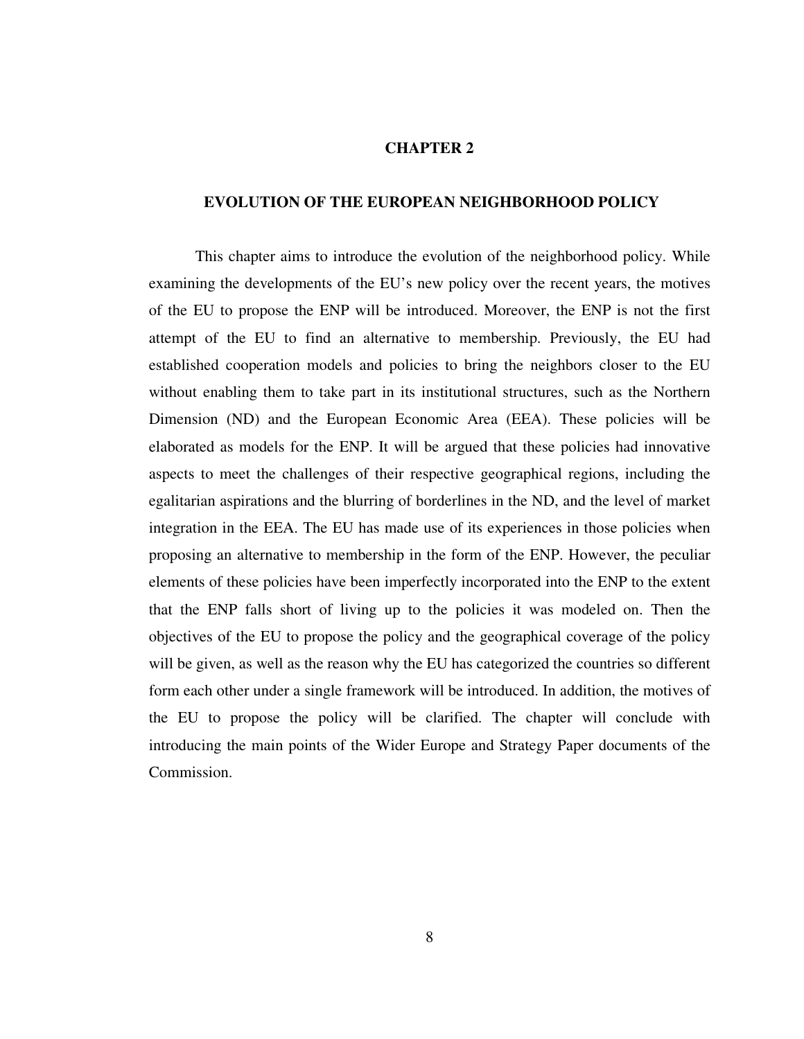# CHAPTER 2

## EVOLUTION OF THE EUROPEAN NEIGHBORHOOD POLICY

This chapter aims to introduce the evolution of the neighborhood policy. While examining the developments of the EU's new policy over the recent years, the motives of the EU to propose the ENP will be introduced. Moreover, the ENP is not the first attempt of the EU to find an alternative to membership. Previously, the EU had established cooperation models and policies to bring the neighbors closer to the EU without enabling them to take part in its institutional structures, such as the Northern Dimension (ND) and the European Economic Area (EEA). These policies will be elaborated as models for the ENP. It will be argued that these policies had innovative aspects to meet the challenges of their respective geographical regions, including the egalitarian aspirations and the blurring of borderlines in the ND, and the level of market integration in the EEA. The EU has made use of its experiences in those policies when proposing an alternative to membership in the form of the ENP. However, the peculiar elements of these policies have been imperfectly incorporated into the ENP to the extent that the ENP falls short of living up to the policies it was modeled on. Then the objectives of the EU to propose the policy and the geographical coverage of the policy will be given, as well as the reason why the EU has categorized the countries so different form each other under a single framework will be introduced. In addition, the motives of the EU to propose the policy will be clarified. The chapter will conclude with introducing the main points of the Wider Europe and Strategy Paper documents of the Commission.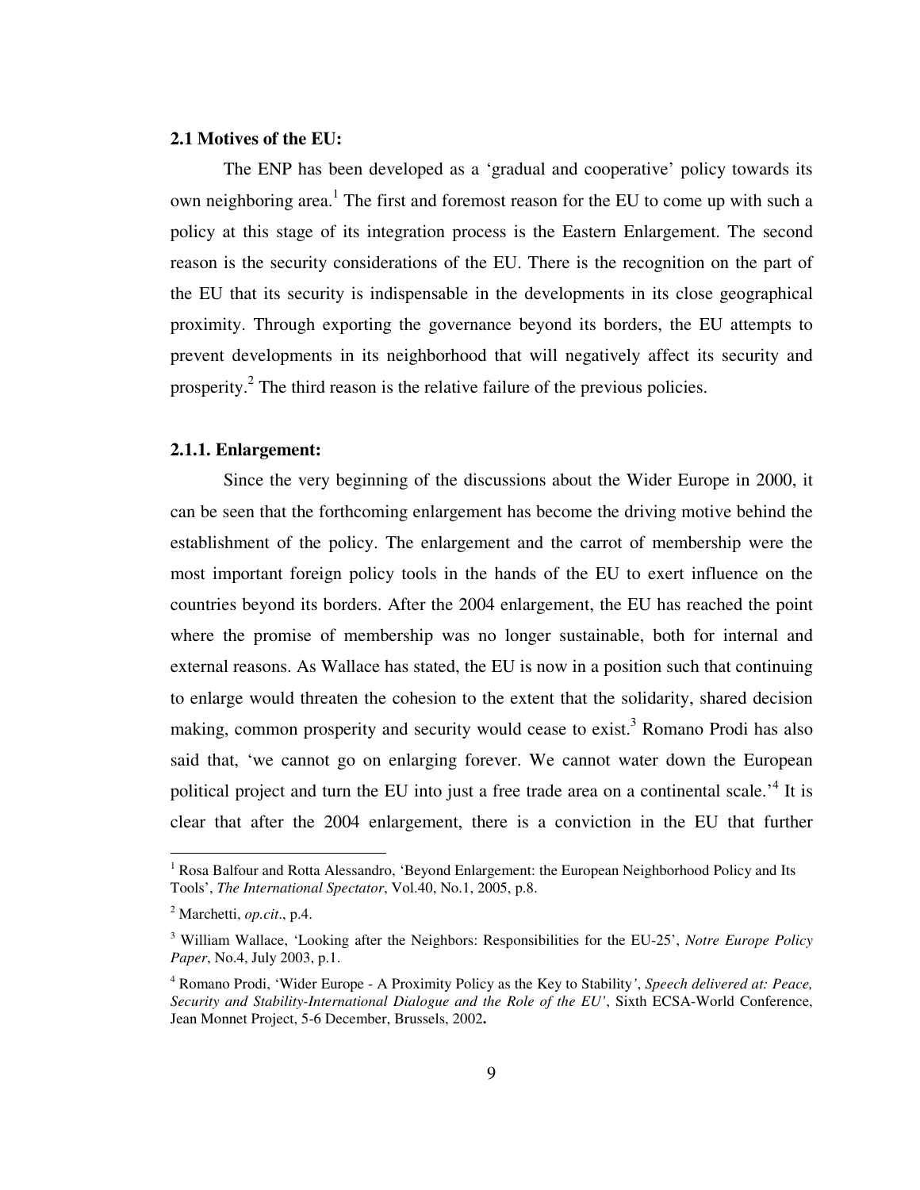### 2.1 Motives of the EU:

The ENP has been developed as a 'gradual and cooperative' policy towards its own neighboring area.[1] The first and foremost reason for the EU to come up with such a policy at this stage of its integration process is the Eastern Enlargement. The second reason is the security considerations of the EU. There is the recognition on the part of the EU that its security is indispensable in the developments in its close geographical proximity. Through exporting the governance beyond its borders, the EU attempts to prevent developments in its neighborhood that will negatively affect its security and prosperity.[2] The third reason is the relative failure of the previous policies.

#### 2.1.1. Enlargement:

Since the very beginning of the discussions about the Wider Europe in 2000, it can be seen that the forthcoming enlargement has become the driving motive behind the establishment of the policy. The enlargement and the carrot of membership were the most important foreign policy tools in the hands of the EU to exert influence on the countries beyond its borders. After the 2004 enlargement, the EU has reached the point where the promise of membership was no longer sustainable, both for internal and external reasons. As Wallace has stated, the EU is now in a position such that continuing to enlarge would threaten the cohesion to the extent that the solidarity, shared decision making, common prosperity and security would cease to exist.[3] Romano Prodi has also said that, 'we cannot go on enlarging forever. We cannot water down the European political project and turn the EU into just a free trade area on a continental scale.'[4] It is clear that after the 2004 enlargement, there is a conviction in the EU that further

---

[1] Rosa Balfour and Rotta Alessandro, 'Beyond Enlargement: the European Neighborhood Policy and Its Tools', *The International Spectator*, Vol.40, No.1, 2005, p.8.

[2] Marchetti, *op.cit*., p.4.

[3] William Wallace, 'Looking after the Neighbors: Responsibilities for the EU-25', *Notre Europe Policy Paper*, No.4, July 2003, p.1.

[4] Romano Prodi, 'Wider Europe - A Proximity Policy as the Key to Stability', *Speech delivered at: Peace, Security and Stability-International Dialogue and the Role of the EU'*, Sixth ECSA-World Conference, Jean Monnet Project, 5-6 December, Brussels, 2002**.**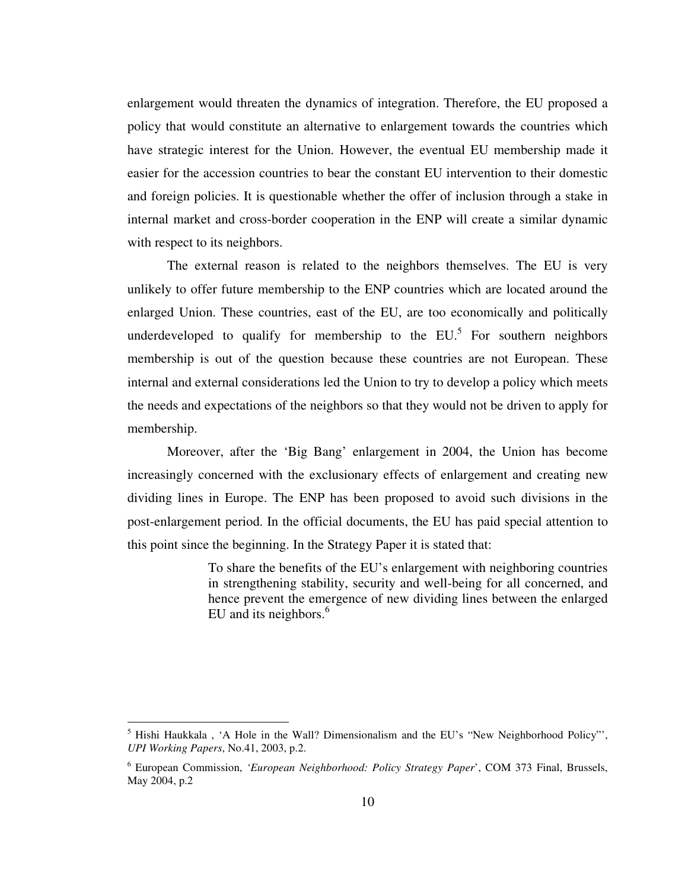enlargement would threaten the dynamics of integration. Therefore, the EU proposed a policy that would constitute an alternative to enlargement towards the countries which have strategic interest for the Union. However, the eventual EU membership made it easier for the accession countries to bear the constant EU intervention to their domestic and foreign policies. It is questionable whether the offer of inclusion through a stake in internal market and cross-border cooperation in the ENP will create a similar dynamic with respect to its neighbors.

The external reason is related to the neighbors themselves. The EU is very unlikely to offer future membership to the ENP countries which are located around the enlarged Union. These countries, east of the EU, are too economically and politically underdeveloped to qualify for membership to the EU.[5] For southern neighbors membership is out of the question because these countries are not European. These internal and external considerations led the Union to try to develop a policy which meets the needs and expectations of the neighbors so that they would not be driven to apply for membership.

Moreover, after the 'Big Bang' enlargement in 2004, the Union has become increasingly concerned with the exclusionary effects of enlargement and creating new dividing lines in Europe. The ENP has been proposed to avoid such divisions in the post-enlargement period. In the official documents, the EU has paid special attention to this point since the beginning. In the Strategy Paper it is stated that:

> To share the benefits of the EU's enlargement with neighboring countries in strengthening stability, security and well-being for all concerned, and hence prevent the emergence of new dividing lines between the enlarged EU and its neighbors.[6]

---

[5] Hishi Haukkala , 'A Hole in the Wall? Dimensionalism and the EU's "New Neighborhood Policy"', *UPI Working Papers*, No.41, 2003, p.2.

[6] European Commission, *'European Neighborhood: Policy Strategy Paper*', COM 373 Final, Brussels, May 2004, p.2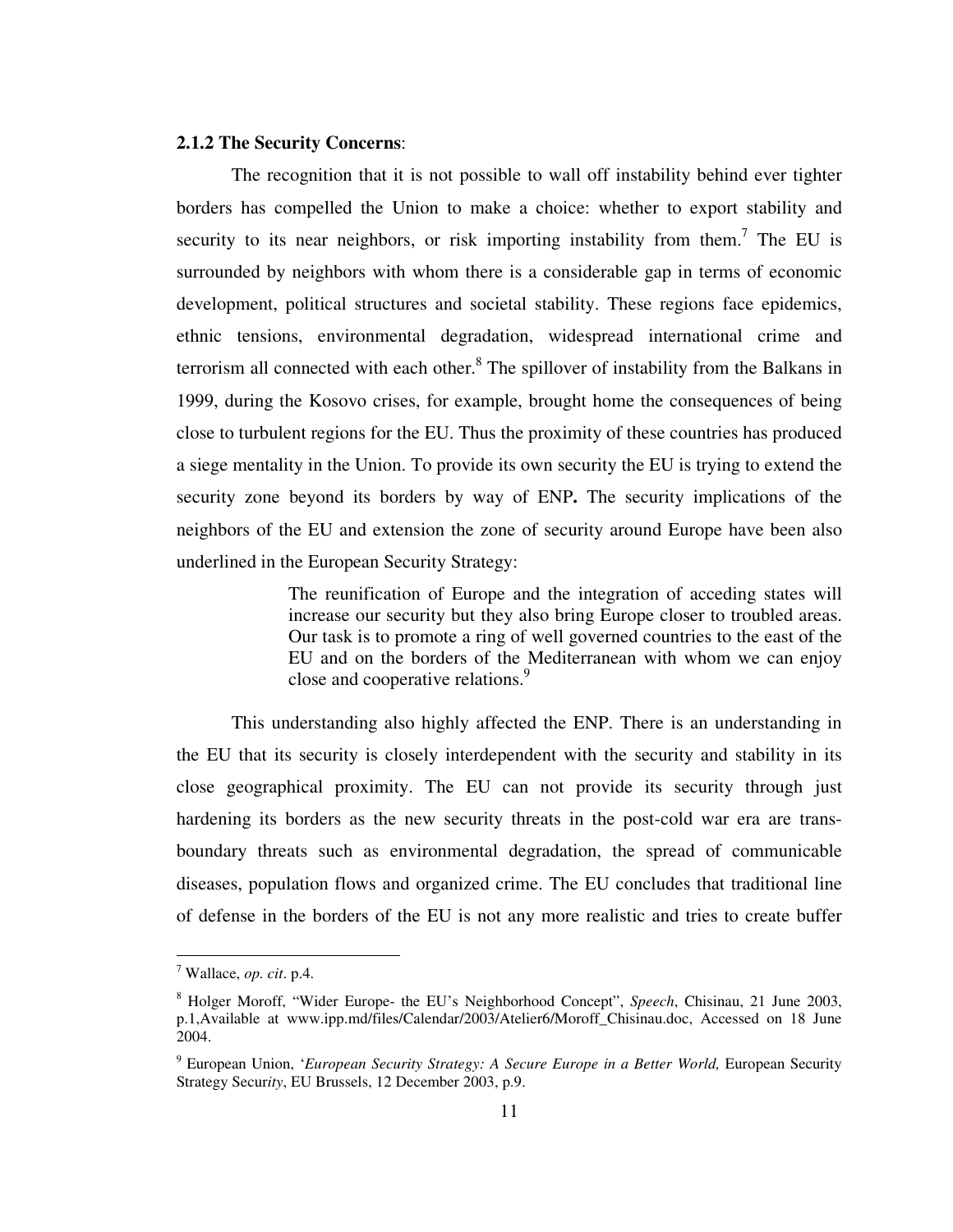### 2.1.2 The Security Concerns:

The recognition that it is not possible to wall off instability behind ever tighter borders has compelled the Union to make a choice: whether to export stability and security to its near neighbors, or risk importing instability from them.[7] The EU is surrounded by neighbors with whom there is a considerable gap in terms of economic development, political structures and societal stability. These regions face epidemics, ethnic tensions, environmental degradation, widespread international crime and terrorism all connected with each other.[8] The spillover of instability from the Balkans in 1999, during the Kosovo crises, for example, brought home the consequences of being close to turbulent regions for the EU. Thus the proximity of these countries has produced a siege mentality in the Union. To provide its own security the EU is trying to extend the security zone beyond its borders by way of ENP**.** The security implications of the neighbors of the EU and extension the zone of security around Europe have been also underlined in the European Security Strategy:

> The reunification of Europe and the integration of acceding states will increase our security but they also bring Europe closer to troubled areas. Our task is to promote a ring of well governed countries to the east of the EU and on the borders of the Mediterranean with whom we can enjoy close and cooperative relations.[9]

This understanding also highly affected the ENP. There is an understanding in the EU that its security is closely interdependent with the security and stability in its close geographical proximity. The EU can not provide its security through just hardening its borders as the new security threats in the post-cold war era are trans-boundary threats such as environmental degradation, the spread of communicable diseases, population flows and organized crime. The EU concludes that traditional line of defense in the borders of the EU is not any more realistic and tries to create buffer

---

[7] Wallace, *op. cit*. p.4.

[8] Holger Moroff, "Wider Europe- the EU's Neighborhood Concept", *Speech*, Chisinau, 21 June 2003, p.1,Available at www.ipp.md/files/Calendar/2003/Atelier6/Moroff_Chisinau.doc, Accessed on 18 June 2004.

[9] European Union, '*European Security Strategy: A Secure Europe in a Better World,* European Security Strategy Secur*ity*, EU Brussels, 12 December 2003, p.9.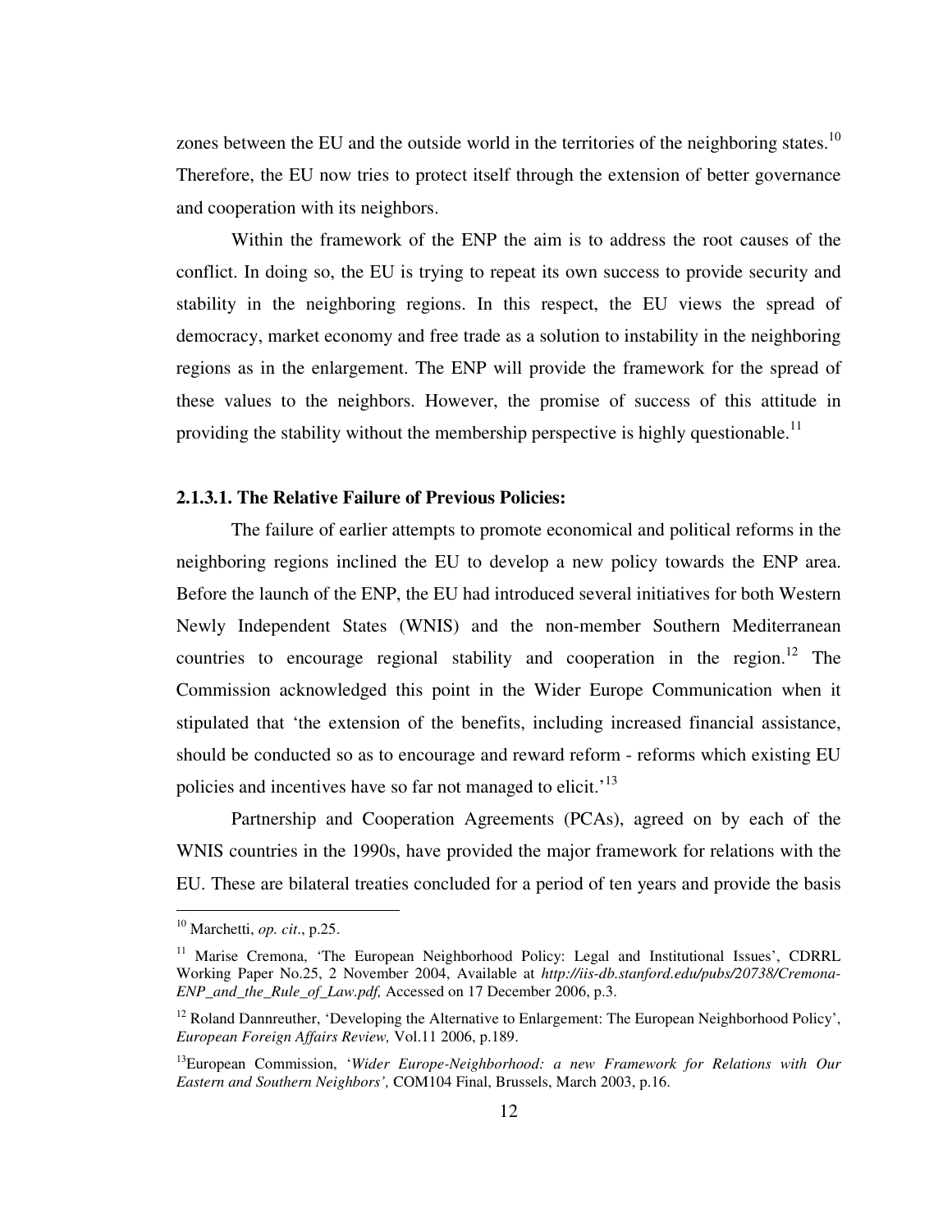zones between the EU and the outside world in the territories of the neighboring states.[10] Therefore, the EU now tries to protect itself through the extension of better governance and cooperation with its neighbors.

Within the framework of the ENP the aim is to address the root causes of the conflict. In doing so, the EU is trying to repeat its own success to provide security and stability in the neighboring regions. In this respect, the EU views the spread of democracy, market economy and free trade as a solution to instability in the neighboring regions as in the enlargement. The ENP will provide the framework for the spread of these values to the neighbors. However, the promise of success of this attitude in providing the stability without the membership perspective is highly questionable.[11]

#### 2.1.3.1. The Relative Failure of Previous Policies:

The failure of earlier attempts to promote economical and political reforms in the neighboring regions inclined the EU to develop a new policy towards the ENP area. Before the launch of the ENP, the EU had introduced several initiatives for both Western Newly Independent States (WNIS) and the non-member Southern Mediterranean countries to encourage regional stability and cooperation in the region.[12] The Commission acknowledged this point in the Wider Europe Communication when it stipulated that 'the extension of the benefits, including increased financial assistance, should be conducted so as to encourage and reward reform - reforms which existing EU policies and incentives have so far not managed to elicit.'[13]

Partnership and Cooperation Agreements (PCAs), agreed on by each of the WNIS countries in the 1990s, have provided the major framework for relations with the EU. These are bilateral treaties concluded for a period of ten years and provide the basis

---

[10] Marchetti, *op. cit*., p.25.

[11] Marise Cremona, 'The European Neighborhood Policy: Legal and Institutional Issues', CDRRL Working Paper No.25, 2 November 2004, Available at *http://iis-db.stanford.edu/pubs/20738/Cremona-ENP_and_the_Rule_of_Law.pdf,* Accessed on 17 December 2006, p.3.

[12] Roland Dannreuther, 'Developing the Alternative to Enlargement: The European Neighborhood Policy', *European Foreign Affairs Review,* Vol.11 2006, p.189.

[13] European Commission, '*Wider Europe-Neighborhood: a new Framework for Relations with Our Eastern and Southern Neighbors',* COM104 Final, Brussels, March 2003, p.16.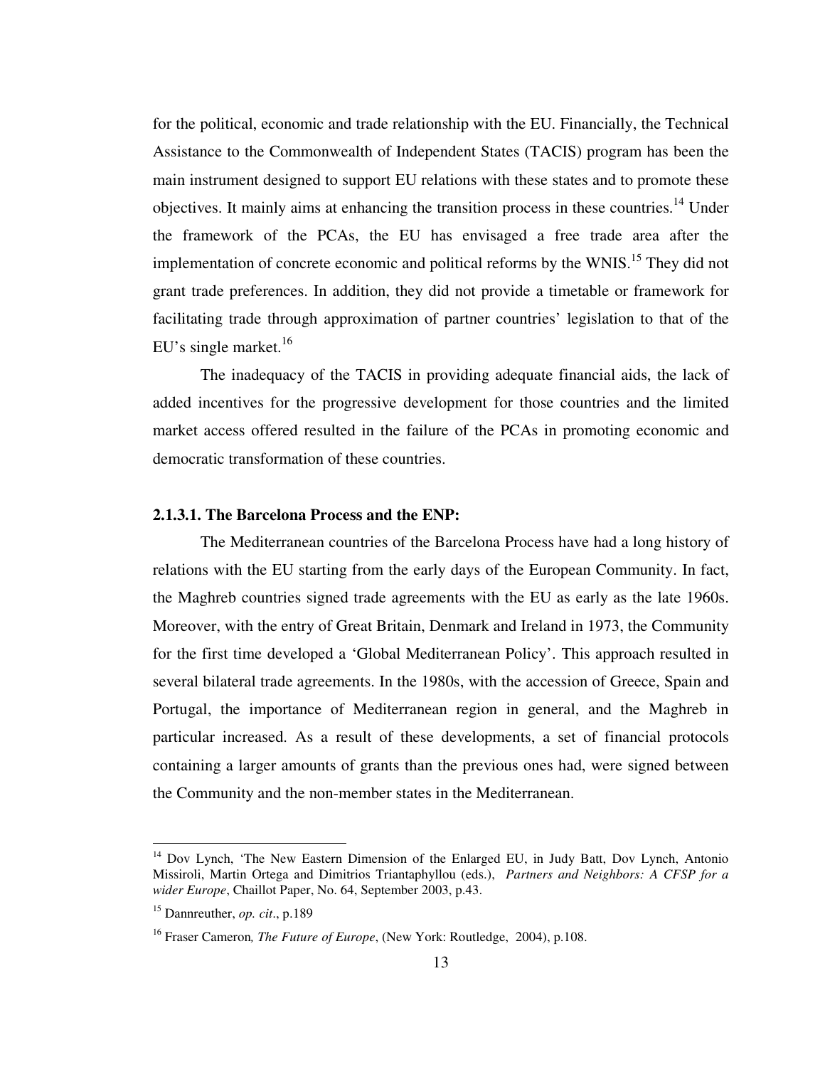for the political, economic and trade relationship with the EU. Financially, the Technical Assistance to the Commonwealth of Independent States (TACIS) program has been the main instrument designed to support EU relations with these states and to promote these objectives. It mainly aims at enhancing the transition process in these countries.[14] Under the framework of the PCAs, the EU has envisaged a free trade area after the implementation of concrete economic and political reforms by the WNIS.[15] They did not grant trade preferences. In addition, they did not provide a timetable or framework for facilitating trade through approximation of partner countries' legislation to that of the EU's single market.[16]

The inadequacy of the TACIS in providing adequate financial aids, the lack of added incentives for the progressive development for those countries and the limited market access offered resulted in the failure of the PCAs in promoting economic and democratic transformation of these countries.

#### 2.1.3.1. The Barcelona Process and the ENP:

The Mediterranean countries of the Barcelona Process have had a long history of relations with the EU starting from the early days of the European Community. In fact, the Maghreb countries signed trade agreements with the EU as early as the late 1960s. Moreover, with the entry of Great Britain, Denmark and Ireland in 1973, the Community for the first time developed a 'Global Mediterranean Policy'. This approach resulted in several bilateral trade agreements. In the 1980s, with the accession of Greece, Spain and Portugal, the importance of Mediterranean region in general, and the Maghreb in particular increased. As a result of these developments, a set of financial protocols containing a larger amounts of grants than the previous ones had, were signed between the Community and the non-member states in the Mediterranean.

---

[14] Dov Lynch, 'The New Eastern Dimension of the Enlarged EU, in Judy Batt, Dov Lynch, Antonio Missiroli, Martin Ortega and Dimitrios Triantaphyllou (eds.), *Partners and Neighbors: A CFSP for a wider Europe*, Chaillot Paper, No. 64, September 2003, p.43.

[15] Dannreuther, *op. cit*., p.189

[16] Fraser Cameron*, The Future of Europe*, (New York: Routledge, 2004), p.108.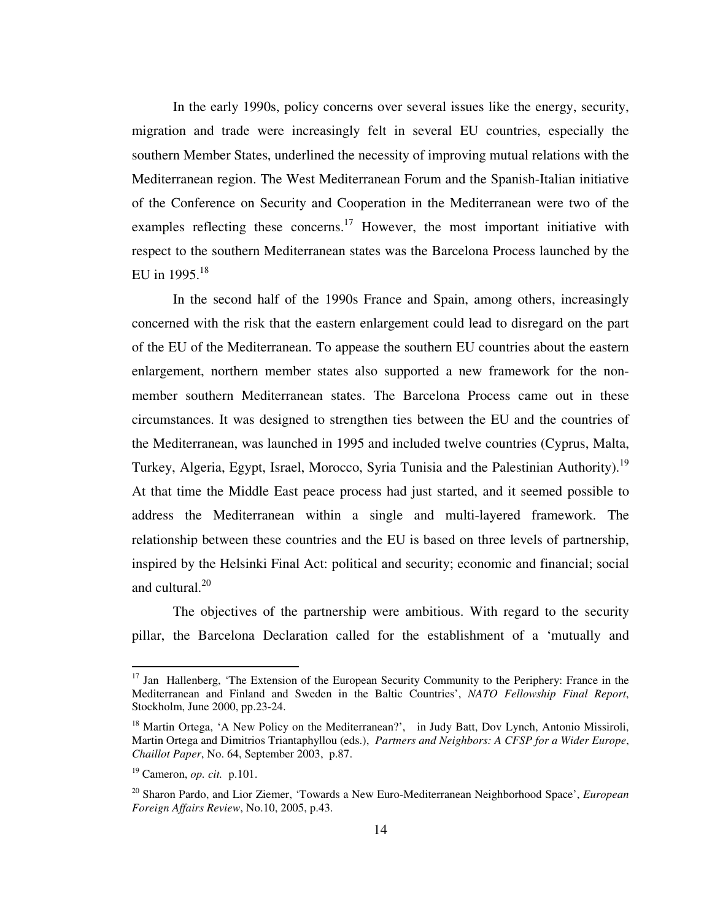In the early 1990s, policy concerns over several issues like the energy, security, migration and trade were increasingly felt in several EU countries, especially the southern Member States, underlined the necessity of improving mutual relations with the Mediterranean region. The West Mediterranean Forum and the Spanish-Italian initiative of the Conference on Security and Cooperation in the Mediterranean were two of the examples reflecting these concerns.[17] However, the most important initiative with respect to the southern Mediterranean states was the Barcelona Process launched by the EU in 1995.[18]

In the second half of the 1990s France and Spain, among others, increasingly concerned with the risk that the eastern enlargement could lead to disregard on the part of the EU of the Mediterranean. To appease the southern EU countries about the eastern enlargement, northern member states also supported a new framework for the non-member southern Mediterranean states. The Barcelona Process came out in these circumstances. It was designed to strengthen ties between the EU and the countries of the Mediterranean, was launched in 1995 and included twelve countries (Cyprus, Malta, Turkey, Algeria, Egypt, Israel, Morocco, Syria Tunisia and the Palestinian Authority).[19] At that time the Middle East peace process had just started, and it seemed possible to address the Mediterranean within a single and multi-layered framework. The relationship between these countries and the EU is based on three levels of partnership, inspired by the Helsinki Final Act: political and security; economic and financial; social and cultural.[20]

The objectives of the partnership were ambitious. With regard to the security pillar, the Barcelona Declaration called for the establishment of a 'mutually and

---

[17] Jan Hallenberg, 'The Extension of the European Security Community to the Periphery: France in the Mediterranean and Finland and Sweden in the Baltic Countries', *NATO Fellowship Final Report*, Stockholm, June 2000, pp.23-24.

[18] Martin Ortega, 'A New Policy on the Mediterranean?', in Judy Batt, Dov Lynch, Antonio Missiroli, Martin Ortega and Dimitrios Triantaphyllou (eds.), *Partners and Neighbors: A CFSP for a Wider Europe*, *Chaillot Paper*, No. 64, September 2003, p.87.

[19] Cameron, *op. cit.* p.101.

[20] Sharon Pardo, and Lior Ziemer, 'Towards a New Euro-Mediterranean Neighborhood Space', *European Foreign Affairs Review*, No.10, 2005, p.43.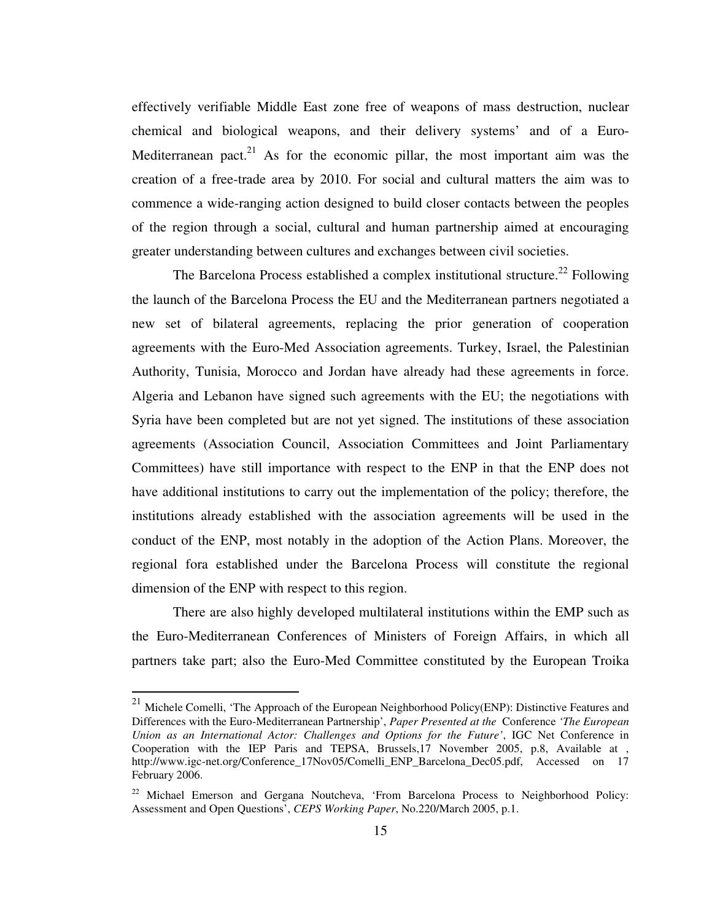effectively verifiable Middle East zone free of weapons of mass destruction, nuclear chemical and biological weapons, and their delivery systems' and of a Euro-Mediterranean pact.[21] As for the economic pillar, the most important aim was the creation of a free-trade area by 2010. For social and cultural matters the aim was to commence a wide-ranging action designed to build closer contacts between the peoples of the region through a social, cultural and human partnership aimed at encouraging greater understanding between cultures and exchanges between civil societies.

The Barcelona Process established a complex institutional structure.[22] Following the launch of the Barcelona Process the EU and the Mediterranean partners negotiated a new set of bilateral agreements, replacing the prior generation of cooperation agreements with the Euro-Med Association agreements. Turkey, Israel, the Palestinian Authority, Tunisia, Morocco and Jordan have already had these agreements in force. Algeria and Lebanon have signed such agreements with the EU; the negotiations with Syria have been completed but are not yet signed. The institutions of these association agreements (Association Council, Association Committees and Joint Parliamentary Committees) have still importance with respect to the ENP in that the ENP does not have additional institutions to carry out the implementation of the policy; therefore, the institutions already established with the association agreements will be used in the conduct of the ENP, most notably in the adoption of the Action Plans. Moreover, the regional fora established under the Barcelona Process will constitute the regional dimension of the ENP with respect to this region.

There are also highly developed multilateral institutions within the EMP such as the Euro-Mediterranean Conferences of Ministers of Foreign Affairs, in which all partners take part; also the Euro-Med Committee constituted by the European Troika

---

[21] Michele Comelli, 'The Approach of the European Neighborhood Policy(ENP): Distinctive Features and Differences with the Euro-Mediterranean Partnership', *Paper Presented at the* Conference *'The European Union as an International Actor: Challenges and Options for the Future'*, IGC Net Conference in Cooperation with the IEP Paris and TEPSA, Brussels,17 November 2005, p.8, Available at , http://www.igc-net.org/Conference_17Nov05/Comelli_ENP_Barcelona_Dec05.pdf, Accessed on 17 February 2006.

[22] Michael Emerson and Gergana Noutcheva, 'From Barcelona Process to Neighborhood Policy: Assessment and Open Questions', *CEPS Working Paper*, No.220/March 2005, p.1.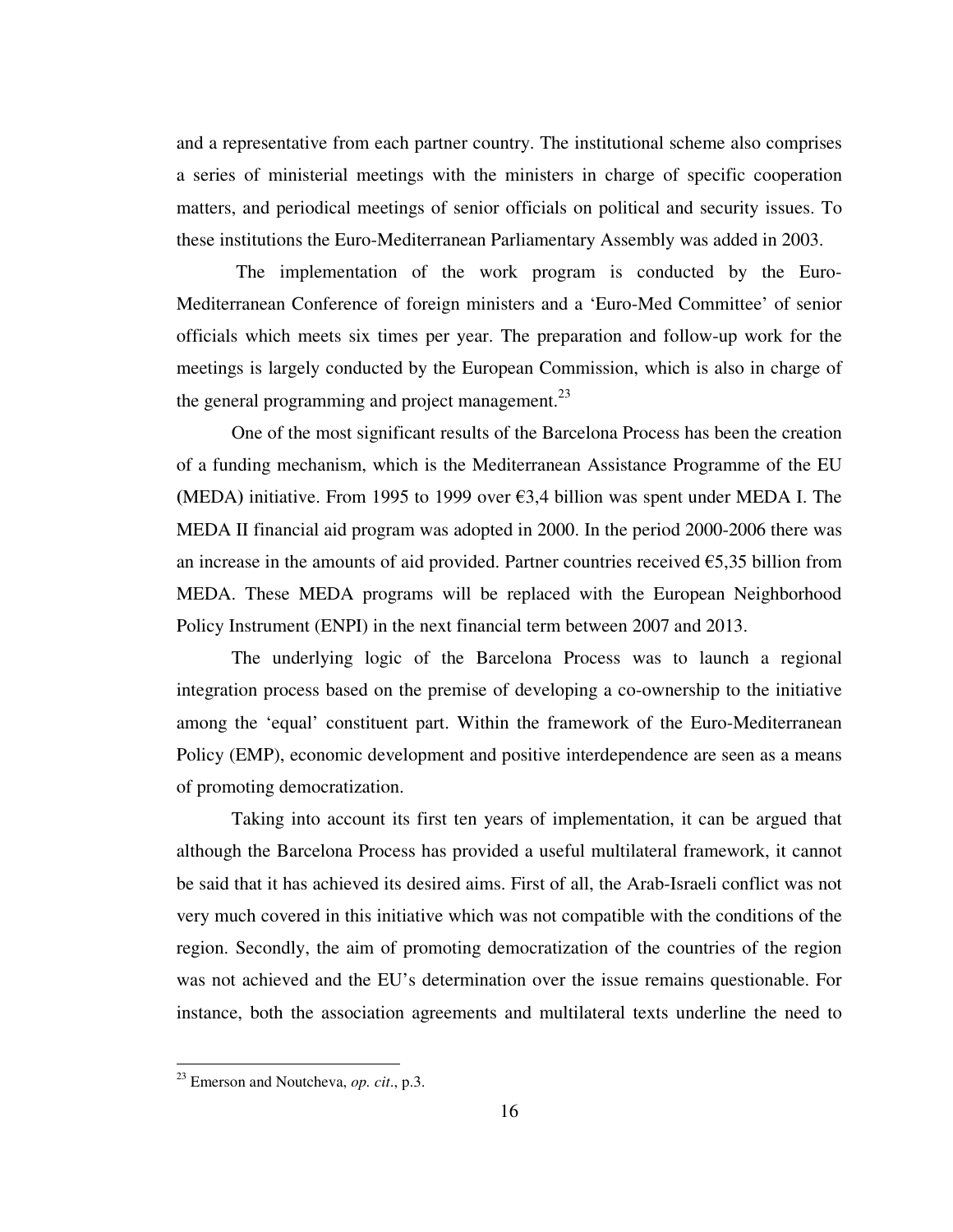and a representative from each partner country. The institutional scheme also comprises a series of ministerial meetings with the ministers in charge of specific cooperation matters, and periodical meetings of senior officials on political and security issues. To these institutions the Euro-Mediterranean Parliamentary Assembly was added in 2003.

The implementation of the work program is conducted by the Euro-Mediterranean Conference of foreign ministers and a 'Euro-Med Committee' of senior officials which meets six times per year. The preparation and follow-up work for the meetings is largely conducted by the European Commission, which is also in charge of the general programming and project management.[23]

One of the most significant results of the Barcelona Process has been the creation of a funding mechanism, which is the Mediterranean Assistance Programme of the EU (MEDA) initiative. From 1995 to 1999 over €3,4 billion was spent under MEDA I. The MEDA II financial aid program was adopted in 2000. In the period 2000-2006 there was an increase in the amounts of aid provided. Partner countries received €5,35 billion from MEDA. These MEDA programs will be replaced with the European Neighborhood Policy Instrument (ENPI) in the next financial term between 2007 and 2013.

The underlying logic of the Barcelona Process was to launch a regional integration process based on the premise of developing a co-ownership to the initiative among the 'equal' constituent part. Within the framework of the Euro-Mediterranean Policy (EMP), economic development and positive interdependence are seen as a means of promoting democratization.

Taking into account its first ten years of implementation, it can be argued that although the Barcelona Process has provided a useful multilateral framework, it cannot be said that it has achieved its desired aims. First of all, the Arab-Israeli conflict was not very much covered in this initiative which was not compatible with the conditions of the region. Secondly, the aim of promoting democratization of the countries of the region was not achieved and the EU's determination over the issue remains questionable. For instance, both the association agreements and multilateral texts underline the need to

---

[23] Emerson and Noutcheva, *op. cit*., p.3.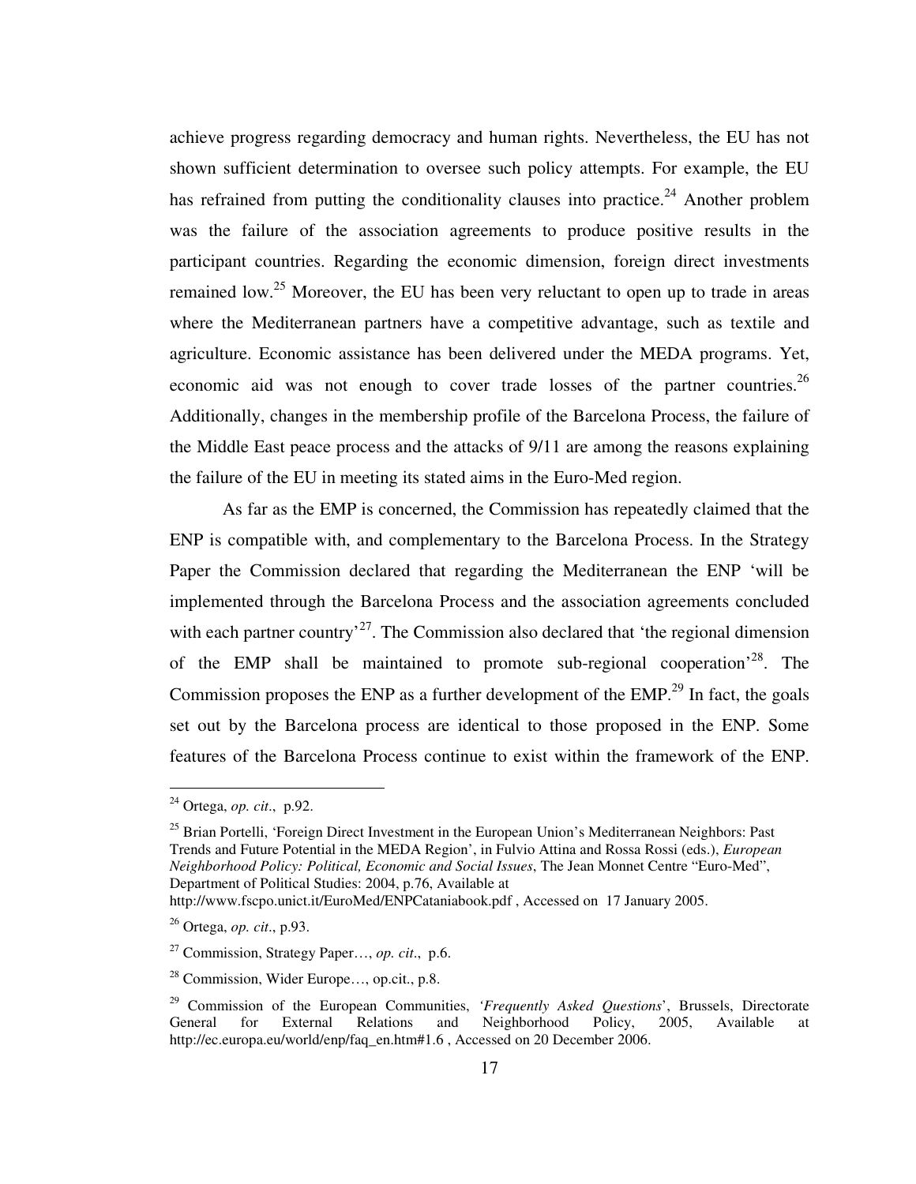achieve progress regarding democracy and human rights. Nevertheless, the EU has not shown sufficient determination to oversee such policy attempts. For example, the EU has refrained from putting the conditionality clauses into practice.[24] Another problem was the failure of the association agreements to produce positive results in the participant countries. Regarding the economic dimension, foreign direct investments remained low.[25] Moreover, the EU has been very reluctant to open up to trade in areas where the Mediterranean partners have a competitive advantage, such as textile and agriculture. Economic assistance has been delivered under the MEDA programs. Yet, economic aid was not enough to cover trade losses of the partner countries.[26] Additionally, changes in the membership profile of the Barcelona Process, the failure of the Middle East peace process and the attacks of 9/11 are among the reasons explaining the failure of the EU in meeting its stated aims in the Euro-Med region.

As far as the EMP is concerned, the Commission has repeatedly claimed that the ENP is compatible with, and complementary to the Barcelona Process. In the Strategy Paper the Commission declared that regarding the Mediterranean the ENP 'will be implemented through the Barcelona Process and the association agreements concluded with each partner country'[27]. The Commission also declared that 'the regional dimension of the EMP shall be maintained to promote sub-regional cooperation'[28]. The Commission proposes the ENP as a further development of the EMP.[29] In fact, the goals set out by the Barcelona process are identical to those proposed in the ENP. Some features of the Barcelona Process continue to exist within the framework of the ENP.

---

[24] Ortega, *op. cit*., p.92.

[25] Brian Portelli, 'Foreign Direct Investment in the European Union's Mediterranean Neighbors: Past Trends and Future Potential in the MEDA Region', in Fulvio Attina and Rossa Rossi (eds.), *European Neighborhood Policy: Political, Economic and Social Issues*, The Jean Monnet Centre "Euro-Med", Department of Political Studies: 2004, p.76, Available at http://www.fscpo.unict.it/EuroMed/ENPCataniabook.pdf , Accessed on 17 January 2005.

[26] Ortega, *op. cit*., p.93.

[27] Commission, Strategy Paper…, *op. cit*., p.6.

[28] Commission, Wider Europe…, op.cit., p.8.

[29] Commission of the European Communities, *'Frequently Asked Questions*', Brussels, Directorate General for External Relations and Neighborhood Policy, 2005, Available at http://ec.europa.eu/world/enp/faq_en.htm#1.6 , Accessed on 20 December 2006.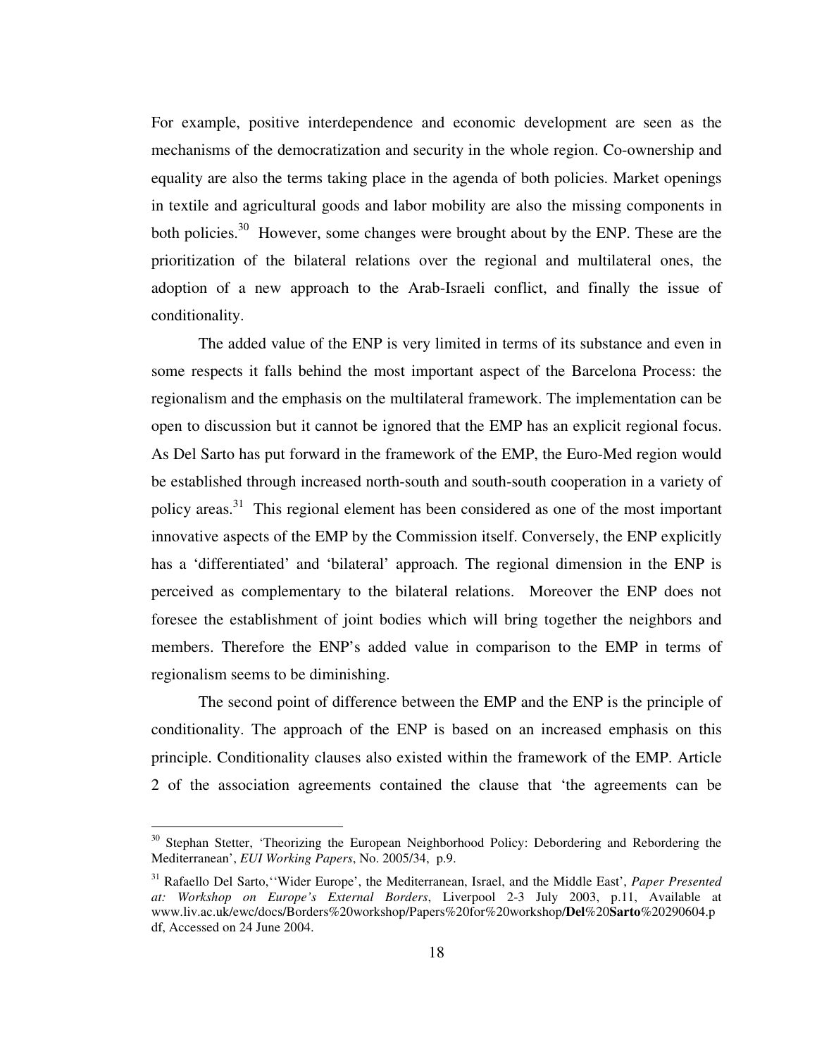For example, positive interdependence and economic development are seen as the mechanisms of the democratization and security in the whole region. Co-ownership and equality are also the terms taking place in the agenda of both policies. Market openings in textile and agricultural goods and labor mobility are also the missing components in both policies.[30] However, some changes were brought about by the ENP. These are the prioritization of the bilateral relations over the regional and multilateral ones, the adoption of a new approach to the Arab-Israeli conflict, and finally the issue of conditionality.

The added value of the ENP is very limited in terms of its substance and even in some respects it falls behind the most important aspect of the Barcelona Process: the regionalism and the emphasis on the multilateral framework. The implementation can be open to discussion but it cannot be ignored that the EMP has an explicit regional focus. As Del Sarto has put forward in the framework of the EMP, the Euro-Med region would be established through increased north-south and south-south cooperation in a variety of policy areas.[31] This regional element has been considered as one of the most important innovative aspects of the EMP by the Commission itself. Conversely, the ENP explicitly has a 'differentiated' and 'bilateral' approach. The regional dimension in the ENP is perceived as complementary to the bilateral relations. Moreover the ENP does not foresee the establishment of joint bodies which will bring together the neighbors and members. Therefore the ENP's added value in comparison to the EMP in terms of regionalism seems to be diminishing.

The second point of difference between the EMP and the ENP is the principle of conditionality. The approach of the ENP is based on an increased emphasis on this principle. Conditionality clauses also existed within the framework of the EMP. Article 2 of the association agreements contained the clause that 'the agreements can be

---

[30] Stephan Stetter, 'Theorizing the European Neighborhood Policy: Debordering and Rebordering the Mediterranean', *EUI Working Papers*, No. 2005/34, p.9.

[31] Rafaello Del Sarto,''Wider Europe', the Mediterranean, Israel, and the Middle East', *Paper Presented at: Workshop on Europe's External Borders*, Liverpool 2-3 July 2003, p.11, Available at www.liv.ac.uk/ewc/docs/Borders%20workshop/Papers%20for%20workshop/**Del**%20**Sarto**%20290604.pdf, Accessed on 24 June 2004.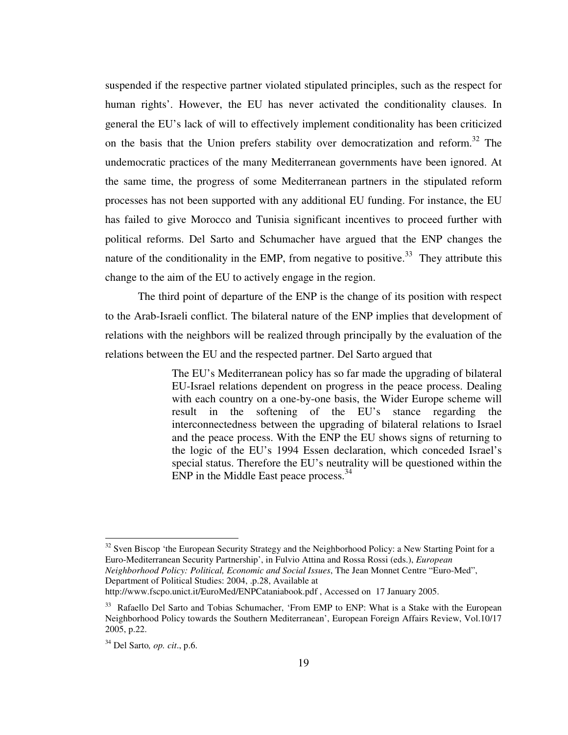suspended if the respective partner violated stipulated principles, such as the respect for human rights'. However, the EU has never activated the conditionality clauses. In general the EU's lack of will to effectively implement conditionality has been criticized on the basis that the Union prefers stability over democratization and reform.[32] The undemocratic practices of the many Mediterranean governments have been ignored. At the same time, the progress of some Mediterranean partners in the stipulated reform processes has not been supported with any additional EU funding. For instance, the EU has failed to give Morocco and Tunisia significant incentives to proceed further with political reforms. Del Sarto and Schumacher have argued that the ENP changes the nature of the conditionality in the EMP, from negative to positive.[33] They attribute this change to the aim of the EU to actively engage in the region.

The third point of departure of the ENP is the change of its position with respect to the Arab-Israeli conflict. The bilateral nature of the ENP implies that development of relations with the neighbors will be realized through principally by the evaluation of the relations between the EU and the respected partner. Del Sarto argued that

> The EU's Mediterranean policy has so far made the upgrading of bilateral EU-Israel relations dependent on progress in the peace process. Dealing with each country on a one-by-one basis, the Wider Europe scheme will result in the softening of the EU's stance regarding the interconnectedness between the upgrading of bilateral relations to Israel and the peace process. With the ENP the EU shows signs of returning to the logic of the EU's 1994 Essen declaration, which conceded Israel's special status. Therefore the EU's neutrality will be questioned within the ENP in the Middle East peace process.[34]

---

[32] Sven Biscop 'the European Security Strategy and the Neighborhood Policy: a New Starting Point for a Euro-Mediterranean Security Partnership', in Fulvio Attina and Rossa Rossi (eds.), *European Neighborhood Policy: Political, Economic and Social Issues*, The Jean Monnet Centre "Euro-Med", Department of Political Studies: 2004, .p.28, Available at http://www.fscpo.unict.it/EuroMed/ENPCataniabook.pdf , Accessed on 17 January 2005.

[33] Rafaello Del Sarto and Tobias Schumacher, 'From EMP to ENP: What is a Stake with the European Neighborhood Policy towards the Southern Mediterranean', European Foreign Affairs Review, Vol.10/17 2005, p.22.

[34] Del Sarto*, op. cit*., p.6.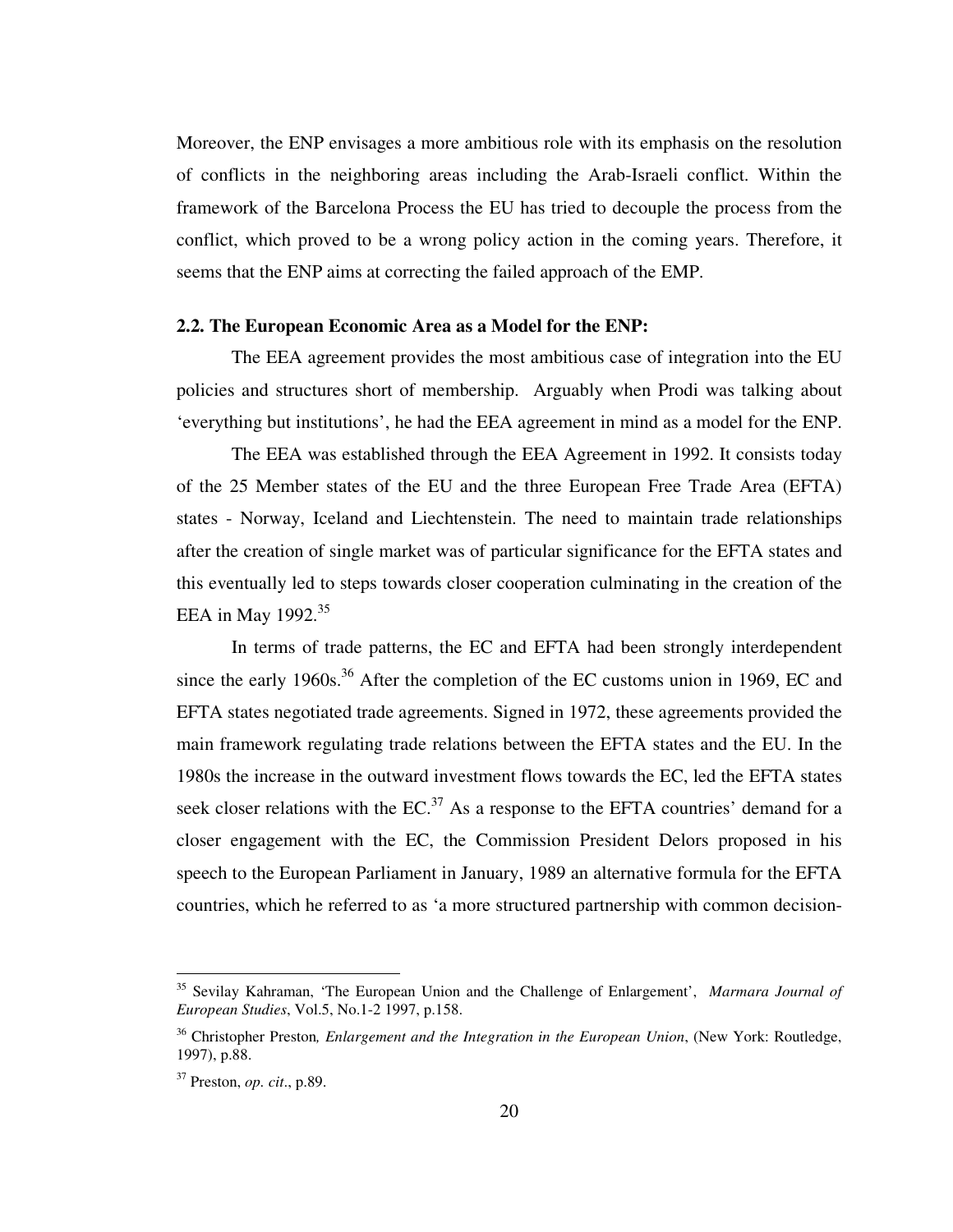Moreover, the ENP envisages a more ambitious role with its emphasis on the resolution of conflicts in the neighboring areas including the Arab-Israeli conflict. Within the framework of the Barcelona Process the EU has tried to decouple the process from the conflict, which proved to be a wrong policy action in the coming years. Therefore, it seems that the ENP aims at correcting the failed approach of the EMP.

### 2.2. The European Economic Area as a Model for the ENP:

The EEA agreement provides the most ambitious case of integration into the EU policies and structures short of membership. Arguably when Prodi was talking about 'everything but institutions', he had the EEA agreement in mind as a model for the ENP.

The EEA was established through the EEA Agreement in 1992. It consists today of the 25 Member states of the EU and the three European Free Trade Area (EFTA) states - Norway, Iceland and Liechtenstein. The need to maintain trade relationships after the creation of single market was of particular significance for the EFTA states and this eventually led to steps towards closer cooperation culminating in the creation of the EEA in May 1992.[35]

In terms of trade patterns, the EC and EFTA had been strongly interdependent since the early 1960s.[36] After the completion of the EC customs union in 1969, EC and EFTA states negotiated trade agreements. Signed in 1972, these agreements provided the main framework regulating trade relations between the EFTA states and the EU. In the 1980s the increase in the outward investment flows towards the EC, led the EFTA states seek closer relations with the EC.[37] As a response to the EFTA countries' demand for a closer engagement with the EC, the Commission President Delors proposed in his speech to the European Parliament in January, 1989 an alternative formula for the EFTA countries, which he referred to as 'a more structured partnership with common decision-

---

[35] Sevilay Kahraman, 'The European Union and the Challenge of Enlargement', *Marmara Journal of European Studies*, Vol.5, No.1-2 1997, p.158.

[36] Christopher Preston*, Enlargement and the Integration in the European Union*, (New York: Routledge, 1997), p.88.

[37] Preston, *op. cit*., p.89.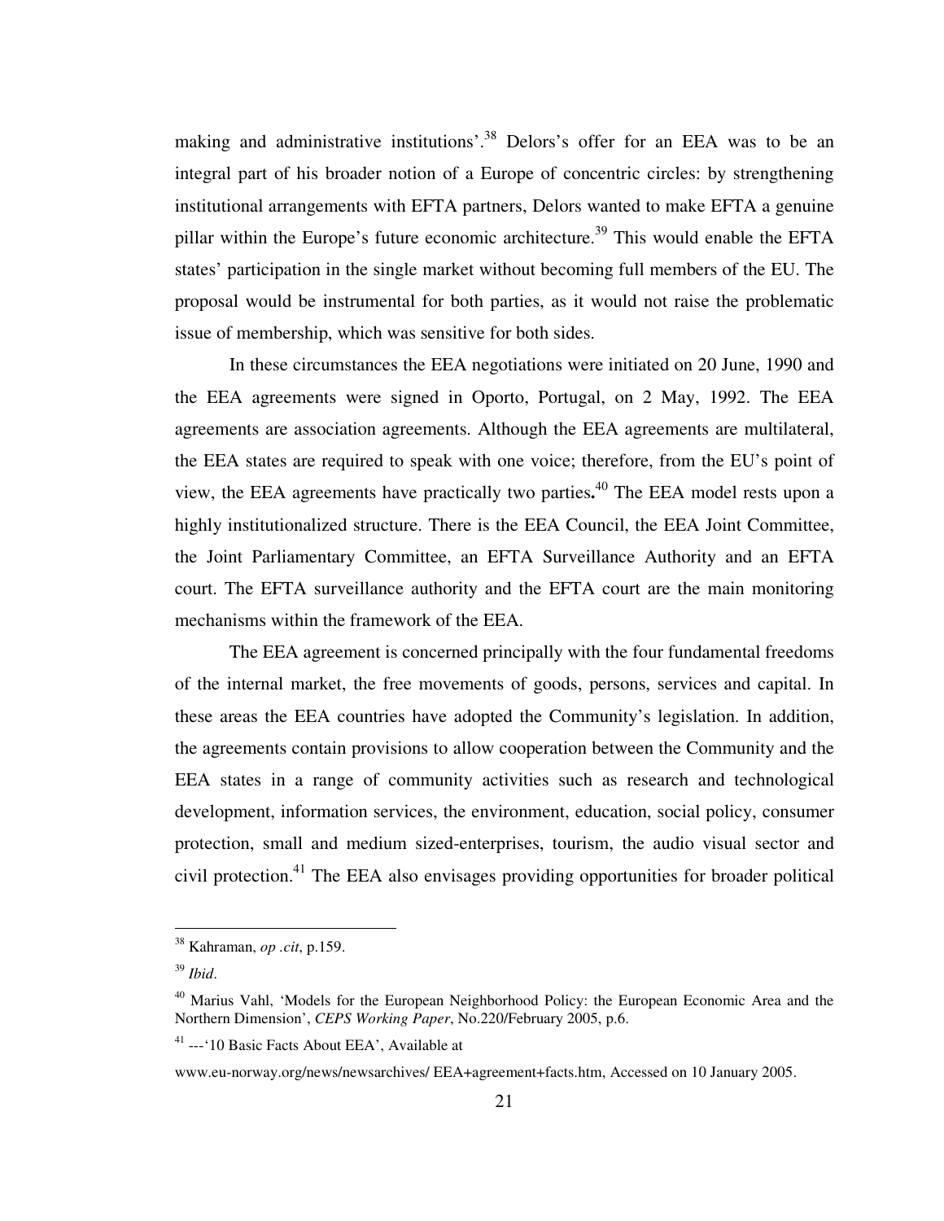making and administrative institutions'.[38] Delors's offer for an EEA was to be an integral part of his broader notion of a Europe of concentric circles: by strengthening institutional arrangements with EFTA partners, Delors wanted to make EFTA a genuine pillar within the Europe's future economic architecture.[39] This would enable the EFTA states' participation in the single market without becoming full members of the EU. The proposal would be instrumental for both parties, as it would not raise the problematic issue of membership, which was sensitive for both sides.

In these circumstances the EEA negotiations were initiated on 20 June, 1990 and the EEA agreements were signed in Oporto, Portugal, on 2 May, 1992. The EEA agreements are association agreements. Although the EEA agreements are multilateral, the EEA states are required to speak with one voice; therefore, from the EU's point of view, the EEA agreements have practically two parties**.**[40] The EEA model rests upon a highly institutionalized structure. There is the EEA Council, the EEA Joint Committee, the Joint Parliamentary Committee, an EFTA Surveillance Authority and an EFTA court. The EFTA surveillance authority and the EFTA court are the main monitoring mechanisms within the framework of the EEA.

The EEA agreement is concerned principally with the four fundamental freedoms of the internal market, the free movements of goods, persons, services and capital. In these areas the EEA countries have adopted the Community's legislation. In addition, the agreements contain provisions to allow cooperation between the Community and the EEA states in a range of community activities such as research and technological development, information services, the environment, education, social policy, consumer protection, small and medium sized-enterprises, tourism, the audio visual sector and civil protection.[41] The EEA also envisages providing opportunities for broader political

---

[38] Kahraman, *op .cit*, p.159.

[39] *Ibid*.

[40] Marius Vahl, 'Models for the European Neighborhood Policy: the European Economic Area and the Northern Dimension', *CEPS Working Paper*, No.220/February 2005, p.6.

[41] ---'10 Basic Facts About EEA', Available at

www.eu-norway.org/news/newsarchives/ EEA+agreement+facts.htm, Accessed on 10 January 2005.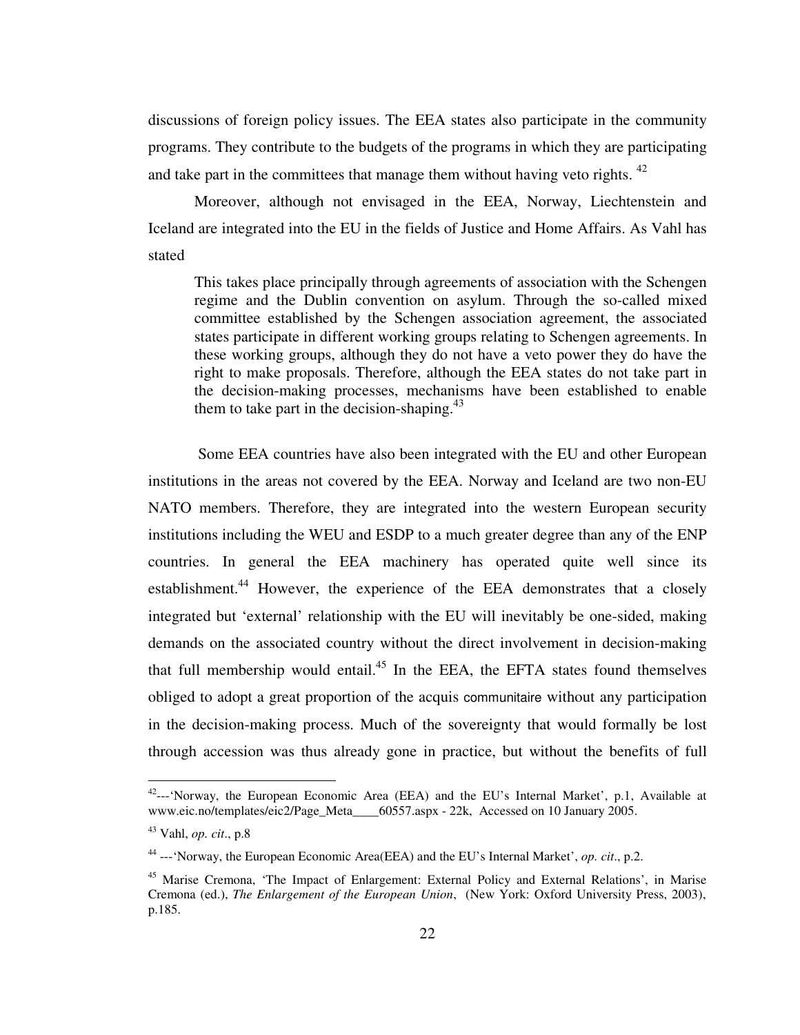discussions of foreign policy issues. The EEA states also participate in the community programs. They contribute to the budgets of the programs in which they are participating and take part in the committees that manage them without having veto rights. [42]

Moreover, although not envisaged in the EEA, Norway, Liechtenstein and Iceland are integrated into the EU in the fields of Justice and Home Affairs. As Vahl has stated

> This takes place principally through agreements of association with the Schengen regime and the Dublin convention on asylum. Through the so-called mixed committee established by the Schengen association agreement, the associated states participate in different working groups relating to Schengen agreements. In these working groups, although they do not have a veto power they do have the right to make proposals. Therefore, although the EEA states do not take part in the decision-making processes, mechanisms have been established to enable them to take part in the decision-shaping.[43]

Some EEA countries have also been integrated with the EU and other European institutions in the areas not covered by the EEA. Norway and Iceland are two non-EU NATO members. Therefore, they are integrated into the western European security institutions including the WEU and ESDP to a much greater degree than any of the ENP countries. In general the EEA machinery has operated quite well since its establishment.[44] However, the experience of the EEA demonstrates that a closely integrated but 'external' relationship with the EU will inevitably be one-sided, making demands on the associated country without the direct involvement in decision-making that full membership would entail.[45] In the EEA, the EFTA states found themselves obliged to adopt a great proportion of the acquis communitaire without any participation in the decision-making process. Much of the sovereignty that would formally be lost through accession was thus already gone in practice, but without the benefits of full

---

[42]---'Norway, the European Economic Area (EEA) and the EU's Internal Market', p.1, Available at www.eic.no/templates/eic2/Page_Meta____60557.aspx - 22k, Accessed on 10 January 2005.

[43] Vahl, *op. cit*., p.8

[44] ---'Norway, the European Economic Area(EEA) and the EU's Internal Market', *op. cit*., p.2.

[45] Marise Cremona, 'The Impact of Enlargement: External Policy and External Relations', in Marise Cremona (ed.), *The Enlargement of the European Union*, (New York: Oxford University Press, 2003), p.185.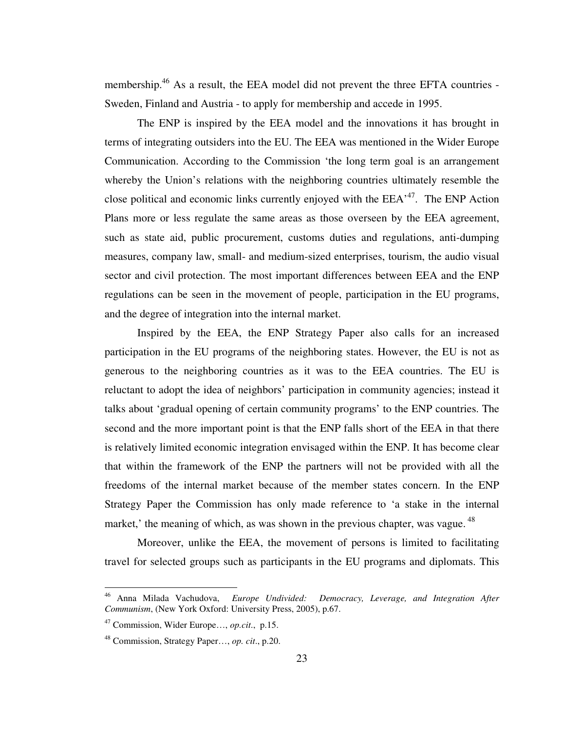membership.[46] As a result, the EEA model did not prevent the three EFTA countries - Sweden, Finland and Austria - to apply for membership and accede in 1995.

The ENP is inspired by the EEA model and the innovations it has brought in terms of integrating outsiders into the EU. The EEA was mentioned in the Wider Europe Communication. According to the Commission 'the long term goal is an arrangement whereby the Union's relations with the neighboring countries ultimately resemble the close political and economic links currently enjoyed with the EEA'[47]. The ENP Action Plans more or less regulate the same areas as those overseen by the EEA agreement, such as state aid, public procurement, customs duties and regulations, anti-dumping measures, company law, small- and medium-sized enterprises, tourism, the audio visual sector and civil protection. The most important differences between EEA and the ENP regulations can be seen in the movement of people, participation in the EU programs, and the degree of integration into the internal market.

Inspired by the EEA, the ENP Strategy Paper also calls for an increased participation in the EU programs of the neighboring states. However, the EU is not as generous to the neighboring countries as it was to the EEA countries. The EU is reluctant to adopt the idea of neighbors' participation in community agencies; instead it talks about 'gradual opening of certain community programs' to the ENP countries. The second and the more important point is that the ENP falls short of the EEA in that there is relatively limited economic integration envisaged within the ENP. It has become clear that within the framework of the ENP the partners will not be provided with all the freedoms of the internal market because of the member states concern. In the ENP Strategy Paper the Commission has only made reference to 'a stake in the internal market,' the meaning of which, as was shown in the previous chapter, was vague.[48]

Moreover, unlike the EEA, the movement of persons is limited to facilitating travel for selected groups such as participants in the EU programs and diplomats. This

---

[46] Anna Milada Vachudova, *Europe Undivided: Democracy, Leverage, and Integration After Communism*, (New York Oxford: University Press, 2005), p.67.

[47] Commission, Wider Europe…, *op.cit.*, p.15.

[48] Commission, Strategy Paper…, *op. cit*., p.20.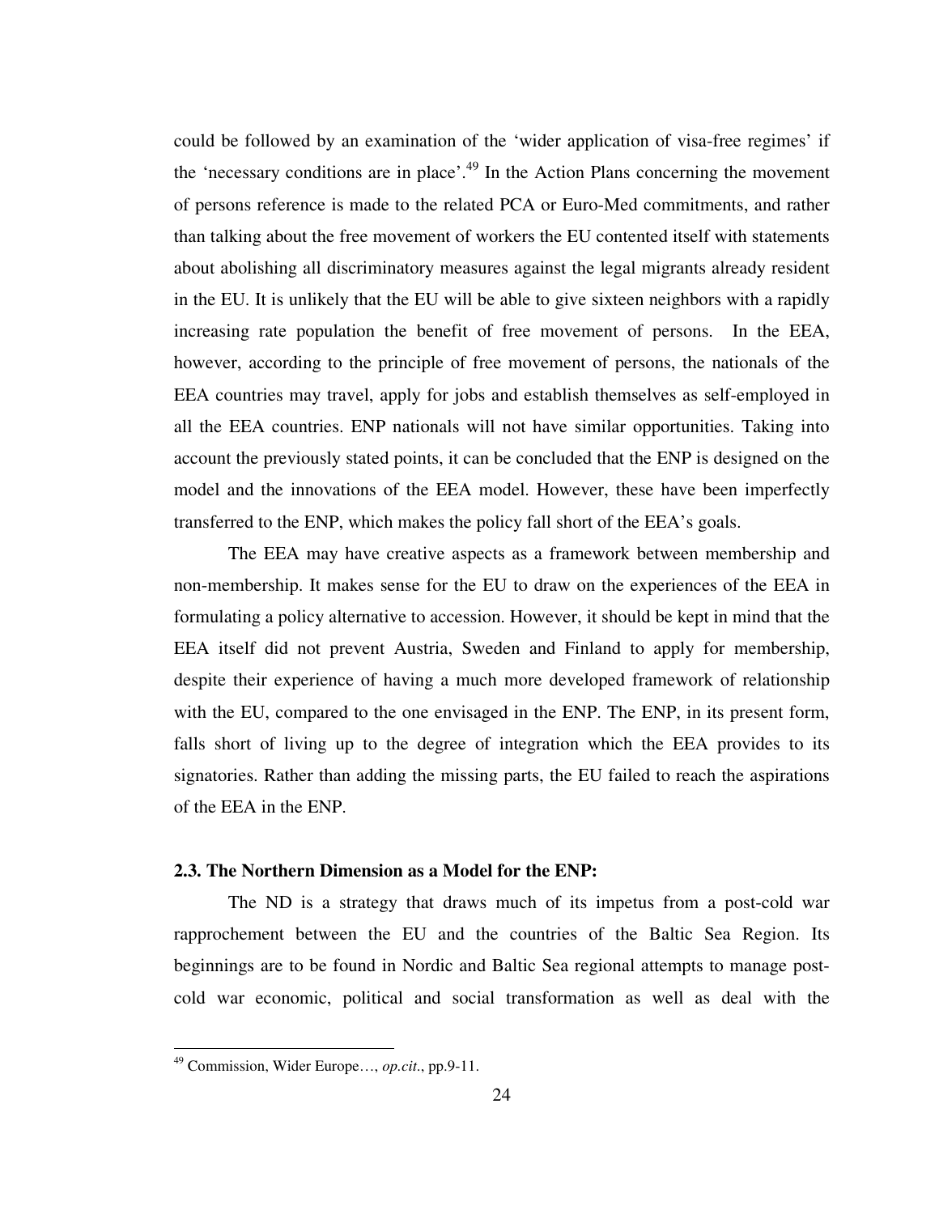could be followed by an examination of the 'wider application of visa-free regimes' if the 'necessary conditions are in place'.[49] In the Action Plans concerning the movement of persons reference is made to the related PCA or Euro-Med commitments, and rather than talking about the free movement of workers the EU contented itself with statements about abolishing all discriminatory measures against the legal migrants already resident in the EU. It is unlikely that the EU will be able to give sixteen neighbors with a rapidly increasing rate population the benefit of free movement of persons. In the EEA, however, according to the principle of free movement of persons, the nationals of the EEA countries may travel, apply for jobs and establish themselves as self-employed in all the EEA countries. ENP nationals will not have similar opportunities. Taking into account the previously stated points, it can be concluded that the ENP is designed on the model and the innovations of the EEA model. However, these have been imperfectly transferred to the ENP, which makes the policy fall short of the EEA's goals.

The EEA may have creative aspects as a framework between membership and non-membership. It makes sense for the EU to draw on the experiences of the EEA in formulating a policy alternative to accession. However, it should be kept in mind that the EEA itself did not prevent Austria, Sweden and Finland to apply for membership, despite their experience of having a much more developed framework of relationship with the EU, compared to the one envisaged in the ENP. The ENP, in its present form, falls short of living up to the degree of integration which the EEA provides to its signatories. Rather than adding the missing parts, the EU failed to reach the aspirations of the EEA in the ENP.

### 2.3. The Northern Dimension as a Model for the ENP:

The ND is a strategy that draws much of its impetus from a post-cold war rapprochement between the EU and the countries of the Baltic Sea Region. Its beginnings are to be found in Nordic and Baltic Sea regional attempts to manage post-cold war economic, political and social transformation as well as deal with the

---

[49] Commission, Wider Europe…, *op.cit*., pp.9-11.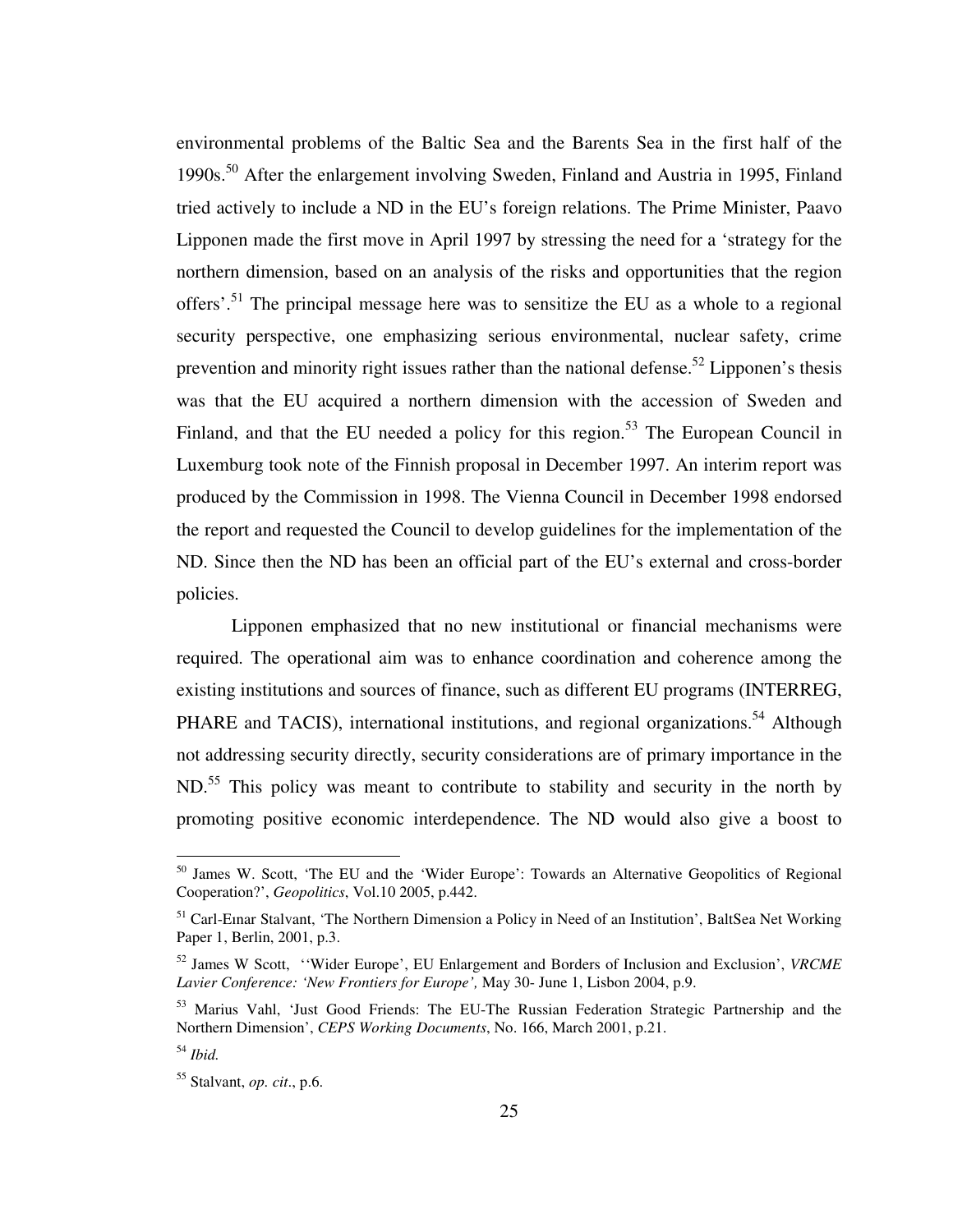environmental problems of the Baltic Sea and the Barents Sea in the first half of the 1990s.[50] After the enlargement involving Sweden, Finland and Austria in 1995, Finland tried actively to include a ND in the EU's foreign relations. The Prime Minister, Paavo Lipponen made the first move in April 1997 by stressing the need for a 'strategy for the northern dimension, based on an analysis of the risks and opportunities that the region offers'.[51] The principal message here was to sensitize the EU as a whole to a regional security perspective, one emphasizing serious environmental, nuclear safety, crime prevention and minority right issues rather than the national defense.[52] Lipponen's thesis was that the EU acquired a northern dimension with the accession of Sweden and Finland, and that the EU needed a policy for this region.[53] The European Council in Luxemburg took note of the Finnish proposal in December 1997. An interim report was produced by the Commission in 1998. The Vienna Council in December 1998 endorsed the report and requested the Council to develop guidelines for the implementation of the ND. Since then the ND has been an official part of the EU's external and cross-border policies.

Lipponen emphasized that no new institutional or financial mechanisms were required. The operational aim was to enhance coordination and coherence among the existing institutions and sources of finance, such as different EU programs (INTERREG, PHARE and TACIS), international institutions, and regional organizations.[54] Although not addressing security directly, security considerations are of primary importance in the ND.[55] This policy was meant to contribute to stability and security in the north by promoting positive economic interdependence. The ND would also give a boost to

---

[50] James W. Scott, 'The EU and the 'Wider Europe': Towards an Alternative Geopolitics of Regional Cooperation?', *Geopolitics*, Vol.10 2005, p.442.

[51] Carl-Eınar Stalvant, 'The Northern Dimension a Policy in Need of an Institution', BaltSea Net Working Paper 1, Berlin, 2001, p.3.

[52] James W Scott, ''Wider Europe', EU Enlargement and Borders of Inclusion and Exclusion', *VRCME Lavier Conference: 'New Frontiers for Europe',* May 30- June 1, Lisbon 2004, p.9.

[53] Marius Vahl, 'Just Good Friends: The EU-The Russian Federation Strategic Partnership and the Northern Dimension', *CEPS Working Documents*, No. 166, March 2001, p.21.

[54] *Ibid.*

[55] Stalvant, *op. cit*., p.6.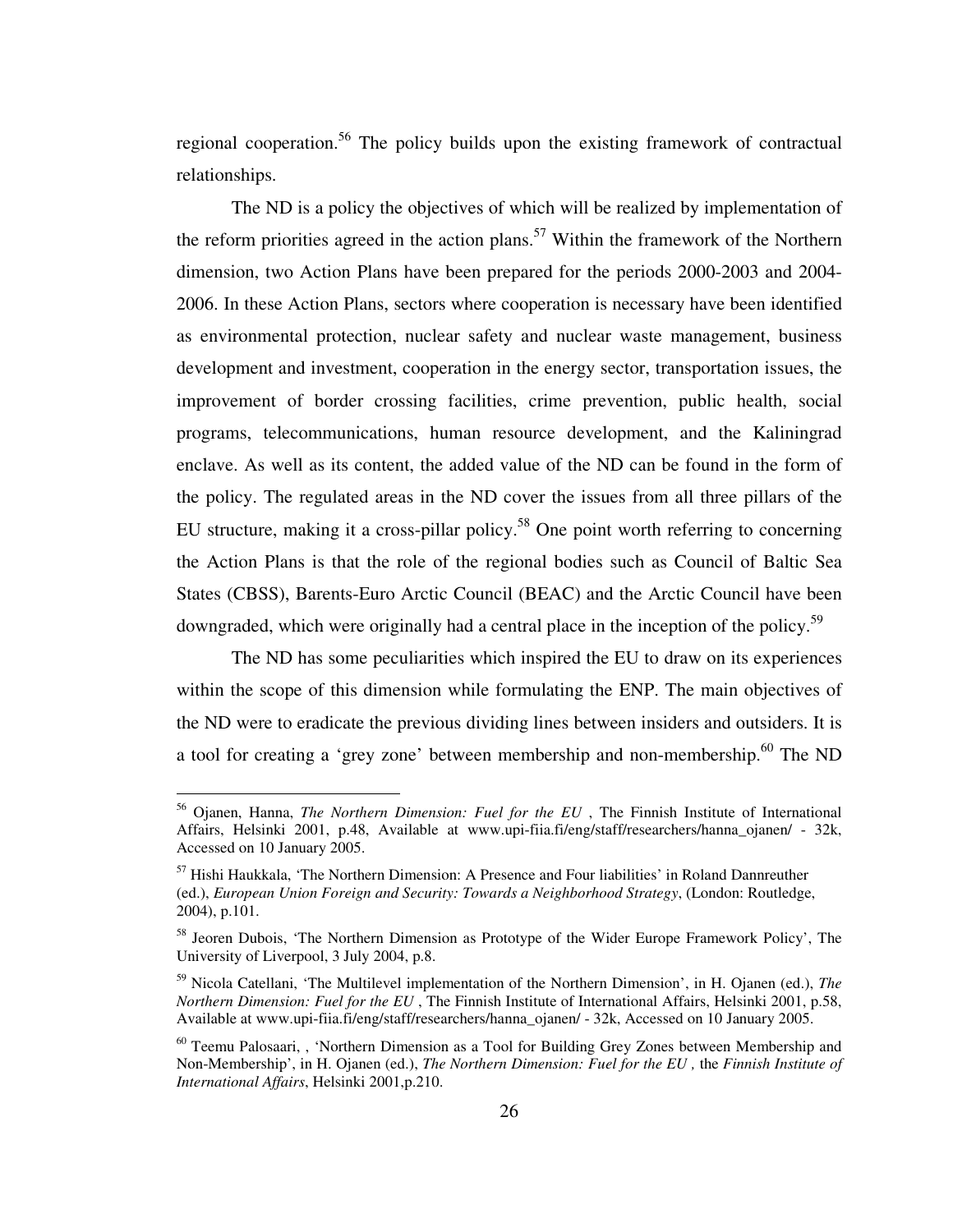regional cooperation.[56] The policy builds upon the existing framework of contractual relationships.

The ND is a policy the objectives of which will be realized by implementation of the reform priorities agreed in the action plans.[57] Within the framework of the Northern dimension, two Action Plans have been prepared for the periods 2000-2003 and 2004-2006. In these Action Plans, sectors where cooperation is necessary have been identified as environmental protection, nuclear safety and nuclear waste management, business development and investment, cooperation in the energy sector, transportation issues, the improvement of border crossing facilities, crime prevention, public health, social programs, telecommunications, human resource development, and the Kaliningrad enclave. As well as its content, the added value of the ND can be found in the form of the policy. The regulated areas in the ND cover the issues from all three pillars of the EU structure, making it a cross-pillar policy.[58] One point worth referring to concerning the Action Plans is that the role of the regional bodies such as Council of Baltic Sea States (CBSS), Barents-Euro Arctic Council (BEAC) and the Arctic Council have been downgraded, which were originally had a central place in the inception of the policy.[59]

The ND has some peculiarities which inspired the EU to draw on its experiences within the scope of this dimension while formulating the ENP. The main objectives of the ND were to eradicate the previous dividing lines between insiders and outsiders. It is a tool for creating a 'grey zone' between membership and non-membership.[60] The ND

---

[56] Ojanen, Hanna, *The Northern Dimension: Fuel for the EU* , The Finnish Institute of International Affairs, Helsinki 2001, p.48, Available at www.upi-fiia.fi/eng/staff/researchers/hanna_ojanen/ - 32k, Accessed on 10 January 2005.

[57] Hishi Haukkala, 'The Northern Dimension: A Presence and Four liabilities' in Roland Dannreuther (ed.), *European Union Foreign and Security: Towards a Neighborhood Strategy*, (London: Routledge, 2004), p.101.

[58] Jeoren Dubois, 'The Northern Dimension as Prototype of the Wider Europe Framework Policy', The University of Liverpool, 3 July 2004, p.8.

[59] Nicola Catellani, 'The Multilevel implementation of the Northern Dimension', in H. Ojanen (ed.), *The Northern Dimension: Fuel for the EU* , The Finnish Institute of International Affairs, Helsinki 2001, p.58, Available at www.upi-fiia.fi/eng/staff/researchers/hanna_ojanen/ - 32k, Accessed on 10 January 2005.

[60] Teemu Palosaari, , 'Northern Dimension as a Tool for Building Grey Zones between Membership and Non-Membership', in H. Ojanen (ed.), *The Northern Dimension: Fuel for the EU ,* the *Finnish Institute of International Affairs*, Helsinki 2001,p.210.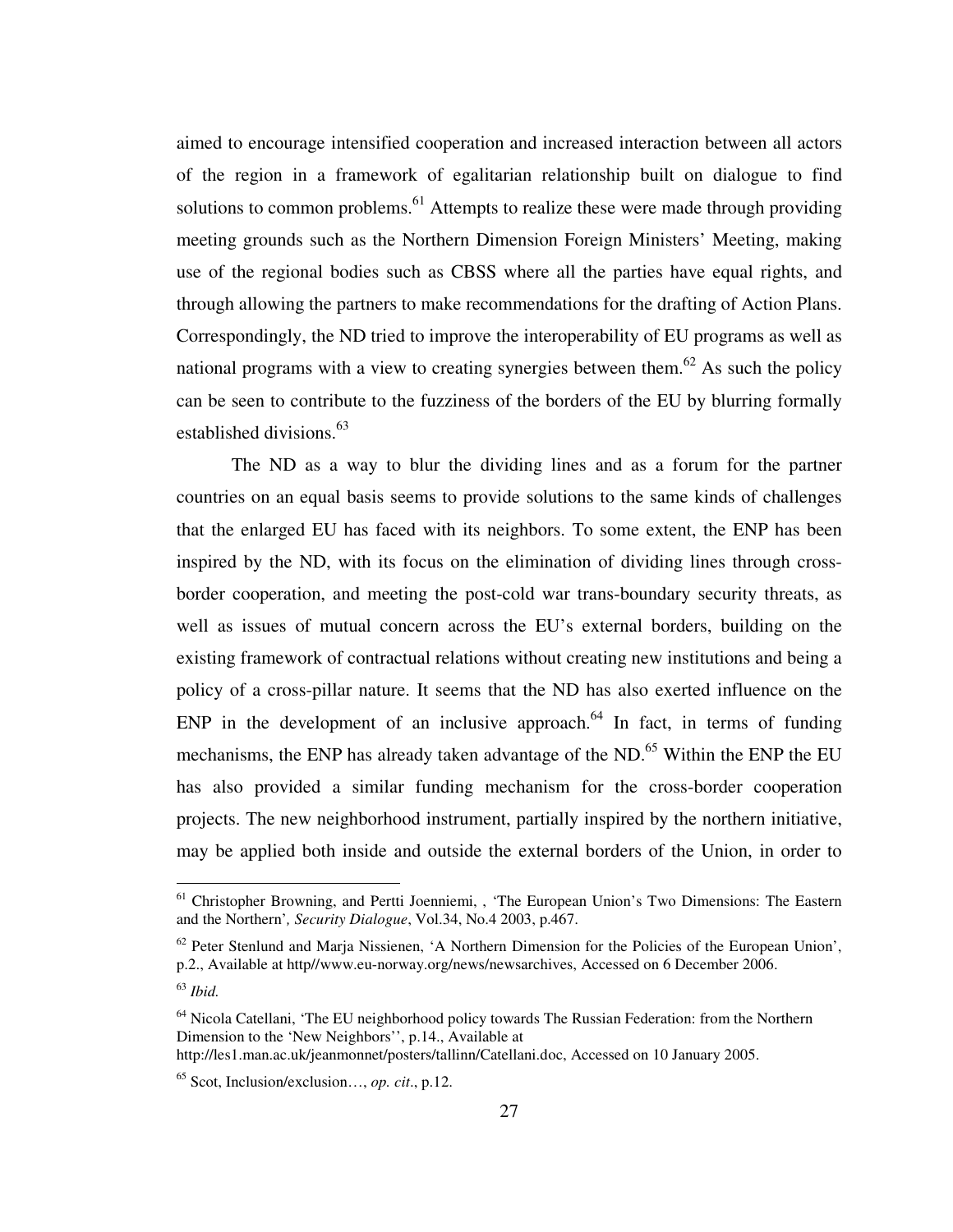aimed to encourage intensified cooperation and increased interaction between all actors of the region in a framework of egalitarian relationship built on dialogue to find solutions to common problems.[61] Attempts to realize these were made through providing meeting grounds such as the Northern Dimension Foreign Ministers' Meeting, making use of the regional bodies such as CBSS where all the parties have equal rights, and through allowing the partners to make recommendations for the drafting of Action Plans. Correspondingly, the ND tried to improve the interoperability of EU programs as well as national programs with a view to creating synergies between them.[62] As such the policy can be seen to contribute to the fuzziness of the borders of the EU by blurring formally established divisions.[63]

The ND as a way to blur the dividing lines and as a forum for the partner countries on an equal basis seems to provide solutions to the same kinds of challenges that the enlarged EU has faced with its neighbors. To some extent, the ENP has been inspired by the ND, with its focus on the elimination of dividing lines through cross-border cooperation, and meeting the post-cold war trans-boundary security threats, as well as issues of mutual concern across the EU's external borders, building on the existing framework of contractual relations without creating new institutions and being a policy of a cross-pillar nature. It seems that the ND has also exerted influence on the ENP in the development of an inclusive approach.[64] In fact, in terms of funding mechanisms, the ENP has already taken advantage of the ND.[65] Within the ENP the EU has also provided a similar funding mechanism for the cross-border cooperation projects. The new neighborhood instrument, partially inspired by the northern initiative, may be applied both inside and outside the external borders of the Union, in order to

---

[61] Christopher Browning, and Pertti Joenniemi, , 'The European Union's Two Dimensions: The Eastern and the Northern', *Security Dialogue*, Vol.34, No.4 2003, p.467.

[62] Peter Stenlund and Marja Nissienen, 'A Northern Dimension for the Policies of the European Union', p.2., Available at http//www.eu-norway.org/news/newsarchives, Accessed on 6 December 2006.

[63] *Ibid.*

[64] Nicola Catellani, 'The EU neighborhood policy towards The Russian Federation: from the Northern Dimension to the 'New Neighbors'', p.14., Available at http://les1.man.ac.uk/jeanmonnet/posters/tallinn/Catellani.doc, Accessed on 10 January 2005.

[65] Scot, Inclusion/exclusion…, *op. cit*., p.12.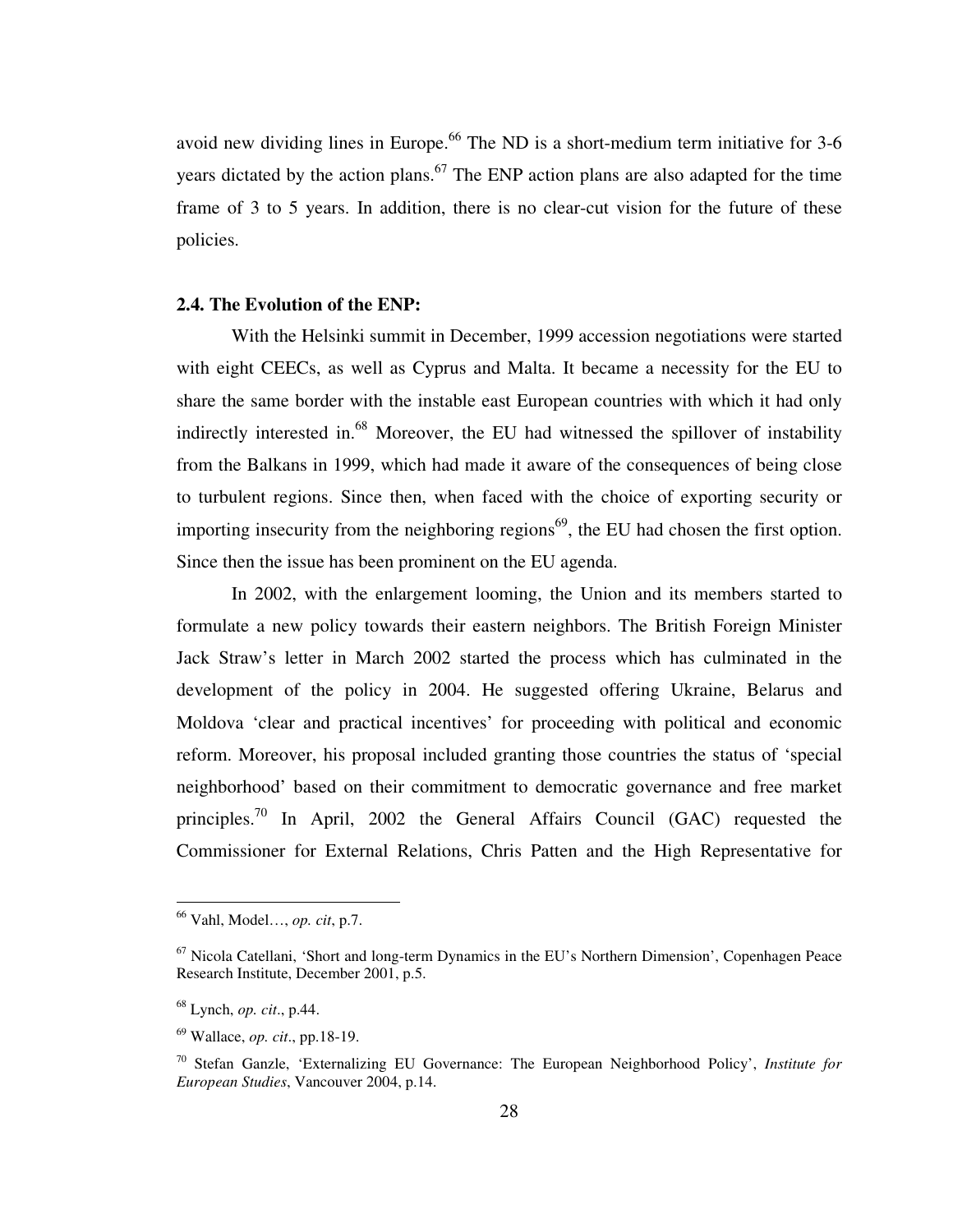avoid new dividing lines in Europe.[66] The ND is a short-medium term initiative for 3-6 years dictated by the action plans.[67] The ENP action plans are also adapted for the time frame of 3 to 5 years. In addition, there is no clear-cut vision for the future of these policies.

### 2.4. The Evolution of the ENP:

With the Helsinki summit in December, 1999 accession negotiations were started with eight CEECs, as well as Cyprus and Malta. It became a necessity for the EU to share the same border with the instable east European countries with which it had only indirectly interested in.[68] Moreover, the EU had witnessed the spillover of instability from the Balkans in 1999, which had made it aware of the consequences of being close to turbulent regions. Since then, when faced with the choice of exporting security or importing insecurity from the neighboring regions[69], the EU had chosen the first option. Since then the issue has been prominent on the EU agenda.

In 2002, with the enlargement looming, the Union and its members started to formulate a new policy towards their eastern neighbors. The British Foreign Minister Jack Straw's letter in March 2002 started the process which has culminated in the development of the policy in 2004. He suggested offering Ukraine, Belarus and Moldova 'clear and practical incentives' for proceeding with political and economic reform. Moreover, his proposal included granting those countries the status of 'special neighborhood' based on their commitment to democratic governance and free market principles.[70] In April, 2002 the General Affairs Council (GAC) requested the Commissioner for External Relations, Chris Patten and the High Representative for

---

[66] Vahl, Model…, *op. cit*, p.7.

[67] Nicola Catellani, 'Short and long-term Dynamics in the EU's Northern Dimension', Copenhagen Peace Research Institute, December 2001, p.5.

[68] Lynch, *op. cit*., p.44.

[69] Wallace, *op. cit*., pp.18-19.

[70] Stefan Ganzle, 'Externalizing EU Governance: The European Neighborhood Policy', *Institute for European Studies*, Vancouver 2004, p.14.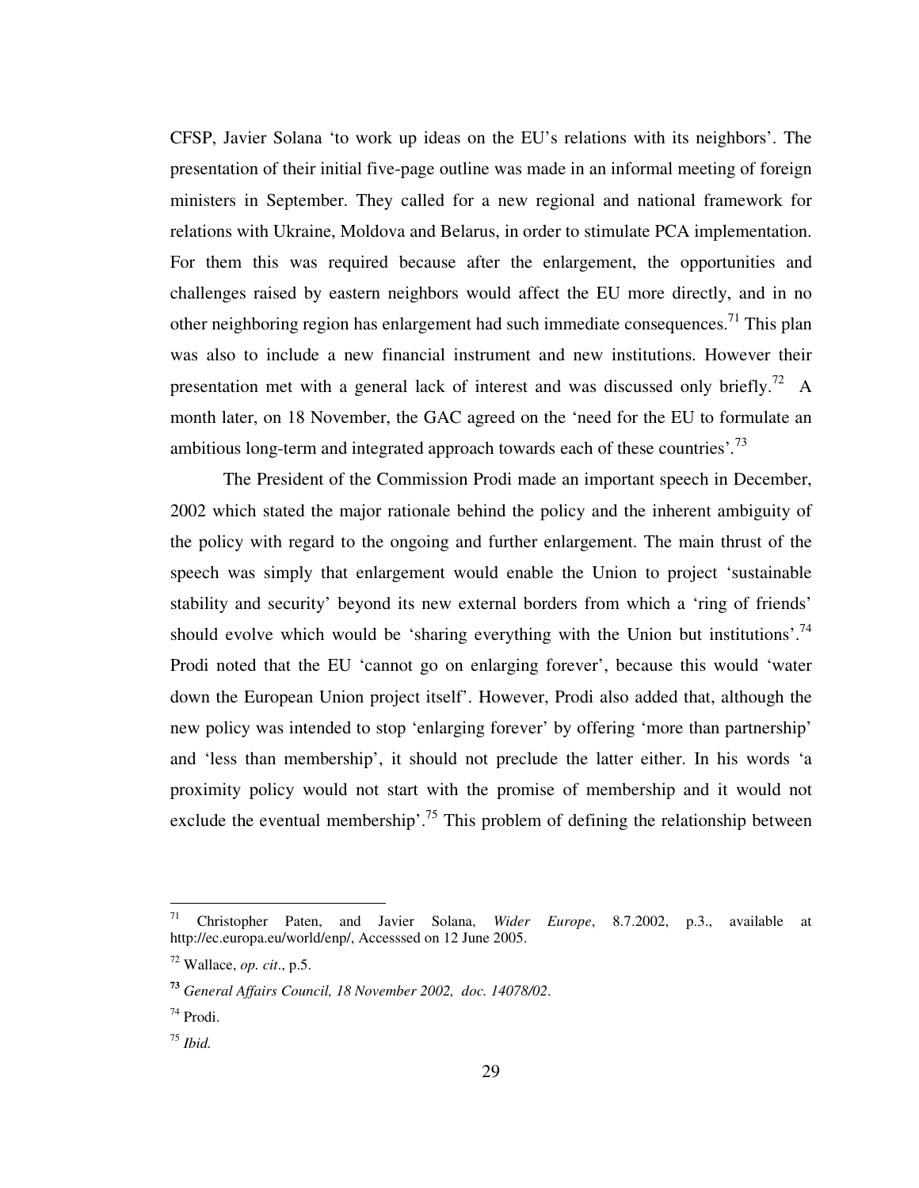CFSP, Javier Solana 'to work up ideas on the EU's relations with its neighbors'. The presentation of their initial five-page outline was made in an informal meeting of foreign ministers in September. They called for a new regional and national framework for relations with Ukraine, Moldova and Belarus, in order to stimulate PCA implementation. For them this was required because after the enlargement, the opportunities and challenges raised by eastern neighbors would affect the EU more directly, and in no other neighboring region has enlargement had such immediate consequences.[71] This plan was also to include a new financial instrument and new institutions. However their presentation met with a general lack of interest and was discussed only briefly.[72] A month later, on 18 November, the GAC agreed on the 'need for the EU to formulate an ambitious long-term and integrated approach towards each of these countries'.[73]

The President of the Commission Prodi made an important speech in December, 2002 which stated the major rationale behind the policy and the inherent ambiguity of the policy with regard to the ongoing and further enlargement. The main thrust of the speech was simply that enlargement would enable the Union to project 'sustainable stability and security' beyond its new external borders from which a 'ring of friends' should evolve which would be 'sharing everything with the Union but institutions'.[74] Prodi noted that the EU 'cannot go on enlarging forever', because this would 'water down the European Union project itself'. However, Prodi also added that, although the new policy was intended to stop 'enlarging forever' by offering 'more than partnership' and 'less than membership', it should not preclude the latter either. In his words 'a proximity policy would not start with the promise of membership and it would not exclude the eventual membership'.[75] This problem of defining the relationship between

---

[71] Christopher Paten, and Javier Solana, *Wider Europe*, 8.7.2002, p.3., available at http://ec.europa.eu/world/enp/, Accesssed on 12 June 2005.

[72] Wallace, *op. cit*., p.5.

[73] *General Affairs Council, 18 November 2002, doc. 14078/02*.

[74] Prodi.

[75] *Ibid.*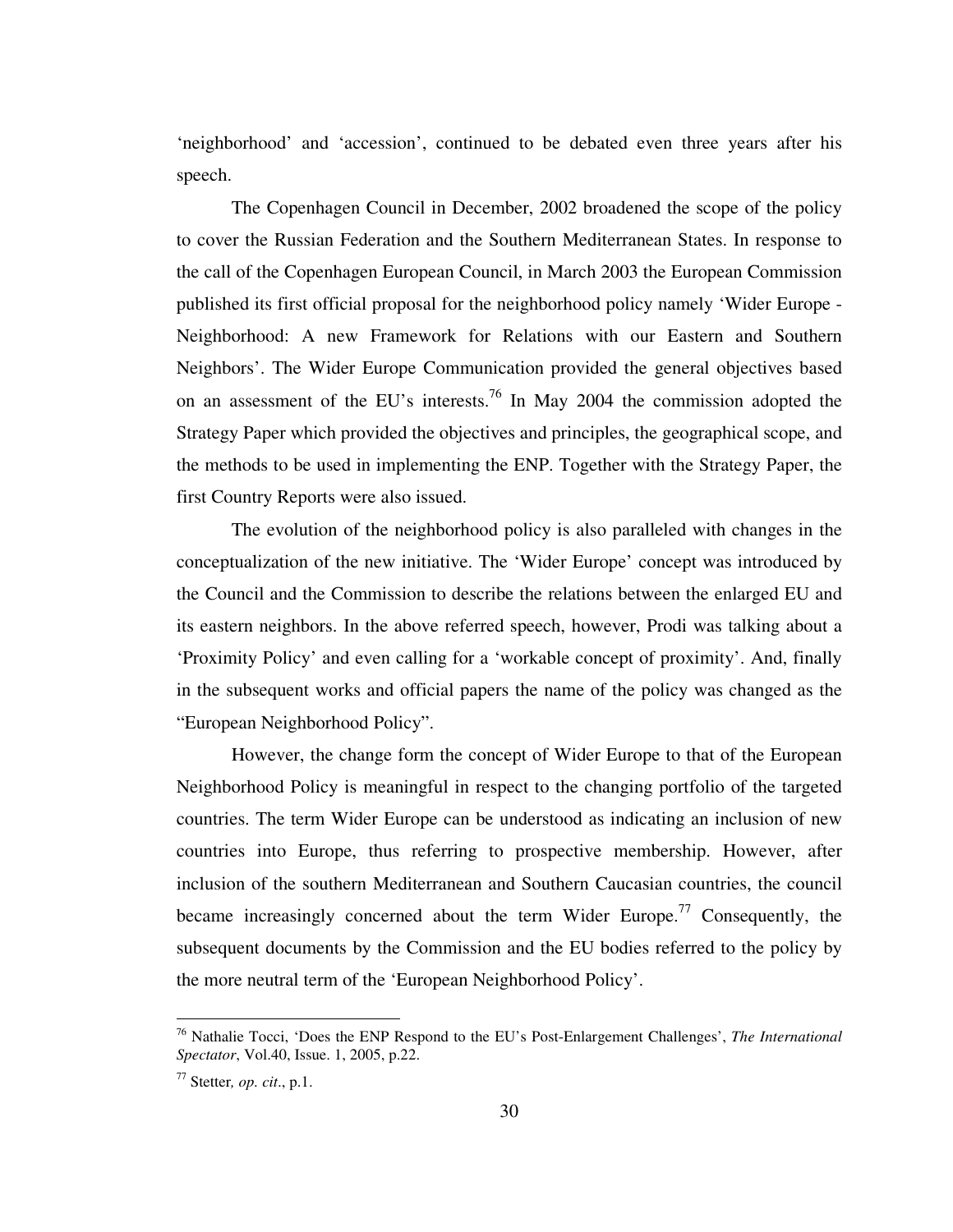'neighborhood' and 'accession', continued to be debated even three years after his speech.

The Copenhagen Council in December, 2002 broadened the scope of the policy to cover the Russian Federation and the Southern Mediterranean States. In response to the call of the Copenhagen European Council, in March 2003 the European Commission published its first official proposal for the neighborhood policy namely 'Wider Europe - Neighborhood: A new Framework for Relations with our Eastern and Southern Neighbors'. The Wider Europe Communication provided the general objectives based on an assessment of the EU's interests.[76] In May 2004 the commission adopted the Strategy Paper which provided the objectives and principles, the geographical scope, and the methods to be used in implementing the ENP. Together with the Strategy Paper, the first Country Reports were also issued.

The evolution of the neighborhood policy is also paralleled with changes in the conceptualization of the new initiative. The 'Wider Europe' concept was introduced by the Council and the Commission to describe the relations between the enlarged EU and its eastern neighbors. In the above referred speech, however, Prodi was talking about a 'Proximity Policy' and even calling for a 'workable concept of proximity'. And, finally in the subsequent works and official papers the name of the policy was changed as the "European Neighborhood Policy".

However, the change form the concept of Wider Europe to that of the European Neighborhood Policy is meaningful in respect to the changing portfolio of the targeted countries. The term Wider Europe can be understood as indicating an inclusion of new countries into Europe, thus referring to prospective membership. However, after inclusion of the southern Mediterranean and Southern Caucasian countries, the council became increasingly concerned about the term Wider Europe.[77] Consequently, the subsequent documents by the Commission and the EU bodies referred to the policy by the more neutral term of the 'European Neighborhood Policy'.

---

[76] Nathalie Tocci, 'Does the ENP Respond to the EU's Post-Enlargement Challenges', *The International Spectator*, Vol.40, Issue. 1, 2005, p.22.

[77] Stetter*, op. cit*., p.1.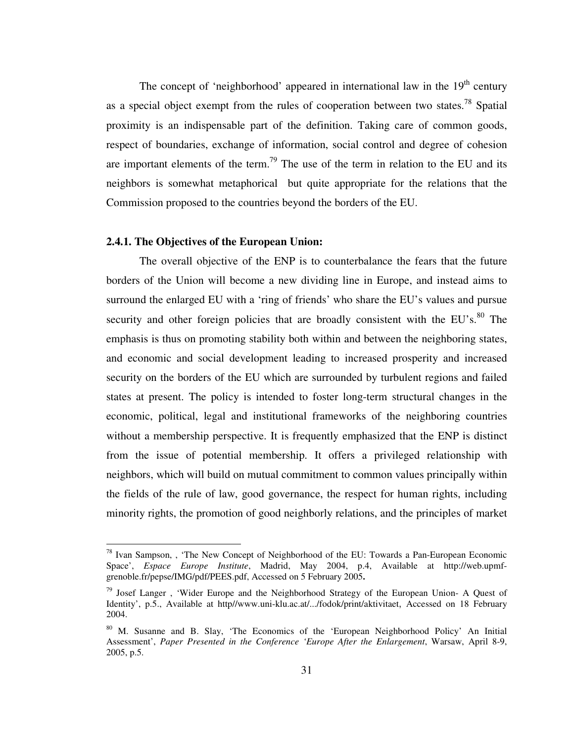The concept of 'neighborhood' appeared in international law in the 19th century as a special object exempt from the rules of cooperation between two states.[78] Spatial proximity is an indispensable part of the definition. Taking care of common goods, respect of boundaries, exchange of information, social control and degree of cohesion are important elements of the term.[79] The use of the term in relation to the EU and its neighbors is somewhat metaphorical but quite appropriate for the relations that the Commission proposed to the countries beyond the borders of the EU.

### 2.4.1. The Objectives of the European Union:

The overall objective of the ENP is to counterbalance the fears that the future borders of the Union will become a new dividing line in Europe, and instead aims to surround the enlarged EU with a 'ring of friends' who share the EU's values and pursue security and other foreign policies that are broadly consistent with the EU's.[80] The emphasis is thus on promoting stability both within and between the neighboring states, and economic and social development leading to increased prosperity and increased security on the borders of the EU which are surrounded by turbulent regions and failed states at present. The policy is intended to foster long-term structural changes in the economic, political, legal and institutional frameworks of the neighboring countries without a membership perspective. It is frequently emphasized that the ENP is distinct from the issue of potential membership. It offers a privileged relationship with neighbors, which will build on mutual commitment to common values principally within the fields of the rule of law, good governance, the respect for human rights, including minority rights, the promotion of good neighborly relations, and the principles of market

---

[78] Ivan Sampson, , 'The New Concept of Neighborhood of the EU: Towards a Pan-European Economic Space', *Espace Europe Institute*, Madrid, May 2004, p.4, Available at http://web.upmf-grenoble.fr/pepse/IMG/pdf/PEES.pdf, Accessed on 5 February 2005**.**

[79] Josef Langer , 'Wider Europe and the Neighborhood Strategy of the European Union- A Quest of Identity', p.5., Available at http//www.uni-klu.ac.at/.../fodok/print/aktivitaet, Accessed on 18 February 2004.

[80] M. Susanne and B. Slay, 'The Economics of the 'European Neighborhood Policy' An Initial Assessment', *Paper Presented in the Conference 'Europe After the Enlargement*, Warsaw, April 8-9, 2005, p.5.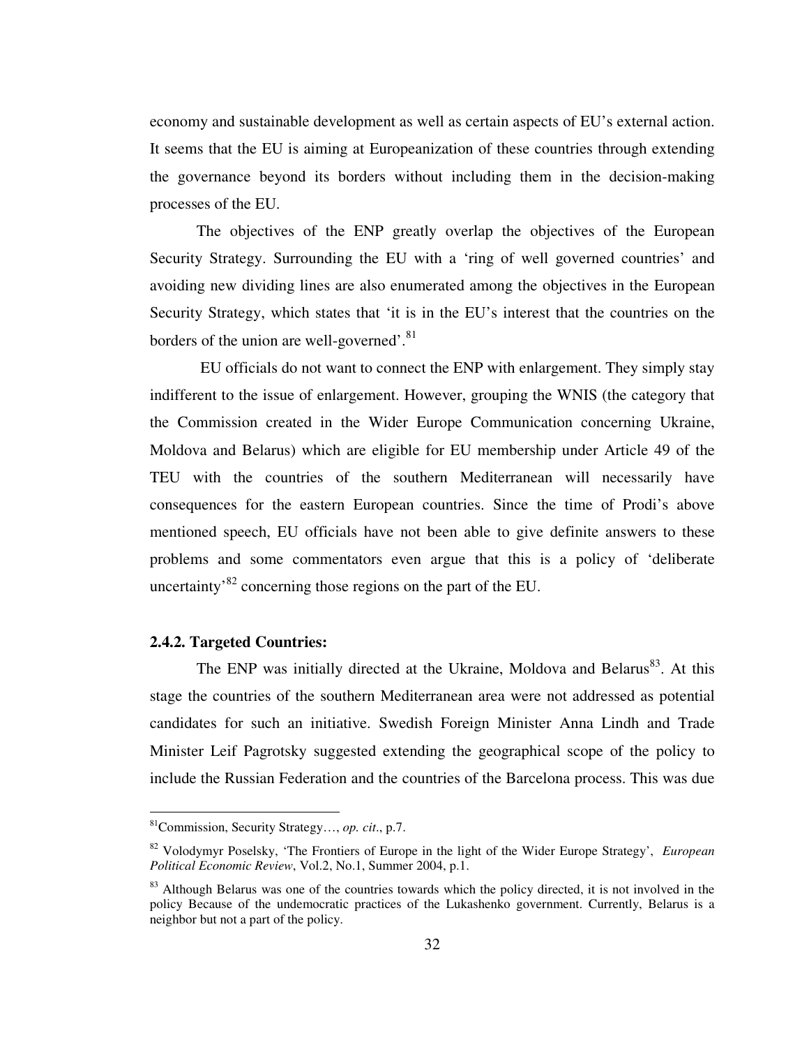economy and sustainable development as well as certain aspects of EU's external action. It seems that the EU is aiming at Europeanization of these countries through extending the governance beyond its borders without including them in the decision-making processes of the EU.

The objectives of the ENP greatly overlap the objectives of the European Security Strategy. Surrounding the EU with a 'ring of well governed countries' and avoiding new dividing lines are also enumerated among the objectives in the European Security Strategy, which states that 'it is in the EU's interest that the countries on the borders of the union are well-governed'.[81]

EU officials do not want to connect the ENP with enlargement. They simply stay indifferent to the issue of enlargement. However, grouping the WNIS (the category that the Commission created in the Wider Europe Communication concerning Ukraine, Moldova and Belarus) which are eligible for EU membership under Article 49 of the TEU with the countries of the southern Mediterranean will necessarily have consequences for the eastern European countries. Since the time of Prodi's above mentioned speech, EU officials have not been able to give definite answers to these problems and some commentators even argue that this is a policy of 'deliberate uncertainty'[82] concerning those regions on the part of the EU.

### 2.4.2. Targeted Countries:

The ENP was initially directed at the Ukraine, Moldova and Belarus[83]. At this stage the countries of the southern Mediterranean area were not addressed as potential candidates for such an initiative. Swedish Foreign Minister Anna Lindh and Trade Minister Leif Pagrotsky suggested extending the geographical scope of the policy to include the Russian Federation and the countries of the Barcelona process. This was due

---

[81] Commission, Security Strategy…, *op. cit*., p.7.

[82] Volodymyr Poselsky, 'The Frontiers of Europe in the light of the Wider Europe Strategy', *European Political Economic Review*, Vol.2, No.1, Summer 2004, p.1.

[83] Although Belarus was one of the countries towards which the policy directed, it is not involved in the policy Because of the undemocratic practices of the Lukashenko government. Currently, Belarus is a neighbor but not a part of the policy.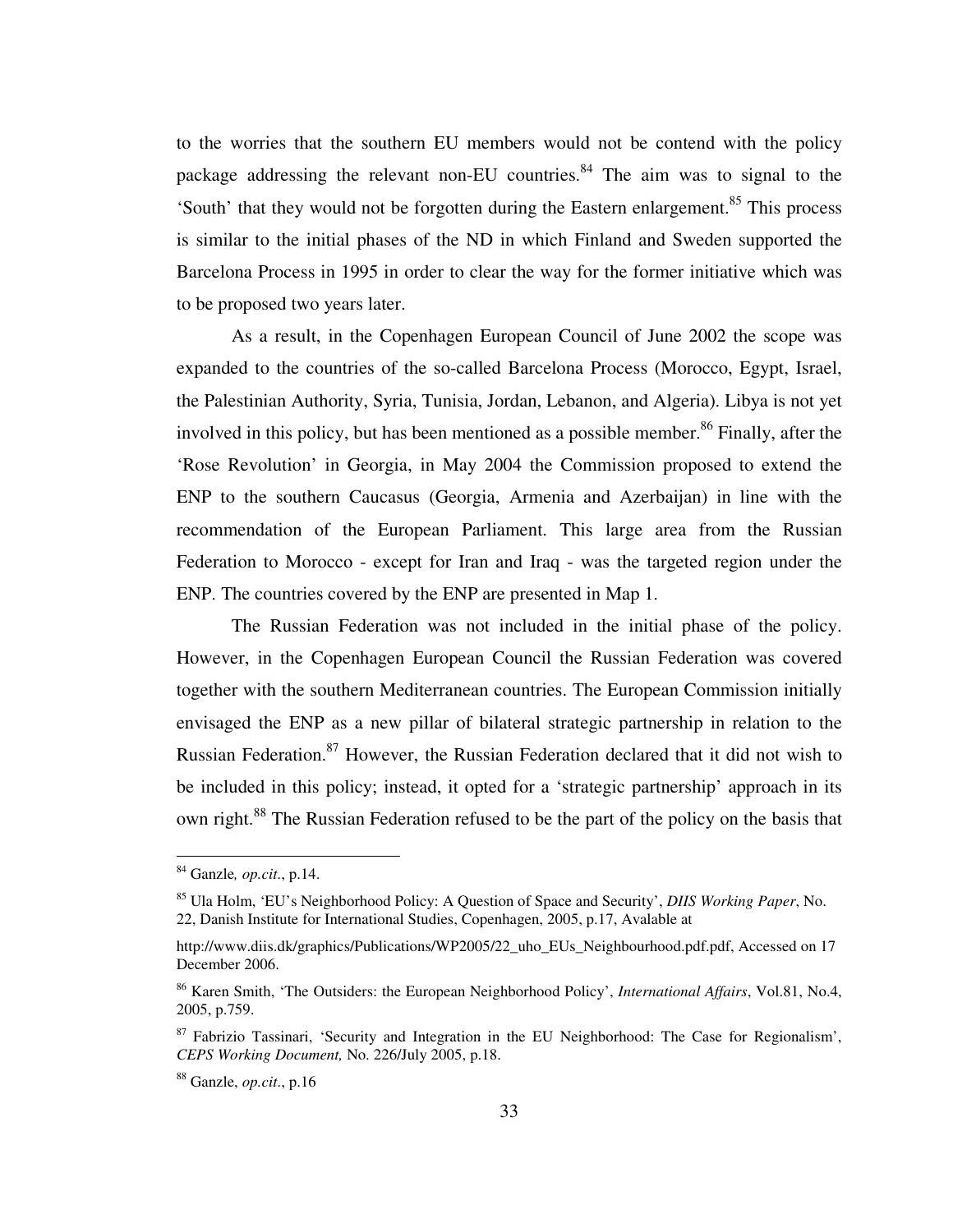to the worries that the southern EU members would not be contend with the policy package addressing the relevant non-EU countries.[84] The aim was to signal to the 'South' that they would not be forgotten during the Eastern enlargement.[85] This process is similar to the initial phases of the ND in which Finland and Sweden supported the Barcelona Process in 1995 in order to clear the way for the former initiative which was to be proposed two years later.

As a result, in the Copenhagen European Council of June 2002 the scope was expanded to the countries of the so-called Barcelona Process (Morocco, Egypt, Israel, the Palestinian Authority, Syria, Tunisia, Jordan, Lebanon, and Algeria). Libya is not yet involved in this policy, but has been mentioned as a possible member.[86] Finally, after the 'Rose Revolution' in Georgia, in May 2004 the Commission proposed to extend the ENP to the southern Caucasus (Georgia, Armenia and Azerbaijan) in line with the recommendation of the European Parliament. This large area from the Russian Federation to Morocco - except for Iran and Iraq - was the targeted region under the ENP. The countries covered by the ENP are presented in Map 1.

The Russian Federation was not included in the initial phase of the policy. However, in the Copenhagen European Council the Russian Federation was covered together with the southern Mediterranean countries. The European Commission initially envisaged the ENP as a new pillar of bilateral strategic partnership in relation to the Russian Federation.[87] However, the Russian Federation declared that it did not wish to be included in this policy; instead, it opted for a 'strategic partnership' approach in its own right.[88] The Russian Federation refused to be the part of the policy on the basis that

---

[84] Ganzle*, op.cit*., p.14.

[85] Ula Holm, 'EU's Neighborhood Policy: A Question of Space and Security', *DIIS Working Paper*, No. 22, Danish Institute for International Studies, Copenhagen, 2005, p.17, Avalable at http://www.diis.dk/graphics/Publications/WP2005/22_uho_EUs_Neighbourhood.pdf.pdf, Accessed on 17 December 2006.

[86] Karen Smith, 'The Outsiders: the European Neighborhood Policy', *International Affairs*, Vol.81, No.4, 2005, p.759.

[87] Fabrizio Tassinari, 'Security and Integration in the EU Neighborhood: The Case for Regionalism', *CEPS Working Document,* No. 226/July 2005, p.18.

[88] Ganzle, *op.cit*., p.16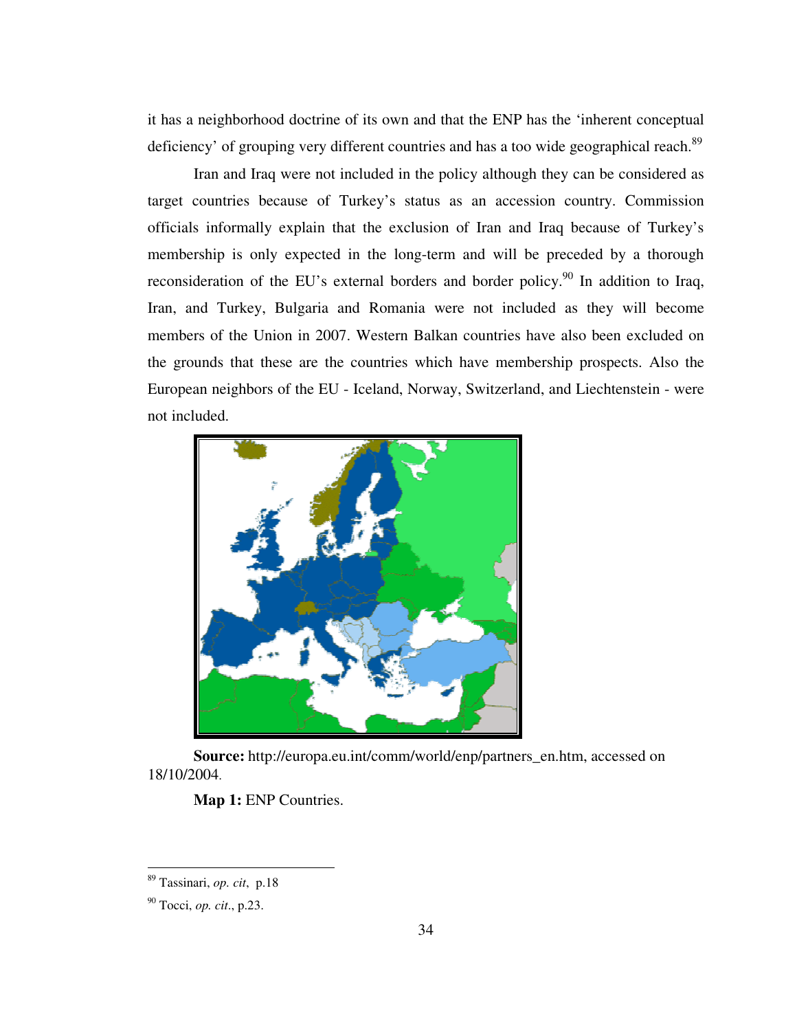it has a neighborhood doctrine of its own and that the ENP has the 'inherent conceptual deficiency' of grouping very different countries and has a too wide geographical reach.[89]

Iran and Iraq were not included in the policy although they can be considered as target countries because of Turkey's status as an accession country. Commission officials informally explain that the exclusion of Iran and Iraq because of Turkey's membership is only expected in the long-term and will be preceded by a thorough reconsideration of the EU's external borders and border policy.[90] In addition to Iraq, Iran, and Turkey, Bulgaria and Romania were not included as they will become members of the Union in 2007. Western Balkan countries have also been excluded on the grounds that these are the countries which have membership prospects. Also the European neighbors of the EU - Iceland, Norway, Switzerland, and Liechtenstein - were not included.

**Source:** http://europa.eu.int/comm/world/enp/partners_en.htm, accessed on 18/10/2004.

**Map 1:** ENP Countries.

---

[89] Tassinari, *op. cit*, p.18

[90] Tocci, *op. cit*., p.23.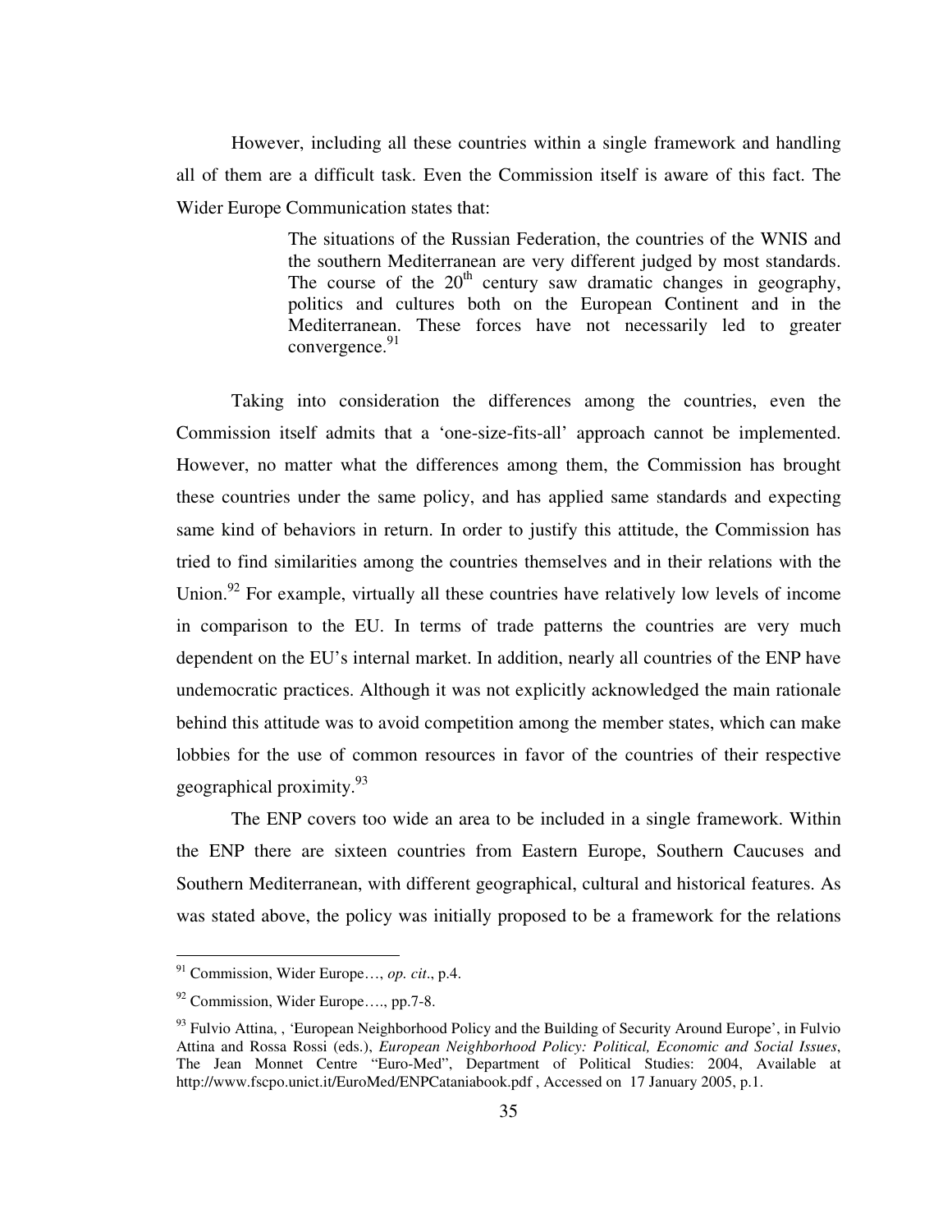However, including all these countries within a single framework and handling all of them are a difficult task. Even the Commission itself is aware of this fact. The Wider Europe Communication states that:

> The situations of the Russian Federation, the countries of the WNIS and the southern Mediterranean are very different judged by most standards. The course of the 20th century saw dramatic changes in geography, politics and cultures both on the European Continent and in the Mediterranean. These forces have not necessarily led to greater convergence.[91]

Taking into consideration the differences among the countries, even the Commission itself admits that a 'one-size-fits-all' approach cannot be implemented. However, no matter what the differences among them, the Commission has brought these countries under the same policy, and has applied same standards and expecting same kind of behaviors in return. In order to justify this attitude, the Commission has tried to find similarities among the countries themselves and in their relations with the Union.[92] For example, virtually all these countries have relatively low levels of income in comparison to the EU. In terms of trade patterns the countries are very much dependent on the EU's internal market. In addition, nearly all countries of the ENP have undemocratic practices. Although it was not explicitly acknowledged the main rationale behind this attitude was to avoid competition among the member states, which can make lobbies for the use of common resources in favor of the countries of their respective geographical proximity.[93]

The ENP covers too wide an area to be included in a single framework. Within the ENP there are sixteen countries from Eastern Europe, Southern Caucuses and Southern Mediterranean, with different geographical, cultural and historical features. As was stated above, the policy was initially proposed to be a framework for the relations

---

[91] Commission, Wider Europe…, *op. cit*., p.4.

[92] Commission, Wider Europe…., pp.7-8.

[93] Fulvio Attina, , 'European Neighborhood Policy and the Building of Security Around Europe', in Fulvio Attina and Rossa Rossi (eds.), *European Neighborhood Policy: Political, Economic and Social Issues*, The Jean Monnet Centre "Euro-Med", Department of Political Studies: 2004, Available at http://www.fscpo.unict.it/EuroMed/ENPCataniabook.pdf , Accessed on 17 January 2005, p.1.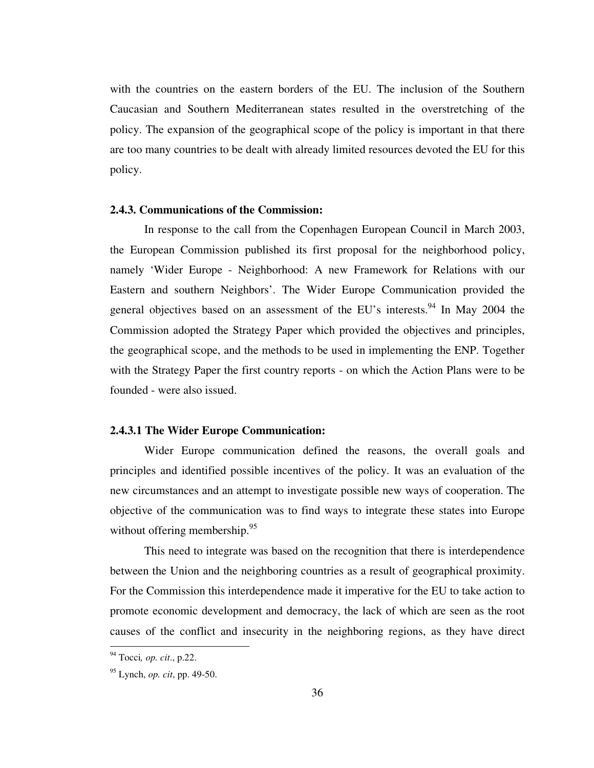with the countries on the eastern borders of the EU. The inclusion of the Southern Caucasian and Southern Mediterranean states resulted in the overstretching of the policy. The expansion of the geographical scope of the policy is important in that there are too many countries to be dealt with already limited resources devoted the EU for this policy.

### 2.4.3. Communications of the Commission:

In response to the call from the Copenhagen European Council in March 2003, the European Commission published its first proposal for the neighborhood policy, namely 'Wider Europe - Neighborhood: A new Framework for Relations with our Eastern and southern Neighbors'. The Wider Europe Communication provided the general objectives based on an assessment of the EU's interests.[94] In May 2004 the Commission adopted the Strategy Paper which provided the objectives and principles, the geographical scope, and the methods to be used in implementing the ENP. Together with the Strategy Paper the first country reports - on which the Action Plans were to be founded - were also issued.

#### 2.4.3.1 The Wider Europe Communication:

Wider Europe communication defined the reasons, the overall goals and principles and identified possible incentives of the policy. It was an evaluation of the new circumstances and an attempt to investigate possible new ways of cooperation. The objective of the communication was to find ways to integrate these states into Europe without offering membership.[95]

This need to integrate was based on the recognition that there is interdependence between the Union and the neighboring countries as a result of geographical proximity. For the Commission this interdependence made it imperative for the EU to take action to promote economic development and democracy, the lack of which are seen as the root causes of the conflict and insecurity in the neighboring regions, as they have direct

---

[94] Tocci, *op. cit*., p.22.

[95] Lynch, *op. cit*, pp. 49-50.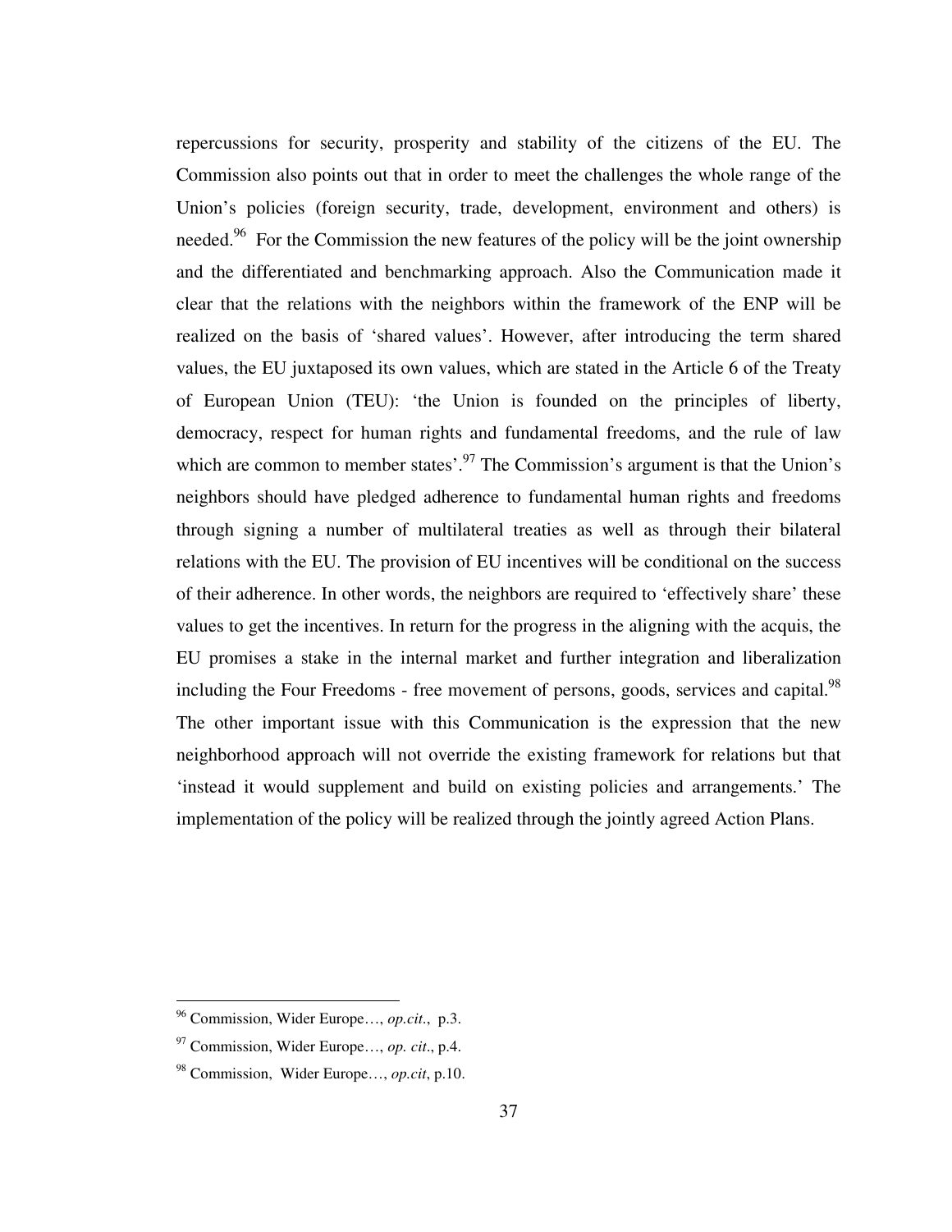repercussions for security, prosperity and stability of the citizens of the EU. The Commission also points out that in order to meet the challenges the whole range of the Union's policies (foreign security, trade, development, environment and others) is needed.[96] For the Commission the new features of the policy will be the joint ownership and the differentiated and benchmarking approach. Also the Communication made it clear that the relations with the neighbors within the framework of the ENP will be realized on the basis of 'shared values'. However, after introducing the term shared values, the EU juxtaposed its own values, which are stated in the Article 6 of the Treaty of European Union (TEU): 'the Union is founded on the principles of liberty, democracy, respect for human rights and fundamental freedoms, and the rule of law which are common to member states'.[97] The Commission's argument is that the Union's neighbors should have pledged adherence to fundamental human rights and freedoms through signing a number of multilateral treaties as well as through their bilateral relations with the EU. The provision of EU incentives will be conditional on the success of their adherence. In other words, the neighbors are required to 'effectively share' these values to get the incentives. In return for the progress in the aligning with the acquis, the EU promises a stake in the internal market and further integration and liberalization including the Four Freedoms - free movement of persons, goods, services and capital.[98] The other important issue with this Communication is the expression that the new neighborhood approach will not override the existing framework for relations but that 'instead it would supplement and build on existing policies and arrangements.' The implementation of the policy will be realized through the jointly agreed Action Plans.

---

[96] Commission, Wider Europe…, *op.cit.*, p.3.

[97] Commission, Wider Europe…, *op. cit*., p.4.

[98] Commission, Wider Europe…, *op.cit*, p.10.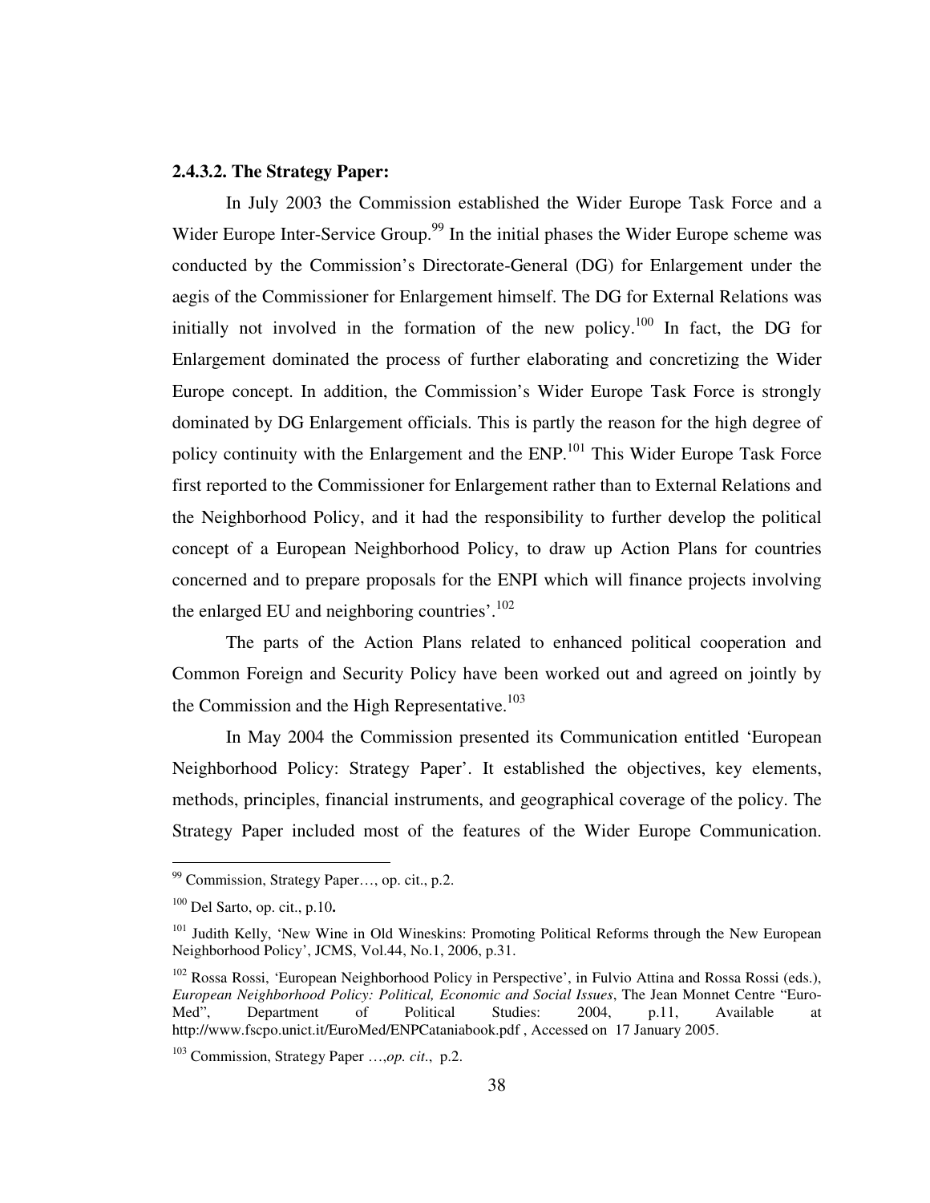**2.4.3.2. The Strategy Paper:**

In July 2003 the Commission established the Wider Europe Task Force and a Wider Europe Inter-Service Group.[99] In the initial phases the Wider Europe scheme was conducted by the Commission's Directorate-General (DG) for Enlargement under the aegis of the Commissioner for Enlargement himself. The DG for External Relations was initially not involved in the formation of the new policy.[100] In fact, the DG for Enlargement dominated the process of further elaborating and concretizing the Wider Europe concept. In addition, the Commission's Wider Europe Task Force is strongly dominated by DG Enlargement officials. This is partly the reason for the high degree of policy continuity with the Enlargement and the ENP.[101] This Wider Europe Task Force first reported to the Commissioner for Enlargement rather than to External Relations and the Neighborhood Policy, and it had the responsibility to further develop the political concept of a European Neighborhood Policy, to draw up Action Plans for countries concerned and to prepare proposals for the ENPI which will finance projects involving the enlarged EU and neighboring countries'.[102]

The parts of the Action Plans related to enhanced political cooperation and Common Foreign and Security Policy have been worked out and agreed on jointly by the Commission and the High Representative.[103]

In May 2004 the Commission presented its Communication entitled 'European Neighborhood Policy: Strategy Paper'. It established the objectives, key elements, methods, principles, financial instruments, and geographical coverage of the policy. The Strategy Paper included most of the features of the Wider Europe Communication.

---

[99] Commission, Strategy Paper…, op. cit., p.2.

[100] Del Sarto, op. cit., p.10**.**

[101] Judith Kelly, 'New Wine in Old Wineskins: Promoting Political Reforms through the New European Neighborhood Policy', JCMS, Vol.44, No.1, 2006, p.31.

[102] Rossa Rossi, 'European Neighborhood Policy in Perspective', in Fulvio Attina and Rossa Rossi (eds.), *European Neighborhood Policy: Political, Economic and Social Issues*, The Jean Monnet Centre "Euro-Med", Department of Political Studies: 2004, p.11, Available at http://www.fscpo.unict.it/EuroMed/ENPCataniabook.pdf , Accessed on 17 January 2005.

[103] Commission, Strategy Paper …,*op. cit*., p.2.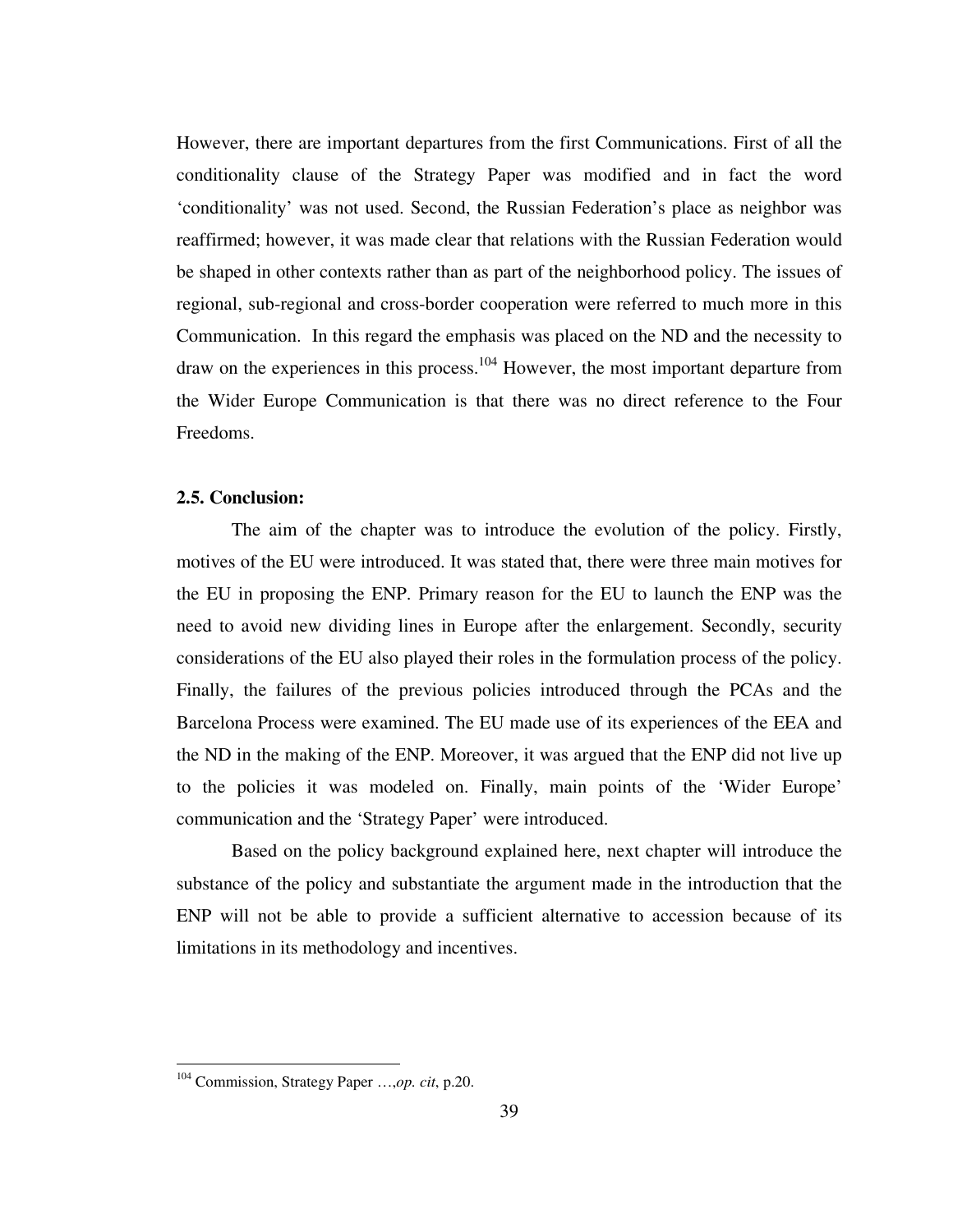However, there are important departures from the first Communications. First of all the conditionality clause of the Strategy Paper was modified and in fact the word 'conditionality' was not used. Second, the Russian Federation's place as neighbor was reaffirmed; however, it was made clear that relations with the Russian Federation would be shaped in other contexts rather than as part of the neighborhood policy. The issues of regional, sub-regional and cross-border cooperation were referred to much more in this Communication. In this regard the emphasis was placed on the ND and the necessity to draw on the experiences in this process.[104] However, the most important departure from the Wider Europe Communication is that there was no direct reference to the Four Freedoms.

### 2.5. Conclusion:

The aim of the chapter was to introduce the evolution of the policy. Firstly, motives of the EU were introduced. It was stated that, there were three main motives for the EU in proposing the ENP. Primary reason for the EU to launch the ENP was the need to avoid new dividing lines in Europe after the enlargement. Secondly, security considerations of the EU also played their roles in the formulation process of the policy. Finally, the failures of the previous policies introduced through the PCAs and the Barcelona Process were examined. The EU made use of its experiences of the EEA and the ND in the making of the ENP. Moreover, it was argued that the ENP did not live up to the policies it was modeled on. Finally, main points of the 'Wider Europe' communication and the 'Strategy Paper' were introduced.

Based on the policy background explained here, next chapter will introduce the substance of the policy and substantiate the argument made in the introduction that the ENP will not be able to provide a sufficient alternative to accession because of its limitations in its methodology and incentives.

---

[104] Commission, Strategy Paper …,*op. cit*, p.20.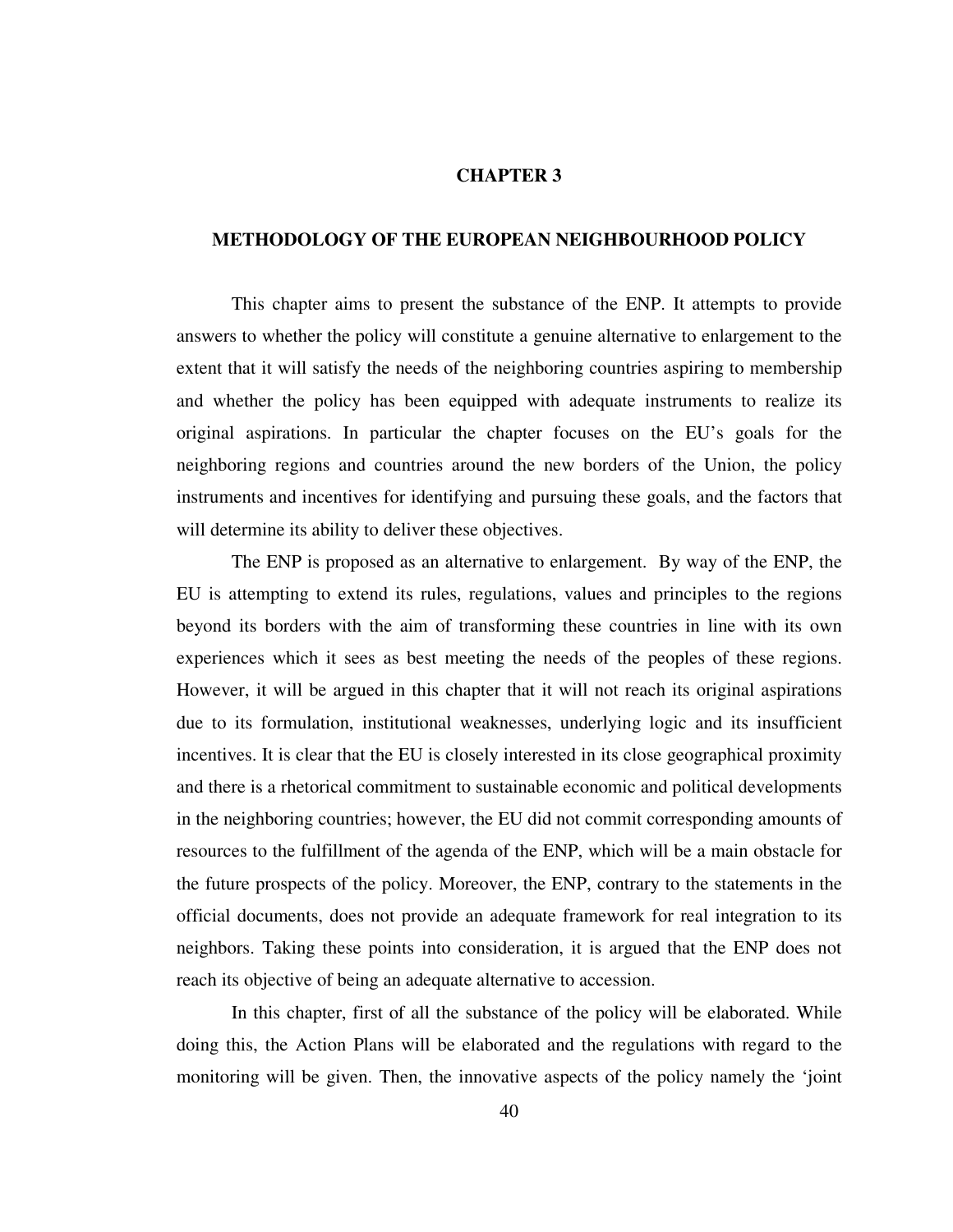# CHAPTER 3

## METHODOLOGY OF THE EUROPEAN NEIGHBOURHOOD POLICY

This chapter aims to present the substance of the ENP. It attempts to provide answers to whether the policy will constitute a genuine alternative to enlargement to the extent that it will satisfy the needs of the neighboring countries aspiring to membership and whether the policy has been equipped with adequate instruments to realize its original aspirations. In particular the chapter focuses on the EU's goals for the neighboring regions and countries around the new borders of the Union, the policy instruments and incentives for identifying and pursuing these goals, and the factors that will determine its ability to deliver these objectives.

The ENP is proposed as an alternative to enlargement. By way of the ENP, the EU is attempting to extend its rules, regulations, values and principles to the regions beyond its borders with the aim of transforming these countries in line with its own experiences which it sees as best meeting the needs of the peoples of these regions. However, it will be argued in this chapter that it will not reach its original aspirations due to its formulation, institutional weaknesses, underlying logic and its insufficient incentives. It is clear that the EU is closely interested in its close geographical proximity and there is a rhetorical commitment to sustainable economic and political developments in the neighboring countries; however, the EU did not commit corresponding amounts of resources to the fulfillment of the agenda of the ENP, which will be a main obstacle for the future prospects of the policy. Moreover, the ENP, contrary to the statements in the official documents, does not provide an adequate framework for real integration to its neighbors. Taking these points into consideration, it is argued that the ENP does not reach its objective of being an adequate alternative to accession.

In this chapter, first of all the substance of the policy will be elaborated. While doing this, the Action Plans will be elaborated and the regulations with regard to the monitoring will be given. Then, the innovative aspects of the policy namely the 'joint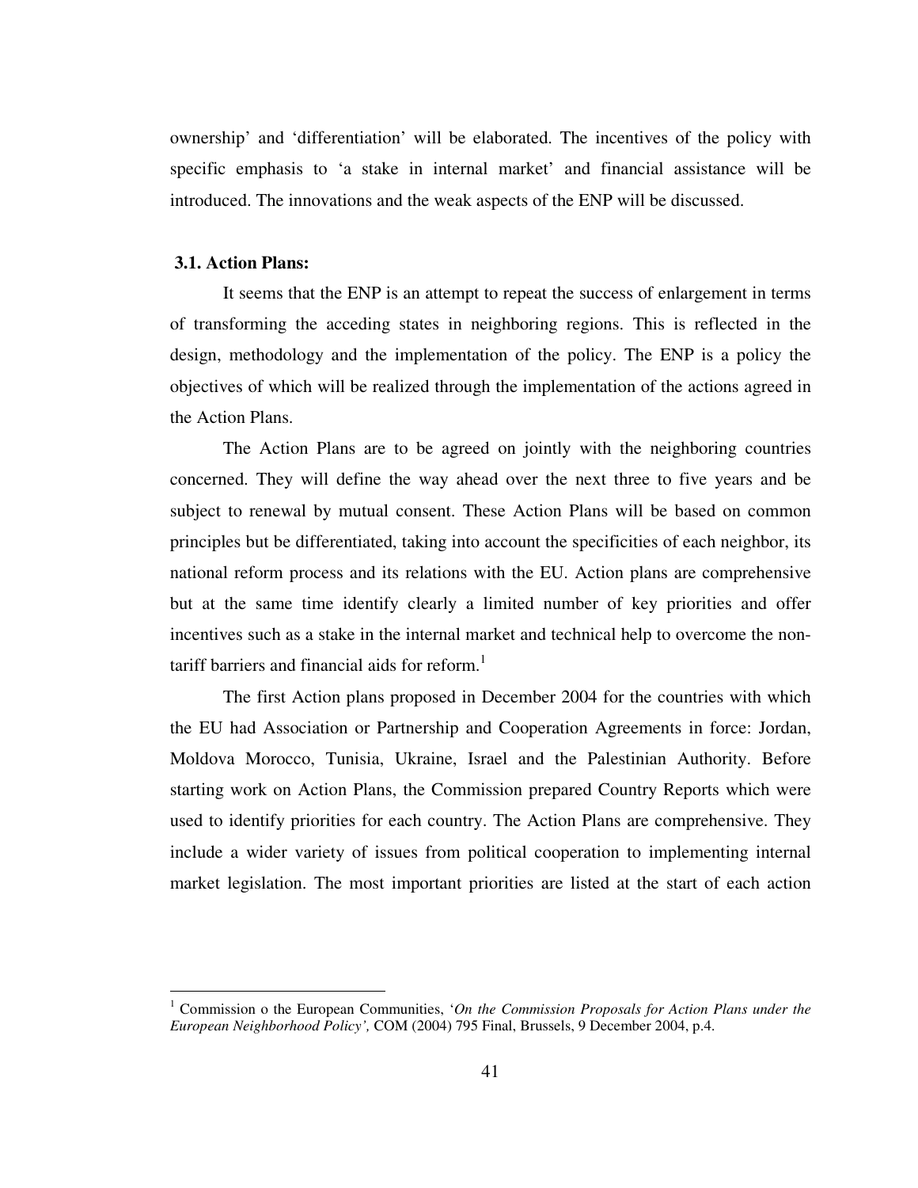ownership' and 'differentiation' will be elaborated. The incentives of the policy with specific emphasis to 'a stake in internal market' and financial assistance will be introduced. The innovations and the weak aspects of the ENP will be discussed.

### 3.1. Action Plans:

It seems that the ENP is an attempt to repeat the success of enlargement in terms of transforming the acceding states in neighboring regions. This is reflected in the design, methodology and the implementation of the policy. The ENP is a policy the objectives of which will be realized through the implementation of the actions agreed in the Action Plans.

The Action Plans are to be agreed on jointly with the neighboring countries concerned. They will define the way ahead over the next three to five years and be subject to renewal by mutual consent. These Action Plans will be based on common principles but be differentiated, taking into account the specificities of each neighbor, its national reform process and its relations with the EU. Action plans are comprehensive but at the same time identify clearly a limited number of key priorities and offer incentives such as a stake in the internal market and technical help to overcome the non-tariff barriers and financial aids for reform.[1]

The first Action plans proposed in December 2004 for the countries with which the EU had Association or Partnership and Cooperation Agreements in force: Jordan, Moldova Morocco, Tunisia, Ukraine, Israel and the Palestinian Authority. Before starting work on Action Plans, the Commission prepared Country Reports which were used to identify priorities for each country. The Action Plans are comprehensive. They include a wider variety of issues from political cooperation to implementing internal market legislation. The most important priorities are listed at the start of each action

---

[1] Commission o the European Communities, '*On the Commission Proposals for Action Plans under the European Neighborhood Policy',* COM (2004) 795 Final, Brussels, 9 December 2004, p.4.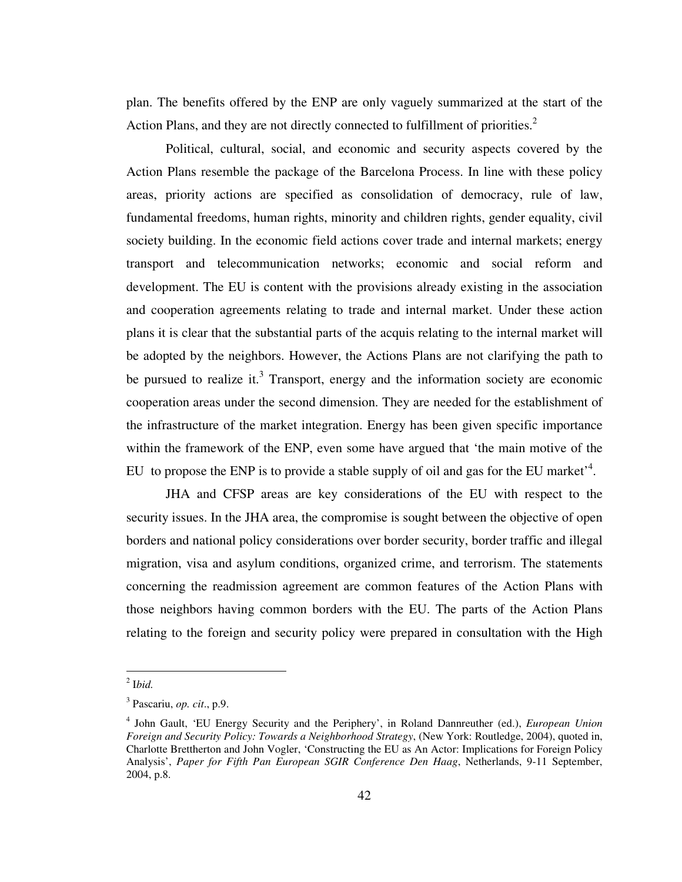plan. The benefits offered by the ENP are only vaguely summarized at the start of the Action Plans, and they are not directly connected to fulfillment of priorities.[2]

Political, cultural, social, and economic and security aspects covered by the Action Plans resemble the package of the Barcelona Process. In line with these policy areas, priority actions are specified as consolidation of democracy, rule of law, fundamental freedoms, human rights, minority and children rights, gender equality, civil society building. In the economic field actions cover trade and internal markets; energy transport and telecommunication networks; economic and social reform and development. The EU is content with the provisions already existing in the association and cooperation agreements relating to trade and internal market. Under these action plans it is clear that the substantial parts of the acquis relating to the internal market will be adopted by the neighbors. However, the Actions Plans are not clarifying the path to be pursued to realize it.[3] Transport, energy and the information society are economic cooperation areas under the second dimension. They are needed for the establishment of the infrastructure of the market integration. Energy has been given specific importance within the framework of the ENP, even some have argued that 'the main motive of the EU to propose the ENP is to provide a stable supply of oil and gas for the EU market'[4].

JHA and CFSP areas are key considerations of the EU with respect to the security issues. In the JHA area, the compromise is sought between the objective of open borders and national policy considerations over border security, border traffic and illegal migration, visa and asylum conditions, organized crime, and terrorism. The statements concerning the readmission agreement are common features of the Action Plans with those neighbors having common borders with the EU. The parts of the Action Plans relating to the foreign and security policy were prepared in consultation with the High

---

[2] I*bid.*

[3] Pascariu, *op. cit*., p.9.

[4] John Gault, 'EU Energy Security and the Periphery', in Roland Dannreuther (ed.), *European Union Foreign and Security Policy: Towards a Neighborhood Strategy*, (New York: Routledge, 2004), quoted in, Charlotte Brettherton and John Vogler, 'Constructing the EU as An Actor: Implications for Foreign Policy Analysis', *Paper for Fifth Pan European SGIR Conference Den Haag*, Netherlands, 9-11 September, 2004, p.8.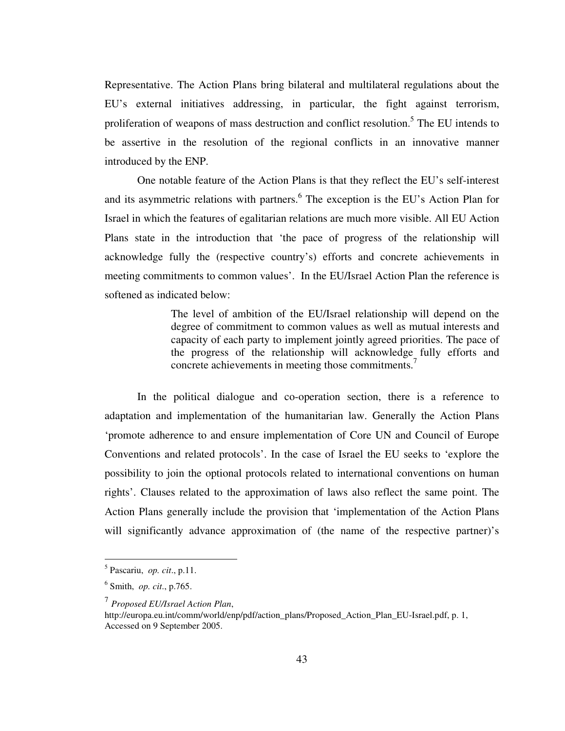Representative. The Action Plans bring bilateral and multilateral regulations about the EU's external initiatives addressing, in particular, the fight against terrorism, proliferation of weapons of mass destruction and conflict resolution.[5] The EU intends to be assertive in the resolution of the regional conflicts in an innovative manner introduced by the ENP.

One notable feature of the Action Plans is that they reflect the EU's self-interest and its asymmetric relations with partners.[6] The exception is the EU's Action Plan for Israel in which the features of egalitarian relations are much more visible. All EU Action Plans state in the introduction that 'the pace of progress of the relationship will acknowledge fully the (respective country's) efforts and concrete achievements in meeting commitments to common values'. In the EU/Israel Action Plan the reference is softened as indicated below:

> The level of ambition of the EU/Israel relationship will depend on the degree of commitment to common values as well as mutual interests and capacity of each party to implement jointly agreed priorities. The pace of the progress of the relationship will acknowledge fully efforts and concrete achievements in meeting those commitments.[7]

In the political dialogue and co-operation section, there is a reference to adaptation and implementation of the humanitarian law. Generally the Action Plans 'promote adherence to and ensure implementation of Core UN and Council of Europe Conventions and related protocols'. In the case of Israel the EU seeks to 'explore the possibility to join the optional protocols related to international conventions on human rights'. Clauses related to the approximation of laws also reflect the same point. The Action Plans generally include the provision that 'implementation of the Action Plans will significantly advance approximation of (the name of the respective partner)'s

---

[5] Pascariu, *op. cit*., p.11.

[6] Smith, *op. cit*., p.765.

[7] *Proposed EU/Israel Action Plan*, http://europa.eu.int/comm/world/enp/pdf/action_plans/Proposed_Action_Plan_EU-Israel.pdf, p. 1, Accessed on 9 September 2005.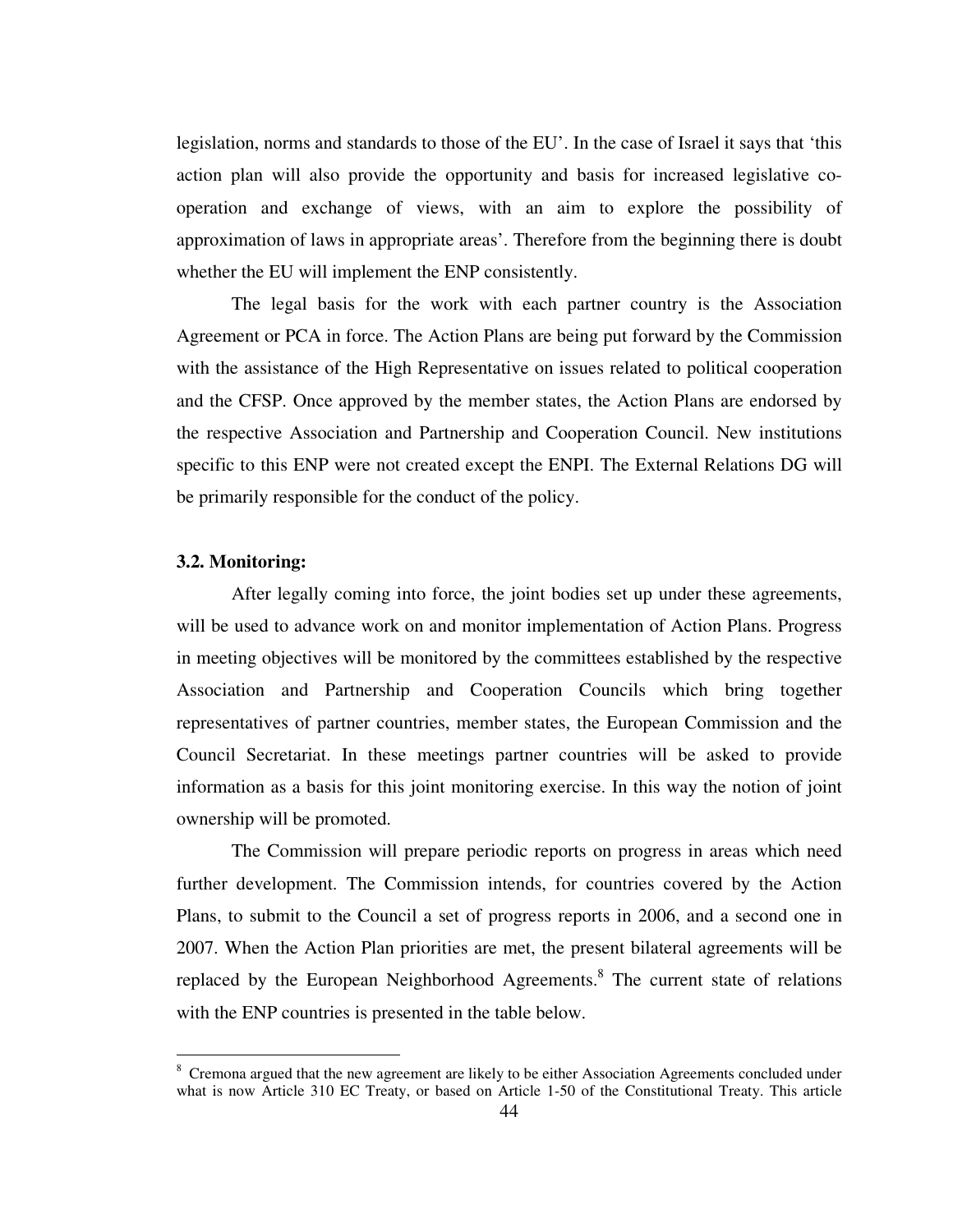legislation, norms and standards to those of the EU'. In the case of Israel it says that 'this action plan will also provide the opportunity and basis for increased legislative co-operation and exchange of views, with an aim to explore the possibility of approximation of laws in appropriate areas'. Therefore from the beginning there is doubt whether the EU will implement the ENP consistently.

The legal basis for the work with each partner country is the Association Agreement or PCA in force. The Action Plans are being put forward by the Commission with the assistance of the High Representative on issues related to political cooperation and the CFSP. Once approved by the member states, the Action Plans are endorsed by the respective Association and Partnership and Cooperation Council. New institutions specific to this ENP were not created except the ENPI. The External Relations DG will be primarily responsible for the conduct of the policy.

### 3.2. Monitoring:

After legally coming into force, the joint bodies set up under these agreements, will be used to advance work on and monitor implementation of Action Plans. Progress in meeting objectives will be monitored by the committees established by the respective Association and Partnership and Cooperation Councils which bring together representatives of partner countries, member states, the European Commission and the Council Secretariat. In these meetings partner countries will be asked to provide information as a basis for this joint monitoring exercise. In this way the notion of joint ownership will be promoted.

The Commission will prepare periodic reports on progress in areas which need further development. The Commission intends, for countries covered by the Action Plans, to submit to the Council a set of progress reports in 2006, and a second one in 2007. When the Action Plan priorities are met, the present bilateral agreements will be replaced by the European Neighborhood Agreements.[8] The current state of relations with the ENP countries is presented in the table below.

---

[8] Cremona argued that the new agreement are likely to be either Association Agreements concluded under what is now Article 310 EC Treaty, or based on Article 1-50 of the Constitutional Treaty. This article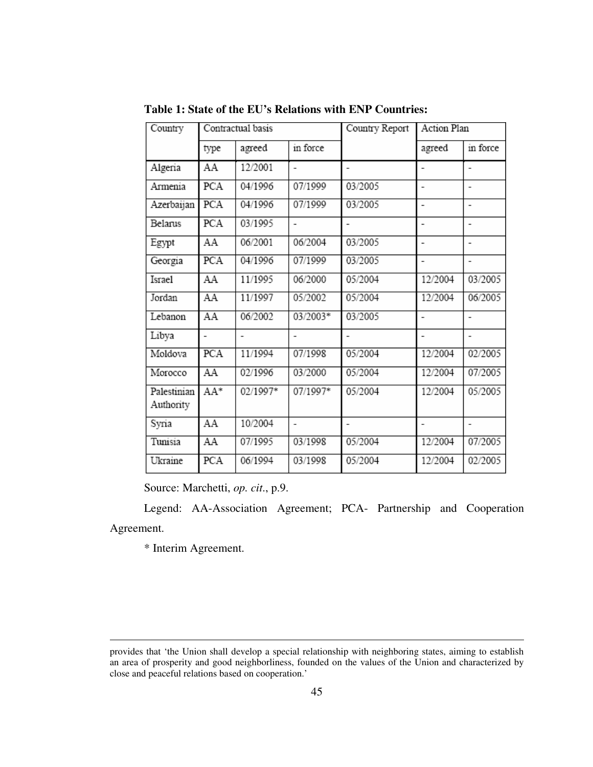**Table 1: State of the EU's Relations with ENP Countries:**

| Country | Contractual basis | | | Country Report | Action Plan | |
|---|---|---|---|---|---|---|
| | type | agreed | in force | | agreed | in force |
| Algeria | AA | 12/2001 | - | - | - | - |
| Armenia | PCA | 04/1996 | 07/1999 | 03/2005 | - | - |
| Azerbaijan | PCA | 04/1996 | 07/1999 | 03/2005 | - | - |
| Belarus | PCA | 03/1995 | - | - | - | - |
| Egypt | AA | 06/2001 | 06/2004 | 03/2005 | - | - |
| Georgia | PCA | 04/1996 | 07/1999 | 03/2005 | - | - |
| Israel | AA | 11/1995 | 06/2000 | 05/2004 | 12/2004 | 03/2005 |
| Jordan | AA | 11/1997 | 05/2002 | 05/2004 | 12/2004 | 06/2005 |
| Lebanon | AA | 06/2002 | 03/2003* | 03/2005 | - | - |
| Libya | - | - | - | - | - | - |
| Moldova | PCA | 11/1994 | 07/1998 | 05/2004 | 12/2004 | 02/2005 |
| Morocco | AA | 02/1996 | 03/2000 | 05/2004 | 12/2004 | 07/2005 |
| Palestinian Authority | AA* | 02/1997* | 07/1997* | 05/2004 | 12/2004 | 05/2005 |
| Syria | AA | 10/2004 | - | - | - | - |
| Tunisia | AA | 07/1995 | 03/1998 | 05/2004 | 12/2004 | 07/2005 |
| Ukraine | PCA | 06/1994 | 03/1998 | 05/2004 | 12/2004 | 02/2005 |

Source: Marchetti, *op. cit*., p.9.

Legend: AA-Association Agreement; PCA- Partnership and Cooperation Agreement.

\* Interim Agreement.

---

provides that 'the Union shall develop a special relationship with neighboring states, aiming to establish an area of prosperity and good neighborliness, founded on the values of the Union and characterized by close and peaceful relations based on cooperation.'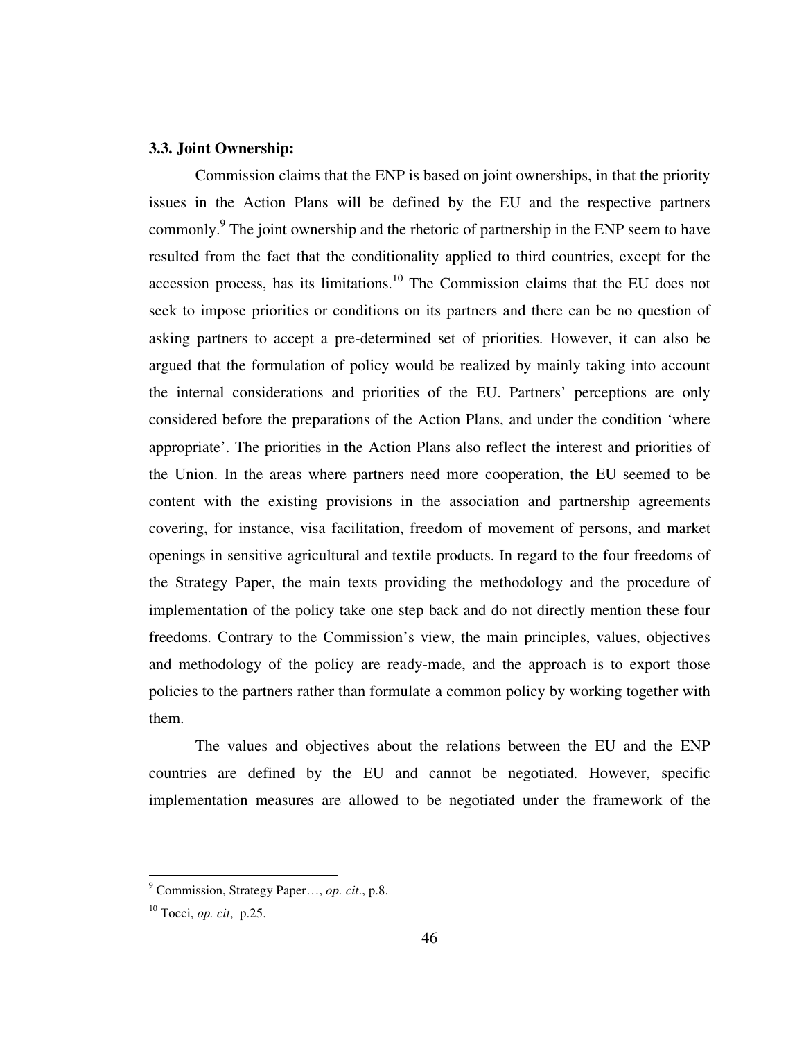### 3.3. Joint Ownership:

Commission claims that the ENP is based on joint ownerships, in that the priority issues in the Action Plans will be defined by the EU and the respective partners commonly.[9] The joint ownership and the rhetoric of partnership in the ENP seem to have resulted from the fact that the conditionality applied to third countries, except for the accession process, has its limitations.[10] The Commission claims that the EU does not seek to impose priorities or conditions on its partners and there can be no question of asking partners to accept a pre-determined set of priorities. However, it can also be argued that the formulation of policy would be realized by mainly taking into account the internal considerations and priorities of the EU. Partners' perceptions are only considered before the preparations of the Action Plans, and under the condition 'where appropriate'. The priorities in the Action Plans also reflect the interest and priorities of the Union. In the areas where partners need more cooperation, the EU seemed to be content with the existing provisions in the association and partnership agreements covering, for instance, visa facilitation, freedom of movement of persons, and market openings in sensitive agricultural and textile products. In regard to the four freedoms of the Strategy Paper, the main texts providing the methodology and the procedure of implementation of the policy take one step back and do not directly mention these four freedoms. Contrary to the Commission's view, the main principles, values, objectives and methodology of the policy are ready-made, and the approach is to export those policies to the partners rather than formulate a common policy by working together with them.

The values and objectives about the relations between the EU and the ENP countries are defined by the EU and cannot be negotiated. However, specific implementation measures are allowed to be negotiated under the framework of the

---

[9] Commission, Strategy Paper…, *op. cit*., p.8.

[10] Tocci, *op. cit*, p.25.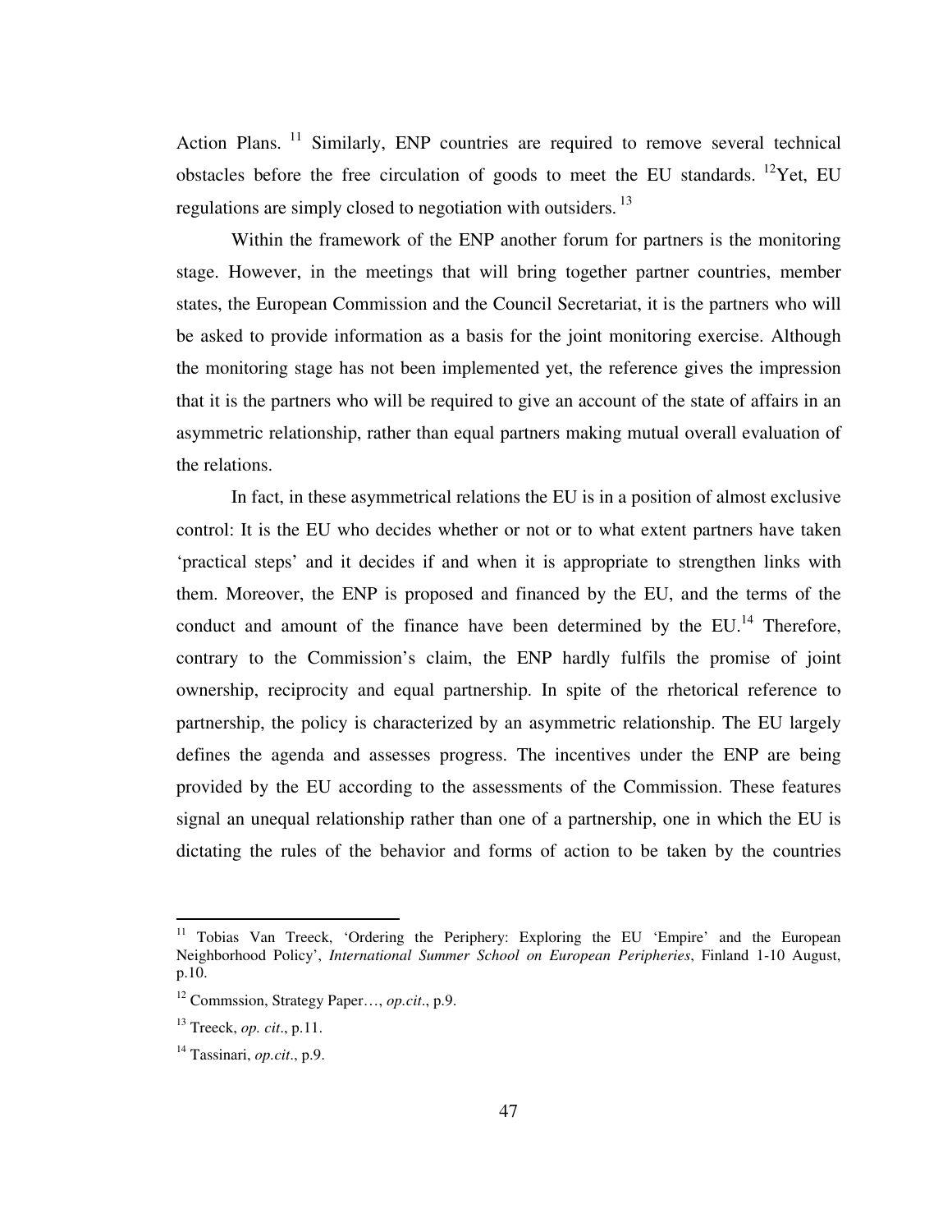Action Plans. [11] Similarly, ENP countries are required to remove several technical obstacles before the free circulation of goods to meet the EU standards. [12]Yet, EU regulations are simply closed to negotiation with outsiders. [13]

Within the framework of the ENP another forum for partners is the monitoring stage. However, in the meetings that will bring together partner countries, member states, the European Commission and the Council Secretariat, it is the partners who will be asked to provide information as a basis for the joint monitoring exercise. Although the monitoring stage has not been implemented yet, the reference gives the impression that it is the partners who will be required to give an account of the state of affairs in an asymmetric relationship, rather than equal partners making mutual overall evaluation of the relations.

In fact, in these asymmetrical relations the EU is in a position of almost exclusive control: It is the EU who decides whether or not or to what extent partners have taken 'practical steps' and it decides if and when it is appropriate to strengthen links with them. Moreover, the ENP is proposed and financed by the EU, and the terms of the conduct and amount of the finance have been determined by the EU.[14] Therefore, contrary to the Commission's claim, the ENP hardly fulfils the promise of joint ownership, reciprocity and equal partnership. In spite of the rhetorical reference to partnership, the policy is characterized by an asymmetric relationship. The EU largely defines the agenda and assesses progress. The incentives under the ENP are being provided by the EU according to the assessments of the Commission. These features signal an unequal relationship rather than one of a partnership, one in which the EU is dictating the rules of the behavior and forms of action to be taken by the countries

---

[11] Tobias Van Treeck, 'Ordering the Periphery: Exploring the EU 'Empire' and the European Neighborhood Policy', *International Summer School on European Peripheries*, Finland 1-10 August, p.10.

[12] Commssion, Strategy Paper…, *op.cit*., p.9.

[13] Treeck, *op. cit*., p.11.

[14] Tassinari, *op.cit*., p.9.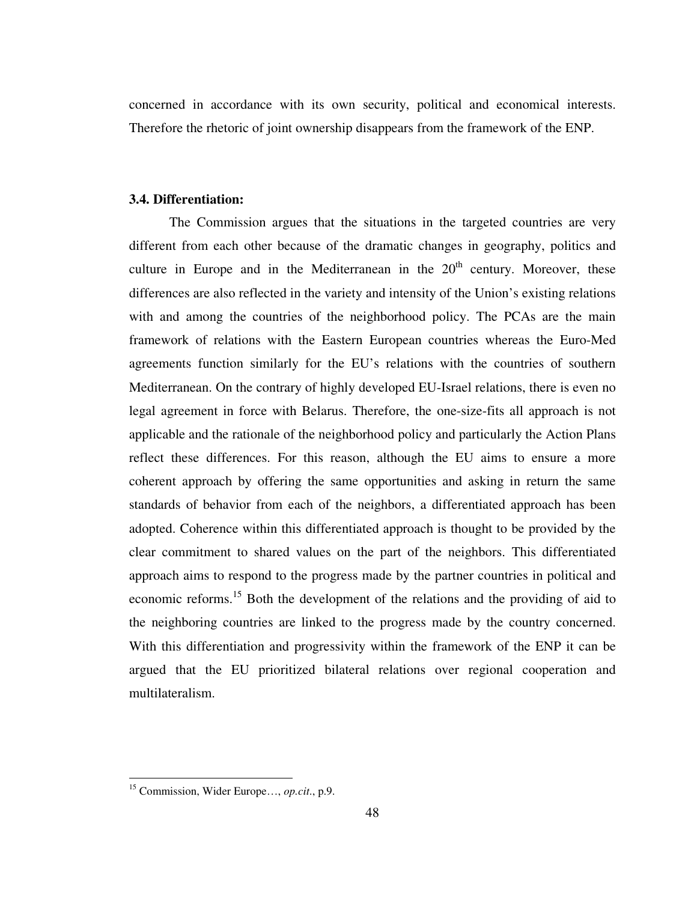concerned in accordance with its own security, political and economical interests. Therefore the rhetoric of joint ownership disappears from the framework of the ENP.

### 3.4. Differentiation:

The Commission argues that the situations in the targeted countries are very different from each other because of the dramatic changes in geography, politics and culture in Europe and in the Mediterranean in the 20th century. Moreover, these differences are also reflected in the variety and intensity of the Union's existing relations with and among the countries of the neighborhood policy. The PCAs are the main framework of relations with the Eastern European countries whereas the Euro-Med agreements function similarly for the EU's relations with the countries of southern Mediterranean. On the contrary of highly developed EU-Israel relations, there is even no legal agreement in force with Belarus. Therefore, the one-size-fits all approach is not applicable and the rationale of the neighborhood policy and particularly the Action Plans reflect these differences. For this reason, although the EU aims to ensure a more coherent approach by offering the same opportunities and asking in return the same standards of behavior from each of the neighbors, a differentiated approach has been adopted. Coherence within this differentiated approach is thought to be provided by the clear commitment to shared values on the part of the neighbors. This differentiated approach aims to respond to the progress made by the partner countries in political and economic reforms.[15] Both the development of the relations and the providing of aid to the neighboring countries are linked to the progress made by the country concerned. With this differentiation and progressivity within the framework of the ENP it can be argued that the EU prioritized bilateral relations over regional cooperation and multilateralism.

---

[15] Commission, Wider Europe…, *op.cit*., p.9.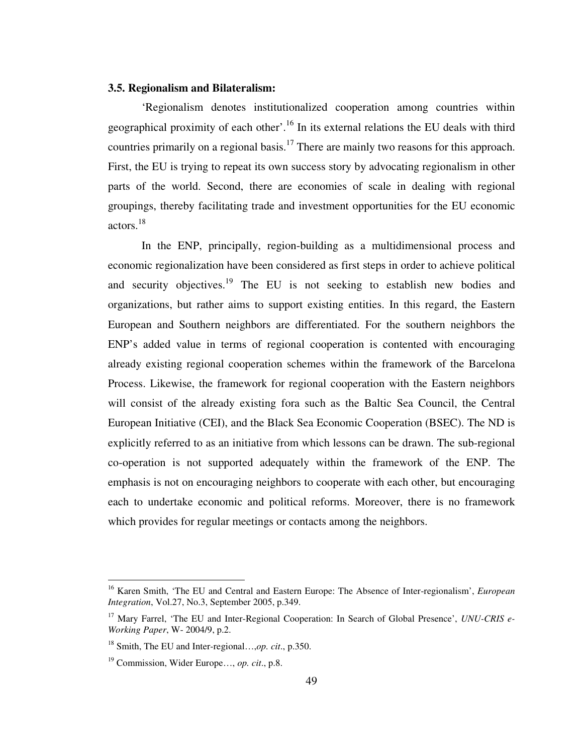### 3.5. Regionalism and Bilateralism:

'Regionalism denotes institutionalized cooperation among countries within geographical proximity of each other'.[16] In its external relations the EU deals with third countries primarily on a regional basis.[17] There are mainly two reasons for this approach. First, the EU is trying to repeat its own success story by advocating regionalism in other parts of the world. Second, there are economies of scale in dealing with regional groupings, thereby facilitating trade and investment opportunities for the EU economic actors.[18]

In the ENP, principally, region-building as a multidimensional process and economic regionalization have been considered as first steps in order to achieve political and security objectives.[19] The EU is not seeking to establish new bodies and organizations, but rather aims to support existing entities. In this regard, the Eastern European and Southern neighbors are differentiated. For the southern neighbors the ENP's added value in terms of regional cooperation is contented with encouraging already existing regional cooperation schemes within the framework of the Barcelona Process. Likewise, the framework for regional cooperation with the Eastern neighbors will consist of the already existing fora such as the Baltic Sea Council, the Central European Initiative (CEI), and the Black Sea Economic Cooperation (BSEC). The ND is explicitly referred to as an initiative from which lessons can be drawn. The sub-regional co-operation is not supported adequately within the framework of the ENP. The emphasis is not on encouraging neighbors to cooperate with each other, but encouraging each to undertake economic and political reforms. Moreover, there is no framework which provides for regular meetings or contacts among the neighbors.

---

[16] Karen Smith, 'The EU and Central and Eastern Europe: The Absence of Inter-regionalism', *European Integration*, Vol.27, No.3, September 2005, p.349.

[17] Mary Farrel, 'The EU and Inter-Regional Cooperation: In Search of Global Presence', *UNU-CRIS e-Working Paper*, W- 2004/9, p.2.

[18] Smith, The EU and Inter-regional…,*op. cit*., p.350.

[19] Commission, Wider Europe…, *op. cit*., p.8.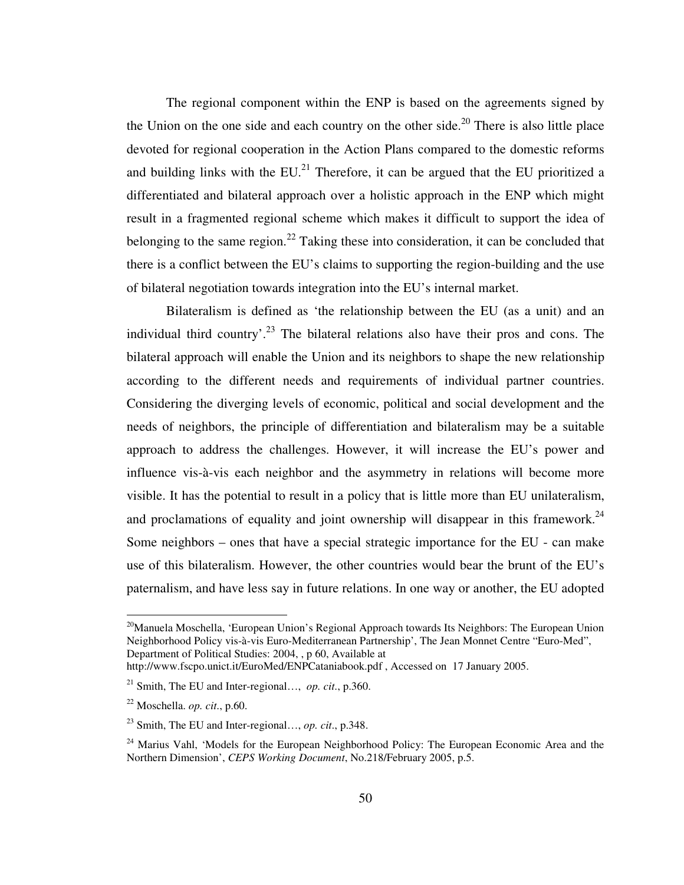The regional component within the ENP is based on the agreements signed by the Union on the one side and each country on the other side.[20] There is also little place devoted for regional cooperation in the Action Plans compared to the domestic reforms and building links with the EU.[21] Therefore, it can be argued that the EU prioritized a differentiated and bilateral approach over a holistic approach in the ENP which might result in a fragmented regional scheme which makes it difficult to support the idea of belonging to the same region.[22] Taking these into consideration, it can be concluded that there is a conflict between the EU's claims to supporting the region-building and the use of bilateral negotiation towards integration into the EU's internal market.

Bilateralism is defined as 'the relationship between the EU (as a unit) and an individual third country'.[23] The bilateral relations also have their pros and cons. The bilateral approach will enable the Union and its neighbors to shape the new relationship according to the different needs and requirements of individual partner countries. Considering the diverging levels of economic, political and social development and the needs of neighbors, the principle of differentiation and bilateralism may be a suitable approach to address the challenges. However, it will increase the EU's power and influence vis-à-vis each neighbor and the asymmetry in relations will become more visible. It has the potential to result in a policy that is little more than EU unilateralism, and proclamations of equality and joint ownership will disappear in this framework.[24] Some neighbors – ones that have a special strategic importance for the EU - can make use of this bilateralism. However, the other countries would bear the brunt of the EU's paternalism, and have less say in future relations. In one way or another, the EU adopted

---

[20] Manuela Moschella, 'European Union's Regional Approach towards Its Neighbors: The European Union Neighborhood Policy vis-à-vis Euro-Mediterranean Partnership', The Jean Monnet Centre "Euro-Med", Department of Political Studies: 2004, , p 60, Available at http://www.fscpo.unict.it/EuroMed/ENPCataniabook.pdf , Accessed on 17 January 2005.

[21] Smith, The EU and Inter-regional…, *op. cit*., p.360.

[22] Moschella. *op. cit*., p.60.

[23] Smith, The EU and Inter-regional…, *op. cit*., p.348.

[24] Marius Vahl, 'Models for the European Neighborhood Policy: The European Economic Area and the Northern Dimension', *CEPS Working Document*, No.218/February 2005, p.5.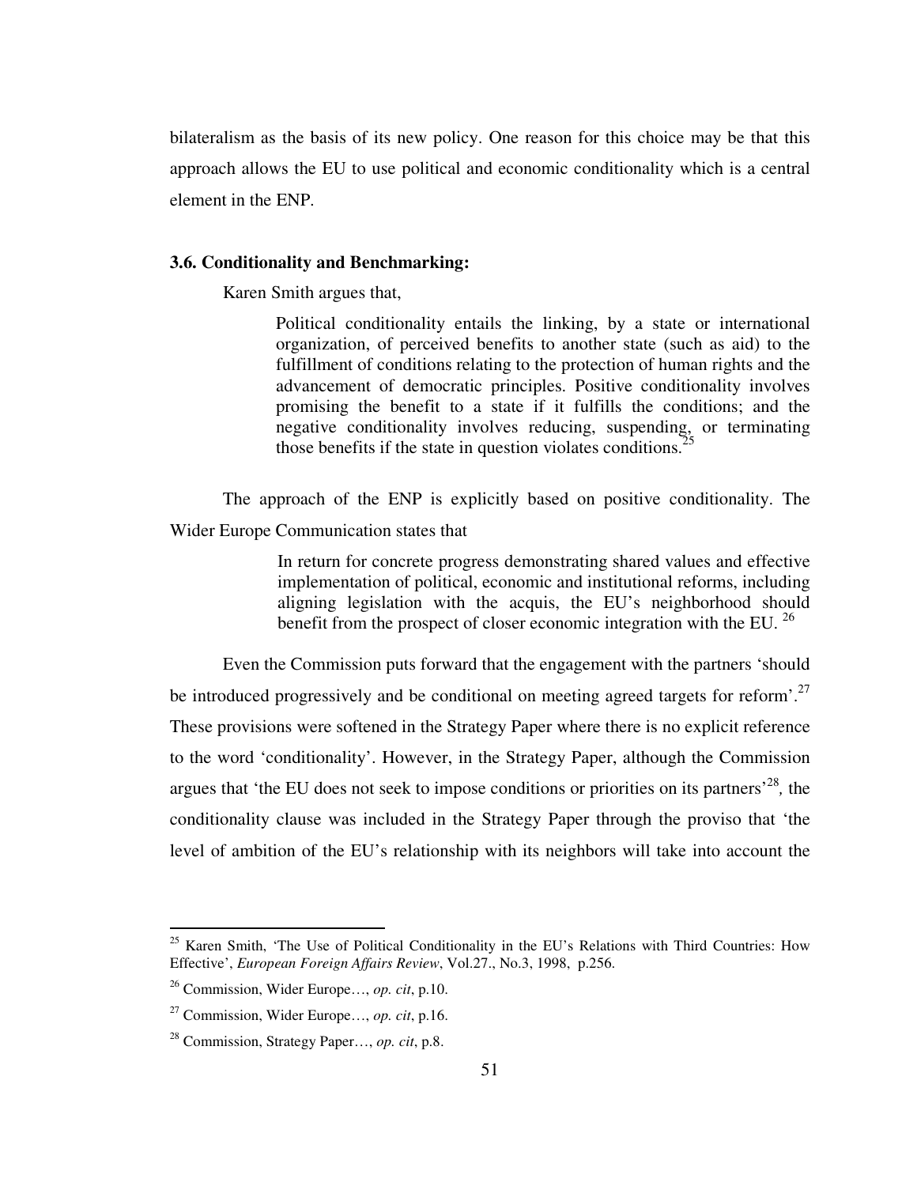bilateralism as the basis of its new policy. One reason for this choice may be that this approach allows the EU to use political and economic conditionality which is a central element in the ENP.

### 3.6. Conditionality and Benchmarking:

Karen Smith argues that,

> Political conditionality entails the linking, by a state or international organization, of perceived benefits to another state (such as aid) to the fulfillment of conditions relating to the protection of human rights and the advancement of democratic principles. Positive conditionality involves promising the benefit to a state if it fulfills the conditions; and the negative conditionality involves reducing, suspending, or terminating those benefits if the state in question violates conditions.[25]

The approach of the ENP is explicitly based on positive conditionality. The Wider Europe Communication states that

> In return for concrete progress demonstrating shared values and effective implementation of political, economic and institutional reforms, including aligning legislation with the acquis, the EU's neighborhood should benefit from the prospect of closer economic integration with the EU. [26]

Even the Commission puts forward that the engagement with the partners 'should be introduced progressively and be conditional on meeting agreed targets for reform'.[27] These provisions were softened in the Strategy Paper where there is no explicit reference to the word 'conditionality'. However, in the Strategy Paper, although the Commission argues that 'the EU does not seek to impose conditions or priorities on its partners'[28], the conditionality clause was included in the Strategy Paper through the proviso that 'the level of ambition of the EU's relationship with its neighbors will take into account the

---

[25] Karen Smith, 'The Use of Political Conditionality in the EU's Relations with Third Countries: How Effective', *European Foreign Affairs Review*, Vol.27., No.3, 1998, p.256.

[26] Commission, Wider Europe…, *op. cit*, p.10.

[27] Commission, Wider Europe…, *op. cit*, p.16.

[28] Commission, Strategy Paper…, *op. cit*, p.8.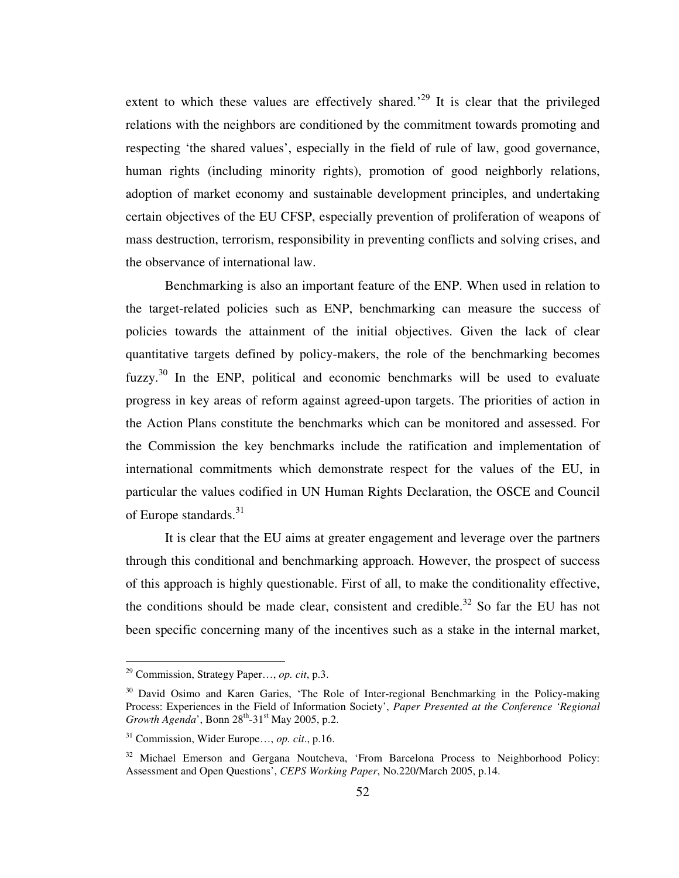extent to which these values are effectively shared.'[29] It is clear that the privileged relations with the neighbors are conditioned by the commitment towards promoting and respecting 'the shared values', especially in the field of rule of law, good governance, human rights (including minority rights), promotion of good neighborly relations, adoption of market economy and sustainable development principles, and undertaking certain objectives of the EU CFSP, especially prevention of proliferation of weapons of mass destruction, terrorism, responsibility in preventing conflicts and solving crises, and the observance of international law.

Benchmarking is also an important feature of the ENP. When used in relation to the target-related policies such as ENP, benchmarking can measure the success of policies towards the attainment of the initial objectives. Given the lack of clear quantitative targets defined by policy-makers, the role of the benchmarking becomes fuzzy.[30] In the ENP, political and economic benchmarks will be used to evaluate progress in key areas of reform against agreed-upon targets. The priorities of action in the Action Plans constitute the benchmarks which can be monitored and assessed. For the Commission the key benchmarks include the ratification and implementation of international commitments which demonstrate respect for the values of the EU, in particular the values codified in UN Human Rights Declaration, the OSCE and Council of Europe standards.[31]

It is clear that the EU aims at greater engagement and leverage over the partners through this conditional and benchmarking approach. However, the prospect of success of this approach is highly questionable. First of all, to make the conditionality effective, the conditions should be made clear, consistent and credible.[32] So far the EU has not been specific concerning many of the incentives such as a stake in the internal market,

---

[29] Commission, Strategy Paper…, *op. cit*, p.3.

[30] David Osimo and Karen Garies, 'The Role of Inter-regional Benchmarking in the Policy-making Process: Experiences in the Field of Information Society', *Paper Presented at the Conference 'Regional Growth Agenda*', Bonn 28th-31st May 2005, p.2.

[31] Commission, Wider Europe…, *op. cit*., p.16.

[32] Michael Emerson and Gergana Noutcheva, 'From Barcelona Process to Neighborhood Policy: Assessment and Open Questions', *CEPS Working Paper*, No.220/March 2005, p.14.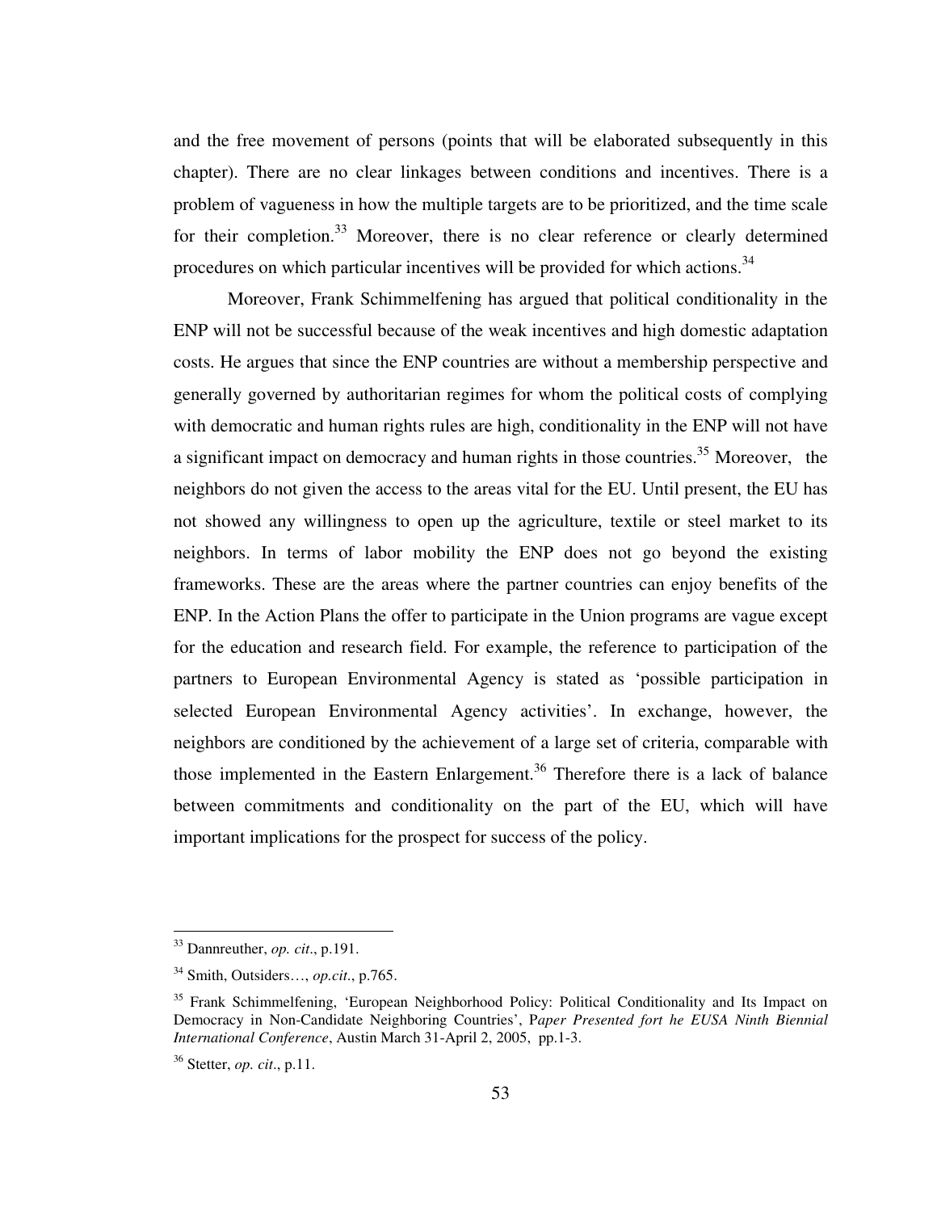and the free movement of persons (points that will be elaborated subsequently in this chapter). There are no clear linkages between conditions and incentives. There is a problem of vagueness in how the multiple targets are to be prioritized, and the time scale for their completion.[33] Moreover, there is no clear reference or clearly determined procedures on which particular incentives will be provided for which actions.[34]

Moreover, Frank Schimmelfening has argued that political conditionality in the ENP will not be successful because of the weak incentives and high domestic adaptation costs. He argues that since the ENP countries are without a membership perspective and generally governed by authoritarian regimes for whom the political costs of complying with democratic and human rights rules are high, conditionality in the ENP will not have a significant impact on democracy and human rights in those countries.[35] Moreover, the neighbors do not given the access to the areas vital for the EU. Until present, the EU has not showed any willingness to open up the agriculture, textile or steel market to its neighbors. In terms of labor mobility the ENP does not go beyond the existing frameworks. These are the areas where the partner countries can enjoy benefits of the ENP. In the Action Plans the offer to participate in the Union programs are vague except for the education and research field. For example, the reference to participation of the partners to European Environmental Agency is stated as 'possible participation in selected European Environmental Agency activities'. In exchange, however, the neighbors are conditioned by the achievement of a large set of criteria, comparable with those implemented in the Eastern Enlargement.[36] Therefore there is a lack of balance between commitments and conditionality on the part of the EU, which will have important implications for the prospect for success of the policy.

---

[33] Dannreuther, *op. cit*., p.191.

[34] Smith, Outsiders…, *op.cit*., p.765.

[35] Frank Schimmelfening, 'European Neighborhood Policy: Political Conditionality and Its Impact on Democracy in Non-Candidate Neighboring Countries', P*aper Presented fort he EUSA Ninth Biennial International Conference*, Austin March 31-April 2, 2005, pp.1-3.

[36] Stetter, *op. cit*., p.11.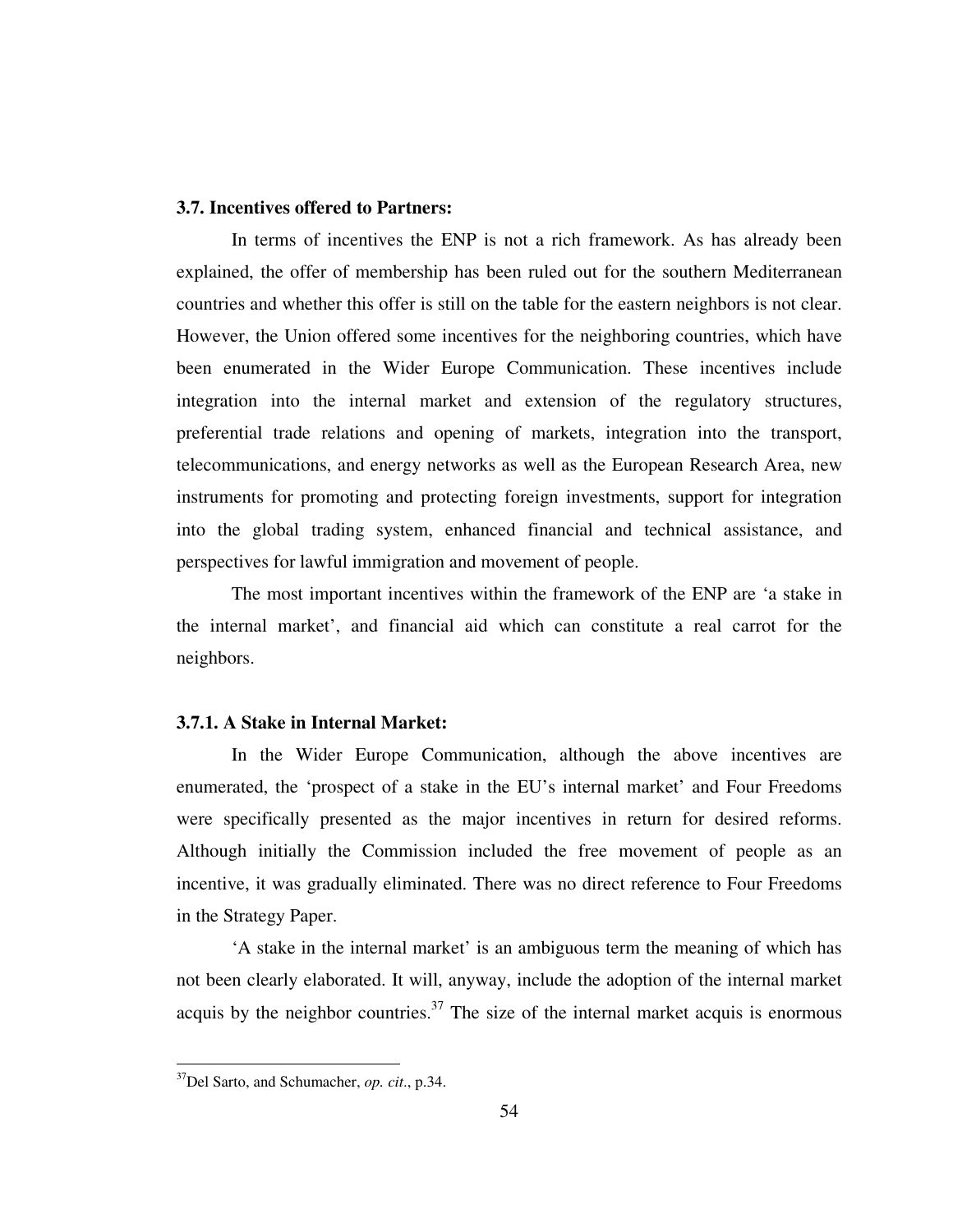### 3.7. Incentives offered to Partners:

In terms of incentives the ENP is not a rich framework. As has already been explained, the offer of membership has been ruled out for the southern Mediterranean countries and whether this offer is still on the table for the eastern neighbors is not clear. However, the Union offered some incentives for the neighboring countries, which have been enumerated in the Wider Europe Communication. These incentives include integration into the internal market and extension of the regulatory structures, preferential trade relations and opening of markets, integration into the transport, telecommunications, and energy networks as well as the European Research Area, new instruments for promoting and protecting foreign investments, support for integration into the global trading system, enhanced financial and technical assistance, and perspectives for lawful immigration and movement of people.

The most important incentives within the framework of the ENP are 'a stake in the internal market', and financial aid which can constitute a real carrot for the neighbors.

#### 3.7.1. A Stake in Internal Market:

In the Wider Europe Communication, although the above incentives are enumerated, the 'prospect of a stake in the EU's internal market' and Four Freedoms were specifically presented as the major incentives in return for desired reforms. Although initially the Commission included the free movement of people as an incentive, it was gradually eliminated. There was no direct reference to Four Freedoms in the Strategy Paper.

'A stake in the internal market' is an ambiguous term the meaning of which has not been clearly elaborated. It will, anyway, include the adoption of the internal market acquis by the neighbor countries.[37] The size of the internal market acquis is enormous

---

[37] Del Sarto, and Schumacher, *op. cit*., p.34.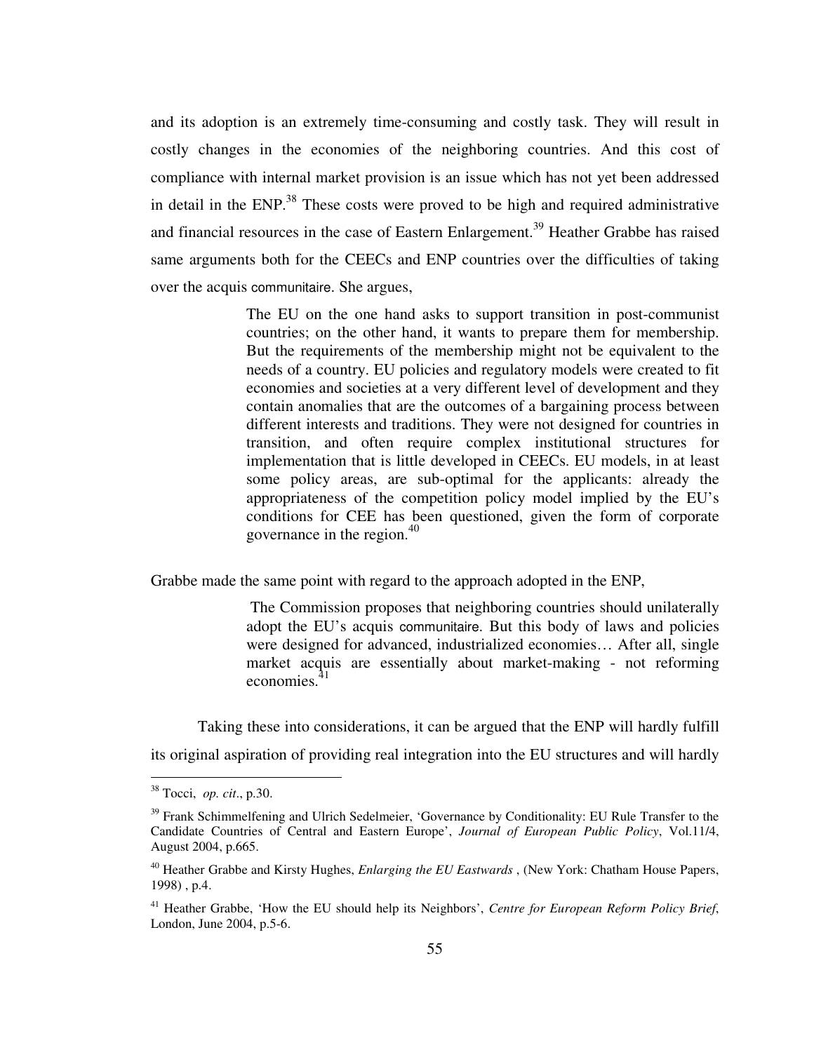and its adoption is an extremely time-consuming and costly task. They will result in costly changes in the economies of the neighboring countries. And this cost of compliance with internal market provision is an issue which has not yet been addressed in detail in the ENP.[38] These costs were proved to be high and required administrative and financial resources in the case of Eastern Enlargement.[39] Heather Grabbe has raised same arguments both for the CEECs and ENP countries over the difficulties of taking over the acquis communitaire. She argues,

> The EU on the one hand asks to support transition in post-communist countries; on the other hand, it wants to prepare them for membership. But the requirements of the membership might not be equivalent to the needs of a country. EU policies and regulatory models were created to fit economies and societies at a very different level of development and they contain anomalies that are the outcomes of a bargaining process between different interests and traditions. They were not designed for countries in transition, and often require complex institutional structures for implementation that is little developed in CEECs. EU models, in at least some policy areas, are sub-optimal for the applicants: already the appropriateness of the competition policy model implied by the EU's conditions for CEE has been questioned, given the form of corporate governance in the region.[40]

Grabbe made the same point with regard to the approach adopted in the ENP,

> The Commission proposes that neighboring countries should unilaterally adopt the EU's acquis communitaire. But this body of laws and policies were designed for advanced, industrialized economies… After all, single market acquis are essentially about market-making - not reforming economies.[41]

Taking these into considerations, it can be argued that the ENP will hardly fulfill its original aspiration of providing real integration into the EU structures and will hardly

---

[38] Tocci, *op. cit*., p.30.

[39] Frank Schimmelfening and Ulrich Sedelmeier, 'Governance by Conditionality: EU Rule Transfer to the Candidate Countries of Central and Eastern Europe', *Journal of European Public Policy*, Vol.11/4, August 2004, p.665.

[40] Heather Grabbe and Kirsty Hughes, *Enlarging the EU Eastwards* , (New York: Chatham House Papers, 1998) , p.4.

[41] Heather Grabbe, 'How the EU should help its Neighbors', *Centre for European Reform Policy Brief*, London, June 2004, p.5-6.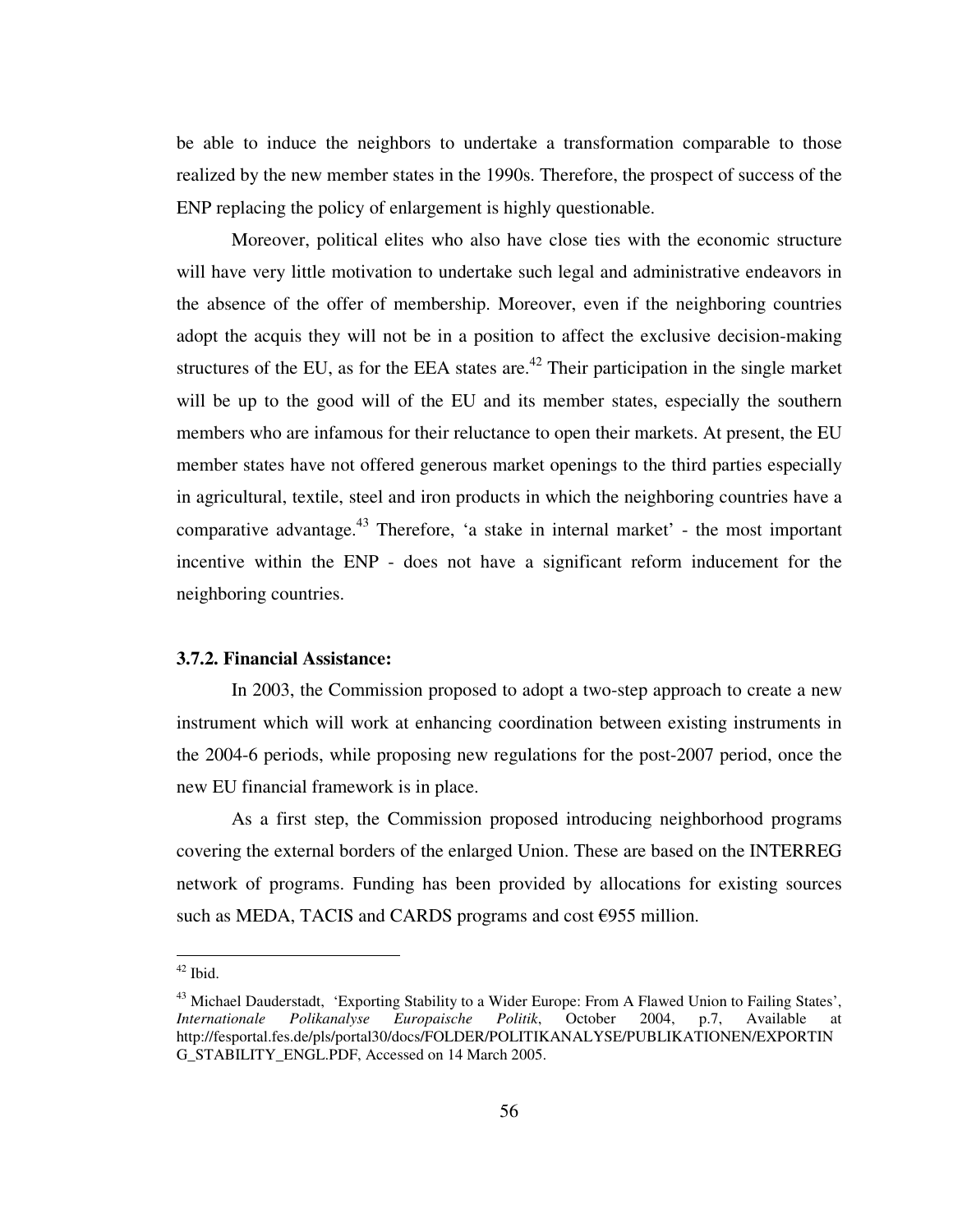be able to induce the neighbors to undertake a transformation comparable to those realized by the new member states in the 1990s. Therefore, the prospect of success of the ENP replacing the policy of enlargement is highly questionable.

Moreover, political elites who also have close ties with the economic structure will have very little motivation to undertake such legal and administrative endeavors in the absence of the offer of membership. Moreover, even if the neighboring countries adopt the acquis they will not be in a position to affect the exclusive decision-making structures of the EU, as for the EEA states are.[42] Their participation in the single market will be up to the good will of the EU and its member states, especially the southern members who are infamous for their reluctance to open their markets. At present, the EU member states have not offered generous market openings to the third parties especially in agricultural, textile, steel and iron products in which the neighboring countries have a comparative advantage.[43] Therefore, 'a stake in internal market' - the most important incentive within the ENP - does not have a significant reform inducement for the neighboring countries.

### 3.7.2. Financial Assistance:

In 2003, the Commission proposed to adopt a two-step approach to create a new instrument which will work at enhancing coordination between existing instruments in the 2004-6 periods, while proposing new regulations for the post-2007 period, once the new EU financial framework is in place.

As a first step, the Commission proposed introducing neighborhood programs covering the external borders of the enlarged Union. These are based on the INTERREG network of programs. Funding has been provided by allocations for existing sources such as MEDA, TACIS and CARDS programs and cost €955 million.

---

[42] Ibid.

[43] Michael Dauderstadt, 'Exporting Stability to a Wider Europe: From A Flawed Union to Failing States', *Internationale Polikanalyse Europaische Politik*, October 2004, p.7, Available at http://fesportal.fes.de/pls/portal30/docs/FOLDER/POLITIKANALYSE/PUBLIKATIONEN/EXPORTING_STABILITY_ENGL.PDF, Accessed on 14 March 2005.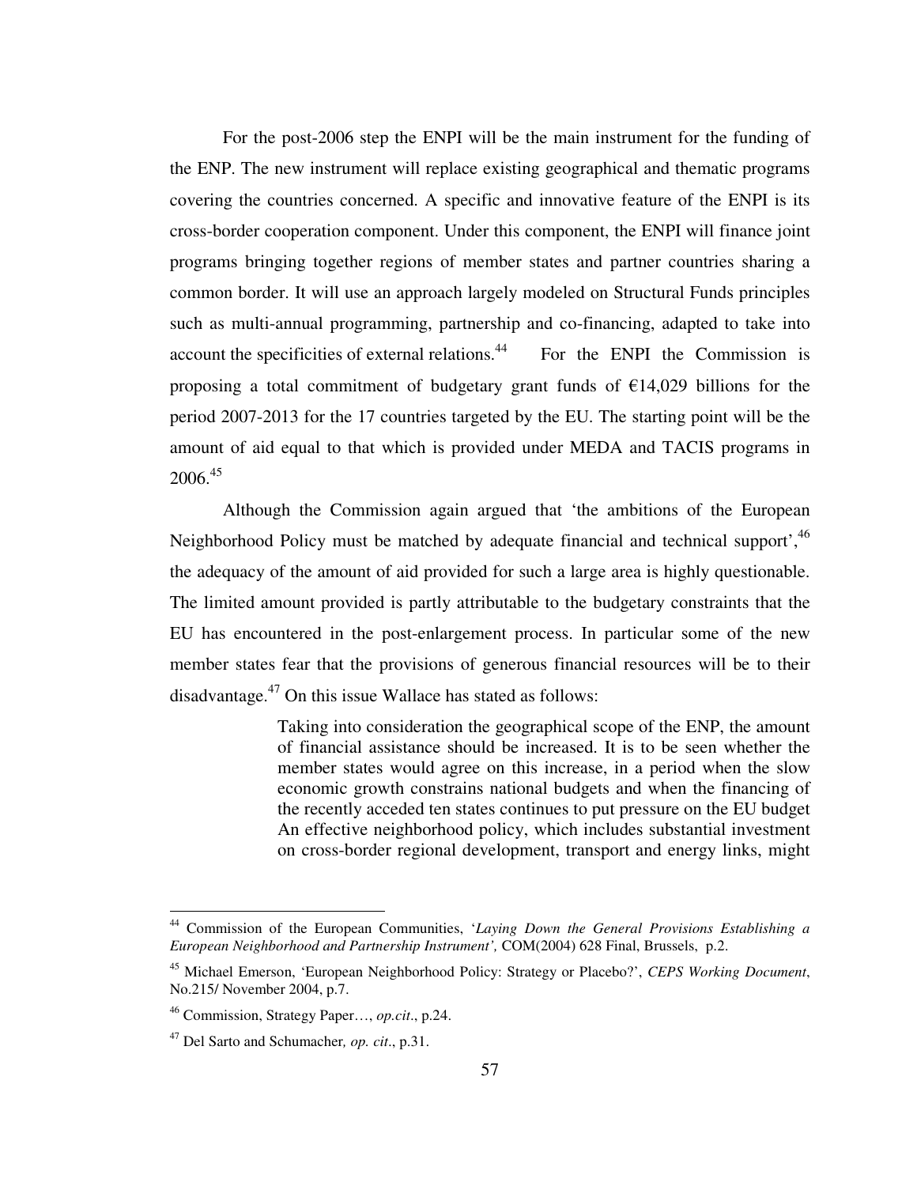For the post-2006 step the ENPI will be the main instrument for the funding of the ENP. The new instrument will replace existing geographical and thematic programs covering the countries concerned. A specific and innovative feature of the ENPI is its cross-border cooperation component. Under this component, the ENPI will finance joint programs bringing together regions of member states and partner countries sharing a common border. It will use an approach largely modeled on Structural Funds principles such as multi-annual programming, partnership and co-financing, adapted to take into account the specificities of external relations.[44] For the ENPI the Commission is proposing a total commitment of budgetary grant funds of €14,029 billions for the period 2007-2013 for the 17 countries targeted by the EU. The starting point will be the amount of aid equal to that which is provided under MEDA and TACIS programs in 2006.[45]

Although the Commission again argued that 'the ambitions of the European Neighborhood Policy must be matched by adequate financial and technical support',[46] the adequacy of the amount of aid provided for such a large area is highly questionable. The limited amount provided is partly attributable to the budgetary constraints that the EU has encountered in the post-enlargement process. In particular some of the new member states fear that the provisions of generous financial resources will be to their disadvantage.[47] On this issue Wallace has stated as follows:

> Taking into consideration the geographical scope of the ENP, the amount of financial assistance should be increased. It is to be seen whether the member states would agree on this increase, in a period when the slow economic growth constrains national budgets and when the financing of the recently acceded ten states continues to put pressure on the EU budget An effective neighborhood policy, which includes substantial investment on cross-border regional development, transport and energy links, might

---

[44] Commission of the European Communities, '*Laying Down the General Provisions Establishing a European Neighborhood and Partnership Instrument',* COM(2004) 628 Final, Brussels, p.2.

[45] Michael Emerson, 'European Neighborhood Policy: Strategy or Placebo?', *CEPS Working Document*, No.215/ November 2004, p.7.

[46] Commission, Strategy Paper…, *op.cit*., p.24.

[47] Del Sarto and Schumacher*, op. cit*., p.31.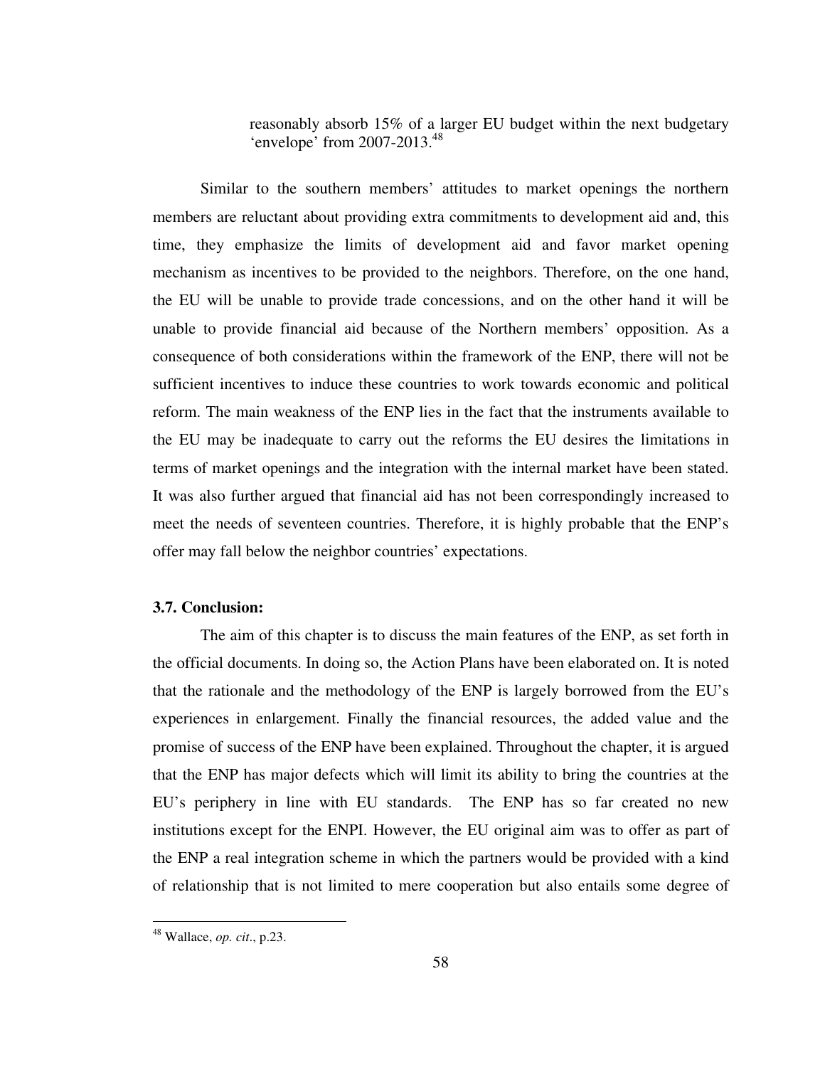reasonably absorb 15% of a larger EU budget within the next budgetary 'envelope' from 2007-2013.[48]

Similar to the southern members' attitudes to market openings the northern members are reluctant about providing extra commitments to development aid and, this time, they emphasize the limits of development aid and favor market opening mechanism as incentives to be provided to the neighbors. Therefore, on the one hand, the EU will be unable to provide trade concessions, and on the other hand it will be unable to provide financial aid because of the Northern members' opposition. As a consequence of both considerations within the framework of the ENP, there will not be sufficient incentives to induce these countries to work towards economic and political reform. The main weakness of the ENP lies in the fact that the instruments available to the EU may be inadequate to carry out the reforms the EU desires the limitations in terms of market openings and the integration with the internal market have been stated. It was also further argued that financial aid has not been correspondingly increased to meet the needs of seventeen countries. Therefore, it is highly probable that the ENP's offer may fall below the neighbor countries' expectations.

### 3.7. Conclusion:

The aim of this chapter is to discuss the main features of the ENP, as set forth in the official documents. In doing so, the Action Plans have been elaborated on. It is noted that the rationale and the methodology of the ENP is largely borrowed from the EU's experiences in enlargement. Finally the financial resources, the added value and the promise of success of the ENP have been explained. Throughout the chapter, it is argued that the ENP has major defects which will limit its ability to bring the countries at the EU's periphery in line with EU standards. The ENP has so far created no new institutions except for the ENPI. However, the EU original aim was to offer as part of the ENP a real integration scheme in which the partners would be provided with a kind of relationship that is not limited to mere cooperation but also entails some degree of

---

[48] Wallace, *op. cit*., p.23.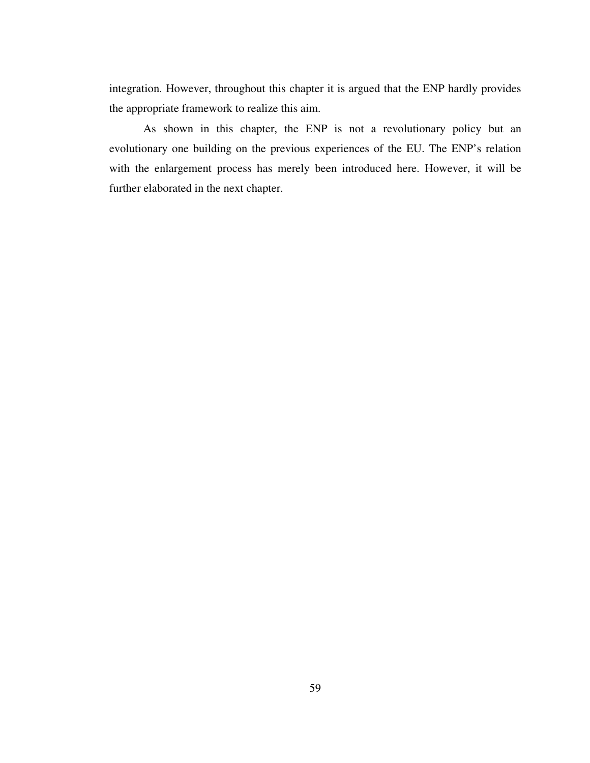integration. However, throughout this chapter it is argued that the ENP hardly provides the appropriate framework to realize this aim.

As shown in this chapter, the ENP is not a revolutionary policy but an evolutionary one building on the previous experiences of the EU. The ENP's relation with the enlargement process has merely been introduced here. However, it will be further elaborated in the next chapter.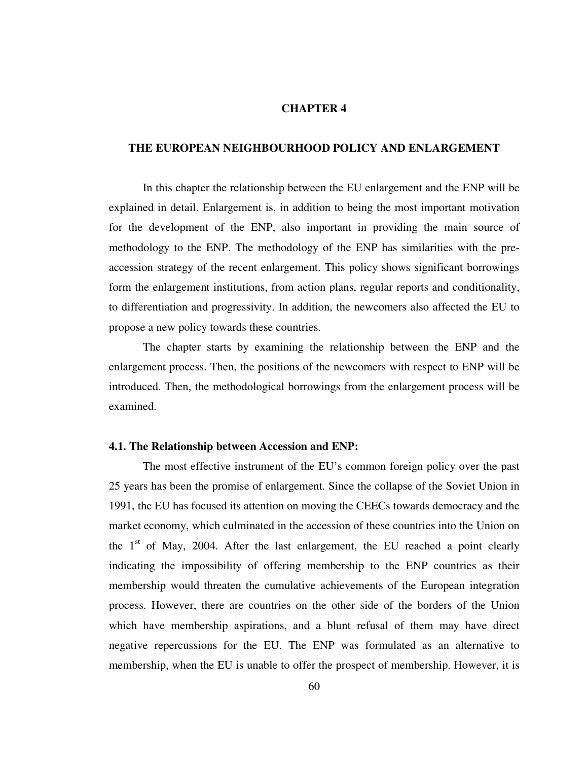# CHAPTER 4

## THE EUROPEAN NEIGHBOURHOOD POLICY AND ENLARGEMENT

In this chapter the relationship between the EU enlargement and the ENP will be explained in detail. Enlargement is, in addition to being the most important motivation for the development of the ENP, also important in providing the main source of methodology to the ENP. The methodology of the ENP has similarities with the pre-accession strategy of the recent enlargement. This policy shows significant borrowings form the enlargement institutions, from action plans, regular reports and conditionality, to differentiation and progressivity. In addition, the newcomers also affected the EU to propose a new policy towards these countries.

The chapter starts by examining the relationship between the ENP and the enlargement process. Then, the positions of the newcomers with respect to ENP will be introduced. Then, the methodological borrowings from the enlargement process will be examined.

### 4.1. The Relationship between Accession and ENP:

The most effective instrument of the EU's common foreign policy over the past 25 years has been the promise of enlargement. Since the collapse of the Soviet Union in 1991, the EU has focused its attention on moving the CEECs towards democracy and the market economy, which culminated in the accession of these countries into the Union on the 1st of May, 2004. After the last enlargement, the EU reached a point clearly indicating the impossibility of offering membership to the ENP countries as their membership would threaten the cumulative achievements of the European integration process. However, there are countries on the other side of the borders of the Union which have membership aspirations, and a blunt refusal of them may have direct negative repercussions for the EU. The ENP was formulated as an alternative to membership, when the EU is unable to offer the prospect of membership. However, it is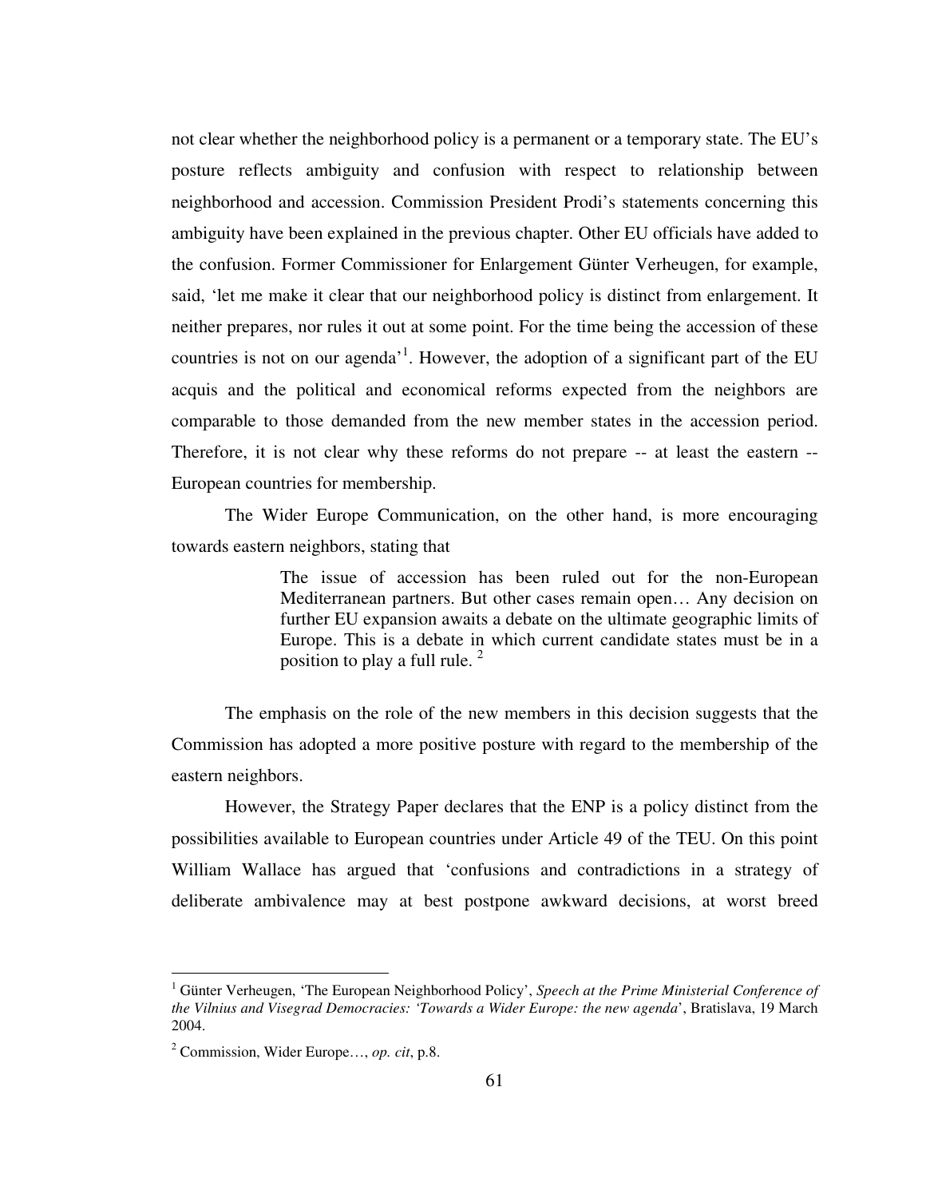not clear whether the neighborhood policy is a permanent or a temporary state. The EU's posture reflects ambiguity and confusion with respect to relationship between neighborhood and accession. Commission President Prodi's statements concerning this ambiguity have been explained in the previous chapter. Other EU officials have added to the confusion. Former Commissioner for Enlargement Günter Verheugen, for example, said, 'let me make it clear that our neighborhood policy is distinct from enlargement. It neither prepares, nor rules it out at some point. For the time being the accession of these countries is not on our agenda'[1]. However, the adoption of a significant part of the EU acquis and the political and economical reforms expected from the neighbors are comparable to those demanded from the new member states in the accession period. Therefore, it is not clear why these reforms do not prepare -- at least the eastern -- European countries for membership.

The Wider Europe Communication, on the other hand, is more encouraging towards eastern neighbors, stating that

> The issue of accession has been ruled out for the non-European Mediterranean partners. But other cases remain open… Any decision on further EU expansion awaits a debate on the ultimate geographic limits of Europe. This is a debate in which current candidate states must be in a position to play a full rule. [2]

The emphasis on the role of the new members in this decision suggests that the Commission has adopted a more positive posture with regard to the membership of the eastern neighbors.

However, the Strategy Paper declares that the ENP is a policy distinct from the possibilities available to European countries under Article 49 of the TEU. On this point William Wallace has argued that 'confusions and contradictions in a strategy of deliberate ambivalence may at best postpone awkward decisions, at worst breed

---

[1] Günter Verheugen, 'The European Neighborhood Policy', *Speech at the Prime Ministerial Conference of the Vilnius and Visegrad Democracies: 'Towards a Wider Europe: the new agenda*', Bratislava, 19 March 2004.

[2] Commission, Wider Europe…, *op. cit*, p.8.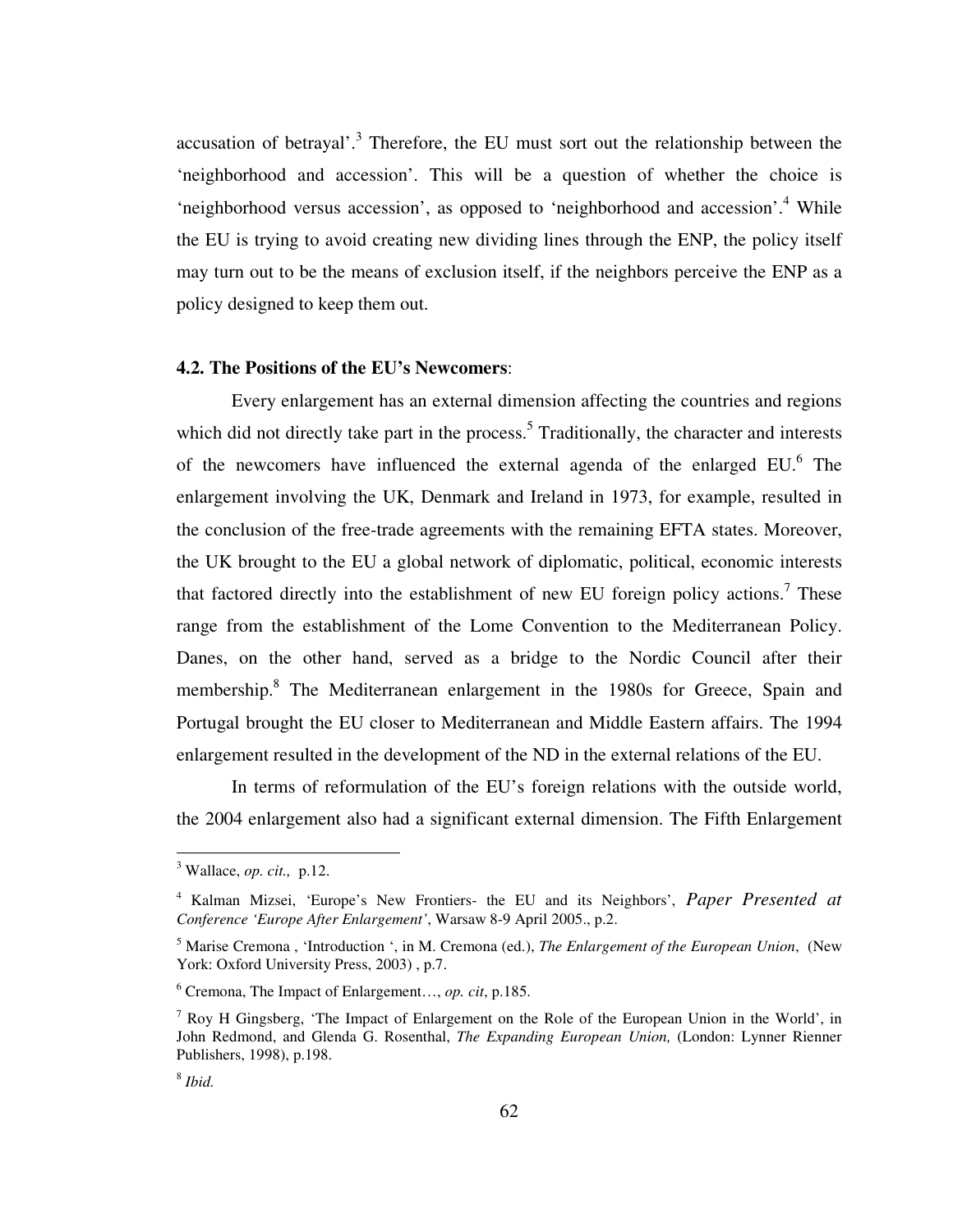accusation of betrayal'.[3] Therefore, the EU must sort out the relationship between the 'neighborhood and accession'. This will be a question of whether the choice is 'neighborhood versus accession', as opposed to 'neighborhood and accession'.[4] While the EU is trying to avoid creating new dividing lines through the ENP, the policy itself may turn out to be the means of exclusion itself, if the neighbors perceive the ENP as a policy designed to keep them out.

### 4.2. The Positions of the EU's Newcomers:

Every enlargement has an external dimension affecting the countries and regions which did not directly take part in the process.[5] Traditionally, the character and interests of the newcomers have influenced the external agenda of the enlarged EU.[6] The enlargement involving the UK, Denmark and Ireland in 1973, for example, resulted in the conclusion of the free-trade agreements with the remaining EFTA states. Moreover, the UK brought to the EU a global network of diplomatic, political, economic interests that factored directly into the establishment of new EU foreign policy actions.[7] These range from the establishment of the Lome Convention to the Mediterranean Policy. Danes, on the other hand, served as a bridge to the Nordic Council after their membership.[8] The Mediterranean enlargement in the 1980s for Greece, Spain and Portugal brought the EU closer to Mediterranean and Middle Eastern affairs. The 1994 enlargement resulted in the development of the ND in the external relations of the EU.

In terms of reformulation of the EU's foreign relations with the outside world, the 2004 enlargement also had a significant external dimension. The Fifth Enlargement

---

[3] Wallace, *op. cit.,* p.12.

[4] Kalman Mizsei, 'Europe's New Frontiers- the EU and its Neighbors', *Paper Presented at Conference 'Europe After Enlargement'*, Warsaw 8-9 April 2005., p.2.

[5] Marise Cremona , 'Introduction ', in M. Cremona (ed.), *The Enlargement of the European Union*, (New York: Oxford University Press, 2003) , p.7.

[6] Cremona, The Impact of Enlargement…, *op. cit*, p.185.

[7] Roy H Gingsberg, 'The Impact of Enlargement on the Role of the European Union in the World', in John Redmond, and Glenda G. Rosenthal, *The Expanding European Union,* (London: Lynner Rienner Publishers, 1998), p.198.

[8] *Ibid.*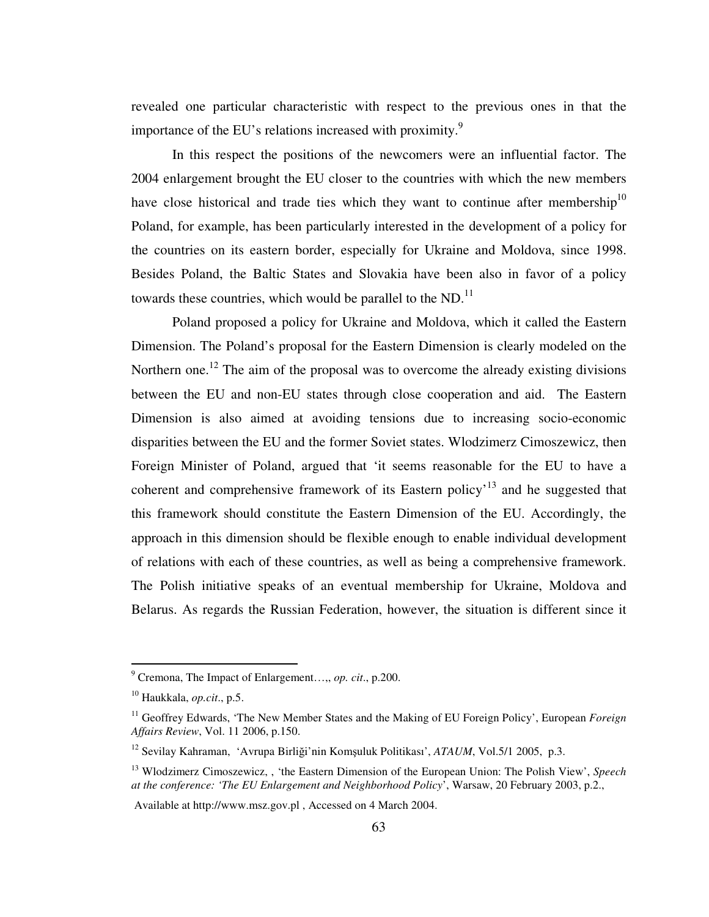revealed one particular characteristic with respect to the previous ones in that the importance of the EU's relations increased with proximity.[9]

In this respect the positions of the newcomers were an influential factor. The 2004 enlargement brought the EU closer to the countries with which the new members have close historical and trade ties which they want to continue after membership[10] Poland, for example, has been particularly interested in the development of a policy for the countries on its eastern border, especially for Ukraine and Moldova, since 1998. Besides Poland, the Baltic States and Slovakia have been also in favor of a policy towards these countries, which would be parallel to the ND.[11]

Poland proposed a policy for Ukraine and Moldova, which it called the Eastern Dimension. The Poland's proposal for the Eastern Dimension is clearly modeled on the Northern one.[12] The aim of the proposal was to overcome the already existing divisions between the EU and non-EU states through close cooperation and aid. The Eastern Dimension is also aimed at avoiding tensions due to increasing socio-economic disparities between the EU and the former Soviet states. Wlodzimerz Cimoszewicz, then Foreign Minister of Poland, argued that 'it seems reasonable for the EU to have a coherent and comprehensive framework of its Eastern policy'[13] and he suggested that this framework should constitute the Eastern Dimension of the EU. Accordingly, the approach in this dimension should be flexible enough to enable individual development of relations with each of these countries, as well as being a comprehensive framework. The Polish initiative speaks of an eventual membership for Ukraine, Moldova and Belarus. As regards the Russian Federation, however, the situation is different since it

---

[9] Cremona, The Impact of Enlargement…,, *op. cit*., p.200.

[10] Haukkala, *op.cit*., p.5.

[11] Geoffrey Edwards, 'The New Member States and the Making of EU Foreign Policy', European *Foreign Affairs Review*, Vol. 11 2006, p.150.

[12] Sevilay Kahraman, 'Avrupa Birliği'nin Komşuluk Politikası', *ATAUM*, Vol.5/1 2005, p.3.

[13] Wlodzimerz Cimoszewicz, , 'the Eastern Dimension of the European Union: The Polish View', *Speech at the conference: 'The EU Enlargement and Neighborhood Policy'*, Warsaw, 20 February 2003, p.2.,

Available at http://www.msz.gov.pl , Accessed on 4 March 2004.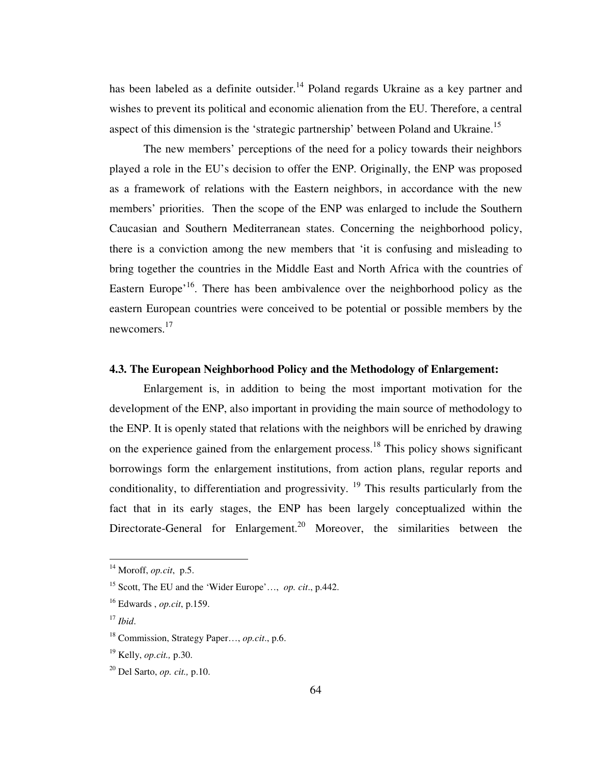has been labeled as a definite outsider.[14] Poland regards Ukraine as a key partner and wishes to prevent its political and economic alienation from the EU. Therefore, a central aspect of this dimension is the 'strategic partnership' between Poland and Ukraine.[15]

The new members' perceptions of the need for a policy towards their neighbors played a role in the EU's decision to offer the ENP. Originally, the ENP was proposed as a framework of relations with the Eastern neighbors, in accordance with the new members' priorities. Then the scope of the ENP was enlarged to include the Southern Caucasian and Southern Mediterranean states. Concerning the neighborhood policy, there is a conviction among the new members that 'it is confusing and misleading to bring together the countries in the Middle East and North Africa with the countries of Eastern Europe'[16]. There has been ambivalence over the neighborhood policy as the eastern European countries were conceived to be potential or possible members by the newcomers.[17]

### 4.3. The European Neighborhood Policy and the Methodology of Enlargement:

Enlargement is, in addition to being the most important motivation for the development of the ENP, also important in providing the main source of methodology to the ENP. It is openly stated that relations with the neighbors will be enriched by drawing on the experience gained from the enlargement process.[18] This policy shows significant borrowings form the enlargement institutions, from action plans, regular reports and conditionality, to differentiation and progressivity. [19] This results particularly from the fact that in its early stages, the ENP has been largely conceptualized within the Directorate-General for Enlargement.[20] Moreover, the similarities between the

---

[14] Moroff, *op.cit*, p.5.

[15] Scott, The EU and the 'Wider Europe'…, *op. cit*., p.442.

[16] Edwards , *op.cit*, p.159.

[17] *Ibid*.

[18] Commission, Strategy Paper…, *op.cit*., p.6.

[19] Kelly, *op.cit.,* p.30.

[20] Del Sarto, *op. cit.,* p.10.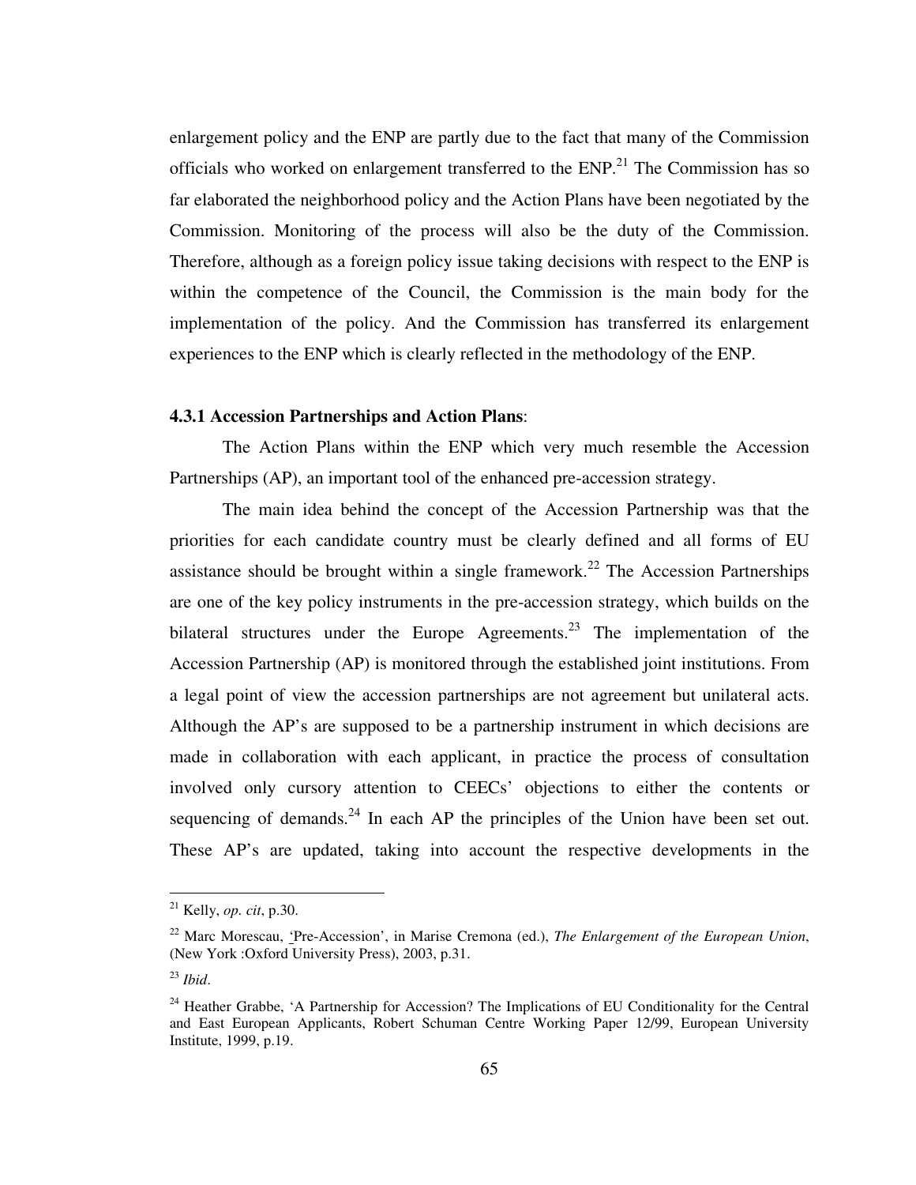enlargement policy and the ENP are partly due to the fact that many of the Commission officials who worked on enlargement transferred to the ENP.[21] The Commission has so far elaborated the neighborhood policy and the Action Plans have been negotiated by the Commission. Monitoring of the process will also be the duty of the Commission. Therefore, although as a foreign policy issue taking decisions with respect to the ENP is within the competence of the Council, the Commission is the main body for the implementation of the policy. And the Commission has transferred its enlargement experiences to the ENP which is clearly reflected in the methodology of the ENP.

### 4.3.1 Accession Partnerships and Action Plans:

The Action Plans within the ENP which very much resemble the Accession Partnerships (AP), an important tool of the enhanced pre-accession strategy.

The main idea behind the concept of the Accession Partnership was that the priorities for each candidate country must be clearly defined and all forms of EU assistance should be brought within a single framework.[22] The Accession Partnerships are one of the key policy instruments in the pre-accession strategy, which builds on the bilateral structures under the Europe Agreements.[23] The implementation of the Accession Partnership (AP) is monitored through the established joint institutions. From a legal point of view the accession partnerships are not agreement but unilateral acts. Although the AP's are supposed to be a partnership instrument in which decisions are made in collaboration with each applicant, in practice the process of consultation involved only cursory attention to CEECs' objections to either the contents or sequencing of demands.[24] In each AP the principles of the Union have been set out. These AP's are updated, taking into account the respective developments in the

---

[21] Kelly, *op. cit*, p.30.

[22] Marc Morescau, 'Pre-Accession', in Marise Cremona (ed.), *The Enlargement of the European Union*, (New York :Oxford University Press), 2003, p.31.

[23] *Ibid*.

[24] Heather Grabbe, 'A Partnership for Accession? The Implications of EU Conditionality for the Central and East European Applicants, Robert Schuman Centre Working Paper 12/99, European University Institute, 1999, p.19.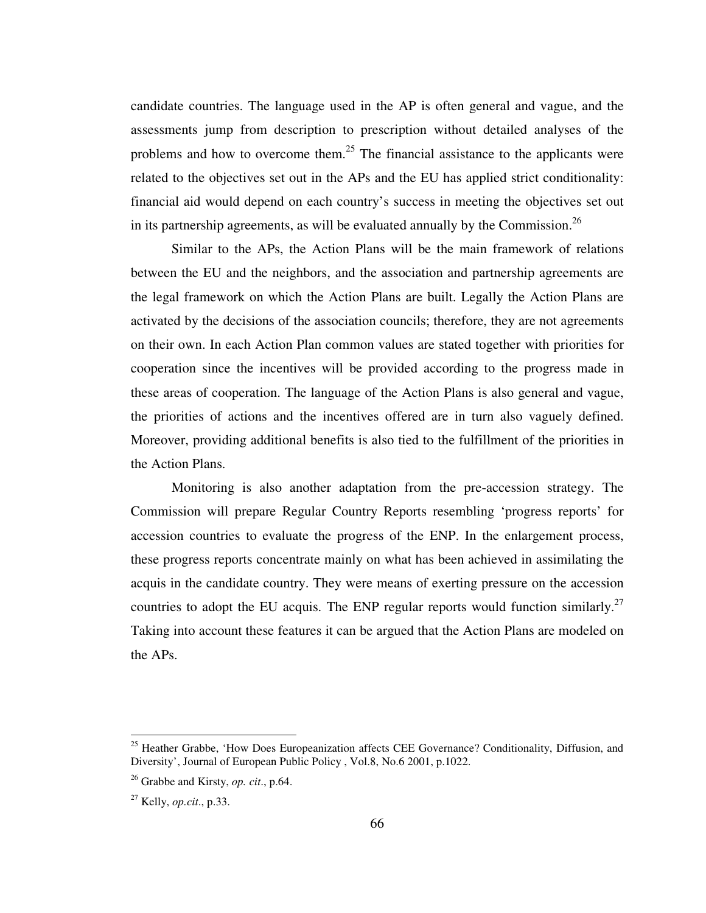candidate countries. The language used in the AP is often general and vague, and the assessments jump from description to prescription without detailed analyses of the problems and how to overcome them.[25] The financial assistance to the applicants were related to the objectives set out in the APs and the EU has applied strict conditionality: financial aid would depend on each country's success in meeting the objectives set out in its partnership agreements, as will be evaluated annually by the Commission.[26]

Similar to the APs, the Action Plans will be the main framework of relations between the EU and the neighbors, and the association and partnership agreements are the legal framework on which the Action Plans are built. Legally the Action Plans are activated by the decisions of the association councils; therefore, they are not agreements on their own. In each Action Plan common values are stated together with priorities for cooperation since the incentives will be provided according to the progress made in these areas of cooperation. The language of the Action Plans is also general and vague, the priorities of actions and the incentives offered are in turn also vaguely defined. Moreover, providing additional benefits is also tied to the fulfillment of the priorities in the Action Plans.

Monitoring is also another adaptation from the pre-accession strategy. The Commission will prepare Regular Country Reports resembling 'progress reports' for accession countries to evaluate the progress of the ENP. In the enlargement process, these progress reports concentrate mainly on what has been achieved in assimilating the acquis in the candidate country. They were means of exerting pressure on the accession countries to adopt the EU acquis. The ENP regular reports would function similarly.[27] Taking into account these features it can be argued that the Action Plans are modeled on the APs.

---

[25] Heather Grabbe, 'How Does Europeanization affects CEE Governance? Conditionality, Diffusion, and Diversity', Journal of European Public Policy , Vol.8, No.6 2001, p.1022.

[26] Grabbe and Kirsty, *op. cit*., p.64.

[27] Kelly, *op.cit*., p.33.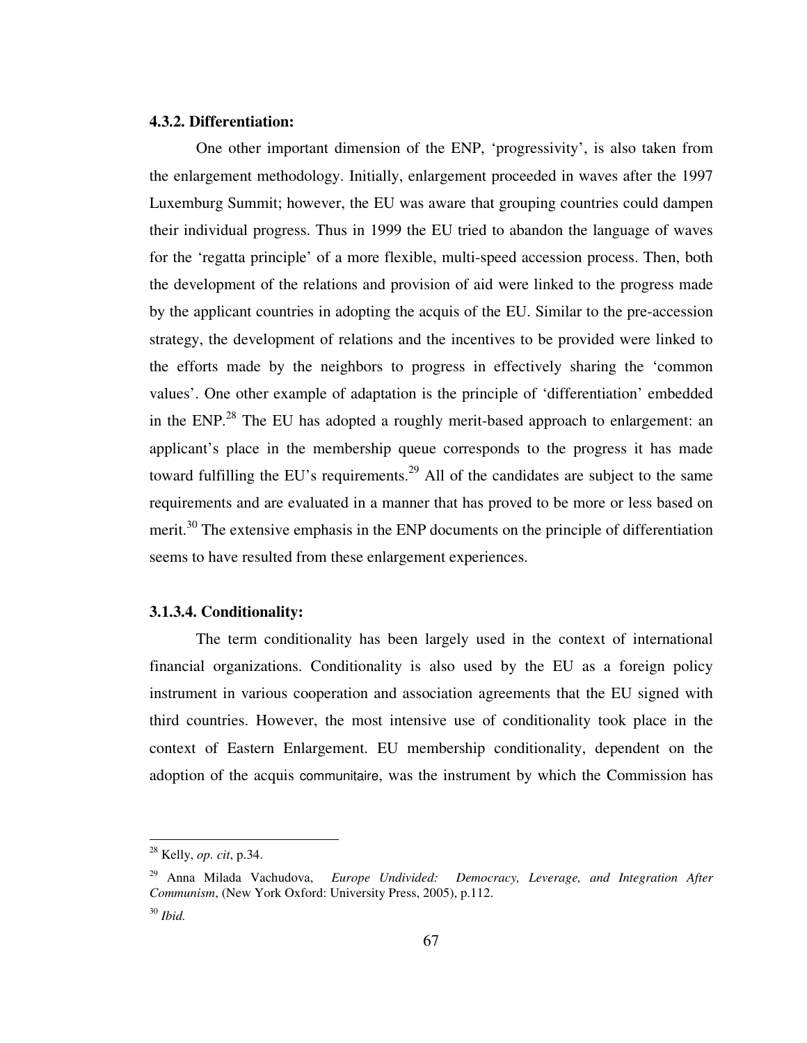#### 4.3.2. Differentiation:

One other important dimension of the ENP, 'progressivity', is also taken from the enlargement methodology. Initially, enlargement proceeded in waves after the 1997 Luxemburg Summit; however, the EU was aware that grouping countries could dampen their individual progress. Thus in 1999 the EU tried to abandon the language of waves for the 'regatta principle' of a more flexible, multi-speed accession process. Then, both the development of the relations and provision of aid were linked to the progress made by the applicant countries in adopting the acquis of the EU. Similar to the pre-accession strategy, the development of relations and the incentives to be provided were linked to the efforts made by the neighbors to progress in effectively sharing the 'common values'. One other example of adaptation is the principle of 'differentiation' embedded in the ENP.[28] The EU has adopted a roughly merit-based approach to enlargement: an applicant's place in the membership queue corresponds to the progress it has made toward fulfilling the EU's requirements.[29] All of the candidates are subject to the same requirements and are evaluated in a manner that has proved to be more or less based on merit.[30] The extensive emphasis in the ENP documents on the principle of differentiation seems to have resulted from these enlargement experiences.

#### 3.1.3.4. Conditionality:

The term conditionality has been largely used in the context of international financial organizations. Conditionality is also used by the EU as a foreign policy instrument in various cooperation and association agreements that the EU signed with third countries. However, the most intensive use of conditionality took place in the context of Eastern Enlargement. EU membership conditionality, dependent on the adoption of the acquis communitaire, was the instrument by which the Commission has

---

[28] Kelly, *op. cit*, p.34.

[29] Anna Milada Vachudova, *Europe Undivided: Democracy, Leverage, and Integration After Communism*, (New York Oxford: University Press, 2005), p.112.

[30] *Ibid.*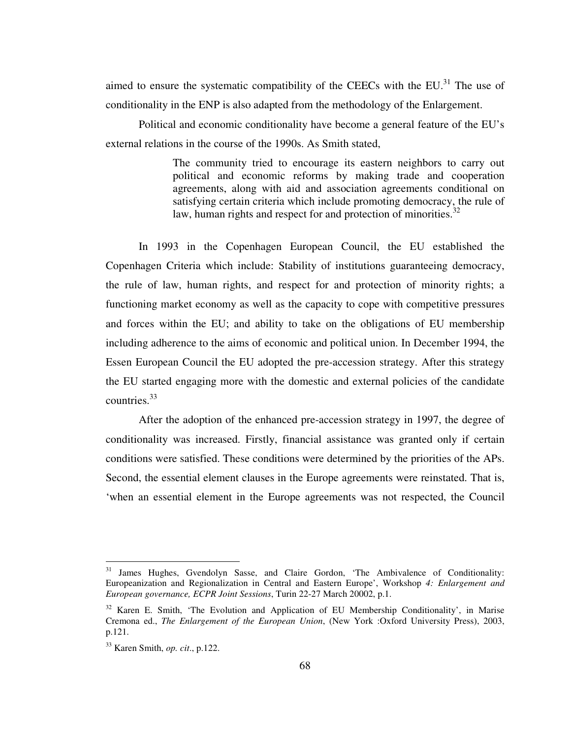aimed to ensure the systematic compatibility of the CEECs with the EU.[31] The use of conditionality in the ENP is also adapted from the methodology of the Enlargement.

Political and economic conditionality have become a general feature of the EU's external relations in the course of the 1990s. As Smith stated,

> The community tried to encourage its eastern neighbors to carry out political and economic reforms by making trade and cooperation agreements, along with aid and association agreements conditional on satisfying certain criteria which include promoting democracy, the rule of law, human rights and respect for and protection of minorities.[32]

In 1993 in the Copenhagen European Council, the EU established the Copenhagen Criteria which include: Stability of institutions guaranteeing democracy, the rule of law, human rights, and respect for and protection of minority rights; a functioning market economy as well as the capacity to cope with competitive pressures and forces within the EU; and ability to take on the obligations of EU membership including adherence to the aims of economic and political union. In December 1994, the Essen European Council the EU adopted the pre-accession strategy. After this strategy the EU started engaging more with the domestic and external policies of the candidate countries.[33]

After the adoption of the enhanced pre-accession strategy in 1997, the degree of conditionality was increased. Firstly, financial assistance was granted only if certain conditions were satisfied. These conditions were determined by the priorities of the APs. Second, the essential element clauses in the Europe agreements were reinstated. That is, 'when an essential element in the Europe agreements was not respected, the Council

---

[31] James Hughes, Gvendolyn Sasse, and Claire Gordon, 'The Ambivalence of Conditionality: Europeanization and Regionalization in Central and Eastern Europe', Workshop *4: Enlargement and European governance, ECPR Joint Sessions*, Turin 22-27 March 20002, p.1.

[32] Karen E. Smith, 'The Evolution and Application of EU Membership Conditionality', in Marise Cremona ed., *The Enlargement of the European Union*, (New York :Oxford University Press), 2003, p.121.

[33] Karen Smith, *op. cit*., p.122.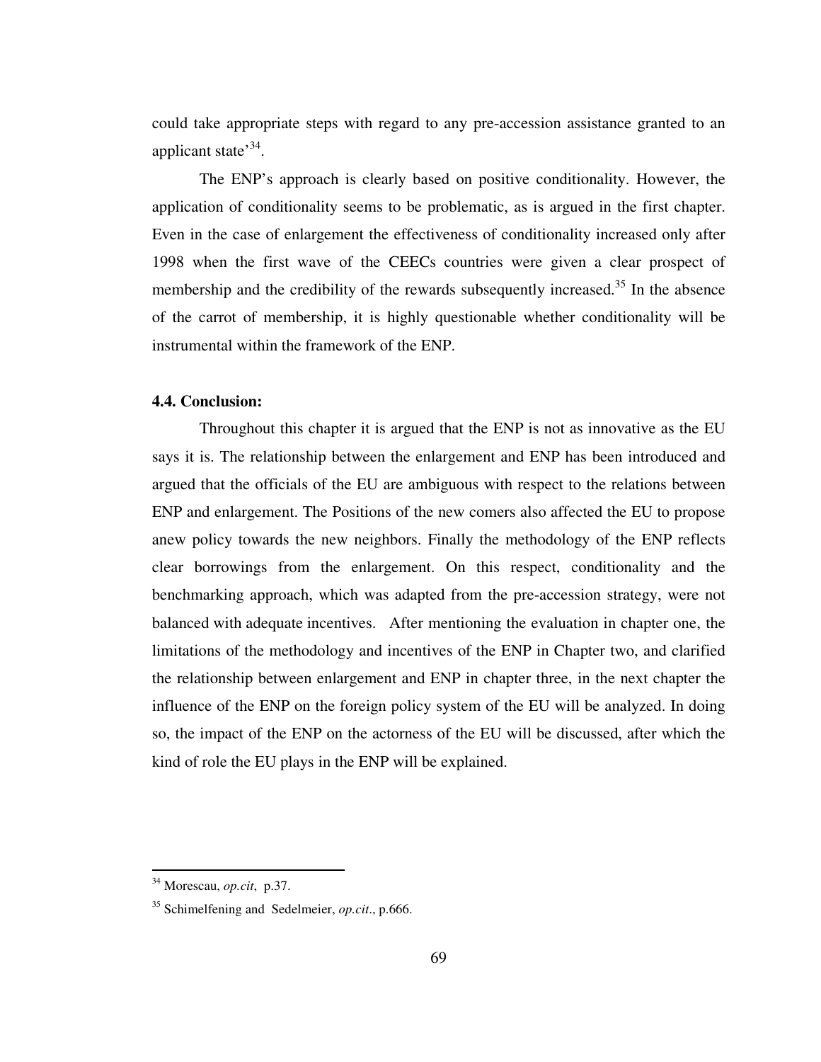could take appropriate steps with regard to any pre-accession assistance granted to an applicant state'[34].

The ENP's approach is clearly based on positive conditionality. However, the application of conditionality seems to be problematic, as is argued in the first chapter. Even in the case of enlargement the effectiveness of conditionality increased only after 1998 when the first wave of the CEECs countries were given a clear prospect of membership and the credibility of the rewards subsequently increased.[35] In the absence of the carrot of membership, it is highly questionable whether conditionality will be instrumental within the framework of the ENP.

### 4.4. Conclusion:

Throughout this chapter it is argued that the ENP is not as innovative as the EU says it is. The relationship between the enlargement and ENP has been introduced and argued that the officials of the EU are ambiguous with respect to the relations between ENP and enlargement. The Positions of the new comers also affected the EU to propose anew policy towards the new neighbors. Finally the methodology of the ENP reflects clear borrowings from the enlargement. On this respect, conditionality and the benchmarking approach, which was adapted from the pre-accession strategy, were not balanced with adequate incentives. After mentioning the evaluation in chapter one, the limitations of the methodology and incentives of the ENP in Chapter two, and clarified the relationship between enlargement and ENP in chapter three, in the next chapter the influence of the ENP on the foreign policy system of the EU will be analyzed. In doing so, the impact of the ENP on the actorness of the EU will be discussed, after which the kind of role the EU plays in the ENP will be explained.

---

[34] Morescau, *op.cit*, p.37.

[35] Schimelfening and Sedelmeier, *op.cit*., p.666.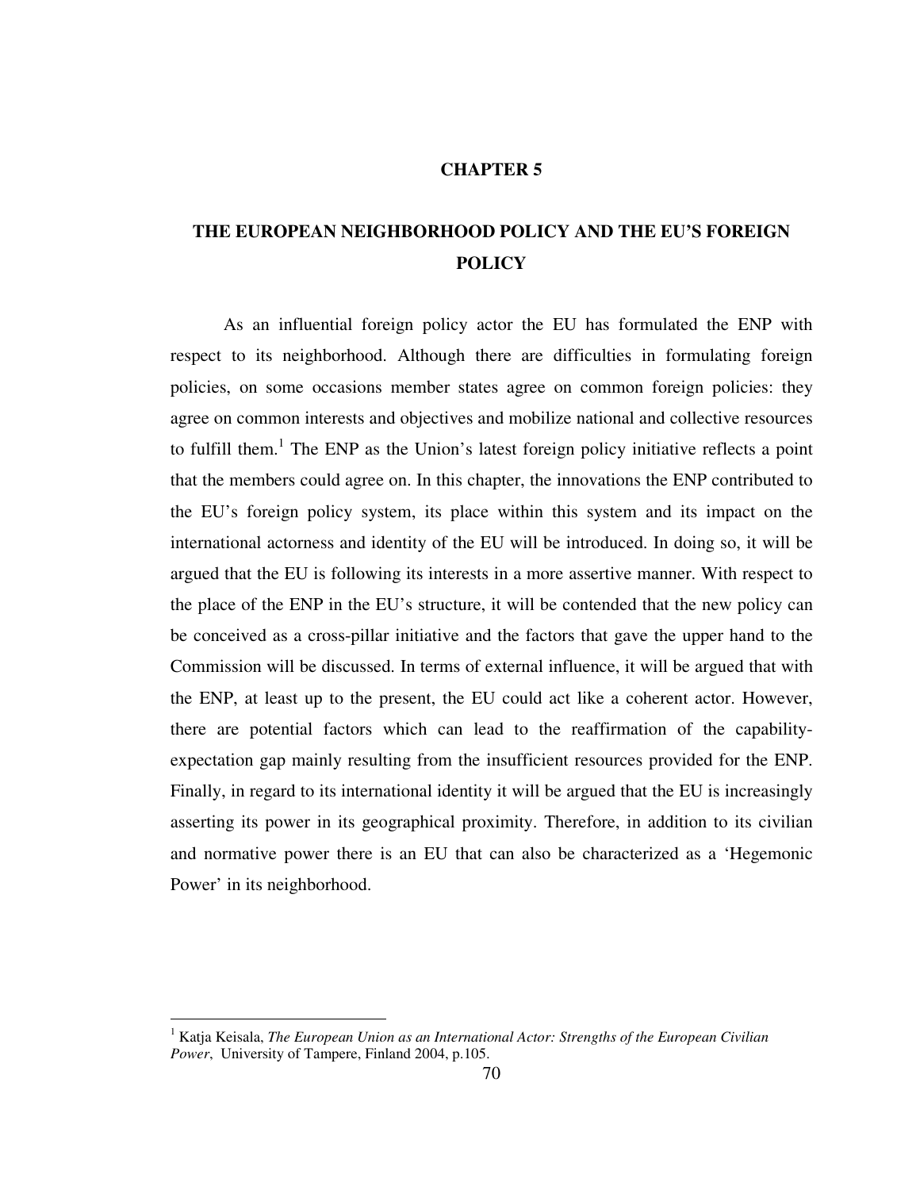# CHAPTER 5

## THE EUROPEAN NEIGHBORHOOD POLICY AND THE EU'S FOREIGN POLICY

As an influential foreign policy actor the EU has formulated the ENP with respect to its neighborhood. Although there are difficulties in formulating foreign policies, on some occasions member states agree on common foreign policies: they agree on common interests and objectives and mobilize national and collective resources to fulfill them.[1] The ENP as the Union's latest foreign policy initiative reflects a point that the members could agree on. In this chapter, the innovations the ENP contributed to the EU's foreign policy system, its place within this system and its impact on the international actorness and identity of the EU will be introduced. In doing so, it will be argued that the EU is following its interests in a more assertive manner. With respect to the place of the ENP in the EU's structure, it will be contended that the new policy can be conceived as a cross-pillar initiative and the factors that gave the upper hand to the Commission will be discussed. In terms of external influence, it will be argued that with the ENP, at least up to the present, the EU could act like a coherent actor. However, there are potential factors which can lead to the reaffirmation of the capability-expectation gap mainly resulting from the insufficient resources provided for the ENP. Finally, in regard to its international identity it will be argued that the EU is increasingly asserting its power in its geographical proximity. Therefore, in addition to its civilian and normative power there is an EU that can also be characterized as a 'Hegemonic Power' in its neighborhood.

---

[1] Katja Keisala, *The European Union as an International Actor: Strengths of the European Civilian Power*, University of Tampere, Finland 2004, p.105.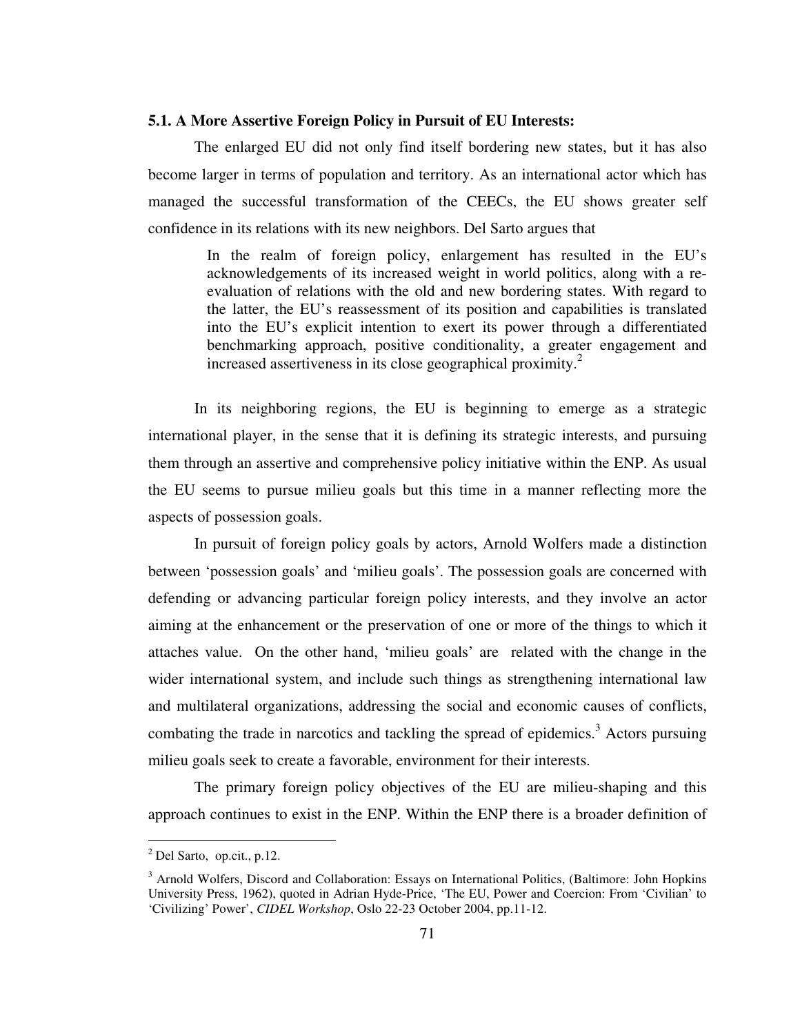### 5.1. A More Assertive Foreign Policy in Pursuit of EU Interests:

The enlarged EU did not only find itself bordering new states, but it has also become larger in terms of population and territory. As an international actor which has managed the successful transformation of the CEECs, the EU shows greater self confidence in its relations with its new neighbors. Del Sarto argues that

> In the realm of foreign policy, enlargement has resulted in the EU's acknowledgements of its increased weight in world politics, along with a re-evaluation of relations with the old and new bordering states. With regard to the latter, the EU's reassessment of its position and capabilities is translated into the EU's explicit intention to exert its power through a differentiated benchmarking approach, positive conditionality, a greater engagement and increased assertiveness in its close geographical proximity.[2]

In its neighboring regions, the EU is beginning to emerge as a strategic international player, in the sense that it is defining its strategic interests, and pursuing them through an assertive and comprehensive policy initiative within the ENP. As usual the EU seems to pursue milieu goals but this time in a manner reflecting more the aspects of possession goals.

In pursuit of foreign policy goals by actors, Arnold Wolfers made a distinction between 'possession goals' and 'milieu goals'. The possession goals are concerned with defending or advancing particular foreign policy interests, and they involve an actor aiming at the enhancement or the preservation of one or more of the things to which it attaches value. On the other hand, 'milieu goals' are related with the change in the wider international system, and include such things as strengthening international law and multilateral organizations, addressing the social and economic causes of conflicts, combating the trade in narcotics and tackling the spread of epidemics.[3] Actors pursuing milieu goals seek to create a favorable, environment for their interests.

The primary foreign policy objectives of the EU are milieu-shaping and this approach continues to exist in the ENP. Within the ENP there is a broader definition of

---

[2] Del Sarto, op.cit., p.12.

[3] Arnold Wolfers, Discord and Collaboration: Essays on International Politics, (Baltimore: John Hopkins University Press, 1962), quoted in Adrian Hyde-Price, 'The EU, Power and Coercion: From 'Civilian' to 'Civilizing' Power', *CIDEL Workshop*, Oslo 22-23 October 2004, pp.11-12.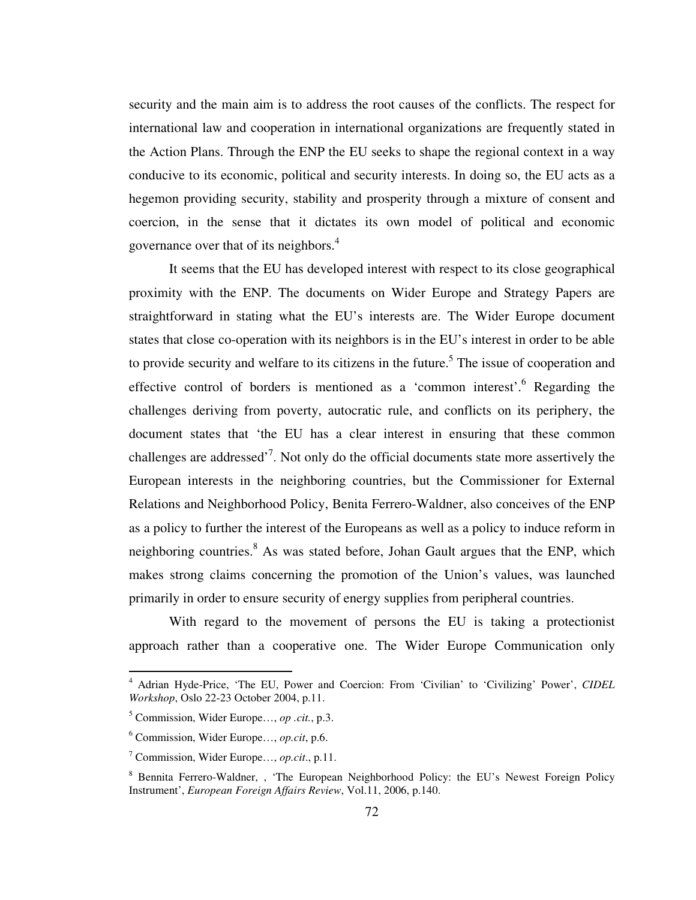security and the main aim is to address the root causes of the conflicts. The respect for international law and cooperation in international organizations are frequently stated in the Action Plans. Through the ENP the EU seeks to shape the regional context in a way conducive to its economic, political and security interests. In doing so, the EU acts as a hegemon providing security, stability and prosperity through a mixture of consent and coercion, in the sense that it dictates its own model of political and economic governance over that of its neighbors.[4]

It seems that the EU has developed interest with respect to its close geographical proximity with the ENP. The documents on Wider Europe and Strategy Papers are straightforward in stating what the EU's interests are. The Wider Europe document states that close co-operation with its neighbors is in the EU's interest in order to be able to provide security and welfare to its citizens in the future.[5] The issue of cooperation and effective control of borders is mentioned as a 'common interest'.[6] Regarding the challenges deriving from poverty, autocratic rule, and conflicts on its periphery, the document states that 'the EU has a clear interest in ensuring that these common challenges are addressed'[7]. Not only do the official documents state more assertively the European interests in the neighboring countries, but the Commissioner for External Relations and Neighborhood Policy, Benita Ferrero-Waldner, also conceives of the ENP as a policy to further the interest of the Europeans as well as a policy to induce reform in neighboring countries.[8] As was stated before, Johan Gault argues that the ENP, which makes strong claims concerning the promotion of the Union's values, was launched primarily in order to ensure security of energy supplies from peripheral countries.

With regard to the movement of persons the EU is taking a protectionist approach rather than a cooperative one. The Wider Europe Communication only

---

[4] Adrian Hyde-Price, 'The EU, Power and Coercion: From 'Civilian' to 'Civilizing' Power', *CIDEL Workshop*, Oslo 22-23 October 2004, p.11.

[5] Commission, Wider Europe…, *op .cit.*, p.3.

[6] Commission, Wider Europe…, *op.cit*, p.6.

[7] Commission, Wider Europe…, *op.cit*., p.11.

[8] Bennita Ferrero-Waldner, , 'The European Neighborhood Policy: the EU's Newest Foreign Policy Instrument', *European Foreign Affairs Review*, Vol.11, 2006, p.140.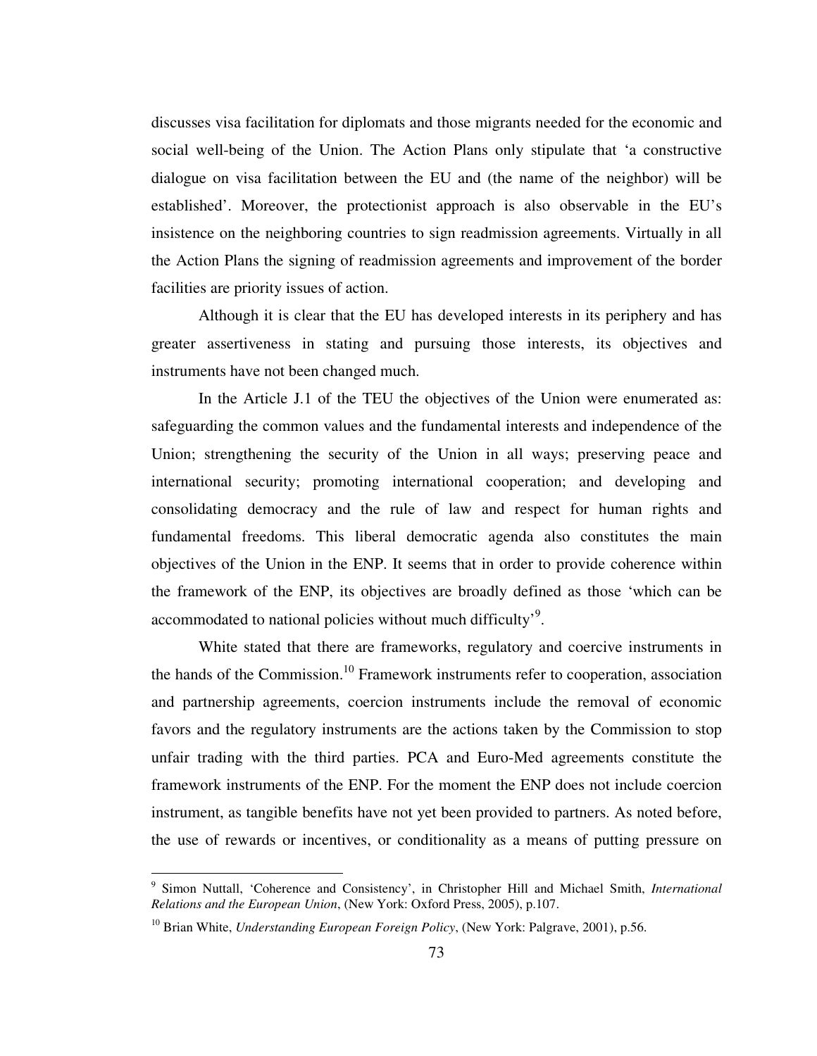discusses visa facilitation for diplomats and those migrants needed for the economic and social well-being of the Union. The Action Plans only stipulate that 'a constructive dialogue on visa facilitation between the EU and (the name of the neighbor) will be established'. Moreover, the protectionist approach is also observable in the EU's insistence on the neighboring countries to sign readmission agreements. Virtually in all the Action Plans the signing of readmission agreements and improvement of the border facilities are priority issues of action.

Although it is clear that the EU has developed interests in its periphery and has greater assertiveness in stating and pursuing those interests, its objectives and instruments have not been changed much.

In the Article J.1 of the TEU the objectives of the Union were enumerated as: safeguarding the common values and the fundamental interests and independence of the Union; strengthening the security of the Union in all ways; preserving peace and international security; promoting international cooperation; and developing and consolidating democracy and the rule of law and respect for human rights and fundamental freedoms. This liberal democratic agenda also constitutes the main objectives of the Union in the ENP. It seems that in order to provide coherence within the framework of the ENP, its objectives are broadly defined as those 'which can be accommodated to national policies without much difficulty'[9].

White stated that there are frameworks, regulatory and coercive instruments in the hands of the Commission.[10] Framework instruments refer to cooperation, association and partnership agreements, coercion instruments include the removal of economic favors and the regulatory instruments are the actions taken by the Commission to stop unfair trading with the third parties. PCA and Euro-Med agreements constitute the framework instruments of the ENP. For the moment the ENP does not include coercion instrument, as tangible benefits have not yet been provided to partners. As noted before, the use of rewards or incentives, or conditionality as a means of putting pressure on

---

[9] Simon Nuttall, 'Coherence and Consistency', in Christopher Hill and Michael Smith, *International Relations and the European Union*, (New York: Oxford Press, 2005), p.107.

[10] Brian White, *Understanding European Foreign Policy*, (New York: Palgrave, 2001), p.56.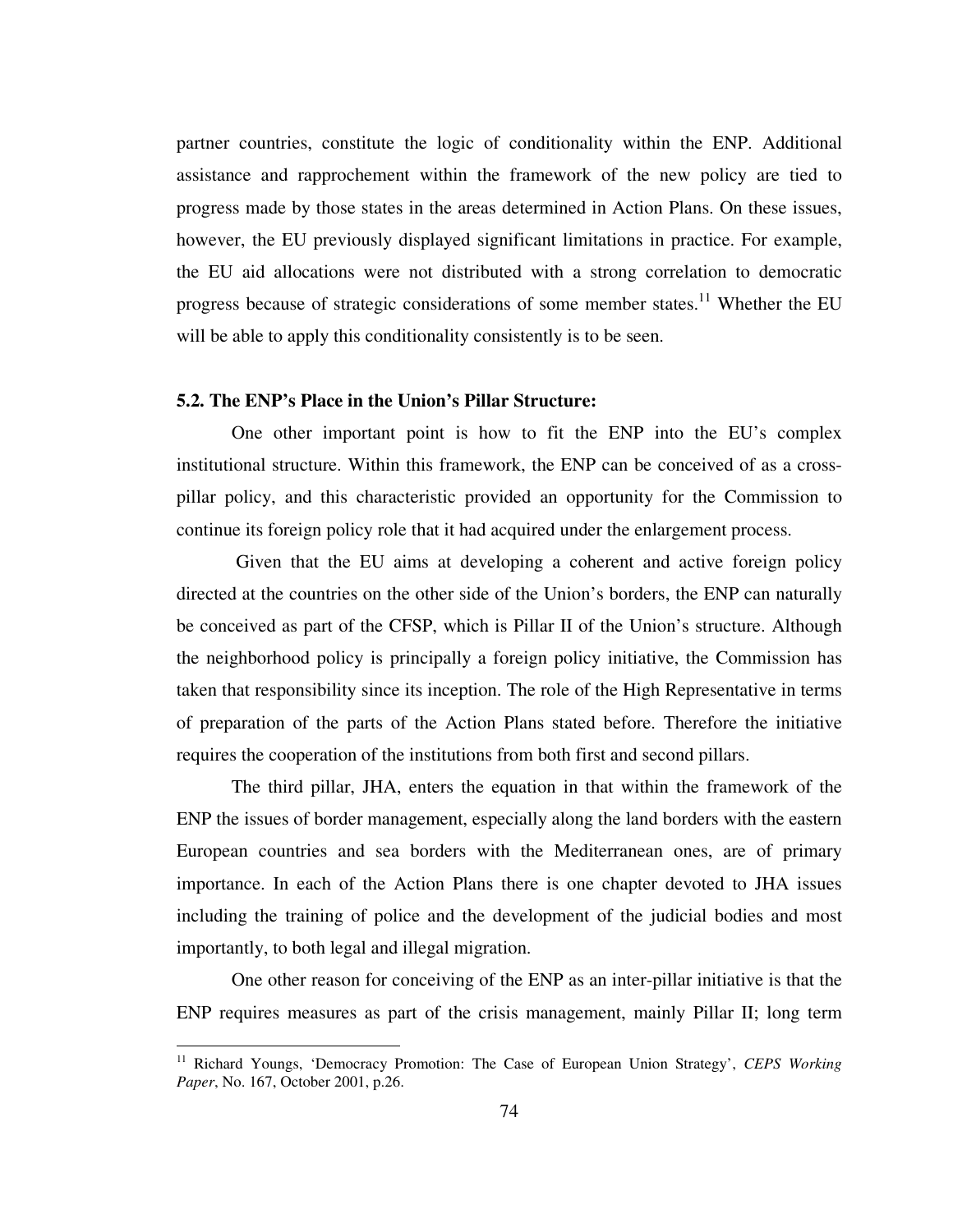partner countries, constitute the logic of conditionality within the ENP. Additional assistance and rapprochement within the framework of the new policy are tied to progress made by those states in the areas determined in Action Plans. On these issues, however, the EU previously displayed significant limitations in practice. For example, the EU aid allocations were not distributed with a strong correlation to democratic progress because of strategic considerations of some member states.[11] Whether the EU will be able to apply this conditionality consistently is to be seen.

### 5.2. The ENP's Place in the Union's Pillar Structure:

One other important point is how to fit the ENP into the EU's complex institutional structure. Within this framework, the ENP can be conceived of as a cross-pillar policy, and this characteristic provided an opportunity for the Commission to continue its foreign policy role that it had acquired under the enlargement process.

Given that the EU aims at developing a coherent and active foreign policy directed at the countries on the other side of the Union's borders, the ENP can naturally be conceived as part of the CFSP, which is Pillar II of the Union's structure. Although the neighborhood policy is principally a foreign policy initiative, the Commission has taken that responsibility since its inception. The role of the High Representative in terms of preparation of the parts of the Action Plans stated before. Therefore the initiative requires the cooperation of the institutions from both first and second pillars.

The third pillar, JHA, enters the equation in that within the framework of the ENP the issues of border management, especially along the land borders with the eastern European countries and sea borders with the Mediterranean ones, are of primary importance. In each of the Action Plans there is one chapter devoted to JHA issues including the training of police and the development of the judicial bodies and most importantly, to both legal and illegal migration.

One other reason for conceiving of the ENP as an inter-pillar initiative is that the ENP requires measures as part of the crisis management, mainly Pillar II; long term

---

[11] Richard Youngs, 'Democracy Promotion: The Case of European Union Strategy', *CEPS Working Paper*, No. 167, October 2001, p.26.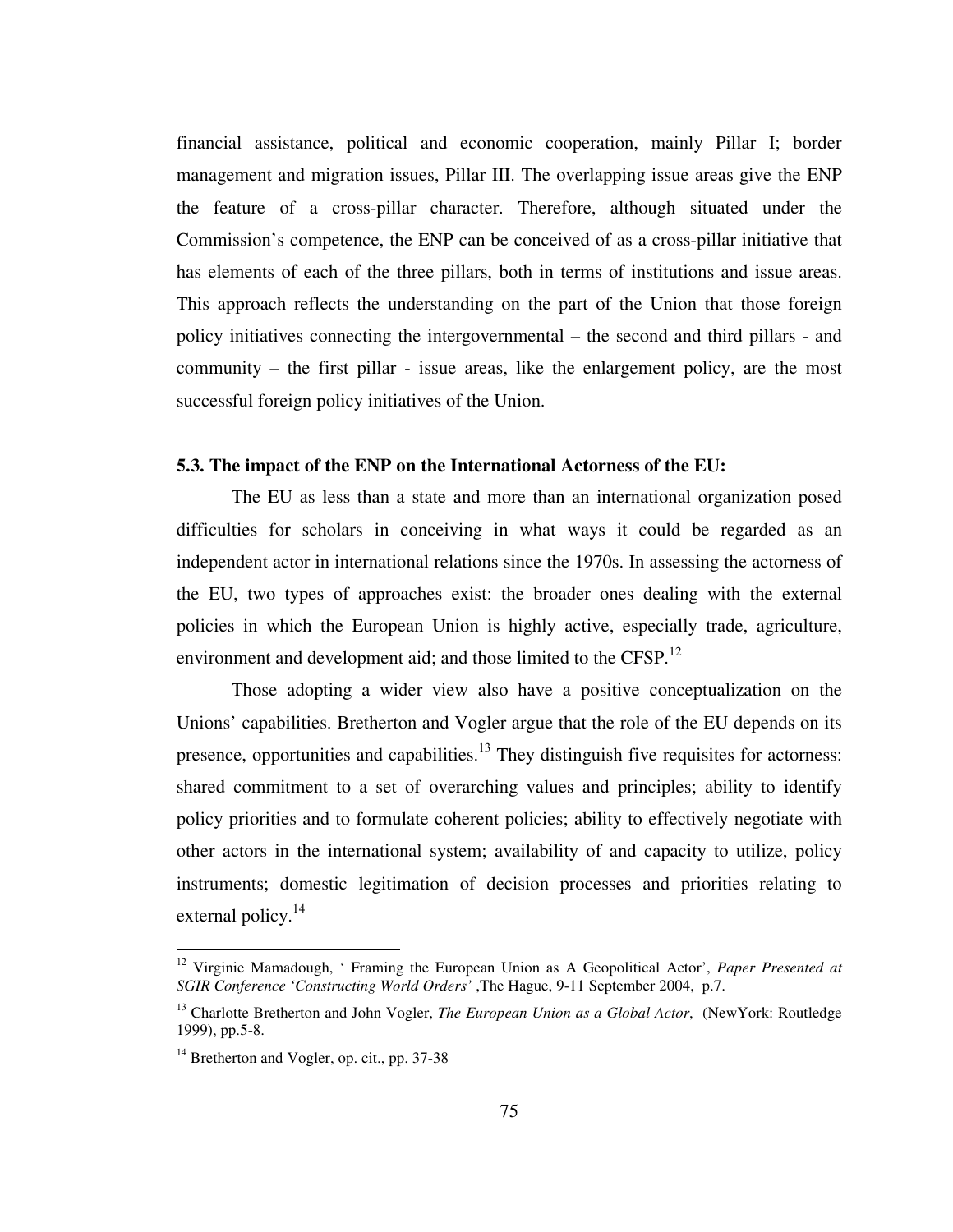financial assistance, political and economic cooperation, mainly Pillar I; border management and migration issues, Pillar III. The overlapping issue areas give the ENP the feature of a cross-pillar character. Therefore, although situated under the Commission's competence, the ENP can be conceived of as a cross-pillar initiative that has elements of each of the three pillars, both in terms of institutions and issue areas. This approach reflects the understanding on the part of the Union that those foreign policy initiatives connecting the intergovernmental – the second and third pillars - and community – the first pillar - issue areas, like the enlargement policy, are the most successful foreign policy initiatives of the Union.

### 5.3. The impact of the ENP on the International Actorness of the EU:

The EU as less than a state and more than an international organization posed difficulties for scholars in conceiving in what ways it could be regarded as an independent actor in international relations since the 1970s. In assessing the actorness of the EU, two types of approaches exist: the broader ones dealing with the external policies in which the European Union is highly active, especially trade, agriculture, environment and development aid; and those limited to the CFSP.[12]

Those adopting a wider view also have a positive conceptualization on the Unions' capabilities. Bretherton and Vogler argue that the role of the EU depends on its presence, opportunities and capabilities.[13] They distinguish five requisites for actorness: shared commitment to a set of overarching values and principles; ability to identify policy priorities and to formulate coherent policies; ability to effectively negotiate with other actors in the international system; availability of and capacity to utilize, policy instruments; domestic legitimation of decision processes and priorities relating to external policy.[14]

---

[12] Virginie Mamadough, ' Framing the European Union as A Geopolitical Actor', *Paper Presented at SGIR Conference 'Constructing World Orders'* ,The Hague, 9-11 September 2004, p.7.

[13] Charlotte Bretherton and John Vogler, *The European Union as a Global Actor*, (NewYork: Routledge 1999), pp.5-8.

[14] Bretherton and Vogler, op. cit., pp. 37-38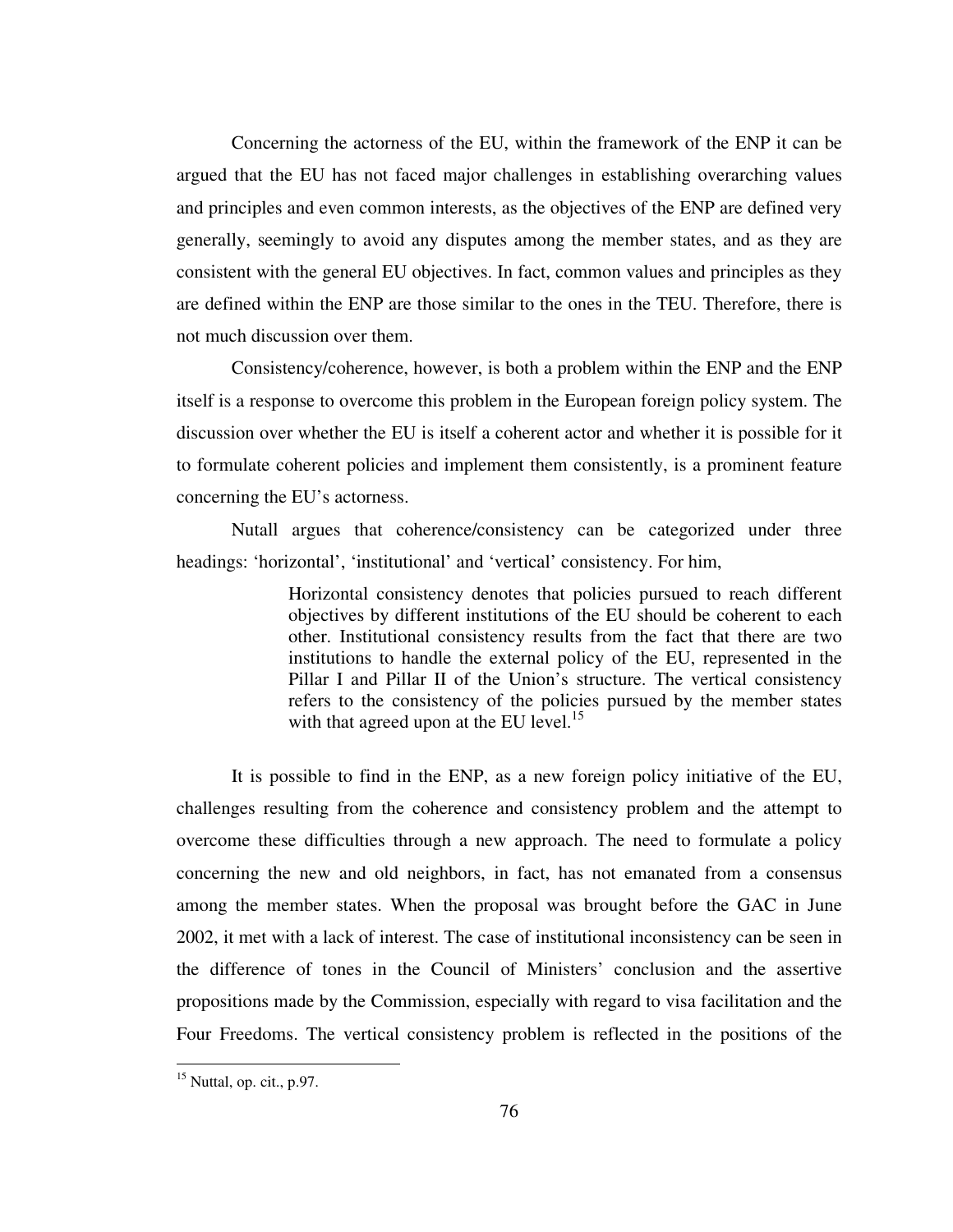Concerning the actorness of the EU, within the framework of the ENP it can be argued that the EU has not faced major challenges in establishing overarching values and principles and even common interests, as the objectives of the ENP are defined very generally, seemingly to avoid any disputes among the member states, and as they are consistent with the general EU objectives. In fact, common values and principles as they are defined within the ENP are those similar to the ones in the TEU. Therefore, there is not much discussion over them.

Consistency/coherence, however, is both a problem within the ENP and the ENP itself is a response to overcome this problem in the European foreign policy system. The discussion over whether the EU is itself a coherent actor and whether it is possible for it to formulate coherent policies and implement them consistently, is a prominent feature concerning the EU's actorness.

Nutall argues that coherence/consistency can be categorized under three headings: 'horizontal', 'institutional' and 'vertical' consistency. For him,

> Horizontal consistency denotes that policies pursued to reach different objectives by different institutions of the EU should be coherent to each other. Institutional consistency results from the fact that there are two institutions to handle the external policy of the EU, represented in the Pillar I and Pillar II of the Union's structure. The vertical consistency refers to the consistency of the policies pursued by the member states with that agreed upon at the EU level.[15]

It is possible to find in the ENP, as a new foreign policy initiative of the EU, challenges resulting from the coherence and consistency problem and the attempt to overcome these difficulties through a new approach. The need to formulate a policy concerning the new and old neighbors, in fact, has not emanated from a consensus among the member states. When the proposal was brought before the GAC in June 2002, it met with a lack of interest. The case of institutional inconsistency can be seen in the difference of tones in the Council of Ministers' conclusion and the assertive propositions made by the Commission, especially with regard to visa facilitation and the Four Freedoms. The vertical consistency problem is reflected in the positions of the

---

[15] Nuttal, op. cit., p.97.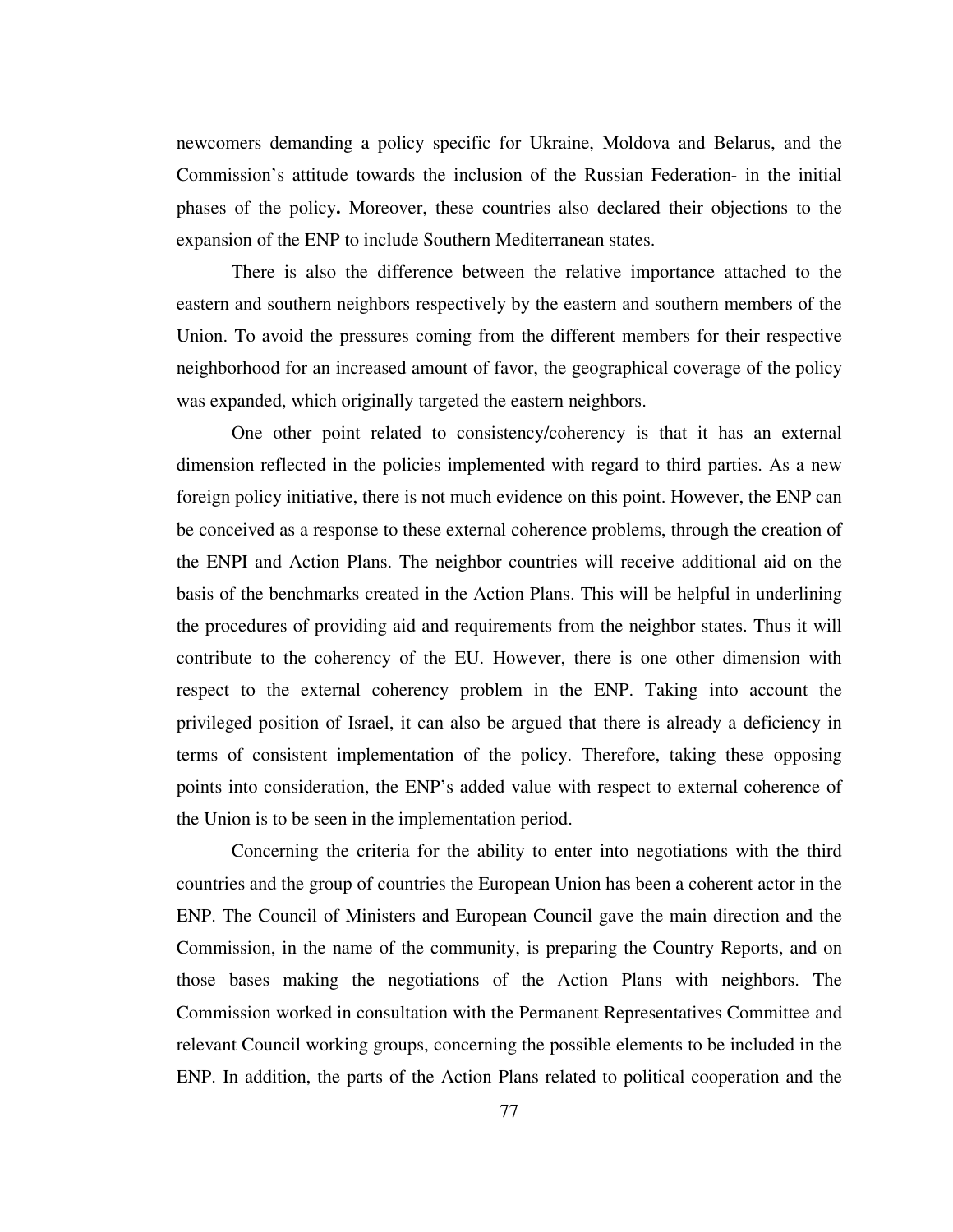newcomers demanding a policy specific for Ukraine, Moldova and Belarus, and the Commission's attitude towards the inclusion of the Russian Federation- in the initial phases of the policy**.** Moreover, these countries also declared their objections to the expansion of the ENP to include Southern Mediterranean states.

There is also the difference between the relative importance attached to the eastern and southern neighbors respectively by the eastern and southern members of the Union. To avoid the pressures coming from the different members for their respective neighborhood for an increased amount of favor, the geographical coverage of the policy was expanded, which originally targeted the eastern neighbors.

One other point related to consistency/coherency is that it has an external dimension reflected in the policies implemented with regard to third parties. As a new foreign policy initiative, there is not much evidence on this point. However, the ENP can be conceived as a response to these external coherence problems, through the creation of the ENPI and Action Plans. The neighbor countries will receive additional aid on the basis of the benchmarks created in the Action Plans. This will be helpful in underlining the procedures of providing aid and requirements from the neighbor states. Thus it will contribute to the coherency of the EU. However, there is one other dimension with respect to the external coherency problem in the ENP. Taking into account the privileged position of Israel, it can also be argued that there is already a deficiency in terms of consistent implementation of the policy. Therefore, taking these opposing points into consideration, the ENP's added value with respect to external coherence of the Union is to be seen in the implementation period.

Concerning the criteria for the ability to enter into negotiations with the third countries and the group of countries the European Union has been a coherent actor in the ENP. The Council of Ministers and European Council gave the main direction and the Commission, in the name of the community, is preparing the Country Reports, and on those bases making the negotiations of the Action Plans with neighbors. The Commission worked in consultation with the Permanent Representatives Committee and relevant Council working groups, concerning the possible elements to be included in the ENP. In addition, the parts of the Action Plans related to political cooperation and the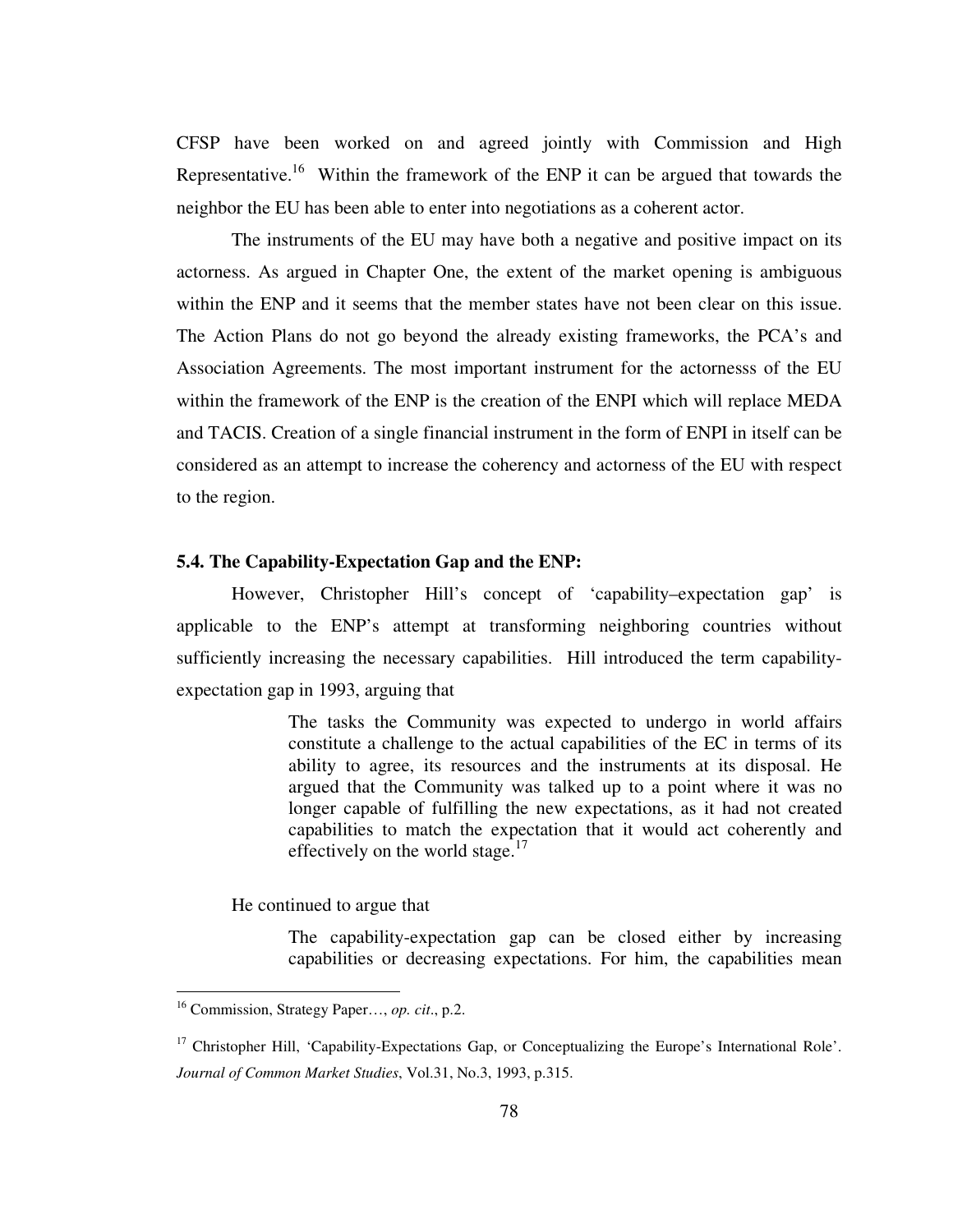CFSP have been worked on and agreed jointly with Commission and High Representative.[16] Within the framework of the ENP it can be argued that towards the neighbor the EU has been able to enter into negotiations as a coherent actor.

The instruments of the EU may have both a negative and positive impact on its actorness. As argued in Chapter One, the extent of the market opening is ambiguous within the ENP and it seems that the member states have not been clear on this issue. The Action Plans do not go beyond the already existing frameworks, the PCA's and Association Agreements. The most important instrument for the actornesss of the EU within the framework of the ENP is the creation of the ENPI which will replace MEDA and TACIS. Creation of a single financial instrument in the form of ENPI in itself can be considered as an attempt to increase the coherency and actorness of the EU with respect to the region.

### 5.4. The Capability-Expectation Gap and the ENP:

However, Christopher Hill's concept of 'capability–expectation gap' is applicable to the ENP's attempt at transforming neighboring countries without sufficiently increasing the necessary capabilities. Hill introduced the term capability-expectation gap in 1993, arguing that

> The tasks the Community was expected to undergo in world affairs constitute a challenge to the actual capabilities of the EC in terms of its ability to agree, its resources and the instruments at its disposal. He argued that the Community was talked up to a point where it was no longer capable of fulfilling the new expectations, as it had not created capabilities to match the expectation that it would act coherently and effectively on the world stage.[17]

He continued to argue that

> The capability-expectation gap can be closed either by increasing capabilities or decreasing expectations. For him, the capabilities mean

---

[16] Commission, Strategy Paper…, *op. cit*., p.2.

[17] Christopher Hill, 'Capability-Expectations Gap, or Conceptualizing the Europe's International Role'. *Journal of Common Market Studies*, Vol.31, No.3, 1993, p.315.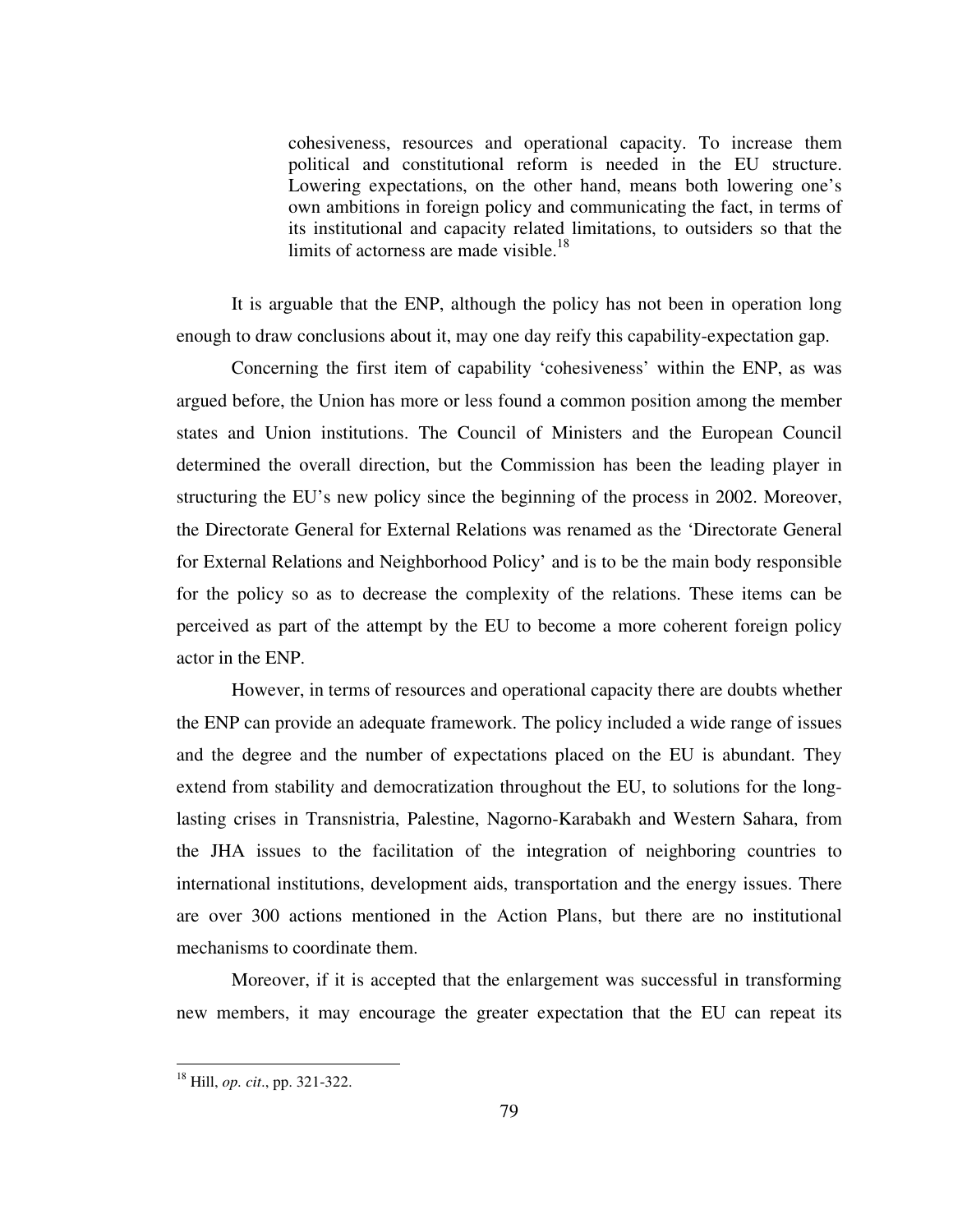> cohesiveness, resources and operational capacity. To increase them political and constitutional reform is needed in the EU structure. Lowering expectations, on the other hand, means both lowering one's own ambitions in foreign policy and communicating the fact, in terms of its institutional and capacity related limitations, to outsiders so that the limits of actorness are made visible.[18]

It is arguable that the ENP, although the policy has not been in operation long enough to draw conclusions about it, may one day reify this capability-expectation gap.

Concerning the first item of capability 'cohesiveness' within the ENP, as was argued before, the Union has more or less found a common position among the member states and Union institutions. The Council of Ministers and the European Council determined the overall direction, but the Commission has been the leading player in structuring the EU's new policy since the beginning of the process in 2002. Moreover, the Directorate General for External Relations was renamed as the 'Directorate General for External Relations and Neighborhood Policy' and is to be the main body responsible for the policy so as to decrease the complexity of the relations. These items can be perceived as part of the attempt by the EU to become a more coherent foreign policy actor in the ENP.

However, in terms of resources and operational capacity there are doubts whether the ENP can provide an adequate framework. The policy included a wide range of issues and the degree and the number of expectations placed on the EU is abundant. They extend from stability and democratization throughout the EU, to solutions for the long-lasting crises in Transnistria, Palestine, Nagorno-Karabakh and Western Sahara, from the JHA issues to the facilitation of the integration of neighboring countries to international institutions, development aids, transportation and the energy issues. There are over 300 actions mentioned in the Action Plans, but there are no institutional mechanisms to coordinate them.

Moreover, if it is accepted that the enlargement was successful in transforming new members, it may encourage the greater expectation that the EU can repeat its

---

[18] Hill, *op. cit*., pp. 321-322.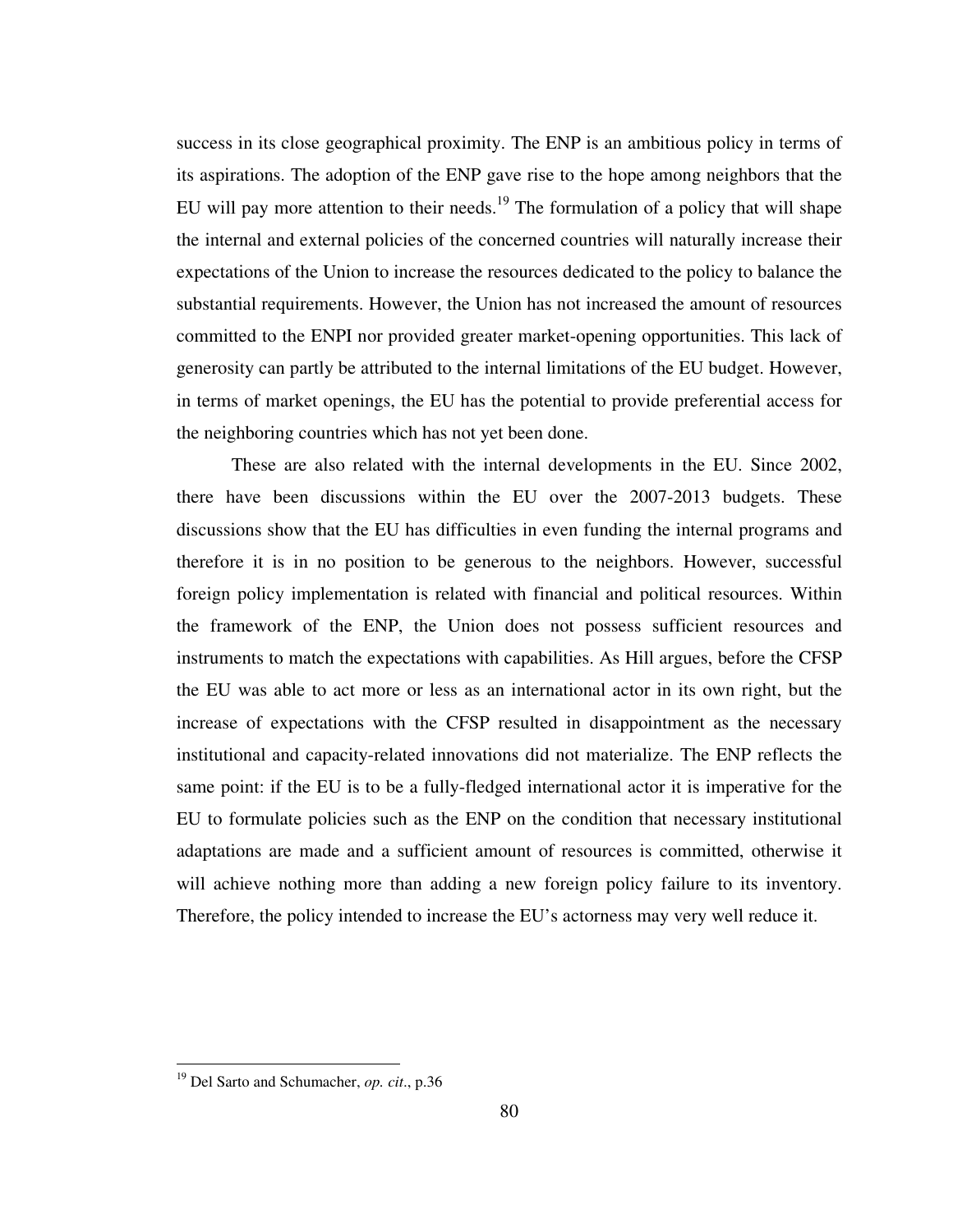success in its close geographical proximity. The ENP is an ambitious policy in terms of its aspirations. The adoption of the ENP gave rise to the hope among neighbors that the EU will pay more attention to their needs.[19] The formulation of a policy that will shape the internal and external policies of the concerned countries will naturally increase their expectations of the Union to increase the resources dedicated to the policy to balance the substantial requirements. However, the Union has not increased the amount of resources committed to the ENPI nor provided greater market-opening opportunities. This lack of generosity can partly be attributed to the internal limitations of the EU budget. However, in terms of market openings, the EU has the potential to provide preferential access for the neighboring countries which has not yet been done.

These are also related with the internal developments in the EU. Since 2002, there have been discussions within the EU over the 2007-2013 budgets. These discussions show that the EU has difficulties in even funding the internal programs and therefore it is in no position to be generous to the neighbors. However, successful foreign policy implementation is related with financial and political resources. Within the framework of the ENP, the Union does not possess sufficient resources and instruments to match the expectations with capabilities. As Hill argues, before the CFSP the EU was able to act more or less as an international actor in its own right, but the increase of expectations with the CFSP resulted in disappointment as the necessary institutional and capacity-related innovations did not materialize. The ENP reflects the same point: if the EU is to be a fully-fledged international actor it is imperative for the EU to formulate policies such as the ENP on the condition that necessary institutional adaptations are made and a sufficient amount of resources is committed, otherwise it will achieve nothing more than adding a new foreign policy failure to its inventory. Therefore, the policy intended to increase the EU's actorness may very well reduce it.

---

[19] Del Sarto and Schumacher, *op. cit*., p.36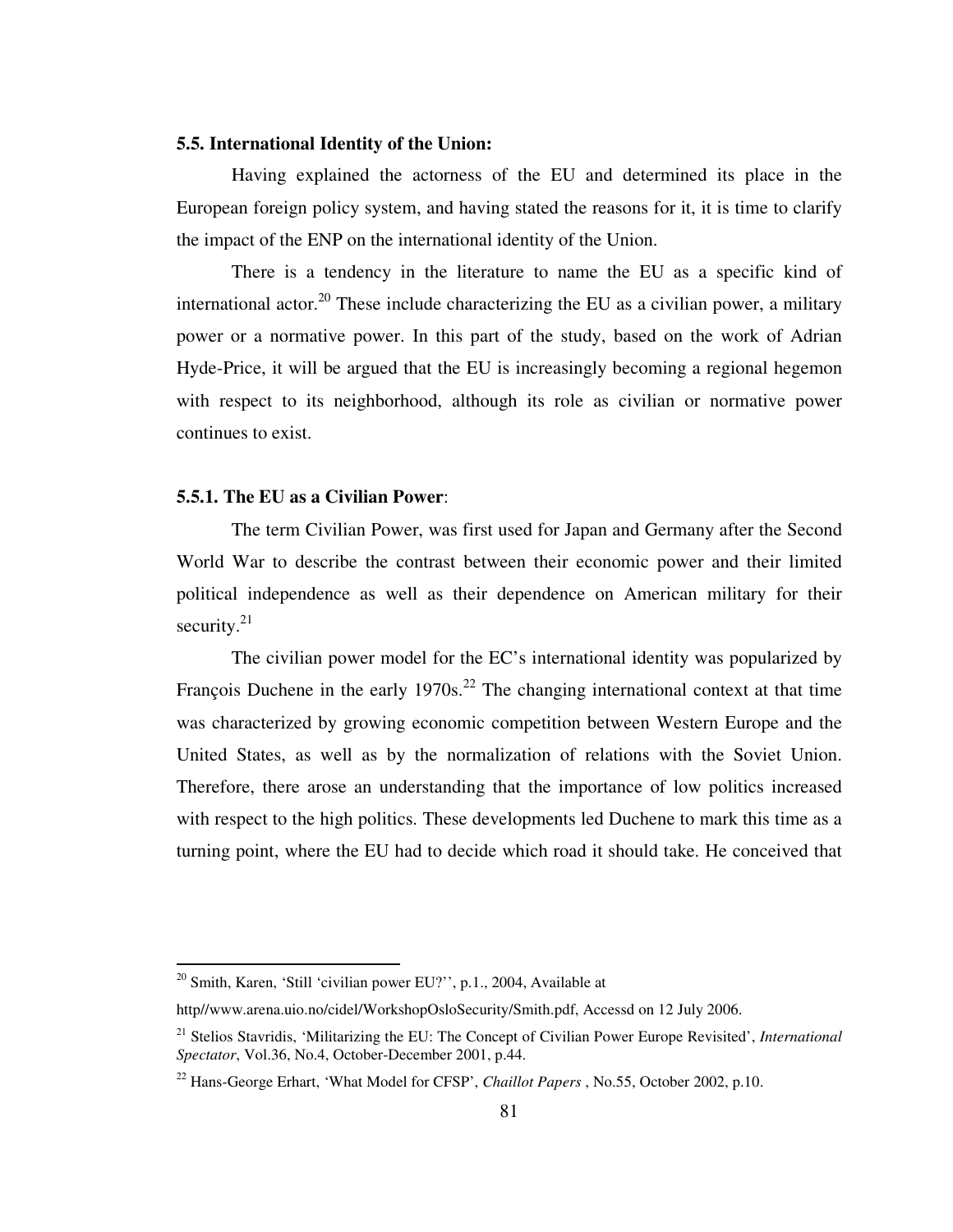### 5.5. International Identity of the Union:

Having explained the actorness of the EU and determined its place in the European foreign policy system, and having stated the reasons for it, it is time to clarify the impact of the ENP on the international identity of the Union.

There is a tendency in the literature to name the EU as a specific kind of international actor.[20] These include characterizing the EU as a civilian power, a military power or a normative power. In this part of the study, based on the work of Adrian Hyde-Price, it will be argued that the EU is increasingly becoming a regional hegemon with respect to its neighborhood, although its role as civilian or normative power continues to exist.

#### 5.5.1. The EU as a Civilian Power:

The term Civilian Power, was first used for Japan and Germany after the Second World War to describe the contrast between their economic power and their limited political independence as well as their dependence on American military for their security.[21]

The civilian power model for the EC's international identity was popularized by François Duchene in the early 1970s.[22] The changing international context at that time was characterized by growing economic competition between Western Europe and the United States, as well as by the normalization of relations with the Soviet Union. Therefore, there arose an understanding that the importance of low politics increased with respect to the high politics. These developments led Duchene to mark this time as a turning point, where the EU had to decide which road it should take. He conceived that

---

[20] Smith, Karen, 'Still 'civilian power EU?'', p.1., 2004, Available at http//www.arena.uio.no/cidel/WorkshopOsloSecurity/Smith.pdf, Accessd on 12 July 2006.

[21] Stelios Stavridis, 'Militarizing the EU: The Concept of Civilian Power Europe Revisited', *International Spectator*, Vol.36, No.4, October-December 2001, p.44.

[22] Hans-George Erhart, 'What Model for CFSP', *Chaillot Papers* , No.55, October 2002, p.10.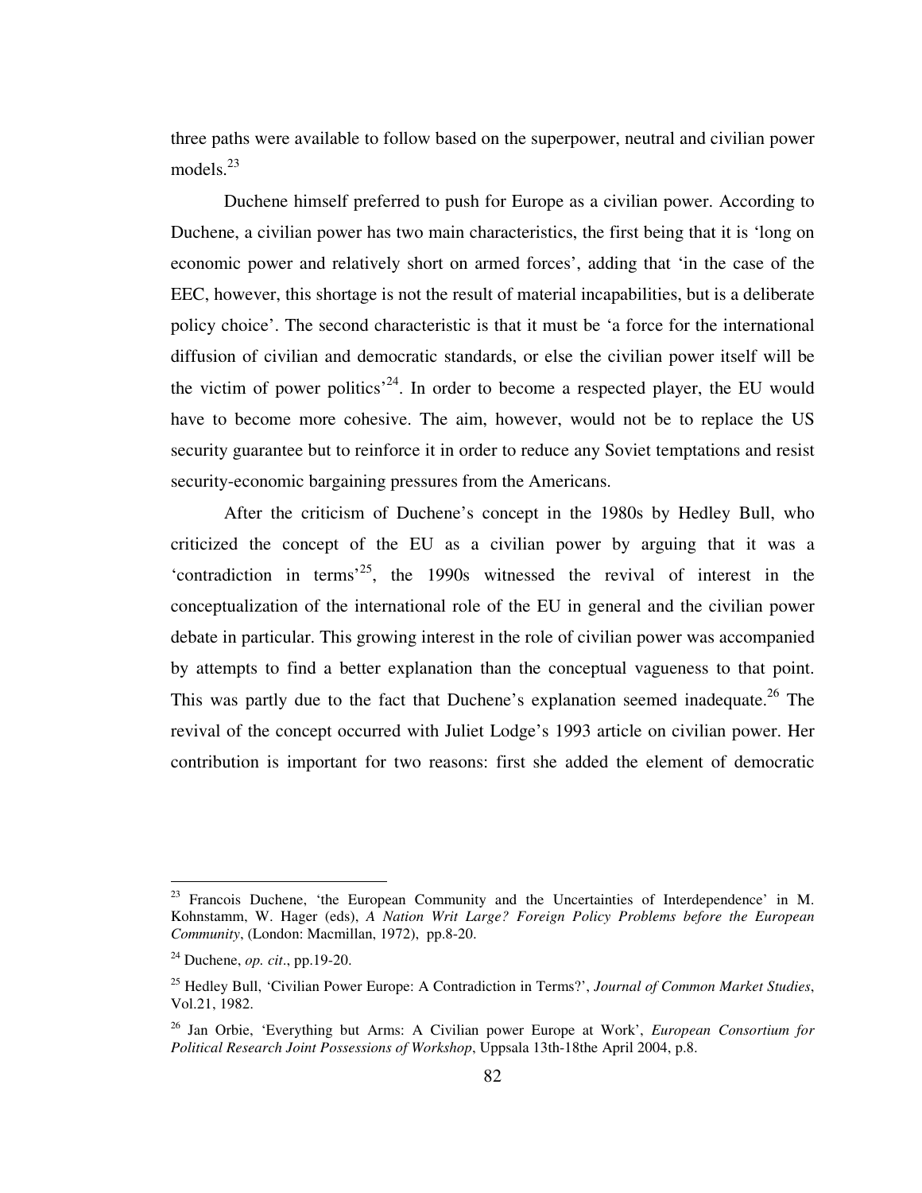three paths were available to follow based on the superpower, neutral and civilian power models.[23]

Duchene himself preferred to push for Europe as a civilian power. According to Duchene, a civilian power has two main characteristics, the first being that it is 'long on economic power and relatively short on armed forces', adding that 'in the case of the EEC, however, this shortage is not the result of material incapabilities, but is a deliberate policy choice'. The second characteristic is that it must be 'a force for the international diffusion of civilian and democratic standards, or else the civilian power itself will be the victim of power politics'[24]. In order to become a respected player, the EU would have to become more cohesive. The aim, however, would not be to replace the US security guarantee but to reinforce it in order to reduce any Soviet temptations and resist security-economic bargaining pressures from the Americans.

After the criticism of Duchene's concept in the 1980s by Hedley Bull, who criticized the concept of the EU as a civilian power by arguing that it was a 'contradiction in terms'[25], the 1990s witnessed the revival of interest in the conceptualization of the international role of the EU in general and the civilian power debate in particular. This growing interest in the role of civilian power was accompanied by attempts to find a better explanation than the conceptual vagueness to that point. This was partly due to the fact that Duchene's explanation seemed inadequate.[26] The revival of the concept occurred with Juliet Lodge's 1993 article on civilian power. Her contribution is important for two reasons: first she added the element of democratic

---

[23] Francois Duchene, 'the European Community and the Uncertainties of Interdependence' in M. Kohnstamm, W. Hager (eds), *A Nation Writ Large? Foreign Policy Problems before the European Community*, (London: Macmillan, 1972), pp.8-20.

[24] Duchene, *op. cit*., pp.19-20.

[25] Hedley Bull, 'Civilian Power Europe: A Contradiction in Terms?', *Journal of Common Market Studies*, Vol.21, 1982.

[26] Jan Orbie, 'Everything but Arms: A Civilian power Europe at Work', *European Consortium for Political Research Joint Possessions of Workshop*, Uppsala 13th-18the April 2004, p.8.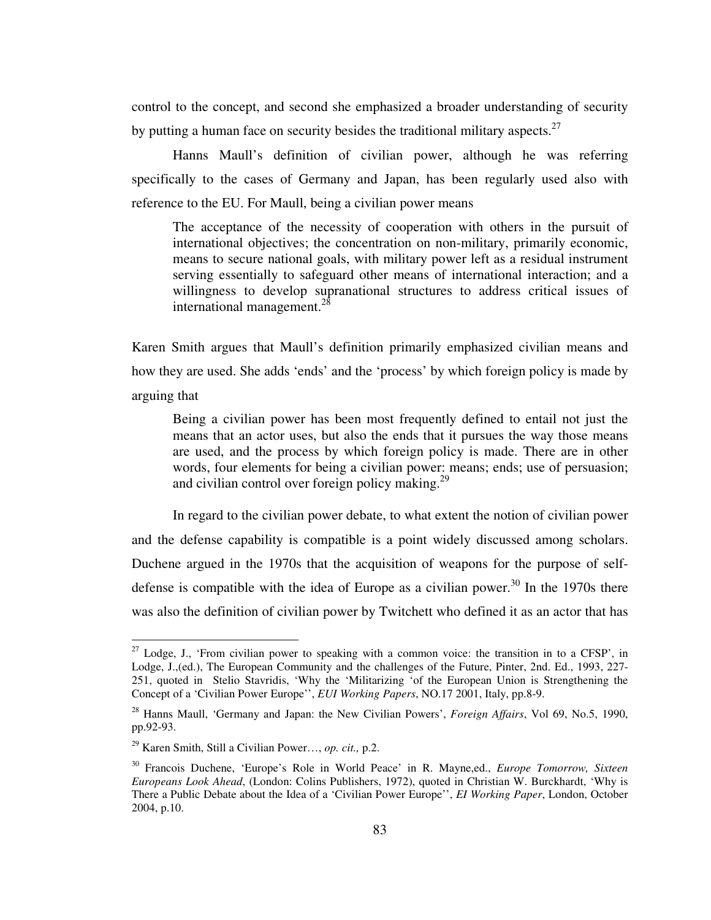control to the concept, and second she emphasized a broader understanding of security by putting a human face on security besides the traditional military aspects.[27]

Hanns Maull's definition of civilian power, although he was referring specifically to the cases of Germany and Japan, has been regularly used also with reference to the EU. For Maull, being a civilian power means

> The acceptance of the necessity of cooperation with others in the pursuit of international objectives; the concentration on non-military, primarily economic, means to secure national goals, with military power left as a residual instrument serving essentially to safeguard other means of international interaction; and a willingness to develop supranational structures to address critical issues of international management.[28]

Karen Smith argues that Maull's definition primarily emphasized civilian means and how they are used. She adds 'ends' and the 'process' by which foreign policy is made by arguing that

> Being a civilian power has been most frequently defined to entail not just the means that an actor uses, but also the ends that it pursues the way those means are used, and the process by which foreign policy is made. There are in other words, four elements for being a civilian power: means; ends; use of persuasion; and civilian control over foreign policy making.[29]

In regard to the civilian power debate, to what extent the notion of civilian power and the defense capability is compatible is a point widely discussed among scholars. Duchene argued in the 1970s that the acquisition of weapons for the purpose of self-defense is compatible with the idea of Europe as a civilian power.[30] In the 1970s there was also the definition of civilian power by Twitchett who defined it as an actor that has

---

[27] Lodge, J., 'From civilian power to speaking with a common voice: the transition in to a CFSP', in Lodge, J.,(ed.), The European Community and the challenges of the Future, Pinter, 2nd. Ed., 1993, 227-251, quoted in Stelio Stavridis, 'Why the 'Militarizing 'of the European Union is Strengthening the Concept of a 'Civilian Power Europe'', *EUI Working Papers*, NO.17 2001, Italy, pp.8-9.

[28] Hanns Maull, 'Germany and Japan: the New Civilian Powers', *Foreign Affairs*, Vol 69, No.5, 1990, pp.92-93.

[29] Karen Smith, Still a Civilian Power…, *op. cit.,* p.2.

[30] Francois Duchene, 'Europe's Role in World Peace' in R. Mayne,ed., *Europe Tomorrow, Sixteen Europeans Look Ahead*, (London: Colins Publishers, 1972), quoted in Christian W. Burckhardt, 'Why is There a Public Debate about the Idea of a 'Civilian Power Europe'', *EI Working Paper*, London, October 2004, p.10.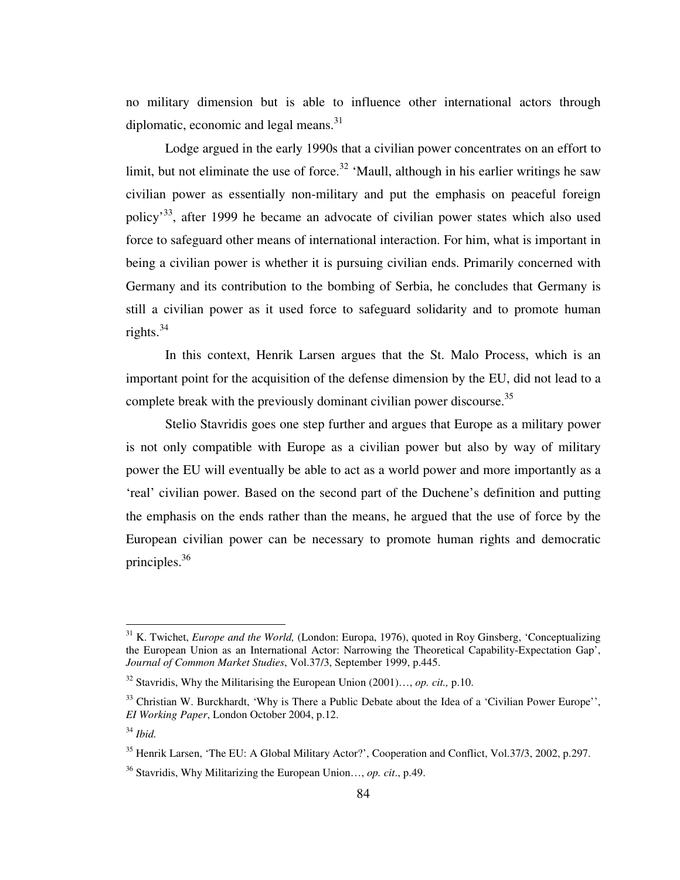no military dimension but is able to influence other international actors through diplomatic, economic and legal means.[31]

Lodge argued in the early 1990s that a civilian power concentrates on an effort to limit, but not eliminate the use of force.[32] 'Maull, although in his earlier writings he saw civilian power as essentially non-military and put the emphasis on peaceful foreign policy'[33], after 1999 he became an advocate of civilian power states which also used force to safeguard other means of international interaction. For him, what is important in being a civilian power is whether it is pursuing civilian ends. Primarily concerned with Germany and its contribution to the bombing of Serbia, he concludes that Germany is still a civilian power as it used force to safeguard solidarity and to promote human rights.[34]

In this context, Henrik Larsen argues that the St. Malo Process, which is an important point for the acquisition of the defense dimension by the EU, did not lead to a complete break with the previously dominant civilian power discourse.[35]

Stelio Stavridis goes one step further and argues that Europe as a military power is not only compatible with Europe as a civilian power but also by way of military power the EU will eventually be able to act as a world power and more importantly as a 'real' civilian power. Based on the second part of the Duchene's definition and putting the emphasis on the ends rather than the means, he argued that the use of force by the European civilian power can be necessary to promote human rights and democratic principles.[36]

---

[31] K. Twichet, *Europe and the World,* (London: Europa, 1976), quoted in Roy Ginsberg, 'Conceptualizing the European Union as an International Actor: Narrowing the Theoretical Capability-Expectation Gap', *Journal of Common Market Studies*, Vol.37/3, September 1999, p.445.

[32] Stavridis, Why the Militarising the European Union (2001)…, *op. cit.,* p.10.

[33] Christian W. Burckhardt, 'Why is There a Public Debate about the Idea of a 'Civilian Power Europe'', *EI Working Paper*, London October 2004, p.12.

[34] *Ibid.*

[35] Henrik Larsen, 'The EU: A Global Military Actor?', Cooperation and Conflict, Vol.37/3, 2002, p.297.

[36] Stavridis, Why Militarizing the European Union…, *op. cit*., p.49.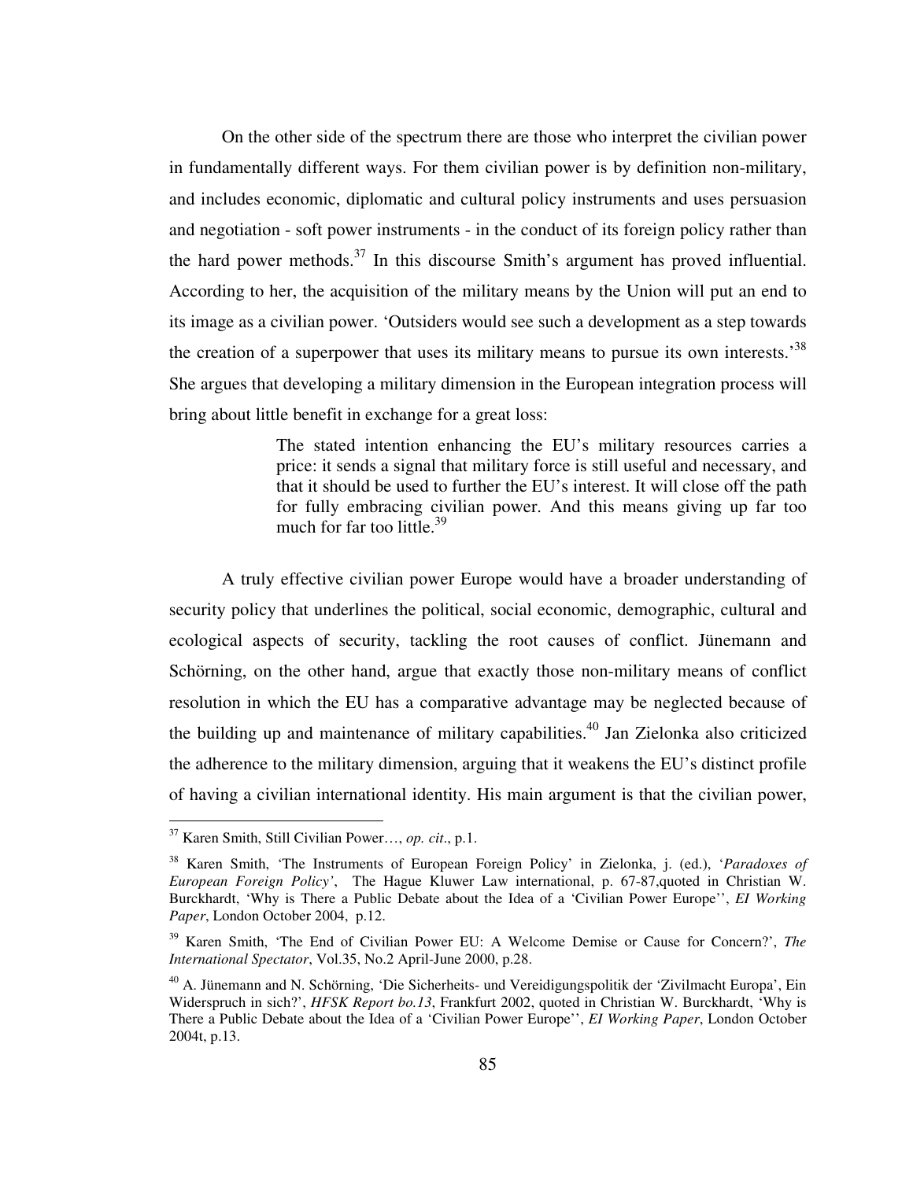On the other side of the spectrum there are those who interpret the civilian power in fundamentally different ways. For them civilian power is by definition non-military, and includes economic, diplomatic and cultural policy instruments and uses persuasion and negotiation - soft power instruments - in the conduct of its foreign policy rather than the hard power methods.[37] In this discourse Smith's argument has proved influential. According to her, the acquisition of the military means by the Union will put an end to its image as a civilian power. 'Outsiders would see such a development as a step towards the creation of a superpower that uses its military means to pursue its own interests.'[38] She argues that developing a military dimension in the European integration process will bring about little benefit in exchange for a great loss:

> The stated intention enhancing the EU's military resources carries a price: it sends a signal that military force is still useful and necessary, and that it should be used to further the EU's interest. It will close off the path for fully embracing civilian power. And this means giving up far too much for far too little.[39]

A truly effective civilian power Europe would have a broader understanding of security policy that underlines the political, social economic, demographic, cultural and ecological aspects of security, tackling the root causes of conflict. Jünemann and Schörning, on the other hand, argue that exactly those non-military means of conflict resolution in which the EU has a comparative advantage may be neglected because of the building up and maintenance of military capabilities.[40] Jan Zielonka also criticized the adherence to the military dimension, arguing that it weakens the EU's distinct profile of having a civilian international identity. His main argument is that the civilian power,

---

[37] Karen Smith, Still Civilian Power…, *op. cit*., p.1.

[38] Karen Smith, 'The Instruments of European Foreign Policy' in Zielonka, j. (ed.), '*Paradoxes of European Foreign Policy'*, The Hague Kluwer Law international, p. 67-87,quoted in Christian W. Burckhardt, 'Why is There a Public Debate about the Idea of a 'Civilian Power Europe'', *EI Working Paper*, London October 2004, p.12.

[39] Karen Smith, 'The End of Civilian Power EU: A Welcome Demise or Cause for Concern?', *The International Spectator*, Vol.35, No.2 April-June 2000, p.28.

[40] A. Jünemann and N. Schörning, 'Die Sicherheits- und Vereidigungspolitik der 'Zivilmacht Europa', Ein Widerspruch in sich?', *HFSK Report bo.13*, Frankfurt 2002, quoted in Christian W. Burckhardt, 'Why is There a Public Debate about the Idea of a 'Civilian Power Europe'', *EI Working Paper*, London October 2004t, p.13.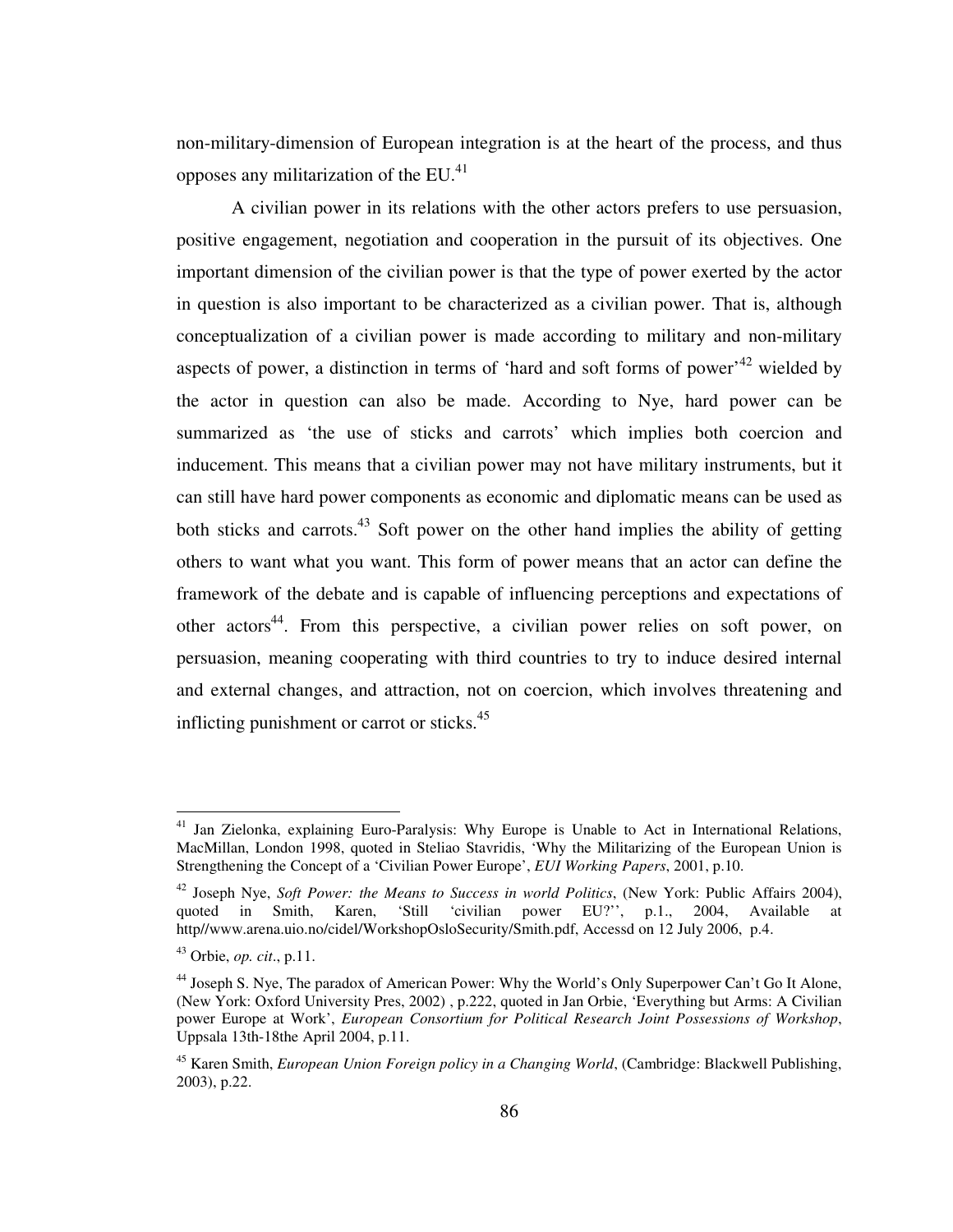non-military-dimension of European integration is at the heart of the process, and thus opposes any militarization of the EU.[41]

A civilian power in its relations with the other actors prefers to use persuasion, positive engagement, negotiation and cooperation in the pursuit of its objectives. One important dimension of the civilian power is that the type of power exerted by the actor in question is also important to be characterized as a civilian power. That is, although conceptualization of a civilian power is made according to military and non-military aspects of power, a distinction in terms of 'hard and soft forms of power'[42] wielded by the actor in question can also be made. According to Nye, hard power can be summarized as 'the use of sticks and carrots' which implies both coercion and inducement. This means that a civilian power may not have military instruments, but it can still have hard power components as economic and diplomatic means can be used as both sticks and carrots.[43] Soft power on the other hand implies the ability of getting others to want what you want. This form of power means that an actor can define the framework of the debate and is capable of influencing perceptions and expectations of other actors[44]. From this perspective, a civilian power relies on soft power, on persuasion, meaning cooperating with third countries to try to induce desired internal and external changes, and attraction, not on coercion, which involves threatening and inflicting punishment or carrot or sticks.[45]

---

[41] Jan Zielonka, explaining Euro-Paralysis: Why Europe is Unable to Act in International Relations, MacMillan, London 1998, quoted in Steliao Stavridis, 'Why the Militarizing of the European Union is Strengthening the Concept of a 'Civilian Power Europe', *EUI Working Papers*, 2001, p.10.

[42] Joseph Nye, *Soft Power: the Means to Success in world Politics*, (New York: Public Affairs 2004), quoted in Smith, Karen, 'Still 'civilian power EU?'', p.1., 2004, Available at http//www.arena.uio.no/cidel/WorkshopOsloSecurity/Smith.pdf, Accessd on 12 July 2006, p.4.

[43] Orbie, *op. cit*., p.11.

[44] Joseph S. Nye, The paradox of American Power: Why the World's Only Superpower Can't Go It Alone, (New York: Oxford University Pres, 2002) , p.222, quoted in Jan Orbie, 'Everything but Arms: A Civilian power Europe at Work', *European Consortium for Political Research Joint Possessions of Workshop*, Uppsala 13th-18the April 2004, p.11.

[45] Karen Smith, *European Union Foreign policy in a Changing World*, (Cambridge: Blackwell Publishing, 2003), p.22.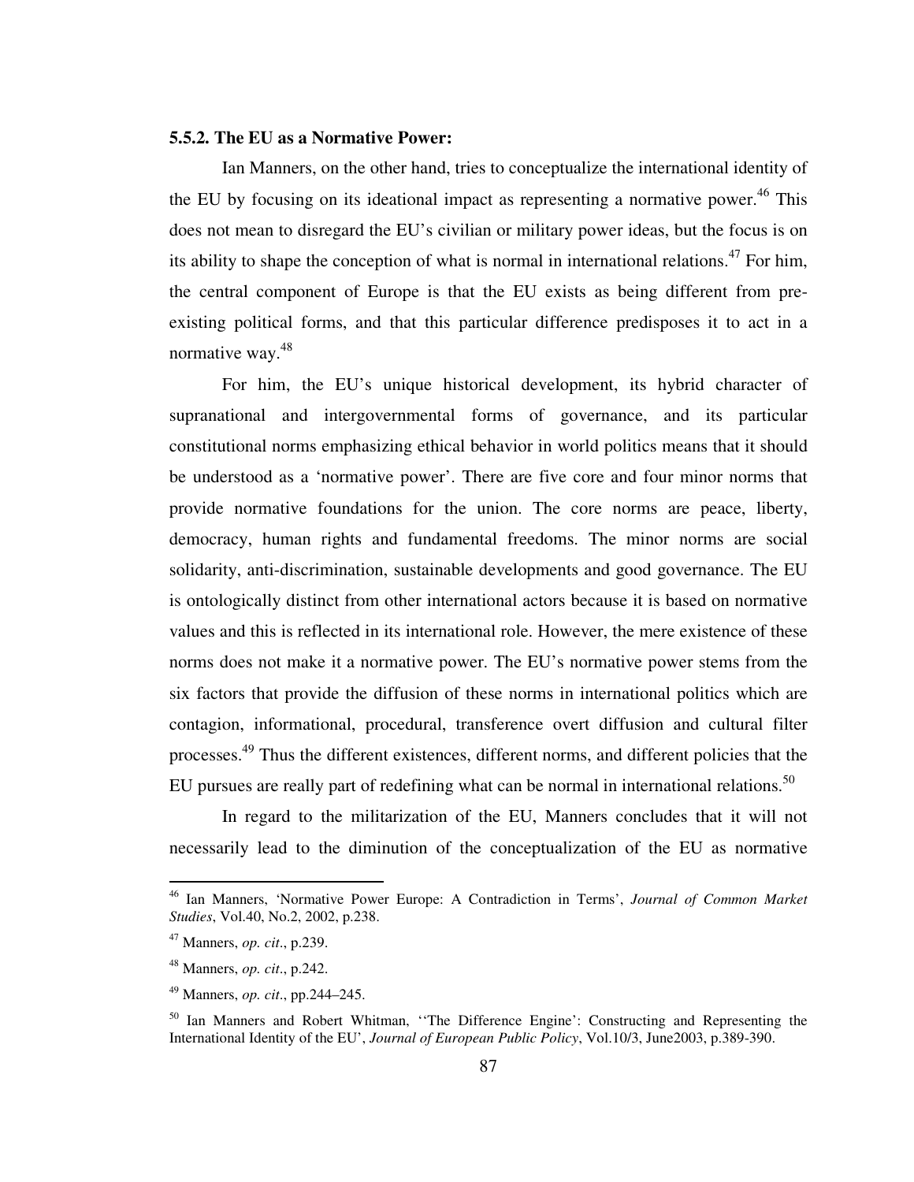### 5.5.2. The EU as a Normative Power:

Ian Manners, on the other hand, tries to conceptualize the international identity of the EU by focusing on its ideational impact as representing a normative power.[46] This does not mean to disregard the EU's civilian or military power ideas, but the focus is on its ability to shape the conception of what is normal in international relations.[47] For him, the central component of Europe is that the EU exists as being different from pre-existing political forms, and that this particular difference predisposes it to act in a normative way.[48]

For him, the EU's unique historical development, its hybrid character of supranational and intergovernmental forms of governance, and its particular constitutional norms emphasizing ethical behavior in world politics means that it should be understood as a 'normative power'. There are five core and four minor norms that provide normative foundations for the union. The core norms are peace, liberty, democracy, human rights and fundamental freedoms. The minor norms are social solidarity, anti-discrimination, sustainable developments and good governance. The EU is ontologically distinct from other international actors because it is based on normative values and this is reflected in its international role. However, the mere existence of these norms does not make it a normative power. The EU's normative power stems from the six factors that provide the diffusion of these norms in international politics which are contagion, informational, procedural, transference overt diffusion and cultural filter processes.[49] Thus the different existences, different norms, and different policies that the EU pursues are really part of redefining what can be normal in international relations.[50]

In regard to the militarization of the EU, Manners concludes that it will not necessarily lead to the diminution of the conceptualization of the EU as normative

---

[46] Ian Manners, 'Normative Power Europe: A Contradiction in Terms', *Journal of Common Market Studies*, Vol.40, No.2, 2002, p.238.

[47] Manners, *op. cit*., p.239.

[48] Manners, *op. cit*., p.242.

[49] Manners, *op. cit*., pp.244–245.

[50] Ian Manners and Robert Whitman, ''The Difference Engine': Constructing and Representing the International Identity of the EU', *Journal of European Public Policy*, Vol.10/3, June2003, p.389-390.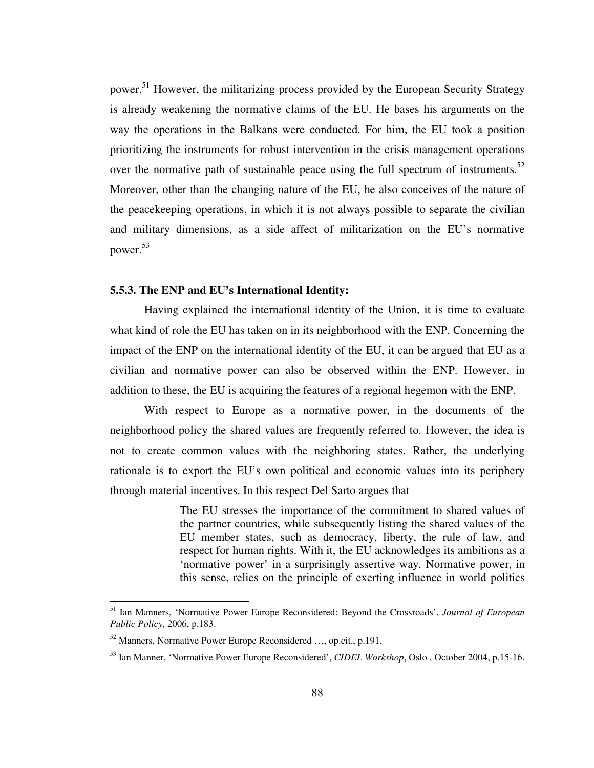power.[51] However, the militarizing process provided by the European Security Strategy is already weakening the normative claims of the EU. He bases his arguments on the way the operations in the Balkans were conducted. For him, the EU took a position prioritizing the instruments for robust intervention in the crisis management operations over the normative path of sustainable peace using the full spectrum of instruments.[52] Moreover, other than the changing nature of the EU, he also conceives of the nature of the peacekeeping operations, in which it is not always possible to separate the civilian and military dimensions, as a side affect of militarization on the EU's normative power.[53]

### 5.5.3. The ENP and EU's International Identity:

Having explained the international identity of the Union, it is time to evaluate what kind of role the EU has taken on in its neighborhood with the ENP. Concerning the impact of the ENP on the international identity of the EU, it can be argued that EU as a civilian and normative power can also be observed within the ENP. However, in addition to these, the EU is acquiring the features of a regional hegemon with the ENP.

With respect to Europe as a normative power, in the documents of the neighborhood policy the shared values are frequently referred to. However, the idea is not to create common values with the neighboring states. Rather, the underlying rationale is to export the EU's own political and economic values into its periphery through material incentives. In this respect Del Sarto argues that

> The EU stresses the importance of the commitment to shared values of the partner countries, while subsequently listing the shared values of the EU member states, such as democracy, liberty, the rule of law, and respect for human rights. With it, the EU acknowledges its ambitions as a 'normative power' in a surprisingly assertive way. Normative power, in this sense, relies on the principle of exerting influence in world politics

---

[51] Ian Manners, 'Normative Power Europe Reconsidered: Beyond the Crossroads', *Journal of European Public Policy*, 2006, p.183.

[52] Manners, Normative Power Europe Reconsidered …, op.cit., p.191.

[53] Ian Manner, 'Normative Power Europe Reconsidered', *CIDEL Workshop*, Oslo , October 2004, p.15-16.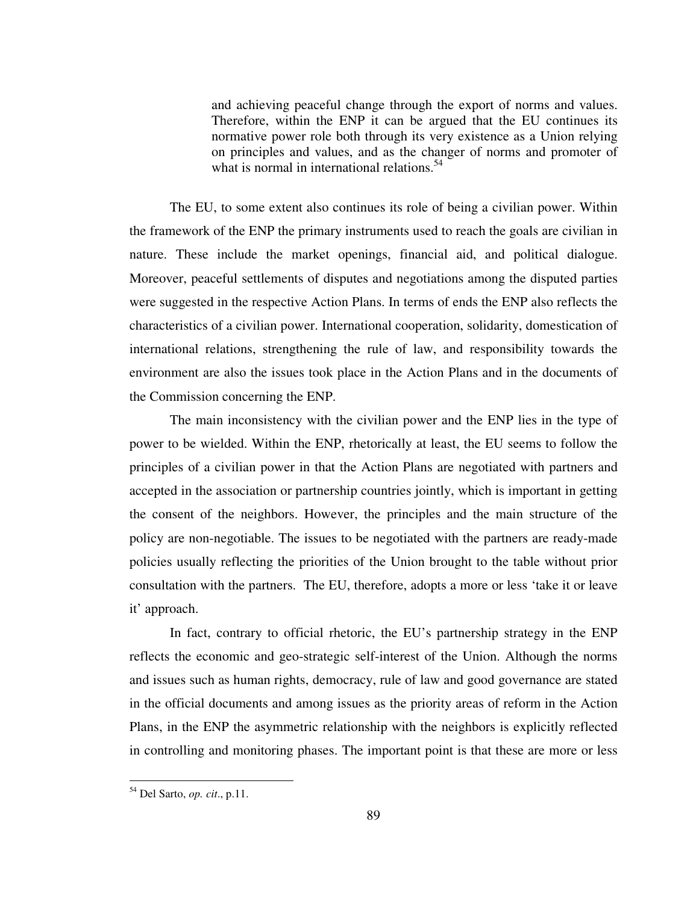> and achieving peaceful change through the export of norms and values. Therefore, within the ENP it can be argued that the EU continues its normative power role both through its very existence as a Union relying on principles and values, and as the changer of norms and promoter of what is normal in international relations.[54]

The EU, to some extent also continues its role of being a civilian power. Within the framework of the ENP the primary instruments used to reach the goals are civilian in nature. These include the market openings, financial aid, and political dialogue. Moreover, peaceful settlements of disputes and negotiations among the disputed parties were suggested in the respective Action Plans. In terms of ends the ENP also reflects the characteristics of a civilian power. International cooperation, solidarity, domestication of international relations, strengthening the rule of law, and responsibility towards the environment are also the issues took place in the Action Plans and in the documents of the Commission concerning the ENP.

The main inconsistency with the civilian power and the ENP lies in the type of power to be wielded. Within the ENP, rhetorically at least, the EU seems to follow the principles of a civilian power in that the Action Plans are negotiated with partners and accepted in the association or partnership countries jointly, which is important in getting the consent of the neighbors. However, the principles and the main structure of the policy are non-negotiable. The issues to be negotiated with the partners are ready-made policies usually reflecting the priorities of the Union brought to the table without prior consultation with the partners. The EU, therefore, adopts a more or less 'take it or leave it' approach.

In fact, contrary to official rhetoric, the EU's partnership strategy in the ENP reflects the economic and geo-strategic self-interest of the Union. Although the norms and issues such as human rights, democracy, rule of law and good governance are stated in the official documents and among issues as the priority areas of reform in the Action Plans, in the ENP the asymmetric relationship with the neighbors is explicitly reflected in controlling and monitoring phases. The important point is that these are more or less

---

[54] Del Sarto, *op. cit*., p.11.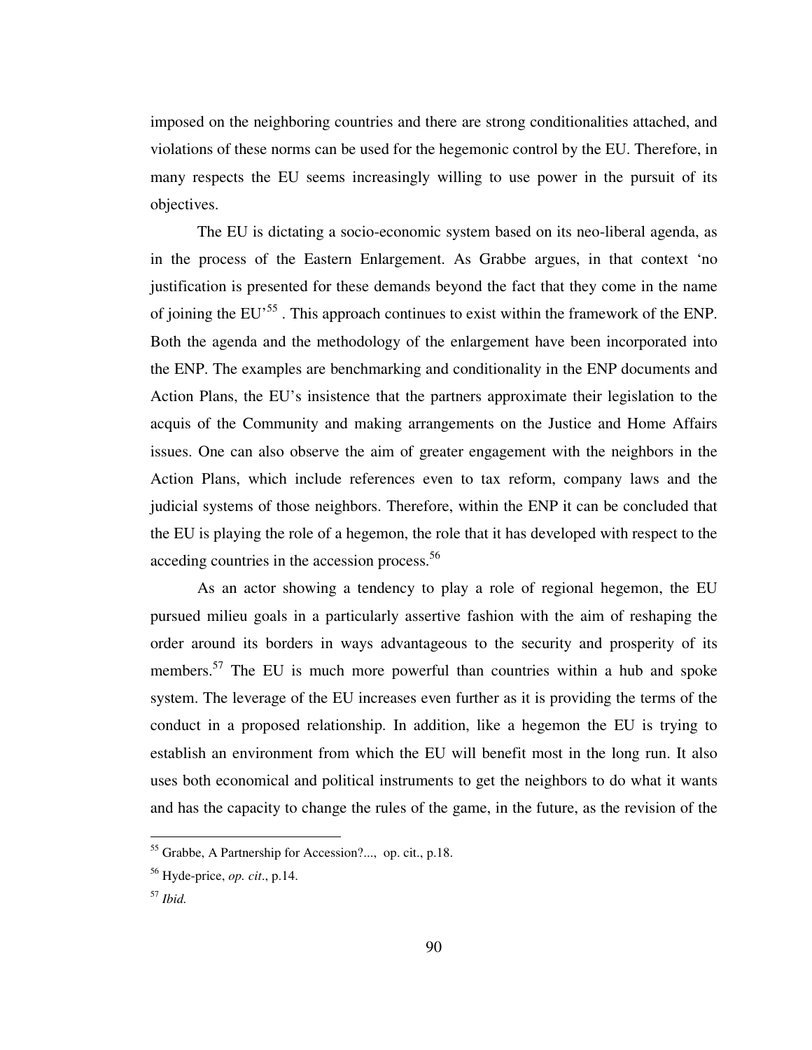imposed on the neighboring countries and there are strong conditionalities attached, and violations of these norms can be used for the hegemonic control by the EU. Therefore, in many respects the EU seems increasingly willing to use power in the pursuit of its objectives.

The EU is dictating a socio-economic system based on its neo-liberal agenda, as in the process of the Eastern Enlargement. As Grabbe argues, in that context 'no justification is presented for these demands beyond the fact that they come in the name of joining the EU'[55] . This approach continues to exist within the framework of the ENP. Both the agenda and the methodology of the enlargement have been incorporated into the ENP. The examples are benchmarking and conditionality in the ENP documents and Action Plans, the EU's insistence that the partners approximate their legislation to the acquis of the Community and making arrangements on the Justice and Home Affairs issues. One can also observe the aim of greater engagement with the neighbors in the Action Plans, which include references even to tax reform, company laws and the judicial systems of those neighbors. Therefore, within the ENP it can be concluded that the EU is playing the role of a hegemon, the role that it has developed with respect to the acceding countries in the accession process.[56]

As an actor showing a tendency to play a role of regional hegemon, the EU pursued milieu goals in a particularly assertive fashion with the aim of reshaping the order around its borders in ways advantageous to the security and prosperity of its members.[57] The EU is much more powerful than countries within a hub and spoke system. The leverage of the EU increases even further as it is providing the terms of the conduct in a proposed relationship. In addition, like a hegemon the EU is trying to establish an environment from which the EU will benefit most in the long run. It also uses both economical and political instruments to get the neighbors to do what it wants and has the capacity to change the rules of the game, in the future, as the revision of the

---

[55] Grabbe, A Partnership for Accession?..., op. cit., p.18.

[56] Hyde-price, *op. cit*., p.14.

[57] *Ibid.*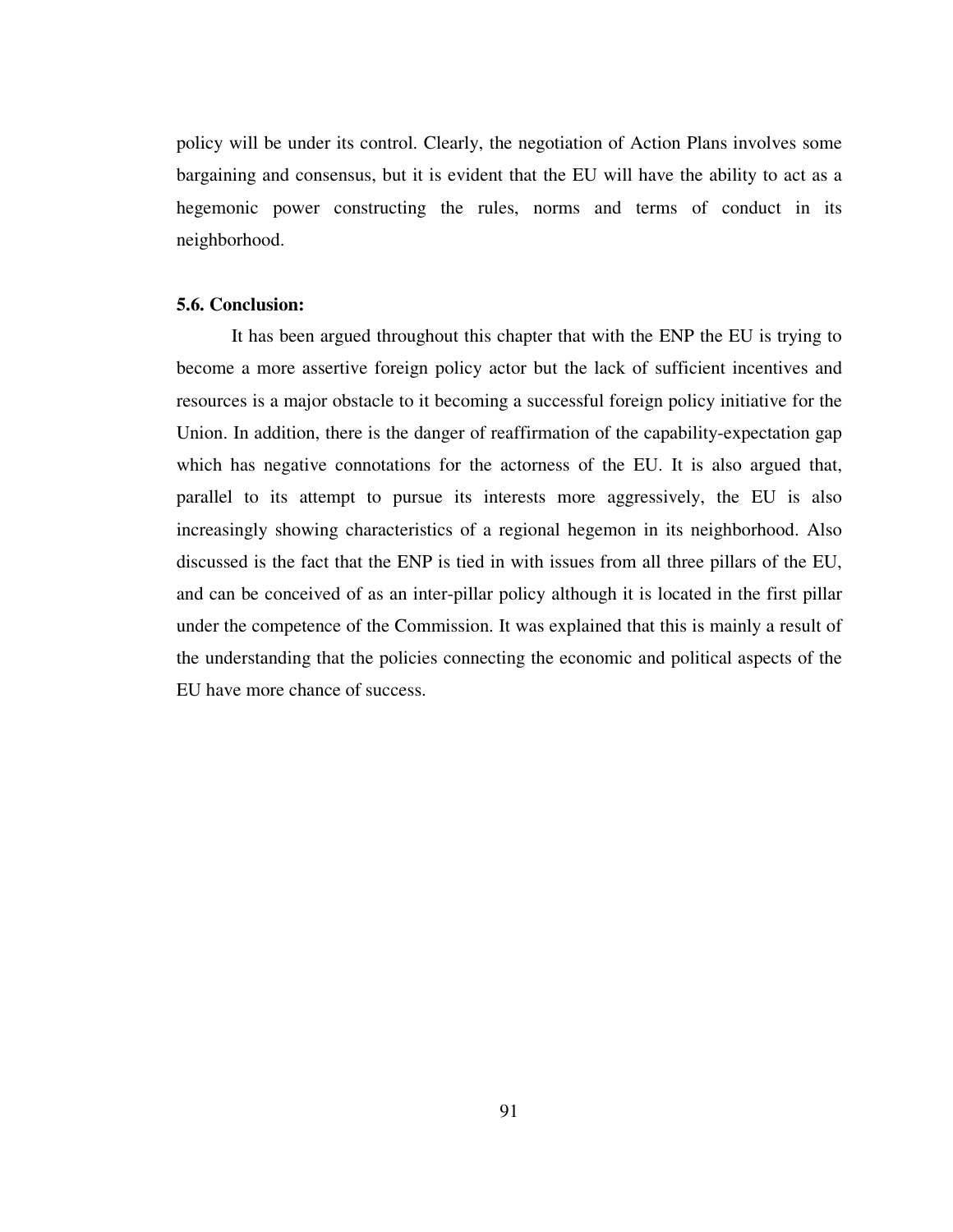policy will be under its control. Clearly, the negotiation of Action Plans involves some bargaining and consensus, but it is evident that the EU will have the ability to act as a hegemonic power constructing the rules, norms and terms of conduct in its neighborhood.

### 5.6. Conclusion:

It has been argued throughout this chapter that with the ENP the EU is trying to become a more assertive foreign policy actor but the lack of sufficient incentives and resources is a major obstacle to it becoming a successful foreign policy initiative for the Union. In addition, there is the danger of reaffirmation of the capability-expectation gap which has negative connotations for the actorness of the EU. It is also argued that, parallel to its attempt to pursue its interests more aggressively, the EU is also increasingly showing characteristics of a regional hegemon in its neighborhood. Also discussed is the fact that the ENP is tied in with issues from all three pillars of the EU, and can be conceived of as an inter-pillar policy although it is located in the first pillar under the competence of the Commission. It was explained that this is mainly a result of the understanding that the policies connecting the economic and political aspects of the EU have more chance of success.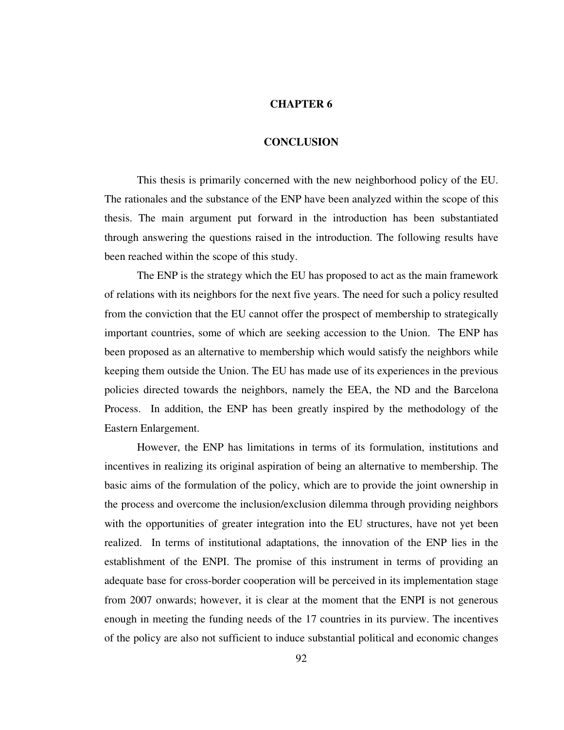# CHAPTER 6

# CONCLUSION

This thesis is primarily concerned with the new neighborhood policy of the EU. The rationales and the substance of the ENP have been analyzed within the scope of this thesis. The main argument put forward in the introduction has been substantiated through answering the questions raised in the introduction. The following results have been reached within the scope of this study.

The ENP is the strategy which the EU has proposed to act as the main framework of relations with its neighbors for the next five years. The need for such a policy resulted from the conviction that the EU cannot offer the prospect of membership to strategically important countries, some of which are seeking accession to the Union. The ENP has been proposed as an alternative to membership which would satisfy the neighbors while keeping them outside the Union. The EU has made use of its experiences in the previous policies directed towards the neighbors, namely the EEA, the ND and the Barcelona Process. In addition, the ENP has been greatly inspired by the methodology of the Eastern Enlargement.

However, the ENP has limitations in terms of its formulation, institutions and incentives in realizing its original aspiration of being an alternative to membership. The basic aims of the formulation of the policy, which are to provide the joint ownership in the process and overcome the inclusion/exclusion dilemma through providing neighbors with the opportunities of greater integration into the EU structures, have not yet been realized. In terms of institutional adaptations, the innovation of the ENP lies in the establishment of the ENPI. The promise of this instrument in terms of providing an adequate base for cross-border cooperation will be perceived in its implementation stage from 2007 onwards; however, it is clear at the moment that the ENPI is not generous enough in meeting the funding needs of the 17 countries in its purview. The incentives of the policy are also not sufficient to induce substantial political and economic changes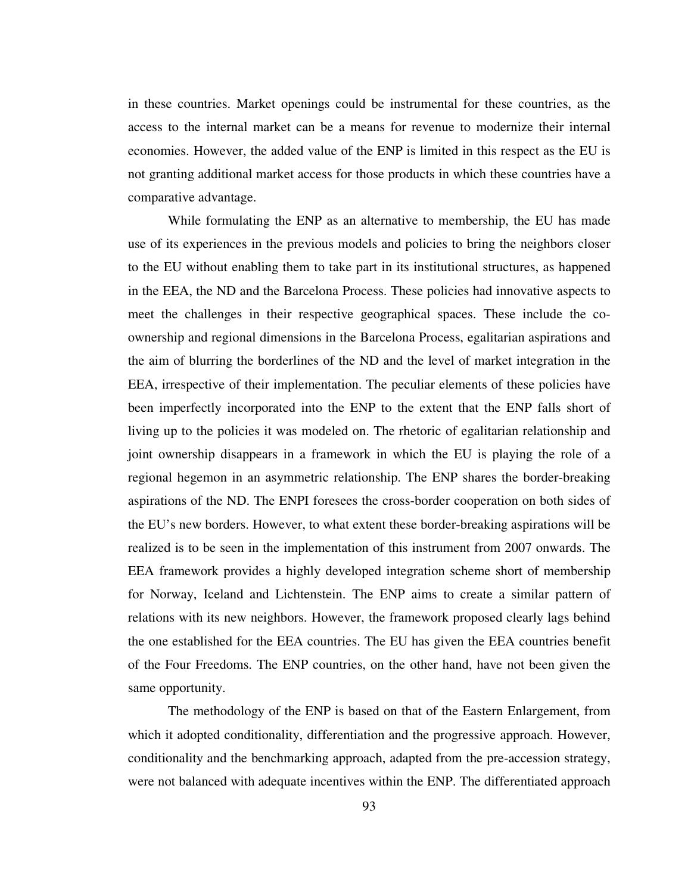in these countries. Market openings could be instrumental for these countries, as the access to the internal market can be a means for revenue to modernize their internal economies. However, the added value of the ENP is limited in this respect as the EU is not granting additional market access for those products in which these countries have a comparative advantage.

While formulating the ENP as an alternative to membership, the EU has made use of its experiences in the previous models and policies to bring the neighbors closer to the EU without enabling them to take part in its institutional structures, as happened in the EEA, the ND and the Barcelona Process. These policies had innovative aspects to meet the challenges in their respective geographical spaces. These include the co-ownership and regional dimensions in the Barcelona Process, egalitarian aspirations and the aim of blurring the borderlines of the ND and the level of market integration in the EEA, irrespective of their implementation. The peculiar elements of these policies have been imperfectly incorporated into the ENP to the extent that the ENP falls short of living up to the policies it was modeled on. The rhetoric of egalitarian relationship and joint ownership disappears in a framework in which the EU is playing the role of a regional hegemon in an asymmetric relationship. The ENP shares the border-breaking aspirations of the ND. The ENPI foresees the cross-border cooperation on both sides of the EU's new borders. However, to what extent these border-breaking aspirations will be realized is to be seen in the implementation of this instrument from 2007 onwards. The EEA framework provides a highly developed integration scheme short of membership for Norway, Iceland and Lichtenstein. The ENP aims to create a similar pattern of relations with its new neighbors. However, the framework proposed clearly lags behind the one established for the EEA countries. The EU has given the EEA countries benefit of the Four Freedoms. The ENP countries, on the other hand, have not been given the same opportunity.

The methodology of the ENP is based on that of the Eastern Enlargement, from which it adopted conditionality, differentiation and the progressive approach. However, conditionality and the benchmarking approach, adapted from the pre-accession strategy, were not balanced with adequate incentives within the ENP. The differentiated approach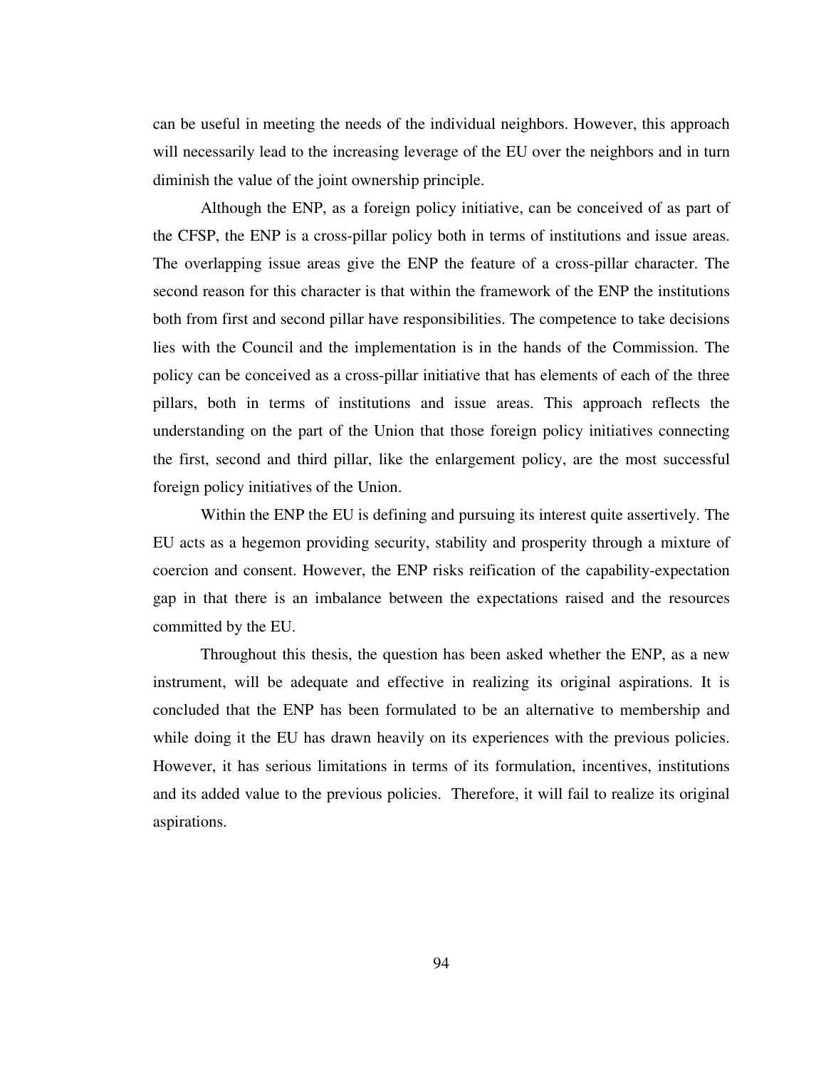can be useful in meeting the needs of the individual neighbors. However, this approach will necessarily lead to the increasing leverage of the EU over the neighbors and in turn diminish the value of the joint ownership principle.

Although the ENP, as a foreign policy initiative, can be conceived of as part of the CFSP, the ENP is a cross-pillar policy both in terms of institutions and issue areas. The overlapping issue areas give the ENP the feature of a cross-pillar character. The second reason for this character is that within the framework of the ENP the institutions both from first and second pillar have responsibilities. The competence to take decisions lies with the Council and the implementation is in the hands of the Commission. The policy can be conceived as a cross-pillar initiative that has elements of each of the three pillars, both in terms of institutions and issue areas. This approach reflects the understanding on the part of the Union that those foreign policy initiatives connecting the first, second and third pillar, like the enlargement policy, are the most successful foreign policy initiatives of the Union.

Within the ENP the EU is defining and pursuing its interest quite assertively. The EU acts as a hegemon providing security, stability and prosperity through a mixture of coercion and consent. However, the ENP risks reification of the capability-expectation gap in that there is an imbalance between the expectations raised and the resources committed by the EU.

Throughout this thesis, the question has been asked whether the ENP, as a new instrument, will be adequate and effective in realizing its original aspirations. It is concluded that the ENP has been formulated to be an alternative to membership and while doing it the EU has drawn heavily on its experiences with the previous policies. However, it has serious limitations in terms of its formulation, incentives, institutions and its added value to the previous policies. Therefore, it will fail to realize its original aspirations.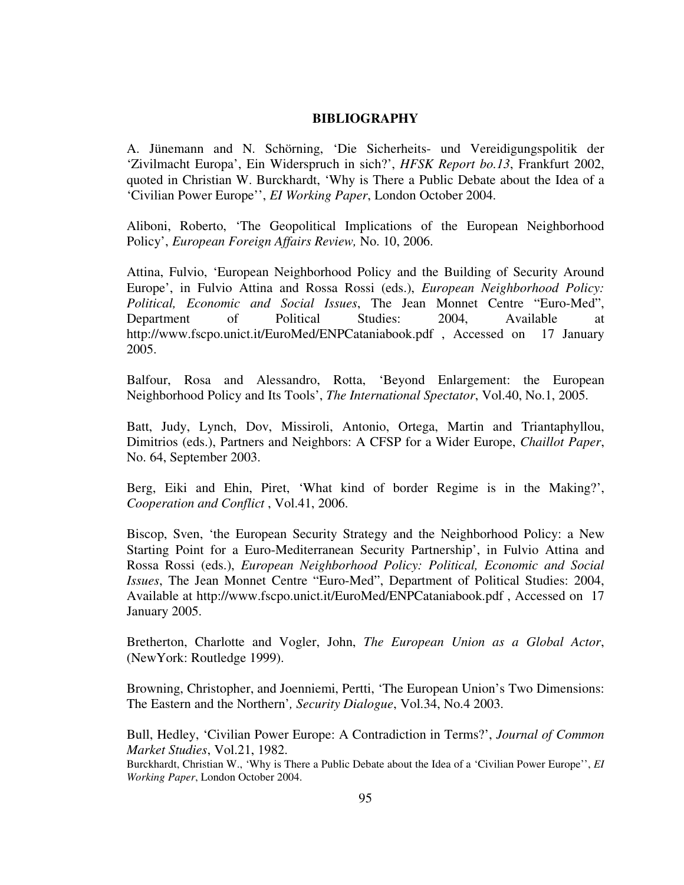## BIBLIOGRAPHY

A. Jünemann and N. Schörning, 'Die Sicherheits- und Vereidigungspolitik der 'Zivilmacht Europa', Ein Widerspruch in sich?', *HFSK Report bo.13*, Frankfurt 2002, quoted in Christian W. Burckhardt, 'Why is There a Public Debate about the Idea of a 'Civilian Power Europe'', *EI Working Paper*, London October 2004.

Aliboni, Roberto, 'The Geopolitical Implications of the European Neighborhood Policy', *European Foreign Affairs Review,* No. 10, 2006.

Attina, Fulvio, 'European Neighborhood Policy and the Building of Security Around Europe', in Fulvio Attina and Rossa Rossi (eds.), *European Neighborhood Policy: Political, Economic and Social Issues*, The Jean Monnet Centre "Euro-Med", Department of Political Studies: 2004, Available at http://www.fscpo.unict.it/EuroMed/ENPCataniabook.pdf , Accessed on 17 January 2005.

Balfour, Rosa and Alessandro, Rotta, 'Beyond Enlargement: the European Neighborhood Policy and Its Tools', *The International Spectator*, Vol.40, No.1, 2005.

Batt, Judy, Lynch, Dov, Missiroli, Antonio, Ortega, Martin and Triantaphyllou, Dimitrios (eds.), Partners and Neighbors: A CFSP for a Wider Europe, *Chaillot Paper*, No. 64, September 2003.

Berg, Eiki and Ehin, Piret, 'What kind of border Regime is in the Making?', *Cooperation and Conflict* , Vol.41, 2006.

Biscop, Sven, 'the European Security Strategy and the Neighborhood Policy: a New Starting Point for a Euro-Mediterranean Security Partnership', in Fulvio Attina and Rossa Rossi (eds.), *European Neighborhood Policy: Political, Economic and Social Issues*, The Jean Monnet Centre "Euro-Med", Department of Political Studies: 2004, Available at http://www.fscpo.unict.it/EuroMed/ENPCataniabook.pdf , Accessed on 17 January 2005.

Bretherton, Charlotte and Vogler, John, *The European Union as a Global Actor*, (NewYork: Routledge 1999).

Browning, Christopher, and Joenniemi, Pertti, 'The European Union's Two Dimensions: The Eastern and the Northern'*, Security Dialogue*, Vol.34, No.4 2003.

Bull, Hedley, 'Civilian Power Europe: A Contradiction in Terms?', *Journal of Common Market Studies*, Vol.21, 1982.

Burckhardt, Christian W., 'Why is There a Public Debate about the Idea of a 'Civilian Power Europe'', *EI Working Paper*, London October 2004.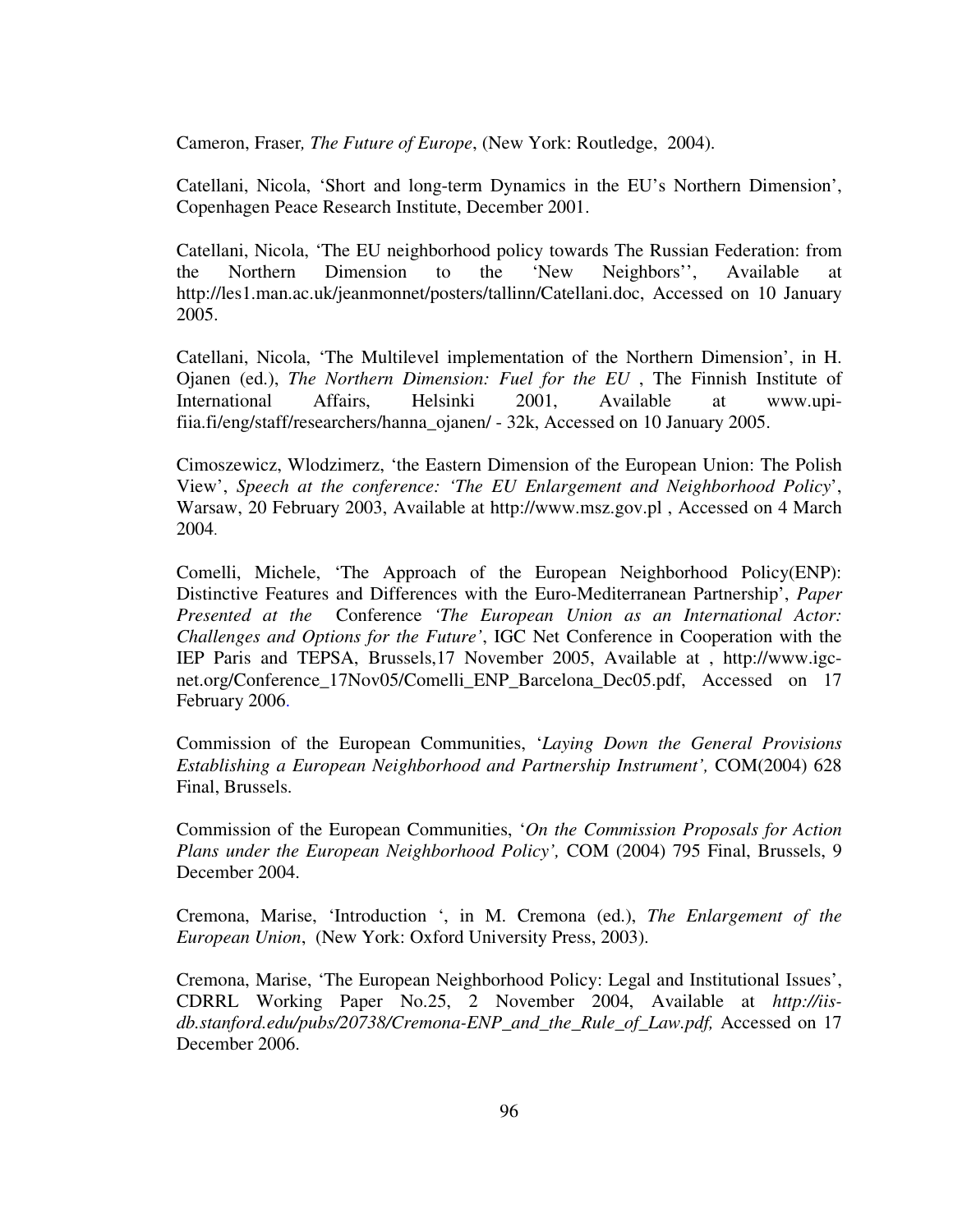Cameron, Fraser*, The Future of Europe*, (New York: Routledge, 2004).

Catellani, Nicola, 'Short and long-term Dynamics in the EU's Northern Dimension', Copenhagen Peace Research Institute, December 2001.

Catellani, Nicola, 'The EU neighborhood policy towards The Russian Federation: from the Northern Dimension to the 'New Neighbors'', Available at http://les1.man.ac.uk/jeanmonnet/posters/tallinn/Catellani.doc, Accessed on 10 January 2005.

Catellani, Nicola, 'The Multilevel implementation of the Northern Dimension', in H. Ojanen (ed.), *The Northern Dimension: Fuel for the EU* , The Finnish Institute of International Affairs, Helsinki 2001, Available at www.upi-fiia.fi/eng/staff/researchers/hanna_ojanen/ - 32k, Accessed on 10 January 2005.

Cimoszewicz, Wlodzimerz, 'the Eastern Dimension of the European Union: The Polish View', *Speech at the conference: 'The EU Enlargement and Neighborhood Policy*', Warsaw, 20 February 2003, Available at http://www.msz.gov.pl , Accessed on 4 March 2004.

Comelli, Michele, 'The Approach of the European Neighborhood Policy(ENP): Distinctive Features and Differences with the Euro-Mediterranean Partnership', *Paper Presented at the* Conference *'The European Union as an International Actor: Challenges and Options for the Future'*, IGC Net Conference in Cooperation with the IEP Paris and TEPSA, Brussels,17 November 2005, Available at , http://www.igc-net.org/Conference_17Nov05/Comelli_ENP_Barcelona_Dec05.pdf, Accessed on 17 February 2006.

Commission of the European Communities, '*Laying Down the General Provisions Establishing a European Neighborhood and Partnership Instrument',* COM(2004) 628 Final, Brussels.

Commission of the European Communities, '*On the Commission Proposals for Action Plans under the European Neighborhood Policy',* COM (2004) 795 Final, Brussels, 9 December 2004.

Cremona, Marise, 'Introduction ', in M. Cremona (ed.), *The Enlargement of the European Union*, (New York: Oxford University Press, 2003).

Cremona, Marise, 'The European Neighborhood Policy: Legal and Institutional Issues', CDRRL Working Paper No.25, 2 November 2004, Available at *http://iis-db.stanford.edu/pubs/20738/Cremona-ENP_and_the_Rule_of_Law.pdf,* Accessed on 17 December 2006.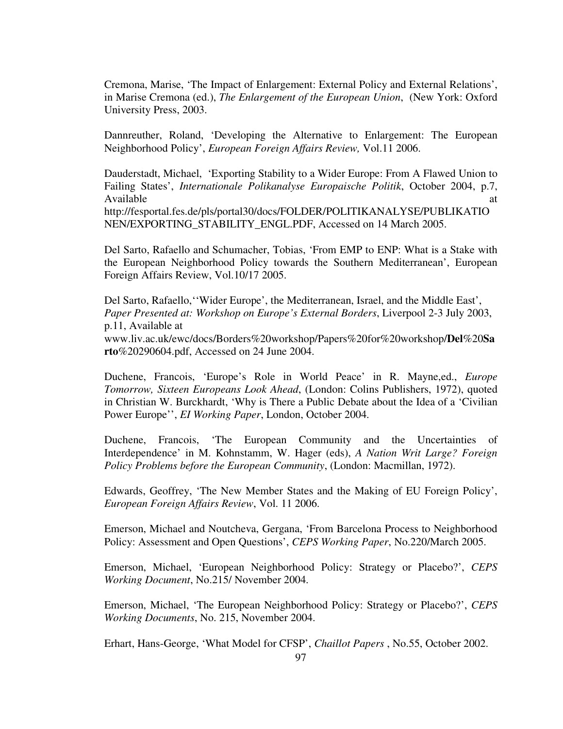Cremona, Marise, 'The Impact of Enlargement: External Policy and External Relations', in Marise Cremona (ed.), *The Enlargement of the European Union*, (New York: Oxford University Press, 2003.

Dannreuther, Roland, 'Developing the Alternative to Enlargement: The European Neighborhood Policy', *European Foreign Affairs Review,* Vol.11 2006.

Dauderstadt, Michael, 'Exporting Stability to a Wider Europe: From A Flawed Union to Failing States', *Internationale Polikanalyse Europaische Politik*, October 2004, p.7, Available at http://fesportal.fes.de/pls/portal30/docs/FOLDER/POLITIKANALYSE/PUBLIKATIONEN/EXPORTING_STABILITY_ENGL.PDF, Accessed on 14 March 2005.

Del Sarto, Rafaello and Schumacher, Tobias, 'From EMP to ENP: What is a Stake with the European Neighborhood Policy towards the Southern Mediterranean', European Foreign Affairs Review, Vol.10/17 2005.

Del Sarto, Rafaello,''Wider Europe', the Mediterranean, Israel, and the Middle East', *Paper Presented at: Workshop on Europe's External Borders*, Liverpool 2-3 July 2003, p.11, Available at www.liv.ac.uk/ewc/docs/Borders%20workshop/Papers%20for%20workshop/**Del**%20**Sarto**%20290604.pdf, Accessed on 24 June 2004.

Duchene, Francois, 'Europe's Role in World Peace' in R. Mayne,ed., *Europe Tomorrow, Sixteen Europeans Look Ahead*, (London: Colins Publishers, 1972), quoted in Christian W. Burckhardt, 'Why is There a Public Debate about the Idea of a 'Civilian Power Europe'', *EI Working Paper*, London, October 2004.

Duchene, Francois, 'The European Community and the Uncertainties of Interdependence' in M. Kohnstamm, W. Hager (eds), *A Nation Writ Large? Foreign Policy Problems before the European Community*, (London: Macmillan, 1972).

Edwards, Geoffrey, 'The New Member States and the Making of EU Foreign Policy', *European Foreign Affairs Review*, Vol. 11 2006.

Emerson, Michael and Noutcheva, Gergana, 'From Barcelona Process to Neighborhood Policy: Assessment and Open Questions', *CEPS Working Paper*, No.220/March 2005.

Emerson, Michael, 'European Neighborhood Policy: Strategy or Placebo?', *CEPS Working Document*, No.215/ November 2004.

Emerson, Michael, 'The European Neighborhood Policy: Strategy or Placebo?', *CEPS Working Documents*, No. 215, November 2004.

Erhart, Hans-George, 'What Model for CFSP', *Chaillot Papers* , No.55, October 2002.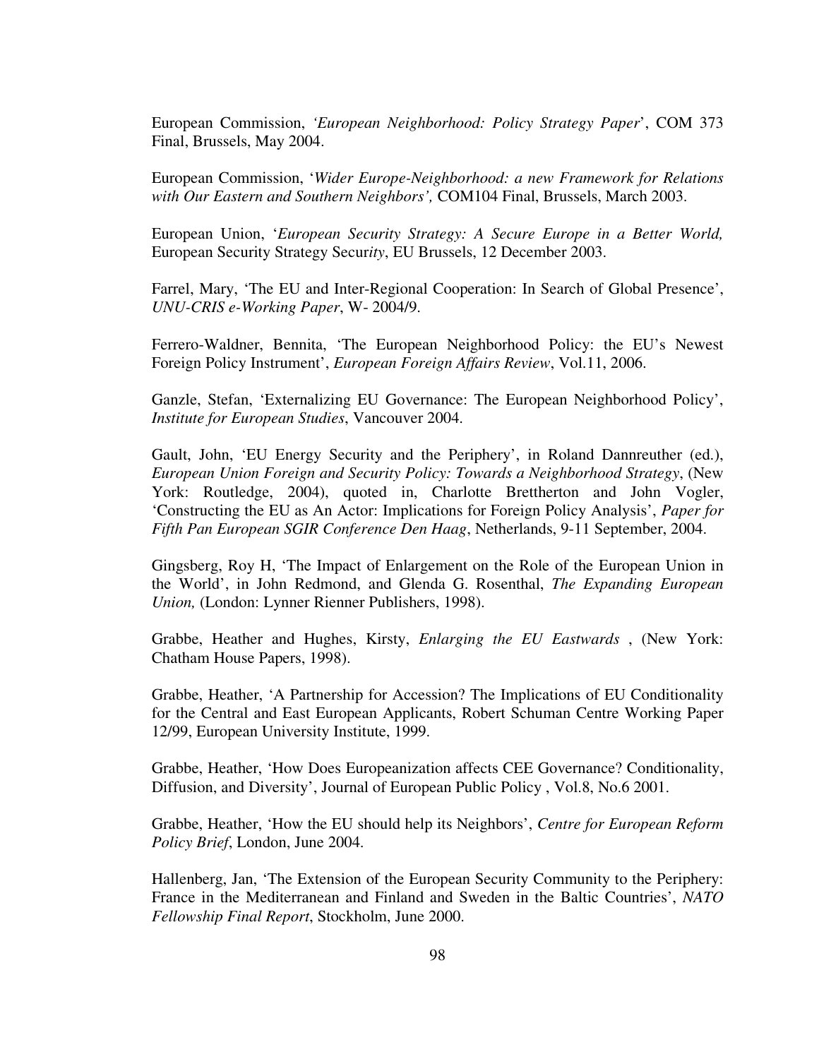European Commission, *'European Neighborhood: Policy Strategy Paper*', COM 373 Final, Brussels, May 2004.

European Commission, '*Wider Europe-Neighborhood: a new Framework for Relations with Our Eastern and Southern Neighbors',* COM104 Final, Brussels, March 2003.

European Union, '*European Security Strategy: A Secure Europe in a Better World,* European Security Strategy Secur*ity*, EU Brussels, 12 December 2003.

Farrel, Mary, 'The EU and Inter-Regional Cooperation: In Search of Global Presence', *UNU-CRIS e-Working Paper*, W- 2004/9.

Ferrero-Waldner, Bennita, 'The European Neighborhood Policy: the EU's Newest Foreign Policy Instrument', *European Foreign Affairs Review*, Vol.11, 2006.

Ganzle, Stefan, 'Externalizing EU Governance: The European Neighborhood Policy', *Institute for European Studies*, Vancouver 2004.

Gault, John, 'EU Energy Security and the Periphery', in Roland Dannreuther (ed.), *European Union Foreign and Security Policy: Towards a Neighborhood Strategy*, (New York: Routledge, 2004), quoted in, Charlotte Brettherton and John Vogler, 'Constructing the EU as An Actor: Implications for Foreign Policy Analysis', *Paper for Fifth Pan European SGIR Conference Den Haag*, Netherlands, 9-11 September, 2004.

Gingsberg, Roy H, 'The Impact of Enlargement on the Role of the European Union in the World', in John Redmond, and Glenda G. Rosenthal, *The Expanding European Union,* (London: Lynner Rienner Publishers, 1998).

Grabbe, Heather and Hughes, Kirsty, *Enlarging the EU Eastwards* , (New York: Chatham House Papers, 1998).

Grabbe, Heather, 'A Partnership for Accession? The Implications of EU Conditionality for the Central and East European Applicants, Robert Schuman Centre Working Paper 12/99, European University Institute, 1999.

Grabbe, Heather, 'How Does Europeanization affects CEE Governance? Conditionality, Diffusion, and Diversity', Journal of European Public Policy , Vol.8, No.6 2001.

Grabbe, Heather, 'How the EU should help its Neighbors', *Centre for European Reform Policy Brief*, London, June 2004.

Hallenberg, Jan, 'The Extension of the European Security Community to the Periphery: France in the Mediterranean and Finland and Sweden in the Baltic Countries', *NATO Fellowship Final Report*, Stockholm, June 2000.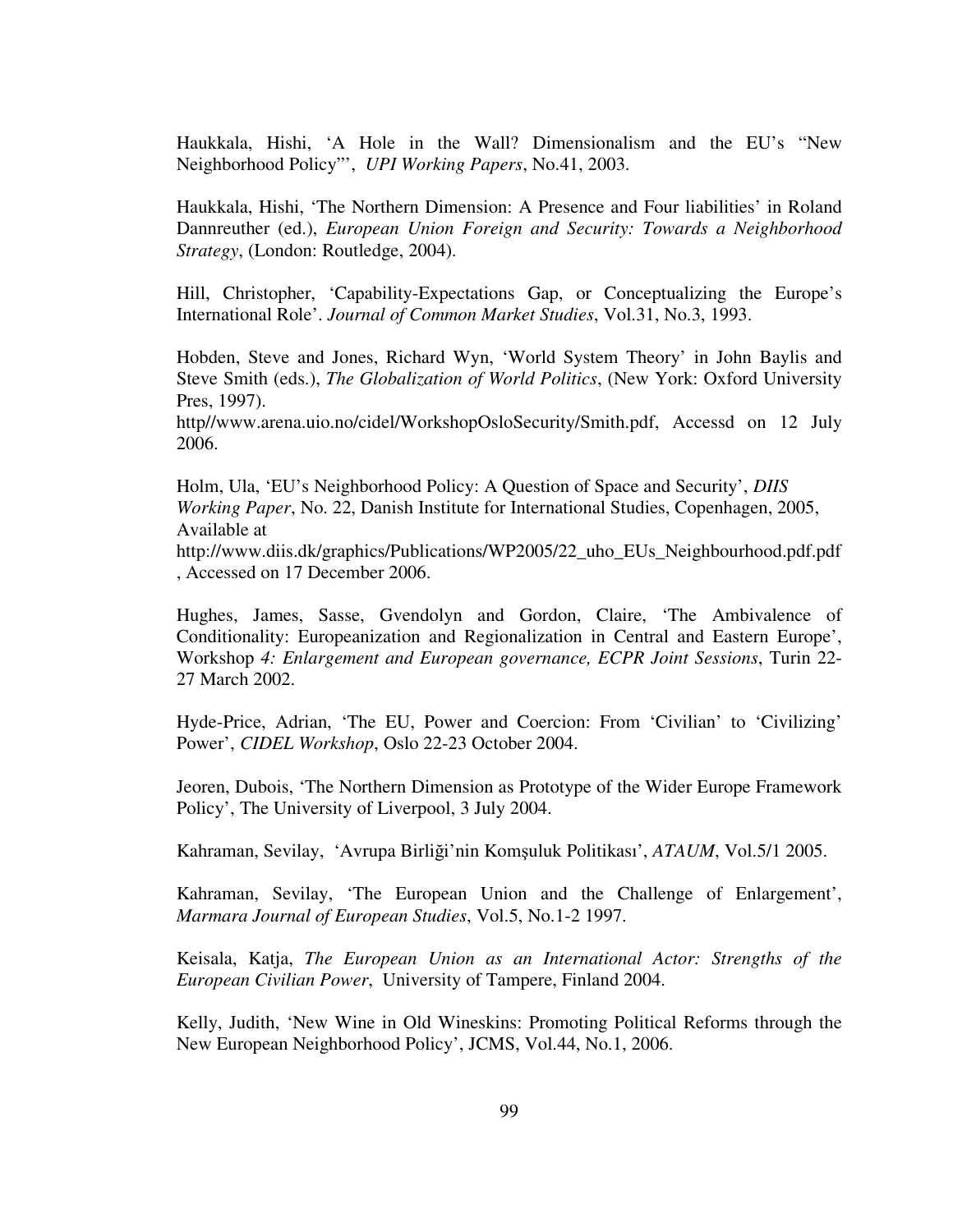Haukkala, Hishi, 'A Hole in the Wall? Dimensionalism and the EU's "New Neighborhood Policy"', *UPI Working Papers*, No.41, 2003.

Haukkala, Hishi, 'The Northern Dimension: A Presence and Four liabilities' in Roland Dannreuther (ed.), *European Union Foreign and Security: Towards a Neighborhood Strategy*, (London: Routledge, 2004).

Hill, Christopher, 'Capability-Expectations Gap, or Conceptualizing the Europe's International Role'. *Journal of Common Market Studies*, Vol.31, No.3, 1993.

Hobden, Steve and Jones, Richard Wyn, 'World System Theory' in John Baylis and Steve Smith (eds.), *The Globalization of World Politics*, (New York: Oxford University Pres, 1997).
http//www.arena.uio.no/cidel/WorkshopOsloSecurity/Smith.pdf, Accessd on 12 July 2006.

Holm, Ula, 'EU's Neighborhood Policy: A Question of Space and Security', *DIIS Working Paper*, No. 22, Danish Institute for International Studies, Copenhagen, 2005, Available at
http://www.diis.dk/graphics/Publications/WP2005/22_uho_EUs_Neighbourhood.pdf.pdf , Accessed on 17 December 2006.

Hughes, James, Sasse, Gvendolyn and Gordon, Claire, 'The Ambivalence of Conditionality: Europeanization and Regionalization in Central and Eastern Europe', Workshop *4: Enlargement and European governance, ECPR Joint Sessions*, Turin 22-27 March 2002.

Hyde-Price, Adrian, 'The EU, Power and Coercion: From 'Civilian' to 'Civilizing' Power', *CIDEL Workshop*, Oslo 22-23 October 2004.

Jeoren, Dubois, 'The Northern Dimension as Prototype of the Wider Europe Framework Policy', The University of Liverpool, 3 July 2004.

Kahraman, Sevilay, 'Avrupa Birliği'nin Komşuluk Politikası', *ATAUM*, Vol.5/1 2005.

Kahraman, Sevilay, 'The European Union and the Challenge of Enlargement', *Marmara Journal of European Studies*, Vol.5, No.1-2 1997.

Keisala, Katja, *The European Union as an International Actor: Strengths of the European Civilian Power*, University of Tampere, Finland 2004.

Kelly, Judith, 'New Wine in Old Wineskins: Promoting Political Reforms through the New European Neighborhood Policy', JCMS, Vol.44, No.1, 2006.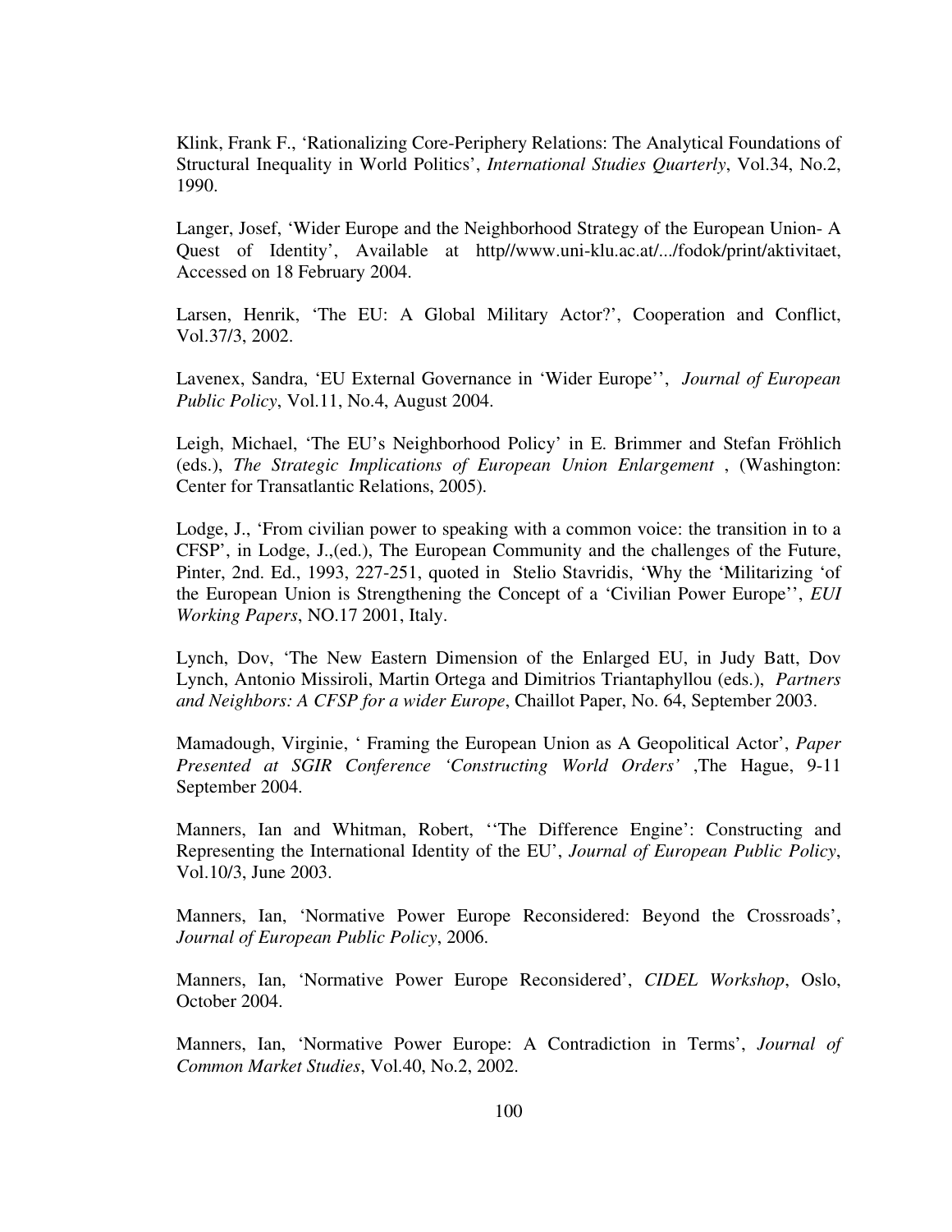Klink, Frank F., 'Rationalizing Core-Periphery Relations: The Analytical Foundations of Structural Inequality in World Politics', *International Studies Quarterly*, Vol.34, No.2, 1990.

Langer, Josef, 'Wider Europe and the Neighborhood Strategy of the European Union- A Quest of Identity', Available at http//www.uni-klu.ac.at/.../fodok/print/aktivitaet, Accessed on 18 February 2004.

Larsen, Henrik, 'The EU: A Global Military Actor?', Cooperation and Conflict, Vol.37/3, 2002.

Lavenex, Sandra, 'EU External Governance in 'Wider Europe'', *Journal of European Public Policy*, Vol.11, No.4, August 2004.

Leigh, Michael, 'The EU's Neighborhood Policy' in E. Brimmer and Stefan Fröhlich (eds.), *The Strategic Implications of European Union Enlargement* , (Washington: Center for Transatlantic Relations, 2005).

Lodge, J., 'From civilian power to speaking with a common voice: the transition in to a CFSP', in Lodge, J.,(ed.), The European Community and the challenges of the Future, Pinter, 2nd. Ed., 1993, 227-251, quoted in Stelio Stavridis, 'Why the 'Militarizing 'of the European Union is Strengthening the Concept of a 'Civilian Power Europe'', *EUI Working Papers*, NO.17 2001, Italy.

Lynch, Dov, 'The New Eastern Dimension of the Enlarged EU, in Judy Batt, Dov Lynch, Antonio Missiroli, Martin Ortega and Dimitrios Triantaphyllou (eds.), *Partners and Neighbors: A CFSP for a wider Europe*, Chaillot Paper, No. 64, September 2003.

Mamadough, Virginie, ' Framing the European Union as A Geopolitical Actor', *Paper Presented at SGIR Conference 'Constructing World Orders'* ,The Hague, 9-11 September 2004.

Manners, Ian and Whitman, Robert, ''The Difference Engine': Constructing and Representing the International Identity of the EU', *Journal of European Public Policy*, Vol.10/3, June 2003.

Manners, Ian, 'Normative Power Europe Reconsidered: Beyond the Crossroads', *Journal of European Public Policy*, 2006.

Manners, Ian, 'Normative Power Europe Reconsidered', *CIDEL Workshop*, Oslo, October 2004.

Manners, Ian, 'Normative Power Europe: A Contradiction in Terms', *Journal of Common Market Studies*, Vol.40, No.2, 2002.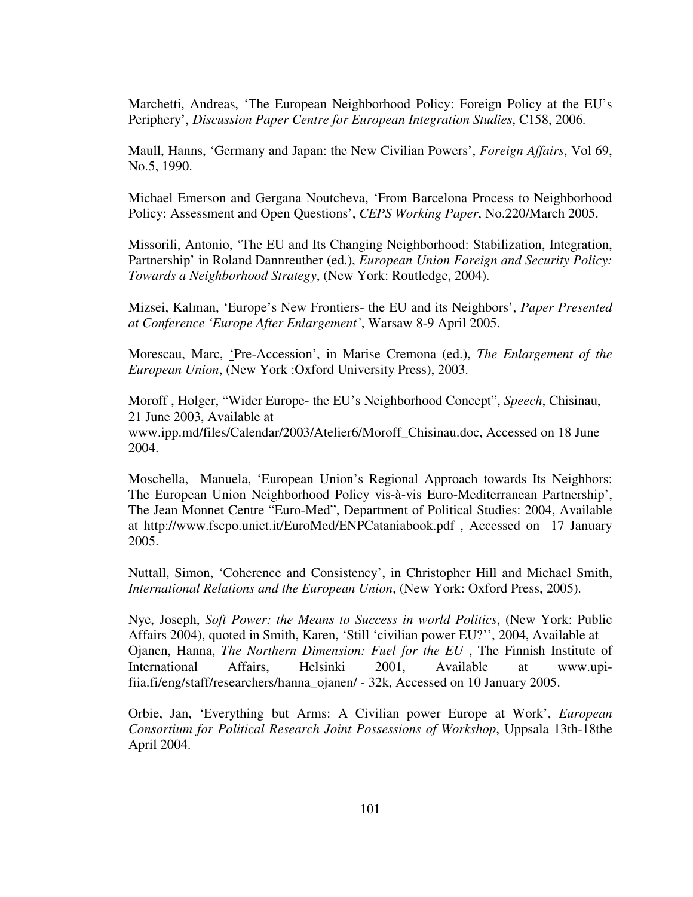Marchetti, Andreas, 'The European Neighborhood Policy: Foreign Policy at the EU's Periphery', *Discussion Paper Centre for European Integration Studies*, C158, 2006.

Maull, Hanns, 'Germany and Japan: the New Civilian Powers', *Foreign Affairs*, Vol 69, No.5, 1990.

Michael Emerson and Gergana Noutcheva, 'From Barcelona Process to Neighborhood Policy: Assessment and Open Questions', *CEPS Working Paper*, No.220/March 2005.

Missorili, Antonio, 'The EU and Its Changing Neighborhood: Stabilization, Integration, Partnership' in Roland Dannreuther (ed.), *European Union Foreign and Security Policy: Towards a Neighborhood Strategy*, (New York: Routledge, 2004).

Mizsei, Kalman, 'Europe's New Frontiers- the EU and its Neighbors', *Paper Presented at Conference 'Europe After Enlargement'*, Warsaw 8-9 April 2005.

Morescau, Marc, 'Pre-Accession', in Marise Cremona (ed.), *The Enlargement of the European Union*, (New York :Oxford University Press), 2003.

Moroff , Holger, "Wider Europe- the EU's Neighborhood Concept", *Speech*, Chisinau, 21 June 2003, Available at www.ipp.md/files/Calendar/2003/Atelier6/Moroff_Chisinau.doc, Accessed on 18 June 2004.

Moschella, Manuela, 'European Union's Regional Approach towards Its Neighbors: The European Union Neighborhood Policy vis-à-vis Euro-Mediterranean Partnership', The Jean Monnet Centre "Euro-Med", Department of Political Studies: 2004, Available at http://www.fscpo.unict.it/EuroMed/ENPCataniabook.pdf , Accessed on 17 January 2005.

Nuttall, Simon, 'Coherence and Consistency', in Christopher Hill and Michael Smith, *International Relations and the European Union*, (New York: Oxford Press, 2005).

Nye, Joseph, *Soft Power: the Means to Success in world Politics*, (New York: Public Affairs 2004), quoted in Smith, Karen, 'Still 'civilian power EU?'', 2004, Available at
Ojanen, Hanna, *The Northern Dimension: Fuel for the EU* , The Finnish Institute of International Affairs, Helsinki 2001, Available at www.upi-fiia.fi/eng/staff/researchers/hanna_ojanen/ - 32k, Accessed on 10 January 2005.

Orbie, Jan, 'Everything but Arms: A Civilian power Europe at Work', *European Consortium for Political Research Joint Possessions of Workshop*, Uppsala 13th-18the April 2004.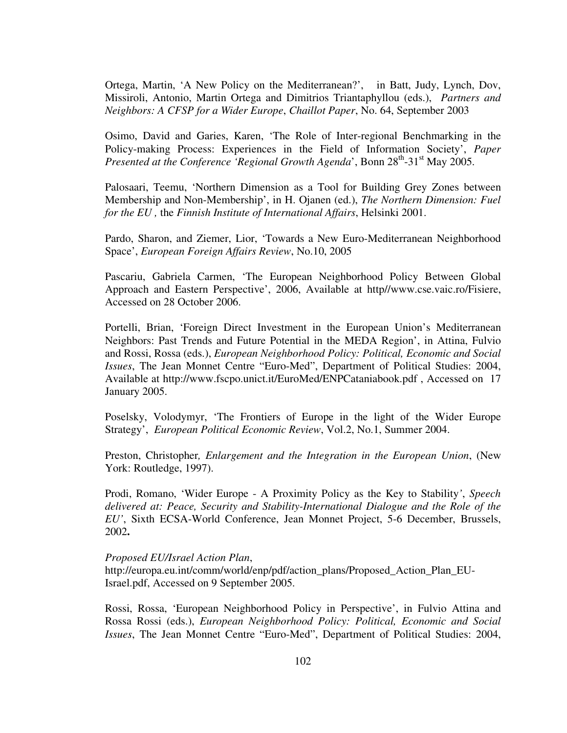Ortega, Martin, 'A New Policy on the Mediterranean?', in Batt, Judy, Lynch, Dov, Missiroli, Antonio, Martin Ortega and Dimitrios Triantaphyllou (eds.), *Partners and Neighbors: A CFSP for a Wider Europe*, *Chaillot Paper*, No. 64, September 2003

Osimo, David and Garies, Karen, 'The Role of Inter-regional Benchmarking in the Policy-making Process: Experiences in the Field of Information Society', *Paper Presented at the Conference 'Regional Growth Agenda*', Bonn 28th-31st May 2005.

Palosaari, Teemu, 'Northern Dimension as a Tool for Building Grey Zones between Membership and Non-Membership', in H. Ojanen (ed.), *The Northern Dimension: Fuel for the EU ,* the *Finnish Institute of International Affairs*, Helsinki 2001.

Pardo, Sharon, and Ziemer, Lior, 'Towards a New Euro-Mediterranean Neighborhood Space', *European Foreign Affairs Review*, No.10, 2005

Pascariu, Gabriela Carmen, 'The European Neighborhood Policy Between Global Approach and Eastern Perspective', 2006, Available at http//www.cse.vaic.ro/Fisiere, Accessed on 28 October 2006.

Portelli, Brian, 'Foreign Direct Investment in the European Union's Mediterranean Neighbors: Past Trends and Future Potential in the MEDA Region', in Attina, Fulvio and Rossi, Rossa (eds.), *European Neighborhood Policy: Political, Economic and Social Issues*, The Jean Monnet Centre "Euro-Med", Department of Political Studies: 2004, Available at http://www.fscpo.unict.it/EuroMed/ENPCataniabook.pdf , Accessed on 17 January 2005.

Poselsky, Volodymyr, 'The Frontiers of Europe in the light of the Wider Europe Strategy', *European Political Economic Review*, Vol.2, No.1, Summer 2004.

Preston, Christopher*, Enlargement and the Integration in the European Union*, (New York: Routledge, 1997).

Prodi, Romano, 'Wider Europe - A Proximity Policy as the Key to Stability*'*, *Speech delivered at: Peace, Security and Stability-International Dialogue and the Role of the EU'*, Sixth ECSA-World Conference, Jean Monnet Project, 5-6 December, Brussels, 2002**.**

*Proposed EU/Israel Action Plan*,
http://europa.eu.int/comm/world/enp/pdf/action_plans/Proposed_Action_Plan_EU-Israel.pdf, Accessed on 9 September 2005.

Rossi, Rossa, 'European Neighborhood Policy in Perspective', in Fulvio Attina and Rossa Rossi (eds.), *European Neighborhood Policy: Political, Economic and Social Issues*, The Jean Monnet Centre "Euro-Med", Department of Political Studies: 2004,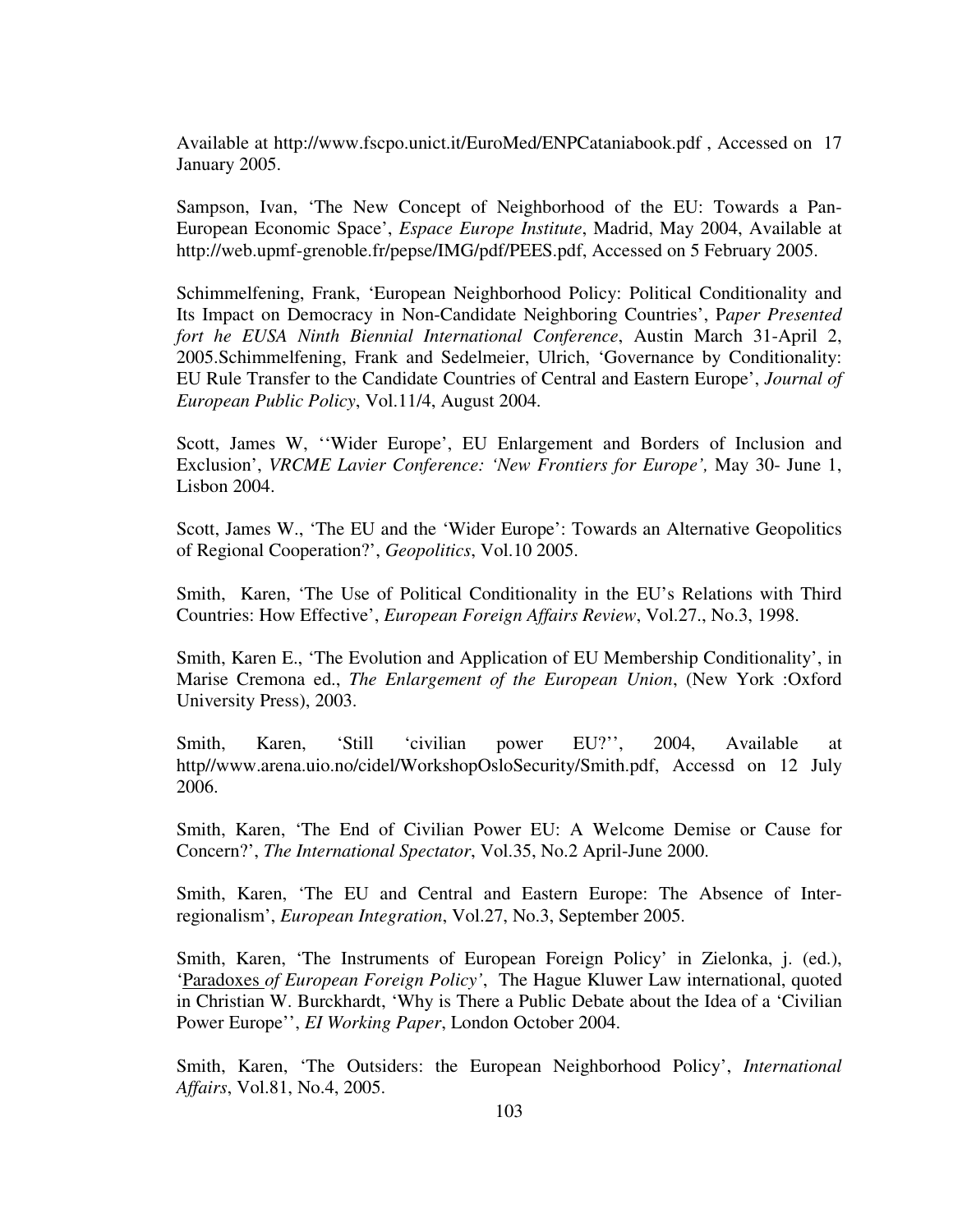Available at http://www.fscpo.unict.it/EuroMed/ENPCataniabook.pdf , Accessed on 17 January 2005.

Sampson, Ivan, 'The New Concept of Neighborhood of the EU: Towards a Pan-European Economic Space', *Espace Europe Institute*, Madrid, May 2004, Available at http://web.upmf-grenoble.fr/pepse/IMG/pdf/PEES.pdf, Accessed on 5 February 2005.

Schimmelfening, Frank, 'European Neighborhood Policy: Political Conditionality and Its Impact on Democracy in Non-Candidate Neighboring Countries', P*aper Presented fort he EUSA Ninth Biennial International Conference*, Austin March 31-April 2, 2005.Schimmelfening, Frank and Sedelmeier, Ulrich, 'Governance by Conditionality: EU Rule Transfer to the Candidate Countries of Central and Eastern Europe', *Journal of European Public Policy*, Vol.11/4, August 2004.

Scott, James W, ''Wider Europe', EU Enlargement and Borders of Inclusion and Exclusion', *VRCME Lavier Conference: 'New Frontiers for Europe',* May 30- June 1, Lisbon 2004.

Scott, James W., 'The EU and the 'Wider Europe': Towards an Alternative Geopolitics of Regional Cooperation?', *Geopolitics*, Vol.10 2005.

Smith, Karen, 'The Use of Political Conditionality in the EU's Relations with Third Countries: How Effective', *European Foreign Affairs Review*, Vol.27., No.3, 1998.

Smith, Karen E., 'The Evolution and Application of EU Membership Conditionality', in Marise Cremona ed., *The Enlargement of the European Union*, (New York :Oxford University Press), 2003.

Smith, Karen, 'Still 'civilian power EU?'', 2004, Available at http//www.arena.uio.no/cidel/WorkshopOsloSecurity/Smith.pdf, Accessd on 12 July 2006.

Smith, Karen, 'The End of Civilian Power EU: A Welcome Demise or Cause for Concern?', *The International Spectator*, Vol.35, No.2 April-June 2000.

Smith, Karen, 'The EU and Central and Eastern Europe: The Absence of Inter-regionalism', *European Integration*, Vol.27, No.3, September 2005.

Smith, Karen, 'The Instruments of European Foreign Policy' in Zielonka, j. (ed.), 'Paradoxes *of European Foreign Policy'*, The Hague Kluwer Law international, quoted in Christian W. Burckhardt, 'Why is There a Public Debate about the Idea of a 'Civilian Power Europe'', *EI Working Paper*, London October 2004.

Smith, Karen, 'The Outsiders: the European Neighborhood Policy', *International Affairs*, Vol.81, No.4, 2005.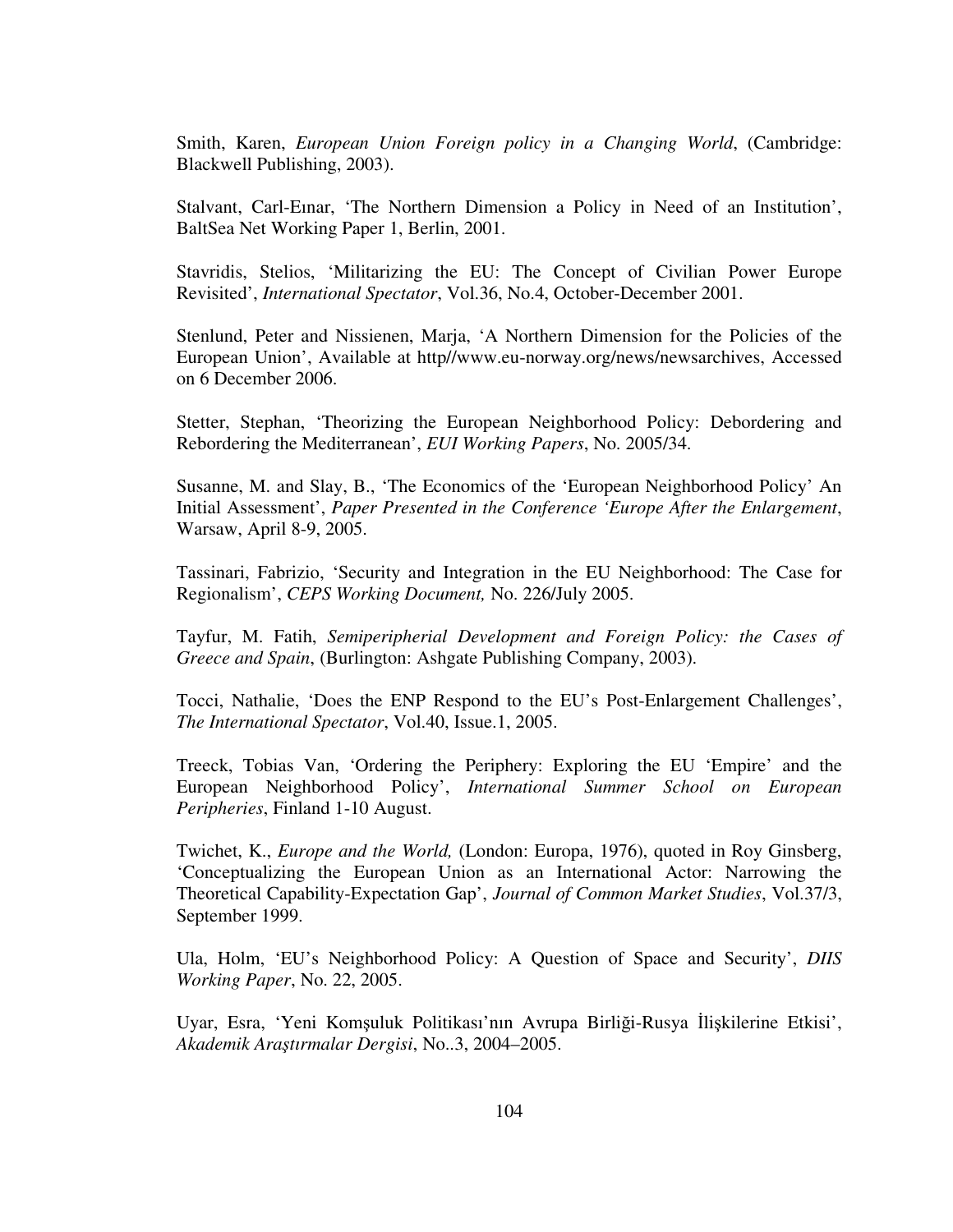Smith, Karen, *European Union Foreign policy in a Changing World*, (Cambridge: Blackwell Publishing, 2003).

Stalvant, Carl-Eınar, 'The Northern Dimension a Policy in Need of an Institution', BaltSea Net Working Paper 1, Berlin, 2001.

Stavridis, Stelios, 'Militarizing the EU: The Concept of Civilian Power Europe Revisited', *International Spectator*, Vol.36, No.4, October-December 2001.

Stenlund, Peter and Nissienen, Marja, 'A Northern Dimension for the Policies of the European Union', Available at http//www.eu-norway.org/news/newsarchives, Accessed on 6 December 2006.

Stetter, Stephan, 'Theorizing the European Neighborhood Policy: Debordering and Rebordering the Mediterranean', *EUI Working Papers*, No. 2005/34.

Susanne, M. and Slay, B., 'The Economics of the 'European Neighborhood Policy' An Initial Assessment', *Paper Presented in the Conference 'Europe After the Enlargement*, Warsaw, April 8-9, 2005.

Tassinari, Fabrizio, 'Security and Integration in the EU Neighborhood: The Case for Regionalism', *CEPS Working Document,* No. 226/July 2005.

Tayfur, M. Fatih, *Semiperipherial Development and Foreign Policy: the Cases of Greece and Spain*, (Burlington: Ashgate Publishing Company, 2003).

Tocci, Nathalie, 'Does the ENP Respond to the EU's Post-Enlargement Challenges', *The International Spectator*, Vol.40, Issue.1, 2005.

Treeck, Tobias Van, 'Ordering the Periphery: Exploring the EU 'Empire' and the European Neighborhood Policy', *International Summer School on European Peripheries*, Finland 1-10 August.

Twichet, K., *Europe and the World,* (London: Europa, 1976), quoted in Roy Ginsberg, 'Conceptualizing the European Union as an International Actor: Narrowing the Theoretical Capability-Expectation Gap', *Journal of Common Market Studies*, Vol.37/3, September 1999.

Ula, Holm, 'EU's Neighborhood Policy: A Question of Space and Security', *DIIS Working Paper*, No. 22, 2005.

Uyar, Esra, 'Yeni Komşuluk Politikası'nın Avrupa Birliği-Rusya İlişkilerine Etkisi', *Akademik Araştırmalar Dergisi*, No..3, 2004–2005.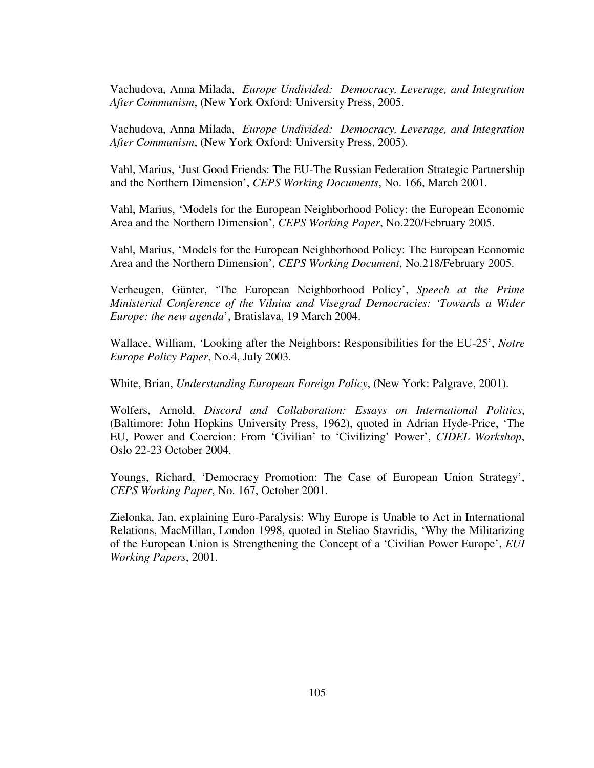Vachudova, Anna Milada, *Europe Undivided: Democracy, Leverage, and Integration After Communism*, (New York Oxford: University Press, 2005.

Vachudova, Anna Milada, *Europe Undivided: Democracy, Leverage, and Integration After Communism*, (New York Oxford: University Press, 2005).

Vahl, Marius, 'Just Good Friends: The EU-The Russian Federation Strategic Partnership and the Northern Dimension', *CEPS Working Documents*, No. 166, March 2001.

Vahl, Marius, 'Models for the European Neighborhood Policy: the European Economic Area and the Northern Dimension', *CEPS Working Paper*, No.220/February 2005.

Vahl, Marius, 'Models for the European Neighborhood Policy: The European Economic Area and the Northern Dimension', *CEPS Working Document*, No.218/February 2005.

Verheugen, Günter, 'The European Neighborhood Policy', *Speech at the Prime Ministerial Conference of the Vilnius and Visegrad Democracies: 'Towards a Wider Europe: the new agenda'*, Bratislava, 19 March 2004.

Wallace, William, 'Looking after the Neighbors: Responsibilities for the EU-25', *Notre Europe Policy Paper*, No.4, July 2003.

White, Brian, *Understanding European Foreign Policy*, (New York: Palgrave, 2001).

Wolfers, Arnold, *Discord and Collaboration: Essays on International Politics*, (Baltimore: John Hopkins University Press, 1962), quoted in Adrian Hyde-Price, 'The EU, Power and Coercion: From 'Civilian' to 'Civilizing' Power', *CIDEL Workshop*, Oslo 22-23 October 2004.

Youngs, Richard, 'Democracy Promotion: The Case of European Union Strategy', *CEPS Working Paper*, No. 167, October 2001.

Zielonka, Jan, explaining Euro-Paralysis: Why Europe is Unable to Act in International Relations, MacMillan, London 1998, quoted in Steliao Stavridis, 'Why the Militarizing of the European Union is Strengthening the Concept of a 'Civilian Power Europe', *EUI Working Papers*, 2001.